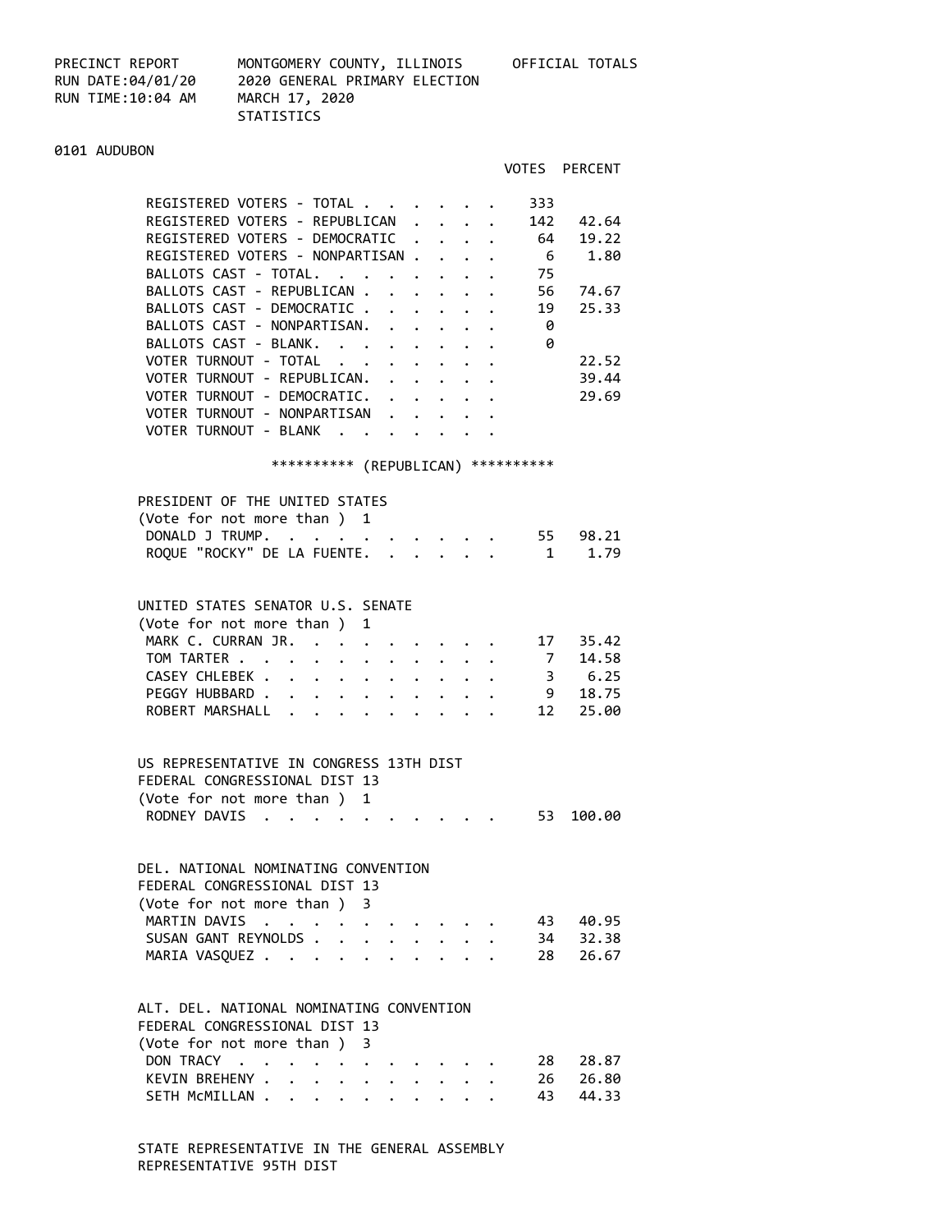PRECINCT REPORT MONTGOMERY COUNTY, ILLINOIS OFFICIAL TOTALS
RUN DATE:04/01/20 2020 GENERAL PRIMARY ELECTION
RUN TIME:10:04 AM MARCH 17, 2020
STATISTICS

## 0101 AUDUBON

| | VOTES | PERCENT |
|---|---|---|
| REGISTERED VOTERS - TOTAL | 333 | |
| REGISTERED VOTERS - REPUBLICAN | 142 | 42.64 |
| REGISTERED VOTERS - DEMOCRATIC | 64 | 19.22 |
| REGISTERED VOTERS - NONPARTISAN | 6 | 1.80 |
| BALLOTS CAST - TOTAL. | 75 | |
| BALLOTS CAST - REPUBLICAN | 56 | 74.67 |
| BALLOTS CAST - DEMOCRATIC | 19 | 25.33 |
| BALLOTS CAST - NONPARTISAN. | 0 | |
| BALLOTS CAST - BLANK. | 0 | |
| VOTER TURNOUT - TOTAL | | 22.52 |
| VOTER TURNOUT - REPUBLICAN. | | 39.44 |
| VOTER TURNOUT - DEMOCRATIC. | | 29.69 |
| VOTER TURNOUT - NONPARTISAN | | |
| VOTER TURNOUT - BLANK | | |

********** (REPUBLICAN) **********

### PRESIDENT OF THE UNITED STATES
(Vote for not more than ) 1

| | VOTES | PERCENT |
|---|---|---|
| DONALD J TRUMP. | 55 | 98.21 |
| ROQUE "ROCKY" DE LA FUENTE. | 1 | 1.79 |

### UNITED STATES SENATOR U.S. SENATE
(Vote for not more than ) 1

| | VOTES | PERCENT |
|---|---|---|
| MARK C. CURRAN JR. | 17 | 35.42 |
| TOM TARTER | 7 | 14.58 |
| CASEY CHLEBEK | 3 | 6.25 |
| PEGGY HUBBARD | 9 | 18.75 |
| ROBERT MARSHALL | 12 | 25.00 |

### US REPRESENTATIVE IN CONGRESS 13TH DIST
FEDERAL CONGRESSIONAL DIST 13
(Vote for not more than ) 1

| | VOTES | PERCENT |
|---|---|---|
| RODNEY DAVIS | 53 | 100.00 |

### DEL. NATIONAL NOMINATING CONVENTION
FEDERAL CONGRESSIONAL DIST 13
(Vote for not more than ) 3

| | VOTES | PERCENT |
|---|---|---|
| MARTIN DAVIS | 43 | 40.95 |
| SUSAN GANT REYNOLDS | 34 | 32.38 |
| MARIA VASQUEZ | 28 | 26.67 |

### ALT. DEL. NATIONAL NOMINATING CONVENTION
FEDERAL CONGRESSIONAL DIST 13
(Vote for not more than ) 3

| | VOTES | PERCENT |
|---|---|---|
| DON TRACY | 28 | 28.87 |
| KEVIN BREHENY | 26 | 26.80 |
| SETH McMILLAN | 43 | 44.33 |

### STATE REPRESENTATIVE IN THE GENERAL ASSEMBLY
REPRESENTATIVE 95TH DIST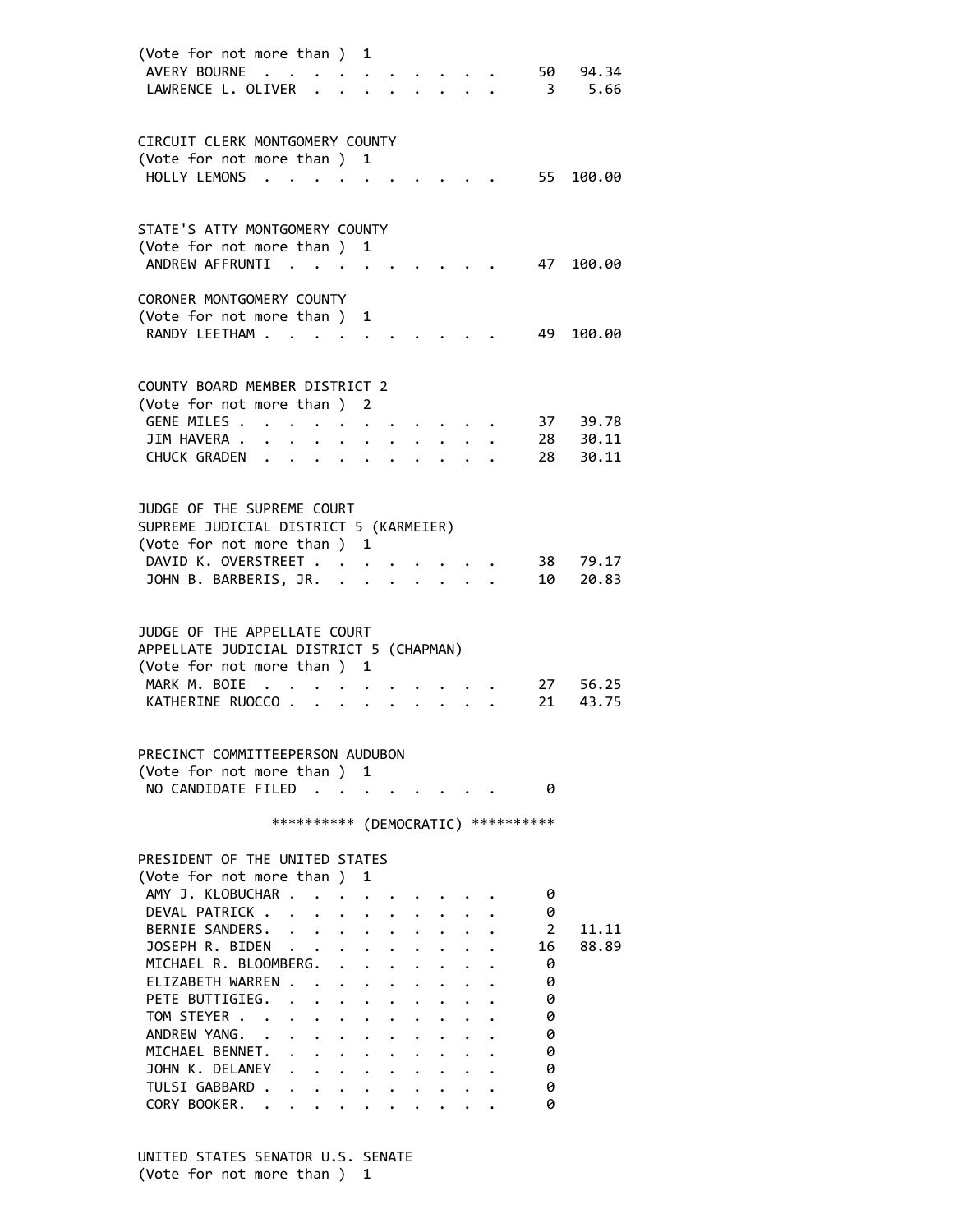(Vote for not more than ) 1

| | | |
|---|---|---|
| AVERY BOURNE | 50 | 94.34 |
| LAWRENCE L. OLIVER | 3 | 5.66 |

CIRCUIT CLERK MONTGOMERY COUNTY
(Vote for not more than ) 1

| | | |
|---|---|---|
| HOLLY LEMONS | 55 | 100.00 |

STATE'S ATTY MONTGOMERY COUNTY
(Vote for not more than ) 1

| | | |
|---|---|---|
| ANDREW AFFRUNTI | 47 | 100.00 |

CORONER MONTGOMERY COUNTY
(Vote for not more than ) 1

| | | |
|---|---|---|
| RANDY LEETHAM | 49 | 100.00 |

COUNTY BOARD MEMBER DISTRICT 2
(Vote for not more than ) 2

| | | |
|---|---|---|
| GENE MILES | 37 | 39.78 |
| JIM HAVERA | 28 | 30.11 |
| CHUCK GRADEN | 28 | 30.11 |

JUDGE OF THE SUPREME COURT
SUPREME JUDICIAL DISTRICT 5 (KARMEIER)
(Vote for not more than ) 1

| | | |
|---|---|---|
| DAVID K. OVERSTREET | 38 | 79.17 |
| JOHN B. BARBERIS, JR. | 10 | 20.83 |

JUDGE OF THE APPELLATE COURT
APPELLATE JUDICIAL DISTRICT 5 (CHAPMAN)
(Vote for not more than ) 1

| | | |
|---|---|---|
| MARK M. BOIE | 27 | 56.25 |
| KATHERINE RUOCCO | 21 | 43.75 |

PRECINCT COMMITTEEPERSON AUDUBON
(Vote for not more than ) 1

| | | |
|---|---|---|
| NO CANDIDATE FILED | 0 | |

********** (DEMOCRATIC) **********

PRESIDENT OF THE UNITED STATES
(Vote for not more than ) 1

| | | |
|---|---|---|
| AMY J. KLOBUCHAR | 0 | |
| DEVAL PATRICK | 0 | |
| BERNIE SANDERS | 2 | 11.11 |
| JOSEPH R. BIDEN | 16 | 88.89 |
| MICHAEL R. BLOOMBERG | 0 | |
| ELIZABETH WARREN | 0 | |
| PETE BUTTIGIEG | 0 | |
| TOM STEYER | 0 | |
| ANDREW YANG | 0 | |
| MICHAEL BENNET | 0 | |
| JOHN K. DELANEY | 0 | |
| TULSI GABBARD | 0 | |
| CORY BOOKER | 0 | |

UNITED STATES SENATOR U.S. SENATE
(Vote for not more than ) 1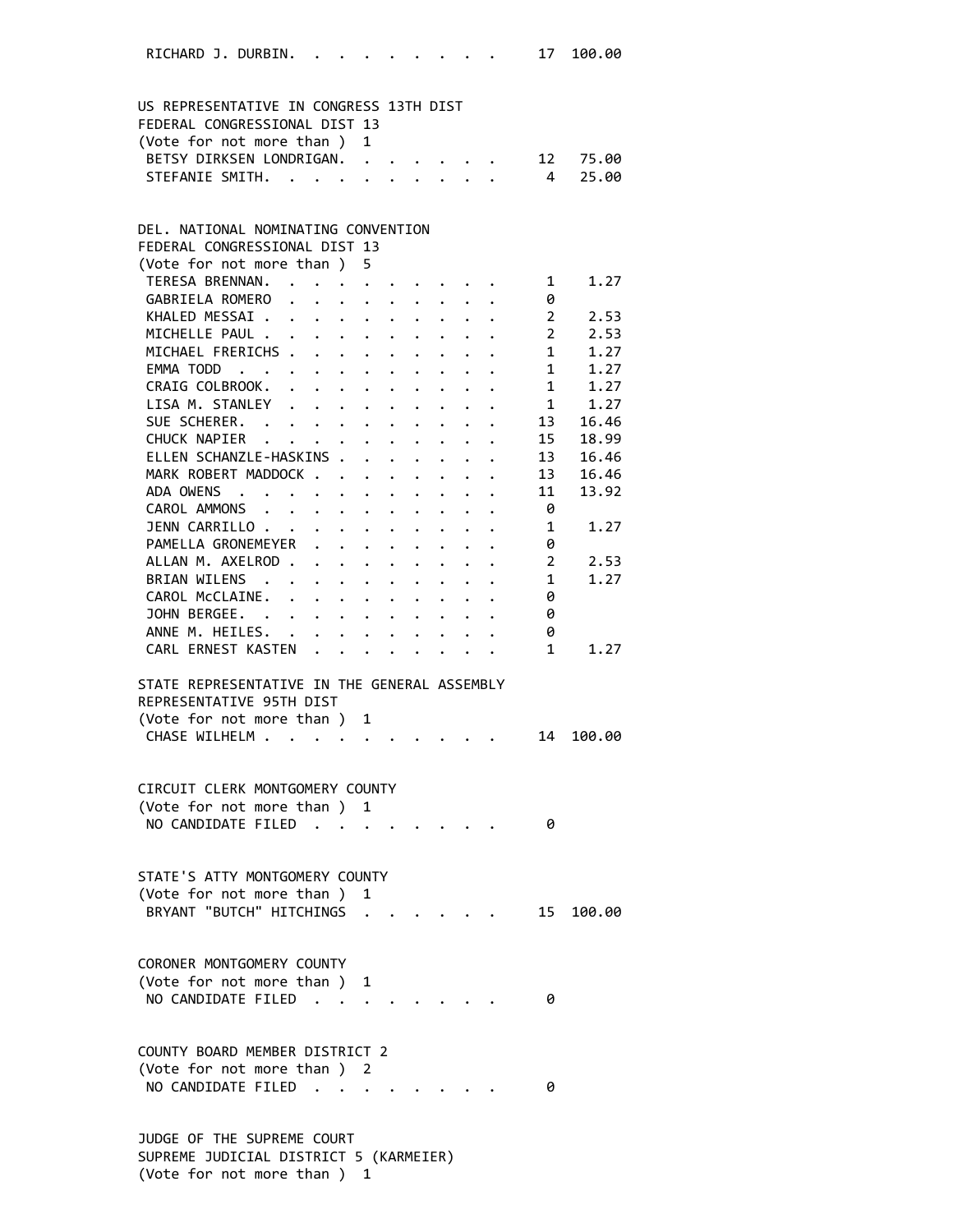| | | |
|---|---|---|
| RICHARD J. DURBIN | 17 | 100.00 |

**US REPRESENTATIVE IN CONGRESS 13TH DIST**
**FEDERAL CONGRESSIONAL DIST 13**
(Vote for not more than ) 1

| Candidate | Votes | Percent |
|---|---|---|
| BETSY DIRKSEN LONDRIGAN | 12 | 75.00 |
| STEFANIE SMITH | 4 | 25.00 |

**DEL. NATIONAL NOMINATING CONVENTION**
**FEDERAL CONGRESSIONAL DIST 13**
(Vote for not more than ) 5

| Candidate | Votes | Percent |
|---|---|---|
| TERESA BRENNAN | 1 | 1.27 |
| GABRIELA ROMERO | 0 | |
| KHALED MESSAI | 2 | 2.53 |
| MICHELLE PAUL | 2 | 2.53 |
| MICHAEL FRERICHS | 1 | 1.27 |
| EMMA TODD | 1 | 1.27 |
| CRAIG COLBROOK | 1 | 1.27 |
| LISA M. STANLEY | 1 | 1.27 |
| SUE SCHERER | 13 | 16.46 |
| CHUCK NAPIER | 15 | 18.99 |
| ELLEN SCHANZLE-HASKINS | 13 | 16.46 |
| MARK ROBERT MADDOCK | 13 | 16.46 |
| ADA OWENS | 11 | 13.92 |
| CAROL AMMONS | 0 | |
| JENN CARRILLO | 1 | 1.27 |
| PAMELLA GRONEMEYER | 0 | |
| ALLAN M. AXELROD | 2 | 2.53 |
| BRIAN WILENS | 1 | 1.27 |
| CAROL McCLAINE | 0 | |
| JOHN BERGEE | 0 | |
| ANNE M. HEILES | 0 | |
| CARL ERNEST KASTEN | 1 | 1.27 |

**STATE REPRESENTATIVE IN THE GENERAL ASSEMBLY**
**REPRESENTATIVE 95TH DIST**
(Vote for not more than ) 1

| Candidate | Votes | Percent |
|---|---|---|
| CHASE WILHELM | 14 | 100.00 |

**CIRCUIT CLERK MONTGOMERY COUNTY**
(Vote for not more than ) 1

| Candidate | Votes | Percent |
|---|---|---|
| NO CANDIDATE FILED | 0 | |

**STATE'S ATTY MONTGOMERY COUNTY**
(Vote for not more than ) 1

| Candidate | Votes | Percent |
|---|---|---|
| BRYANT "BUTCH" HITCHINGS | 15 | 100.00 |

**CORONER MONTGOMERY COUNTY**
(Vote for not more than ) 1

| Candidate | Votes | Percent |
|---|---|---|
| NO CANDIDATE FILED | 0 | |

**COUNTY BOARD MEMBER DISTRICT 2**
(Vote for not more than ) 2

| Candidate | Votes | Percent |
|---|---|---|
| NO CANDIDATE FILED | 0 | |

**JUDGE OF THE SUPREME COURT**
**SUPREME JUDICIAL DISTRICT 5 (KARMEIER)**
(Vote for not more than ) 1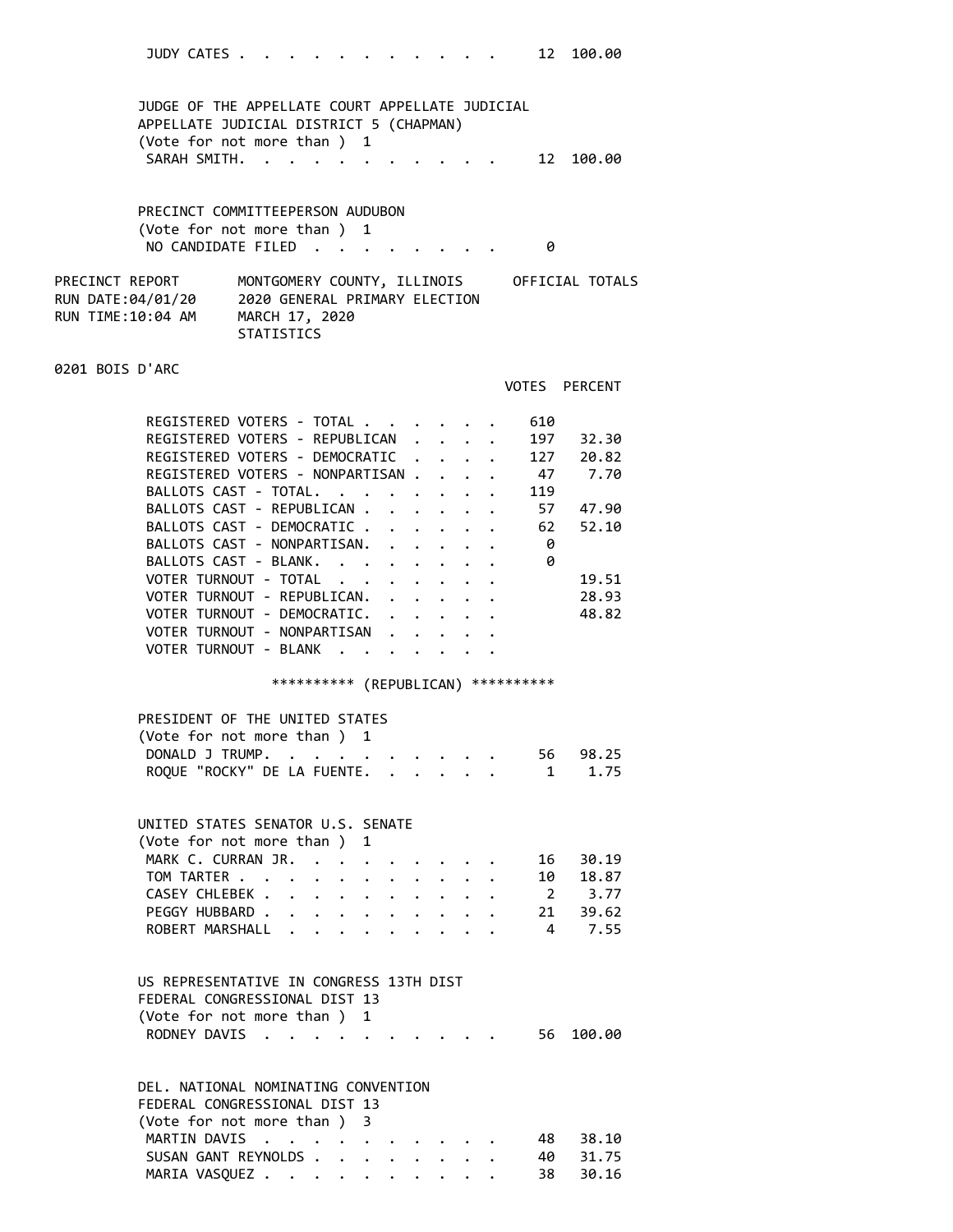| | Votes | Percent |
|---|---|---|
| JUDY CATES | 12 | 100.00 |

JUDGE OF THE APPELLATE COURT APPELLATE JUDICIAL
APPELLATE JUDICIAL DISTRICT 5 (CHAPMAN)
(Vote for not more than ) 1

| | Votes | Percent |
|---|---|---|
| SARAH SMITH | 12 | 100.00 |

PRECINCT COMMITTEEPERSON AUDUBON
(Vote for not more than ) 1

| | Votes | Percent |
|---|---|---|
| NO CANDIDATE FILED | 0 | |

PRECINCT REPORT — MONTGOMERY COUNTY, ILLINOIS — OFFICIAL TOTALS
RUN DATE:04/01/20 — 2020 GENERAL PRIMARY ELECTION
RUN TIME:10:04 AM — MARCH 17, 2020
STATISTICS

## 0201 BOIS D'ARC

| | VOTES | PERCENT |
|---|---|---|
| REGISTERED VOTERS - TOTAL | 610 | |
| REGISTERED VOTERS - REPUBLICAN | 197 | 32.30 |
| REGISTERED VOTERS - DEMOCRATIC | 127 | 20.82 |
| REGISTERED VOTERS - NONPARTISAN | 47 | 7.70 |
| BALLOTS CAST - TOTAL | 119 | |
| BALLOTS CAST - REPUBLICAN | 57 | 47.90 |
| BALLOTS CAST - DEMOCRATIC | 62 | 52.10 |
| BALLOTS CAST - NONPARTISAN | 0 | |
| BALLOTS CAST - BLANK | 0 | |
| VOTER TURNOUT - TOTAL | | 19.51 |
| VOTER TURNOUT - REPUBLICAN | | 28.93 |
| VOTER TURNOUT - DEMOCRATIC | | 48.82 |
| VOTER TURNOUT - NONPARTISAN | | |
| VOTER TURNOUT - BLANK | | |

********** (REPUBLICAN) **********

PRESIDENT OF THE UNITED STATES
(Vote for not more than ) 1

| | Votes | Percent |
|---|---|---|
| DONALD J TRUMP | 56 | 98.25 |
| ROQUE "ROCKY" DE LA FUENTE | 1 | 1.75 |

UNITED STATES SENATOR U.S. SENATE
(Vote for not more than ) 1

| | Votes | Percent |
|---|---|---|
| MARK C. CURRAN JR. | 16 | 30.19 |
| TOM TARTER | 10 | 18.87 |
| CASEY CHLEBEK | 2 | 3.77 |
| PEGGY HUBBARD | 21 | 39.62 |
| ROBERT MARSHALL | 4 | 7.55 |

US REPRESENTATIVE IN CONGRESS 13TH DIST
FEDERAL CONGRESSIONAL DIST 13
(Vote for not more than ) 1

| | Votes | Percent |
|---|---|---|
| RODNEY DAVIS | 56 | 100.00 |

DEL. NATIONAL NOMINATING CONVENTION
FEDERAL CONGRESSIONAL DIST 13
(Vote for not more than ) 3

| | Votes | Percent |
|---|---|---|
| MARTIN DAVIS | 48 | 38.10 |
| SUSAN GANT REYNOLDS | 40 | 31.75 |
| MARIA VASQUEZ | 38 | 30.16 |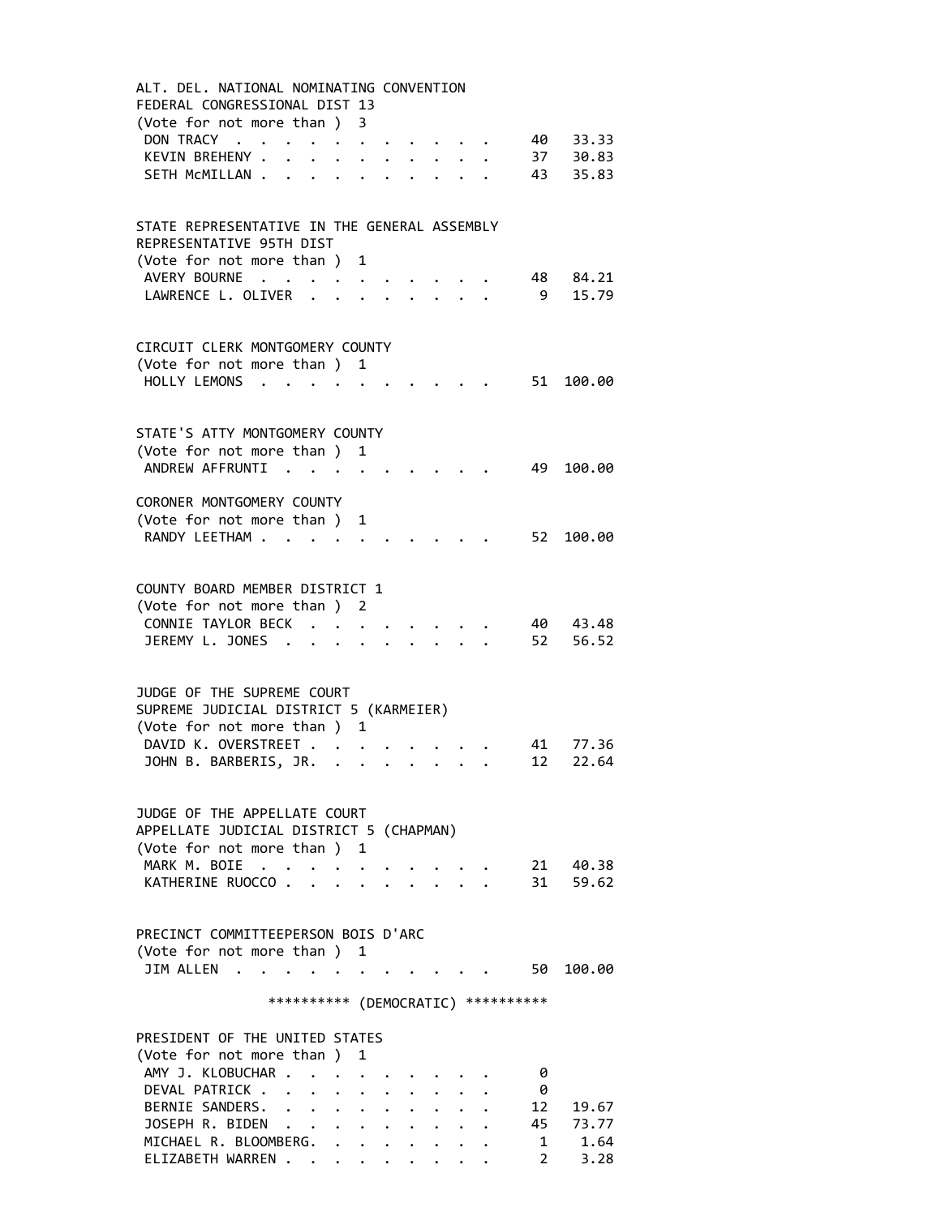ALT. DEL. NATIONAL NOMINATING CONVENTION
FEDERAL CONGRESSIONAL DIST 13
(Vote for not more than ) 3

| | | |
|---|---|---|
| DON TRACY | 40 | 33.33 |
| KEVIN BREHENY | 37 | 30.83 |
| SETH McMILLAN | 43 | 35.83 |

STATE REPRESENTATIVE IN THE GENERAL ASSEMBLY
REPRESENTATIVE 95TH DIST
(Vote for not more than ) 1

| | | |
|---|---|---|
| AVERY BOURNE | 48 | 84.21 |
| LAWRENCE L. OLIVER | 9 | 15.79 |

CIRCUIT CLERK MONTGOMERY COUNTY
(Vote for not more than ) 1

| | | |
|---|---|---|
| HOLLY LEMONS | 51 | 100.00 |

STATE'S ATTY MONTGOMERY COUNTY
(Vote for not more than ) 1

| | | |
|---|---|---|
| ANDREW AFFRUNTI | 49 | 100.00 |

CORONER MONTGOMERY COUNTY
(Vote for not more than ) 1

| | | |
|---|---|---|
| RANDY LEETHAM | 52 | 100.00 |

COUNTY BOARD MEMBER DISTRICT 1
(Vote for not more than ) 2

| | | |
|---|---|---|
| CONNIE TAYLOR BECK | 40 | 43.48 |
| JEREMY L. JONES | 52 | 56.52 |

JUDGE OF THE SUPREME COURT
SUPREME JUDICIAL DISTRICT 5 (KARMEIER)
(Vote for not more than ) 1

| | | |
|---|---|---|
| DAVID K. OVERSTREET | 41 | 77.36 |
| JOHN B. BARBERIS, JR. | 12 | 22.64 |

JUDGE OF THE APPELLATE COURT
APPELLATE JUDICIAL DISTRICT 5 (CHAPMAN)
(Vote for not more than ) 1

| | | |
|---|---|---|
| MARK M. BOIE | 21 | 40.38 |
| KATHERINE RUOCCO | 31 | 59.62 |

PRECINCT COMMITTEEPERSON BOIS D'ARC
(Vote for not more than ) 1

| | | |
|---|---|---|
| JIM ALLEN | 50 | 100.00 |

********** (DEMOCRATIC) **********

PRESIDENT OF THE UNITED STATES
(Vote for not more than ) 1

| | | |
|---|---|---|
| AMY J. KLOBUCHAR | 0 | |
| DEVAL PATRICK | 0 | |
| BERNIE SANDERS | 12 | 19.67 |
| JOSEPH R. BIDEN | 45 | 73.77 |
| MICHAEL R. BLOOMBERG | 1 | 1.64 |
| ELIZABETH WARREN | 2 | 3.28 |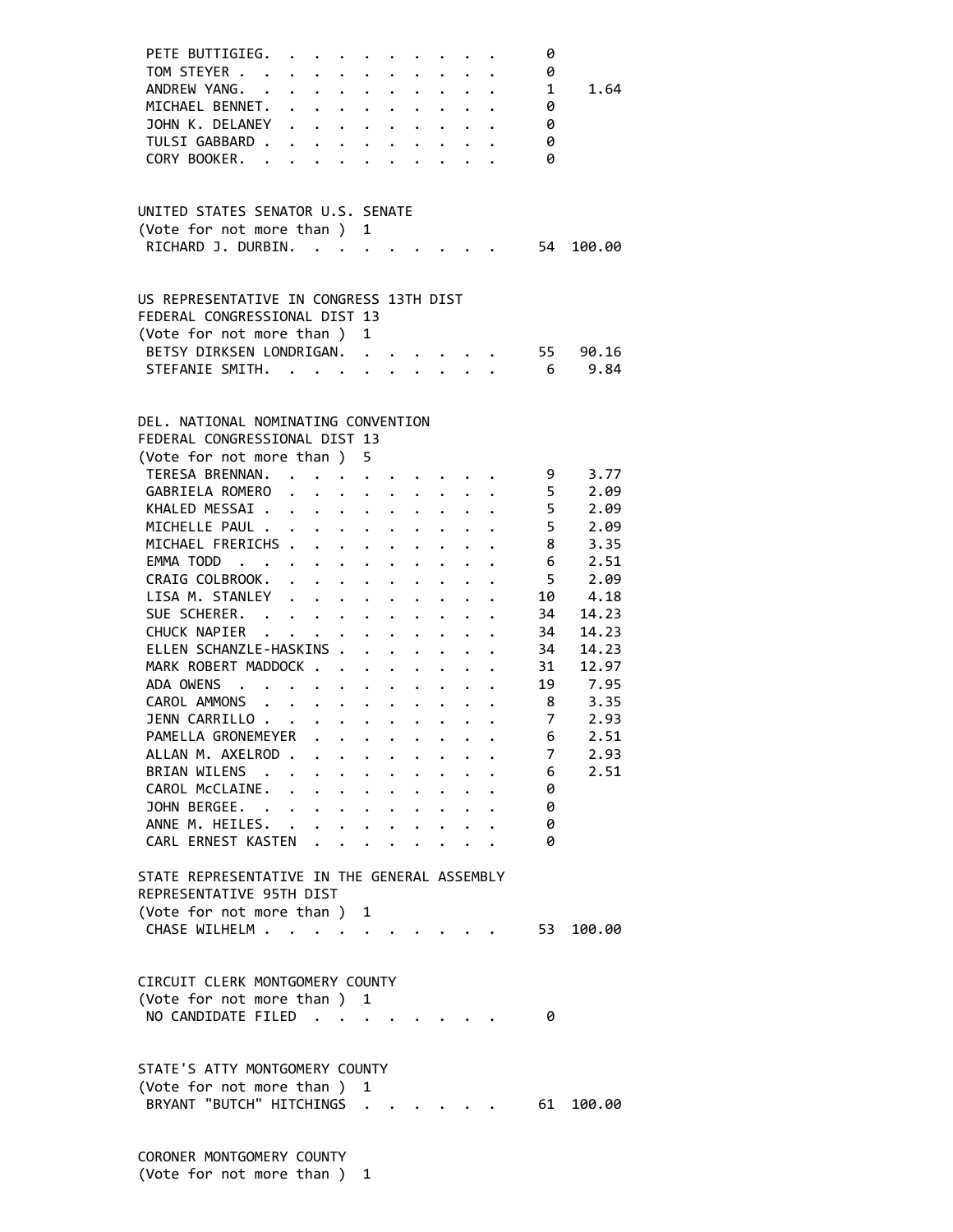| | | |
|---|---|---|
| PETE BUTTIGIEG | 0 | |
| TOM STEYER | 0 | |
| ANDREW YANG | 1 | 1.64 |
| MICHAEL BENNET | 0 | |
| JOHN K. DELANEY | 0 | |
| TULSI GABBARD | 0 | |
| CORY BOOKER | 0 | |

UNITED STATES SENATOR U.S. SENATE
(Vote for not more than ) 1

| | | |
|---|---|---|
| RICHARD J. DURBIN | 54 | 100.00 |

US REPRESENTATIVE IN CONGRESS 13TH DIST
FEDERAL CONGRESSIONAL DIST 13
(Vote for not more than ) 1

| | | |
|---|---|---|
| BETSY DIRKSEN LONDRIGAN | 55 | 90.16 |
| STEFANIE SMITH | 6 | 9.84 |

DEL. NATIONAL NOMINATING CONVENTION
FEDERAL CONGRESSIONAL DIST 13
(Vote for not more than ) 5

| | | |
|---|---|---|
| TERESA BRENNAN | 9 | 3.77 |
| GABRIELA ROMERO | 5 | 2.09 |
| KHALED MESSAI | 5 | 2.09 |
| MICHELLE PAUL | 5 | 2.09 |
| MICHAEL FRERICHS | 8 | 3.35 |
| EMMA TODD | 6 | 2.51 |
| CRAIG COLBROOK | 5 | 2.09 |
| LISA M. STANLEY | 10 | 4.18 |
| SUE SCHERER | 34 | 14.23 |
| CHUCK NAPIER | 34 | 14.23 |
| ELLEN SCHANZLE-HASKINS | 34 | 14.23 |
| MARK ROBERT MADDOCK | 31 | 12.97 |
| ADA OWENS | 19 | 7.95 |
| CAROL AMMONS | 8 | 3.35 |
| JENN CARRILLO | 7 | 2.93 |
| PAMELLA GRONEMEYER | 6 | 2.51 |
| ALLAN M. AXELROD | 7 | 2.93 |
| BRIAN WILENS | 6 | 2.51 |
| CAROL McCLAINE | 0 | |
| JOHN BERGEE | 0 | |
| ANNE M. HEILES | 0 | |
| CARL ERNEST KASTEN | 0 | |

STATE REPRESENTATIVE IN THE GENERAL ASSEMBLY
REPRESENTATIVE 95TH DIST
(Vote for not more than ) 1

| | | |
|---|---|---|
| CHASE WILHELM | 53 | 100.00 |

CIRCUIT CLERK MONTGOMERY COUNTY
(Vote for not more than ) 1

| | | |
|---|---|---|
| NO CANDIDATE FILED | 0 | |

STATE'S ATTY MONTGOMERY COUNTY
(Vote for not more than ) 1

| | | |
|---|---|---|
| BRYANT "BUTCH" HITCHINGS | 61 | 100.00 |

CORONER MONTGOMERY COUNTY
(Vote for not more than ) 1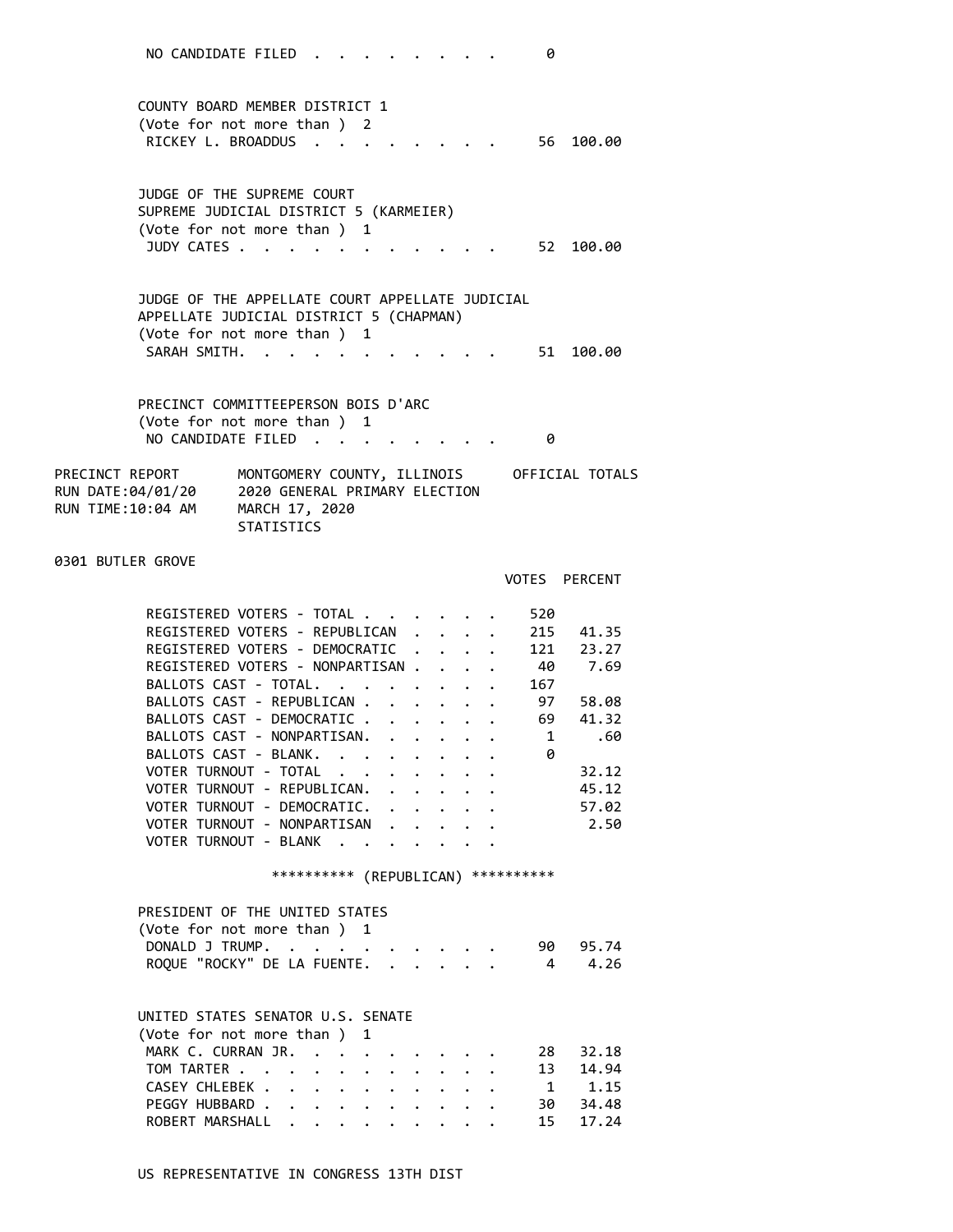NO CANDIDATE FILED . . . . . . . . . 0

COUNTY BOARD MEMBER DISTRICT 1
(Vote for not more than ) 2

| | VOTES | PERCENT |
|---|---|---|
| RICKEY L. BROADDUS | 56 | 100.00 |

JUDGE OF THE SUPREME COURT
SUPREME JUDICIAL DISTRICT 5 (KARMEIER)
(Vote for not more than ) 1

| | VOTES | PERCENT |
|---|---|---|
| JUDY CATES | 52 | 100.00 |

JUDGE OF THE APPELLATE COURT APPELLATE JUDICIAL
APPELLATE JUDICIAL DISTRICT 5 (CHAPMAN)
(Vote for not more than ) 1

| | VOTES | PERCENT |
|---|---|---|
| SARAH SMITH. | 51 | 100.00 |

PRECINCT COMMITTEEPERSON BOIS D'ARC
(Vote for not more than ) 1

NO CANDIDATE FILED . . . . . . . . . 0

PRECINCT REPORT — MONTGOMERY COUNTY, ILLINOIS — OFFICIAL TOTALS
RUN DATE:04/01/20 — 2020 GENERAL PRIMARY ELECTION
RUN TIME:10:04 AM — MARCH 17, 2020
STATISTICS

## 0301 BUTLER GROVE

| | VOTES | PERCENT |
|---|---|---|
| REGISTERED VOTERS - TOTAL | 520 | |
| REGISTERED VOTERS - REPUBLICAN | 215 | 41.35 |
| REGISTERED VOTERS - DEMOCRATIC | 121 | 23.27 |
| REGISTERED VOTERS - NONPARTISAN | 40 | 7.69 |
| BALLOTS CAST - TOTAL. | 167 | |
| BALLOTS CAST - REPUBLICAN | 97 | 58.08 |
| BALLOTS CAST - DEMOCRATIC | 69 | 41.32 |
| BALLOTS CAST - NONPARTISAN. | 1 | .60 |
| BALLOTS CAST - BLANK. | 0 | |
| VOTER TURNOUT - TOTAL | | 32.12 |
| VOTER TURNOUT - REPUBLICAN. | | 45.12 |
| VOTER TURNOUT - DEMOCRATIC. | | 57.02 |
| VOTER TURNOUT - NONPARTISAN | | 2.50 |
| VOTER TURNOUT - BLANK | | |

********** (REPUBLICAN) **********

PRESIDENT OF THE UNITED STATES
(Vote for not more than ) 1

| | VOTES | PERCENT |
|---|---|---|
| DONALD J TRUMP. | 90 | 95.74 |
| ROQUE "ROCKY" DE LA FUENTE. | 4 | 4.26 |

UNITED STATES SENATOR U.S. SENATE
(Vote for not more than ) 1

| | VOTES | PERCENT |
|---|---|---|
| MARK C. CURRAN JR. | 28 | 32.18 |
| TOM TARTER | 13 | 14.94 |
| CASEY CHLEBEK | 1 | 1.15 |
| PEGGY HUBBARD | 30 | 34.48 |
| ROBERT MARSHALL | 15 | 17.24 |

US REPRESENTATIVE IN CONGRESS 13TH DIST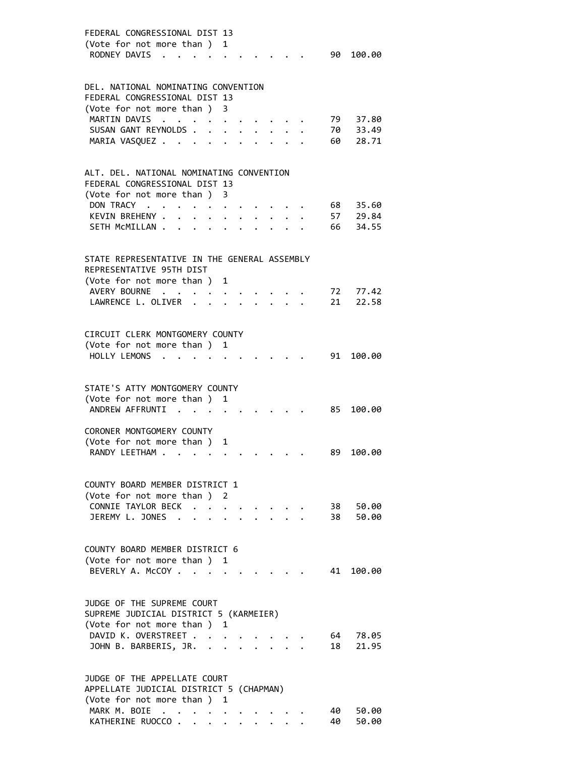FEDERAL CONGRESSIONAL DIST 13
(Vote for not more than ) 1

| | | |
|---|---|---|
| RODNEY DAVIS | 90 | 100.00 |

DEL. NATIONAL NOMINATING CONVENTION
FEDERAL CONGRESSIONAL DIST 13
(Vote for not more than ) 3

| | | |
|---|---|---|
| MARTIN DAVIS | 79 | 37.80 |
| SUSAN GANT REYNOLDS | 70 | 33.49 |
| MARIA VASQUEZ | 60 | 28.71 |

ALT. DEL. NATIONAL NOMINATING CONVENTION
FEDERAL CONGRESSIONAL DIST 13
(Vote for not more than ) 3

| | | |
|---|---|---|
| DON TRACY | 68 | 35.60 |
| KEVIN BREHENY | 57 | 29.84 |
| SETH McMILLAN | 66 | 34.55 |

STATE REPRESENTATIVE IN THE GENERAL ASSEMBLY
REPRESENTATIVE 95TH DIST
(Vote for not more than ) 1

| | | |
|---|---|---|
| AVERY BOURNE | 72 | 77.42 |
| LAWRENCE L. OLIVER | 21 | 22.58 |

CIRCUIT CLERK MONTGOMERY COUNTY
(Vote for not more than ) 1

| | | |
|---|---|---|
| HOLLY LEMONS | 91 | 100.00 |

STATE'S ATTY MONTGOMERY COUNTY
(Vote for not more than ) 1

| | | |
|---|---|---|
| ANDREW AFFRUNTI | 85 | 100.00 |

CORONER MONTGOMERY COUNTY
(Vote for not more than ) 1

| | | |
|---|---|---|
| RANDY LEETHAM | 89 | 100.00 |

COUNTY BOARD MEMBER DISTRICT 1
(Vote for not more than ) 2

| | | |
|---|---|---|
| CONNIE TAYLOR BECK | 38 | 50.00 |
| JEREMY L. JONES | 38 | 50.00 |

COUNTY BOARD MEMBER DISTRICT 6
(Vote for not more than ) 1

| | | |
|---|---|---|
| BEVERLY A. McCOY | 41 | 100.00 |

JUDGE OF THE SUPREME COURT
SUPREME JUDICIAL DISTRICT 5 (KARMEIER)
(Vote for not more than ) 1

| | | |
|---|---|---|
| DAVID K. OVERSTREET | 64 | 78.05 |
| JOHN B. BARBERIS, JR. | 18 | 21.95 |

JUDGE OF THE APPELLATE COURT
APPELLATE JUDICIAL DISTRICT 5 (CHAPMAN)
(Vote for not more than ) 1

| | | |
|---|---|---|
| MARK M. BOIE | 40 | 50.00 |
| KATHERINE RUOCCO | 40 | 50.00 |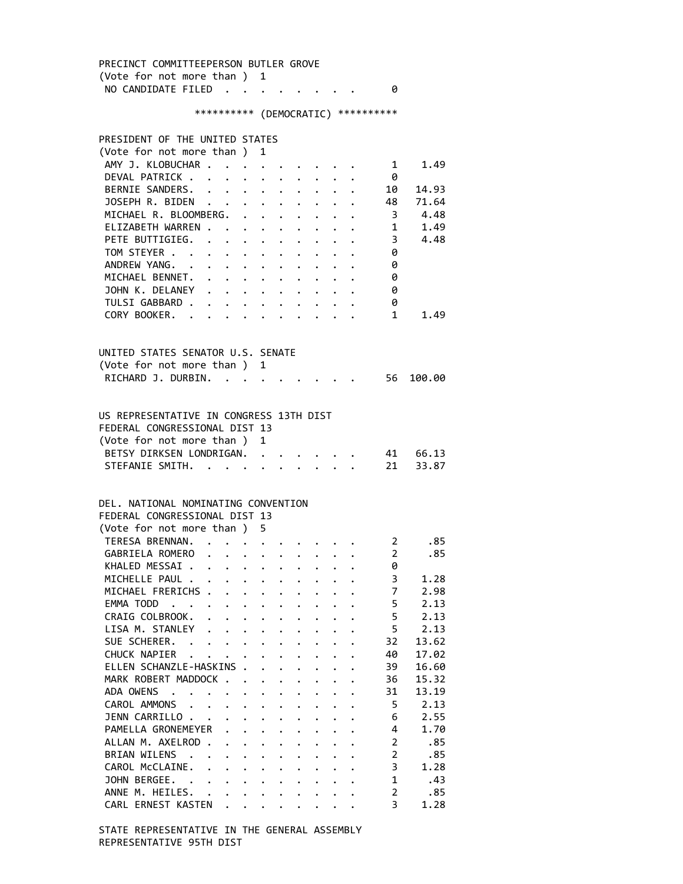PRECINCT COMMITTEEPERSON BUTLER GROVE
(Vote for not more than ) 1

| Candidate | Votes | Percent |
|---|---|---|
| NO CANDIDATE FILED | 0 | |

********** (DEMOCRATIC) **********

PRESIDENT OF THE UNITED STATES
(Vote for not more than ) 1

| Candidate | Votes | Percent |
|---|---|---|
| AMY J. KLOBUCHAR | 1 | 1.49 |
| DEVAL PATRICK | 0 | |
| BERNIE SANDERS | 10 | 14.93 |
| JOSEPH R. BIDEN | 48 | 71.64 |
| MICHAEL R. BLOOMBERG | 3 | 4.48 |
| ELIZABETH WARREN | 1 | 1.49 |
| PETE BUTTIGIEG | 3 | 4.48 |
| TOM STEYER | 0 | |
| ANDREW YANG | 0 | |
| MICHAEL BENNET | 0 | |
| JOHN K. DELANEY | 0 | |
| TULSI GABBARD | 0 | |
| CORY BOOKER | 1 | 1.49 |

UNITED STATES SENATOR U.S. SENATE
(Vote for not more than ) 1

| Candidate | Votes | Percent |
|---|---|---|
| RICHARD J. DURBIN | 56 | 100.00 |

US REPRESENTATIVE IN CONGRESS 13TH DIST
FEDERAL CONGRESSIONAL DIST 13
(Vote for not more than ) 1

| Candidate | Votes | Percent |
|---|---|---|
| BETSY DIRKSEN LONDRIGAN | 41 | 66.13 |
| STEFANIE SMITH | 21 | 33.87 |

DEL. NATIONAL NOMINATING CONVENTION
FEDERAL CONGRESSIONAL DIST 13
(Vote for not more than ) 5

| Candidate | Votes | Percent |
|---|---|---|
| TERESA BRENNAN | 2 | .85 |
| GABRIELA ROMERO | 2 | .85 |
| KHALED MESSAI | 0 | |
| MICHELLE PAUL | 3 | 1.28 |
| MICHAEL FRERICHS | 7 | 2.98 |
| EMMA TODD | 5 | 2.13 |
| CRAIG COLBROOK | 5 | 2.13 |
| LISA M. STANLEY | 5 | 2.13 |
| SUE SCHERER | 32 | 13.62 |
| CHUCK NAPIER | 40 | 17.02 |
| ELLEN SCHANZLE-HASKINS | 39 | 16.60 |
| MARK ROBERT MADDOCK | 36 | 15.32 |
| ADA OWENS | 31 | 13.19 |
| CAROL AMMONS | 5 | 2.13 |
| JENN CARRILLO | 6 | 2.55 |
| PAMELLA GRONEMEYER | 4 | 1.70 |
| ALLAN M. AXELROD | 2 | .85 |
| BRIAN WILENS | 2 | .85 |
| CAROL McCLAINE | 3 | 1.28 |
| JOHN BERGEE | 1 | .43 |
| ANNE M. HEILES | 2 | .85 |
| CARL ERNEST KASTEN | 3 | 1.28 |

STATE REPRESENTATIVE IN THE GENERAL ASSEMBLY
REPRESENTATIVE 95TH DIST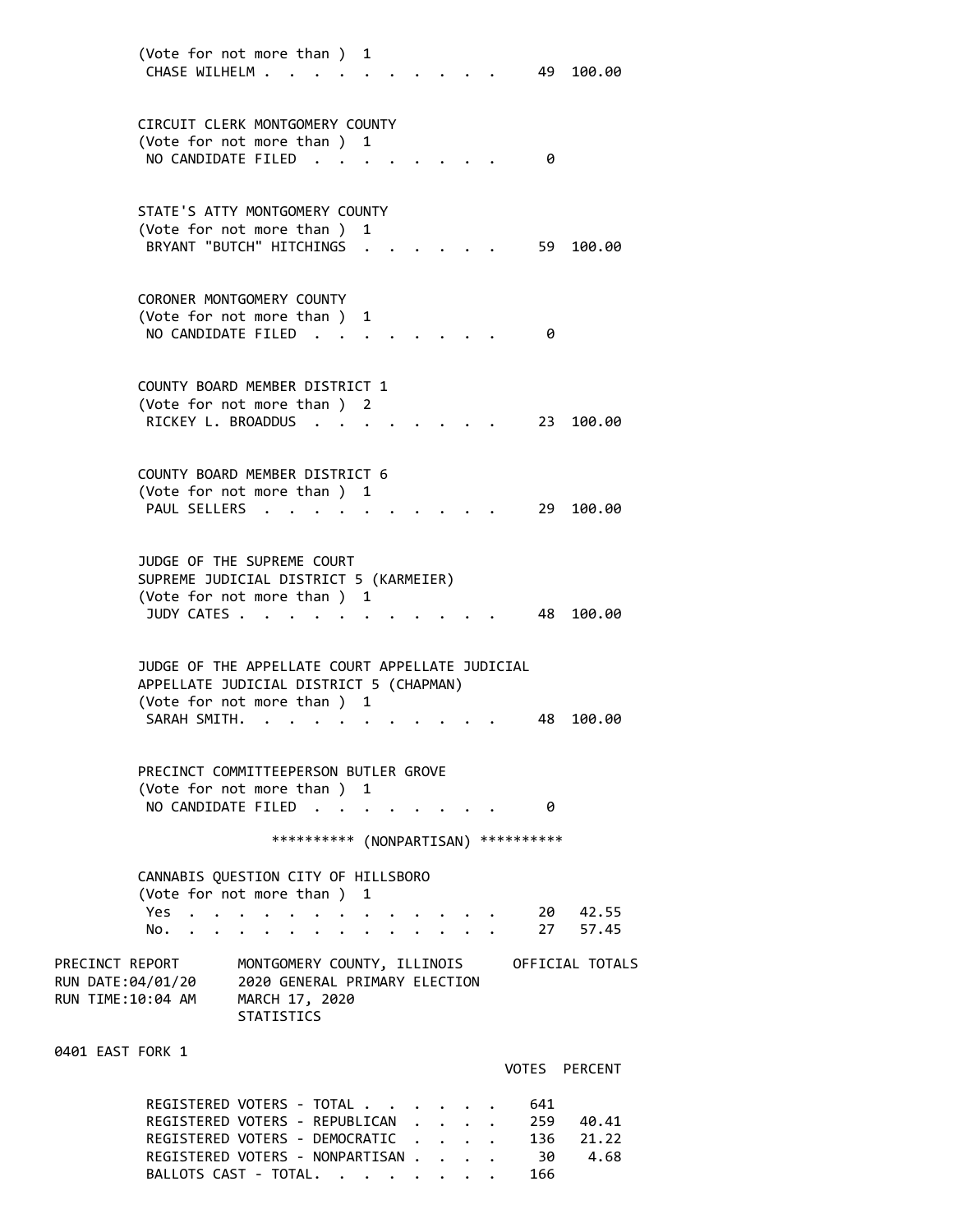(Vote for not more than ) 1

| | VOTES | PERCENT |
|---|---|---|
| CHASE WILHELM | 49 | 100.00 |

CIRCUIT CLERK MONTGOMERY COUNTY
(Vote for not more than ) 1

| | VOTES | PERCENT |
|---|---|---|
| NO CANDIDATE FILED | 0 | |

STATE'S ATTY MONTGOMERY COUNTY
(Vote for not more than ) 1

| | VOTES | PERCENT |
|---|---|---|
| BRYANT "BUTCH" HITCHINGS | 59 | 100.00 |

CORONER MONTGOMERY COUNTY
(Vote for not more than ) 1

| | VOTES | PERCENT |
|---|---|---|
| NO CANDIDATE FILED | 0 | |

COUNTY BOARD MEMBER DISTRICT 1
(Vote for not more than ) 2

| | VOTES | PERCENT |
|---|---|---|
| RICKEY L. BROADDUS | 23 | 100.00 |

COUNTY BOARD MEMBER DISTRICT 6
(Vote for not more than ) 1

| | VOTES | PERCENT |
|---|---|---|
| PAUL SELLERS | 29 | 100.00 |

JUDGE OF THE SUPREME COURT
SUPREME JUDICIAL DISTRICT 5 (KARMEIER)
(Vote for not more than ) 1

| | VOTES | PERCENT |
|---|---|---|
| JUDY CATES | 48 | 100.00 |

JUDGE OF THE APPELLATE COURT APPELLATE JUDICIAL
APPELLATE JUDICIAL DISTRICT 5 (CHAPMAN)
(Vote for not more than ) 1

| | VOTES | PERCENT |
|---|---|---|
| SARAH SMITH. | 48 | 100.00 |

PRECINCT COMMITTEEPERSON BUTLER GROVE
(Vote for not more than ) 1

| | VOTES | PERCENT |
|---|---|---|
| NO CANDIDATE FILED | 0 | |

********** (NONPARTISAN) **********

CANNABIS QUESTION CITY OF HILLSBORO
(Vote for not more than ) 1

| | VOTES | PERCENT |
|---|---|---|
| Yes | 20 | 42.55 |
| No. | 27 | 57.45 |

PRECINCT REPORT — MONTGOMERY COUNTY, ILLINOIS — OFFICIAL TOTALS
RUN DATE:04/01/20 — 2020 GENERAL PRIMARY ELECTION
RUN TIME:10:04 AM — MARCH 17, 2020
STATISTICS

0401 EAST FORK 1

| | VOTES | PERCENT |
|---|---|---|
| REGISTERED VOTERS - TOTAL | 641 | |
| REGISTERED VOTERS - REPUBLICAN | 259 | 40.41 |
| REGISTERED VOTERS - DEMOCRATIC | 136 | 21.22 |
| REGISTERED VOTERS - NONPARTISAN | 30 | 4.68 |
| BALLOTS CAST - TOTAL. | 166 | |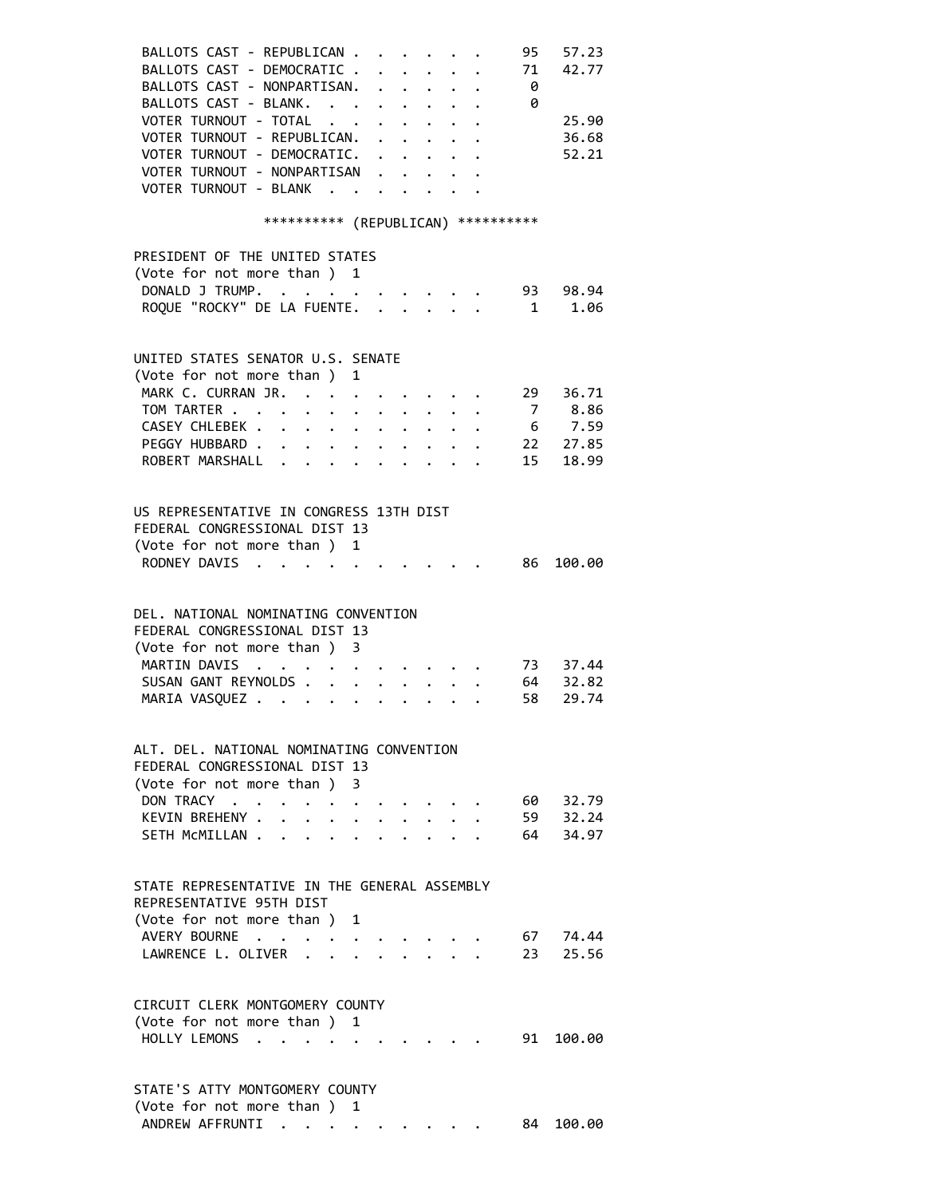| | | |
|---|---|---|
| BALLOTS CAST - REPUBLICAN | 95 | 57.23 |
| BALLOTS CAST - DEMOCRATIC | 71 | 42.77 |
| BALLOTS CAST - NONPARTISAN | 0 | |
| BALLOTS CAST - BLANK | 0 | |
| VOTER TURNOUT - TOTAL | | 25.90 |
| VOTER TURNOUT - REPUBLICAN | | 36.68 |
| VOTER TURNOUT - DEMOCRATIC | | 52.21 |
| VOTER TURNOUT - NONPARTISAN | | |
| VOTER TURNOUT - BLANK | | |

********** (REPUBLICAN) **********

PRESIDENT OF THE UNITED STATES
(Vote for not more than ) 1

| | | |
|---|---|---|
| DONALD J TRUMP | 93 | 98.94 |
| ROQUE "ROCKY" DE LA FUENTE | 1 | 1.06 |

UNITED STATES SENATOR U.S. SENATE
(Vote for not more than ) 1

| | | |
|---|---|---|
| MARK C. CURRAN JR. | 29 | 36.71 |
| TOM TARTER | 7 | 8.86 |
| CASEY CHLEBEK | 6 | 7.59 |
| PEGGY HUBBARD | 22 | 27.85 |
| ROBERT MARSHALL | 15 | 18.99 |

US REPRESENTATIVE IN CONGRESS 13TH DIST
FEDERAL CONGRESSIONAL DIST 13
(Vote for not more than ) 1

| | | |
|---|---|---|
| RODNEY DAVIS | 86 | 100.00 |

DEL. NATIONAL NOMINATING CONVENTION
FEDERAL CONGRESSIONAL DIST 13
(Vote for not more than ) 3

| | | |
|---|---|---|
| MARTIN DAVIS | 73 | 37.44 |
| SUSAN GANT REYNOLDS | 64 | 32.82 |
| MARIA VASQUEZ | 58 | 29.74 |

ALT. DEL. NATIONAL NOMINATING CONVENTION
FEDERAL CONGRESSIONAL DIST 13
(Vote for not more than ) 3

| | | |
|---|---|---|
| DON TRACY | 60 | 32.79 |
| KEVIN BREHENY | 59 | 32.24 |
| SETH McMILLAN | 64 | 34.97 |

STATE REPRESENTATIVE IN THE GENERAL ASSEMBLY
REPRESENTATIVE 95TH DIST
(Vote for not more than ) 1

| | | |
|---|---|---|
| AVERY BOURNE | 67 | 74.44 |
| LAWRENCE L. OLIVER | 23 | 25.56 |

CIRCUIT CLERK MONTGOMERY COUNTY
(Vote for not more than ) 1

| | | |
|---|---|---|
| HOLLY LEMONS | 91 | 100.00 |

STATE'S ATTY MONTGOMERY COUNTY
(Vote for not more than ) 1

| | | |
|---|---|---|
| ANDREW AFFRUNTI | 84 | 100.00 |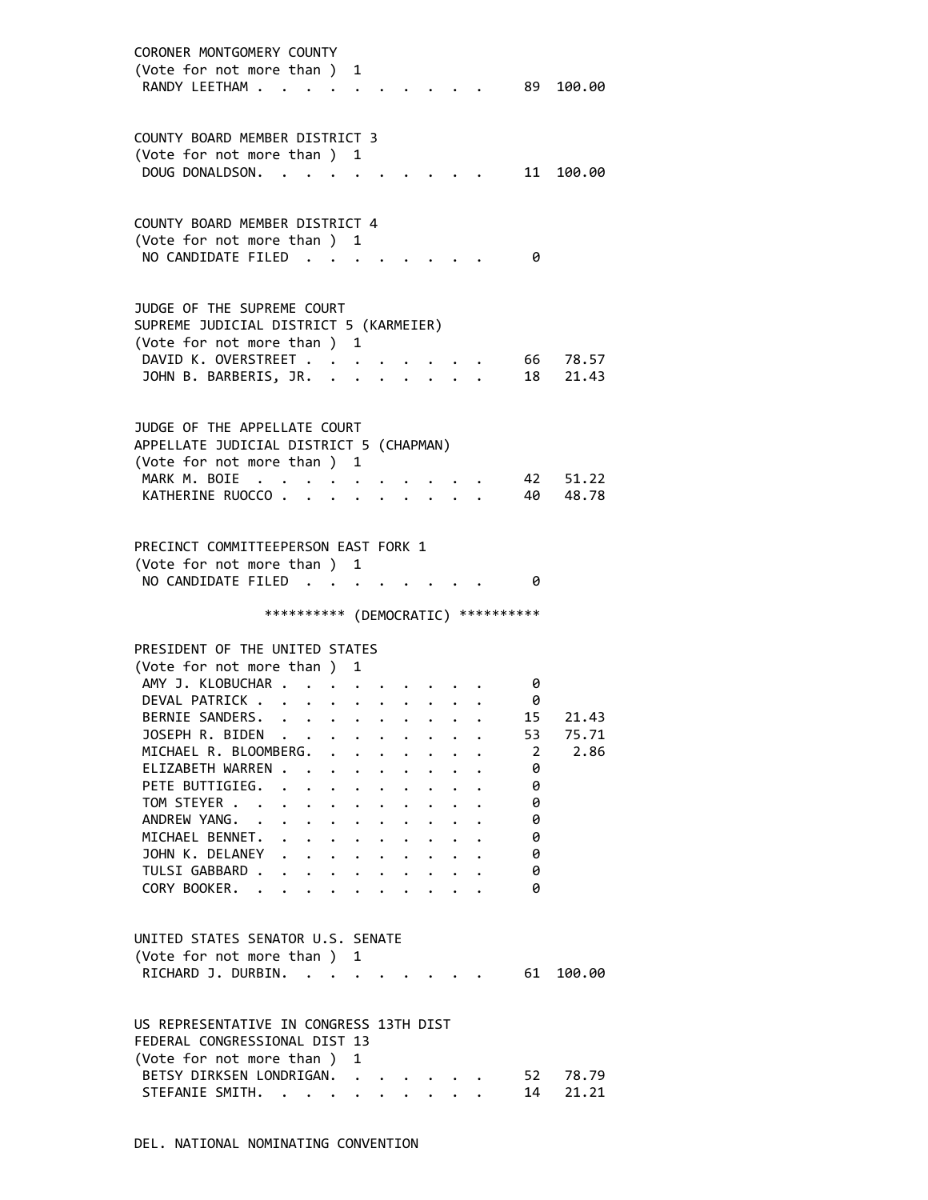CORONER MONTGOMERY COUNTY
(Vote for not more than ) 1

| Candidate | Votes | Percent |
|---|---|---|
| RANDY LEETHAM | 89 | 100.00 |

COUNTY BOARD MEMBER DISTRICT 3
(Vote for not more than ) 1

| Candidate | Votes | Percent |
|---|---|---|
| DOUG DONALDSON | 11 | 100.00 |

COUNTY BOARD MEMBER DISTRICT 4
(Vote for not more than ) 1

| Candidate | Votes | Percent |
|---|---|---|
| NO CANDIDATE FILED | 0 | |

JUDGE OF THE SUPREME COURT
SUPREME JUDICIAL DISTRICT 5 (KARMEIER)
(Vote for not more than ) 1

| Candidate | Votes | Percent |
|---|---|---|
| DAVID K. OVERSTREET | 66 | 78.57 |
| JOHN B. BARBERIS, JR. | 18 | 21.43 |

JUDGE OF THE APPELLATE COURT
APPELLATE JUDICIAL DISTRICT 5 (CHAPMAN)
(Vote for not more than ) 1

| Candidate | Votes | Percent |
|---|---|---|
| MARK M. BOIE | 42 | 51.22 |
| KATHERINE RUOCCO | 40 | 48.78 |

PRECINCT COMMITTEEPERSON EAST FORK 1
(Vote for not more than ) 1

| Candidate | Votes | Percent |
|---|---|---|
| NO CANDIDATE FILED | 0 | |

********** (DEMOCRATIC) **********

PRESIDENT OF THE UNITED STATES
(Vote for not more than ) 1

| Candidate | Votes | Percent |
|---|---|---|
| AMY J. KLOBUCHAR | 0 | |
| DEVAL PATRICK | 0 | |
| BERNIE SANDERS | 15 | 21.43 |
| JOSEPH R. BIDEN | 53 | 75.71 |
| MICHAEL R. BLOOMBERG | 2 | 2.86 |
| ELIZABETH WARREN | 0 | |
| PETE BUTTIGIEG | 0 | |
| TOM STEYER | 0 | |
| ANDREW YANG | 0 | |
| MICHAEL BENNET | 0 | |
| JOHN K. DELANEY | 0 | |
| TULSI GABBARD | 0 | |
| CORY BOOKER | 0 | |

UNITED STATES SENATOR U.S. SENATE
(Vote for not more than ) 1

| Candidate | Votes | Percent |
|---|---|---|
| RICHARD J. DURBIN | 61 | 100.00 |

US REPRESENTATIVE IN CONGRESS 13TH DIST
FEDERAL CONGRESSIONAL DIST 13
(Vote for not more than ) 1

| Candidate | Votes | Percent |
|---|---|---|
| BETSY DIRKSEN LONDRIGAN | 52 | 78.79 |
| STEFANIE SMITH | 14 | 21.21 |

DEL. NATIONAL NOMINATING CONVENTION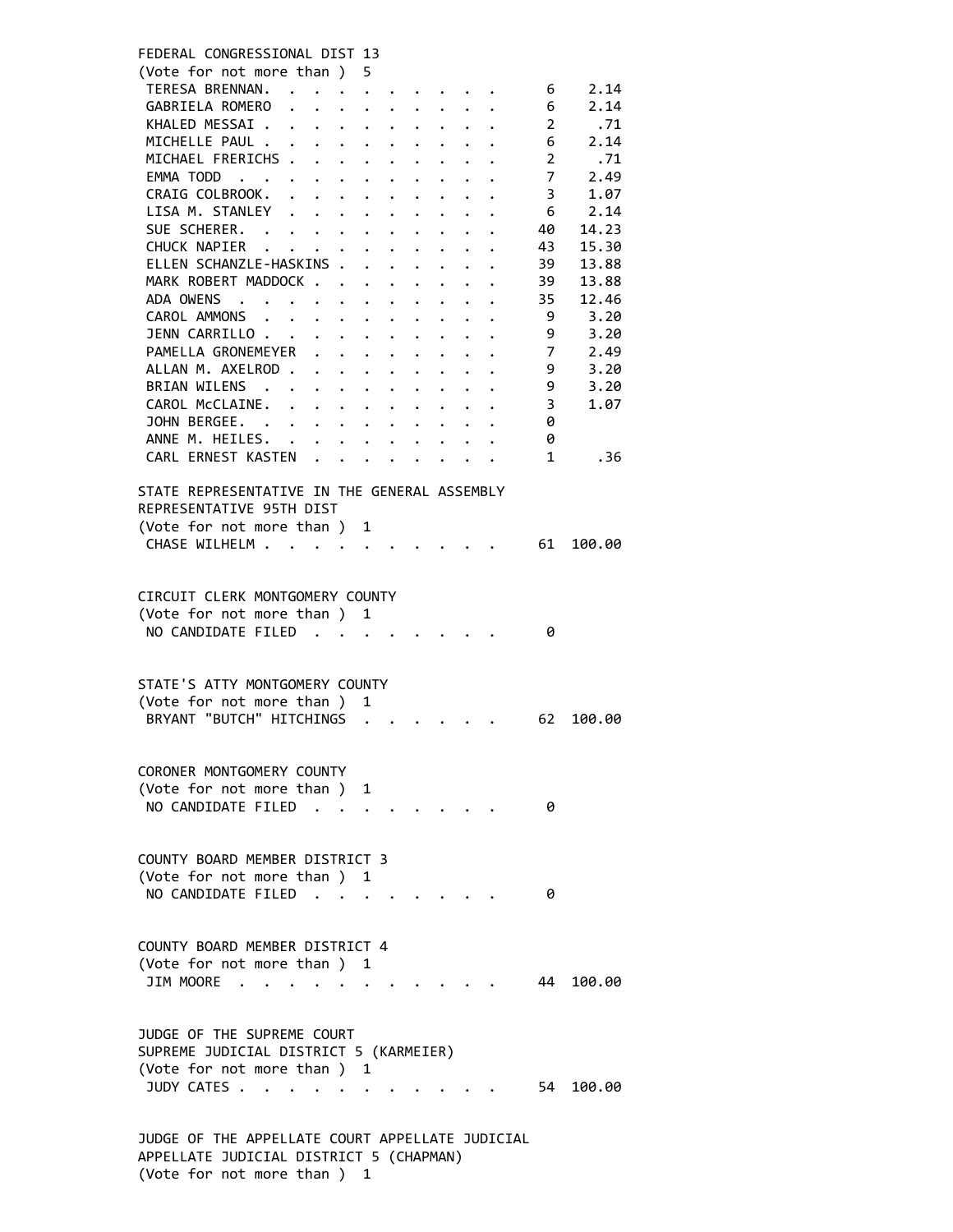FEDERAL CONGRESSIONAL DIST 13
(Vote for not more than ) 5

| Candidate | Votes | Percent |
|---|---|---|
| TERESA BRENNAN | 6 | 2.14 |
| GABRIELA ROMERO | 6 | 2.14 |
| KHALED MESSAI | 2 | .71 |
| MICHELLE PAUL | 6 | 2.14 |
| MICHAEL FRERICHS | 2 | .71 |
| EMMA TODD | 7 | 2.49 |
| CRAIG COLBROOK | 3 | 1.07 |
| LISA M. STANLEY | 6 | 2.14 |
| SUE SCHERER | 40 | 14.23 |
| CHUCK NAPIER | 43 | 15.30 |
| ELLEN SCHANZLE-HASKINS | 39 | 13.88 |
| MARK ROBERT MADDOCK | 39 | 13.88 |
| ADA OWENS | 35 | 12.46 |
| CAROL AMMONS | 9 | 3.20 |
| JENN CARRILLO | 9 | 3.20 |
| PAMELLA GRONEMEYER | 7 | 2.49 |
| ALLAN M. AXELROD | 9 | 3.20 |
| BRIAN WILENS | 9 | 3.20 |
| CAROL McCLAINE | 3 | 1.07 |
| JOHN BERGEE | 0 | |
| ANNE M. HEILES | 0 | |
| CARL ERNEST KASTEN | 1 | .36 |

STATE REPRESENTATIVE IN THE GENERAL ASSEMBLY
REPRESENTATIVE 95TH DIST
(Vote for not more than ) 1

| Candidate | Votes | Percent |
|---|---|---|
| CHASE WILHELM | 61 | 100.00 |

CIRCUIT CLERK MONTGOMERY COUNTY
(Vote for not more than ) 1

| Candidate | Votes | Percent |
|---|---|---|
| NO CANDIDATE FILED | 0 | |

STATE'S ATTY MONTGOMERY COUNTY
(Vote for not more than ) 1

| Candidate | Votes | Percent |
|---|---|---|
| BRYANT "BUTCH" HITCHINGS | 62 | 100.00 |

CORONER MONTGOMERY COUNTY
(Vote for not more than ) 1

| Candidate | Votes | Percent |
|---|---|---|
| NO CANDIDATE FILED | 0 | |

COUNTY BOARD MEMBER DISTRICT 3
(Vote for not more than ) 1

| Candidate | Votes | Percent |
|---|---|---|
| NO CANDIDATE FILED | 0 | |

COUNTY BOARD MEMBER DISTRICT 4
(Vote for not more than ) 1

| Candidate | Votes | Percent |
|---|---|---|
| JIM MOORE | 44 | 100.00 |

JUDGE OF THE SUPREME COURT
SUPREME JUDICIAL DISTRICT 5 (KARMEIER)
(Vote for not more than ) 1

| Candidate | Votes | Percent |
|---|---|---|
| JUDY CATES | 54 | 100.00 |

JUDGE OF THE APPELLATE COURT APPELLATE JUDICIAL
APPELLATE JUDICIAL DISTRICT 5 (CHAPMAN)
(Vote for not more than ) 1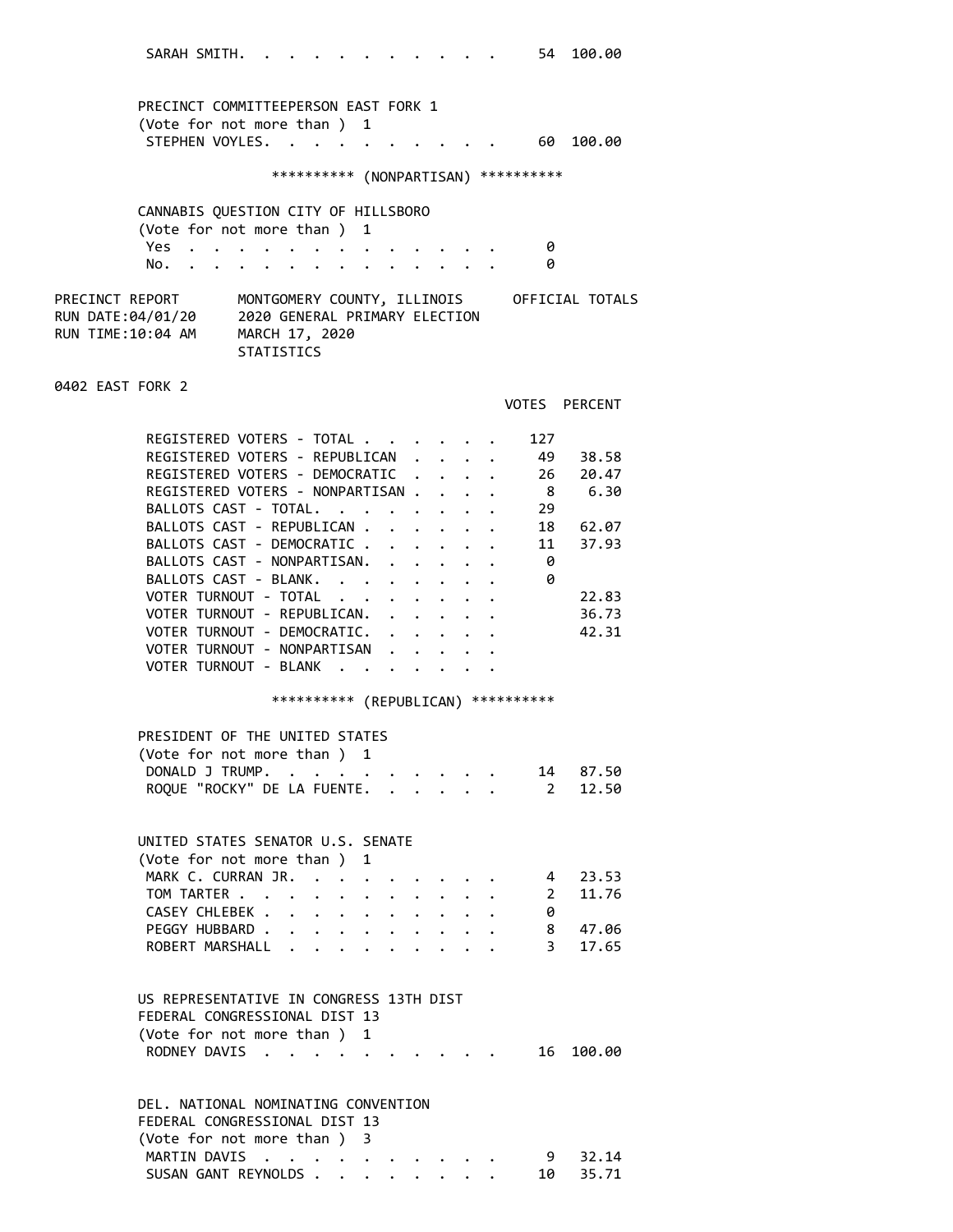| | VOTES | PERCENT |
|---|---|---|
| SARAH SMITH | 54 | 100.00 |

PRECINCT COMMITTEEPERSON EAST FORK 1
(Vote for not more than ) 1

| | VOTES | PERCENT |
|---|---|---|
| STEPHEN VOYLES | 60 | 100.00 |

********** (NONPARTISAN) **********

CANNABIS QUESTION CITY OF HILLSBORO
(Vote for not more than ) 1

| | VOTES | PERCENT |
|---|---|---|
| Yes | 0 | |
| No. | 0 | |

PRECINCT REPORT — MONTGOMERY COUNTY, ILLINOIS — OFFICIAL TOTALS
RUN DATE:04/01/20 — 2020 GENERAL PRIMARY ELECTION
RUN TIME:10:04 AM — MARCH 17, 2020
STATISTICS

## 0402 EAST FORK 2

| | VOTES | PERCENT |
|---|---|---|
| REGISTERED VOTERS - TOTAL | 127 | |
| REGISTERED VOTERS - REPUBLICAN | 49 | 38.58 |
| REGISTERED VOTERS - DEMOCRATIC | 26 | 20.47 |
| REGISTERED VOTERS - NONPARTISAN | 8 | 6.30 |
| BALLOTS CAST - TOTAL. | 29 | |
| BALLOTS CAST - REPUBLICAN | 18 | 62.07 |
| BALLOTS CAST - DEMOCRATIC | 11 | 37.93 |
| BALLOTS CAST - NONPARTISAN. | 0 | |
| BALLOTS CAST - BLANK. | 0 | |
| VOTER TURNOUT - TOTAL | | 22.83 |
| VOTER TURNOUT - REPUBLICAN. | | 36.73 |
| VOTER TURNOUT - DEMOCRATIC. | | 42.31 |
| VOTER TURNOUT - NONPARTISAN | | |
| VOTER TURNOUT - BLANK | | |

********** (REPUBLICAN) **********

PRESIDENT OF THE UNITED STATES
(Vote for not more than ) 1

| | VOTES | PERCENT |
|---|---|---|
| DONALD J TRUMP. | 14 | 87.50 |
| ROQUE "ROCKY" DE LA FUENTE. | 2 | 12.50 |

UNITED STATES SENATOR U.S. SENATE
(Vote for not more than ) 1

| | VOTES | PERCENT |
|---|---|---|
| MARK C. CURRAN JR. | 4 | 23.53 |
| TOM TARTER | 2 | 11.76 |
| CASEY CHLEBEK | 0 | |
| PEGGY HUBBARD | 8 | 47.06 |
| ROBERT MARSHALL | 3 | 17.65 |

US REPRESENTATIVE IN CONGRESS 13TH DIST
FEDERAL CONGRESSIONAL DIST 13
(Vote for not more than ) 1

| | VOTES | PERCENT |
|---|---|---|
| RODNEY DAVIS | 16 | 100.00 |

DEL. NATIONAL NOMINATING CONVENTION
FEDERAL CONGRESSIONAL DIST 13
(Vote for not more than ) 3

| | VOTES | PERCENT |
|---|---|---|
| MARTIN DAVIS | 9 | 32.14 |
| SUSAN GANT REYNOLDS | 10 | 35.71 |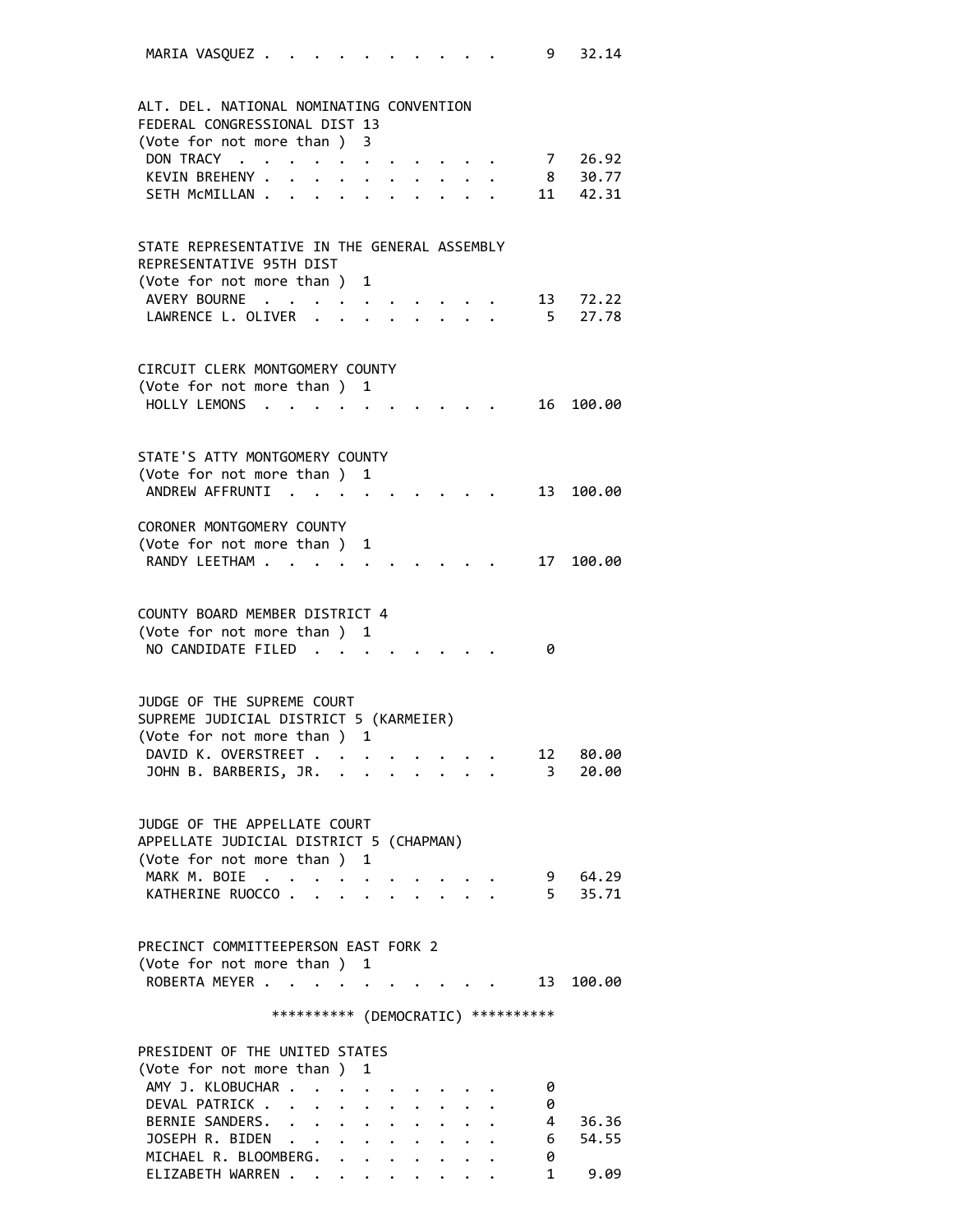| | | |
|---|---|---|
| MARIA VASQUEZ | 9 | 32.14 |

ALT. DEL. NATIONAL NOMINATING CONVENTION
FEDERAL CONGRESSIONAL DIST 13
(Vote for not more than ) 3

| | | |
|---|---|---|
| DON TRACY | 7 | 26.92 |
| KEVIN BREHENY | 8 | 30.77 |
| SETH McMILLAN | 11 | 42.31 |

STATE REPRESENTATIVE IN THE GENERAL ASSEMBLY
REPRESENTATIVE 95TH DIST
(Vote for not more than ) 1

| | | |
|---|---|---|
| AVERY BOURNE | 13 | 72.22 |
| LAWRENCE L. OLIVER | 5 | 27.78 |

CIRCUIT CLERK MONTGOMERY COUNTY
(Vote for not more than ) 1

| | | |
|---|---|---|
| HOLLY LEMONS | 16 | 100.00 |

STATE'S ATTY MONTGOMERY COUNTY
(Vote for not more than ) 1

| | | |
|---|---|---|
| ANDREW AFFRUNTI | 13 | 100.00 |

CORONER MONTGOMERY COUNTY
(Vote for not more than ) 1

| | | |
|---|---|---|
| RANDY LEETHAM | 17 | 100.00 |

COUNTY BOARD MEMBER DISTRICT 4
(Vote for not more than ) 1

| | | |
|---|---|---|
| NO CANDIDATE FILED | 0 | |

JUDGE OF THE SUPREME COURT
SUPREME JUDICIAL DISTRICT 5 (KARMEIER)
(Vote for not more than ) 1

| | | |
|---|---|---|
| DAVID K. OVERSTREET | 12 | 80.00 |
| JOHN B. BARBERIS, JR. | 3 | 20.00 |

JUDGE OF THE APPELLATE COURT
APPELLATE JUDICIAL DISTRICT 5 (CHAPMAN)
(Vote for not more than ) 1

| | | |
|---|---|---|
| MARK M. BOIE | 9 | 64.29 |
| KATHERINE RUOCCO | 5 | 35.71 |

PRECINCT COMMITTEEPERSON EAST FORK 2
(Vote for not more than ) 1

| | | |
|---|---|---|
| ROBERTA MEYER | 13 | 100.00 |

********** (DEMOCRATIC) **********

PRESIDENT OF THE UNITED STATES
(Vote for not more than ) 1

| | | |
|---|---|---|
| AMY J. KLOBUCHAR | 0 | |
| DEVAL PATRICK | 0 | |
| BERNIE SANDERS | 4 | 36.36 |
| JOSEPH R. BIDEN | 6 | 54.55 |
| MICHAEL R. BLOOMBERG | 0 | |
| ELIZABETH WARREN | 1 | 9.09 |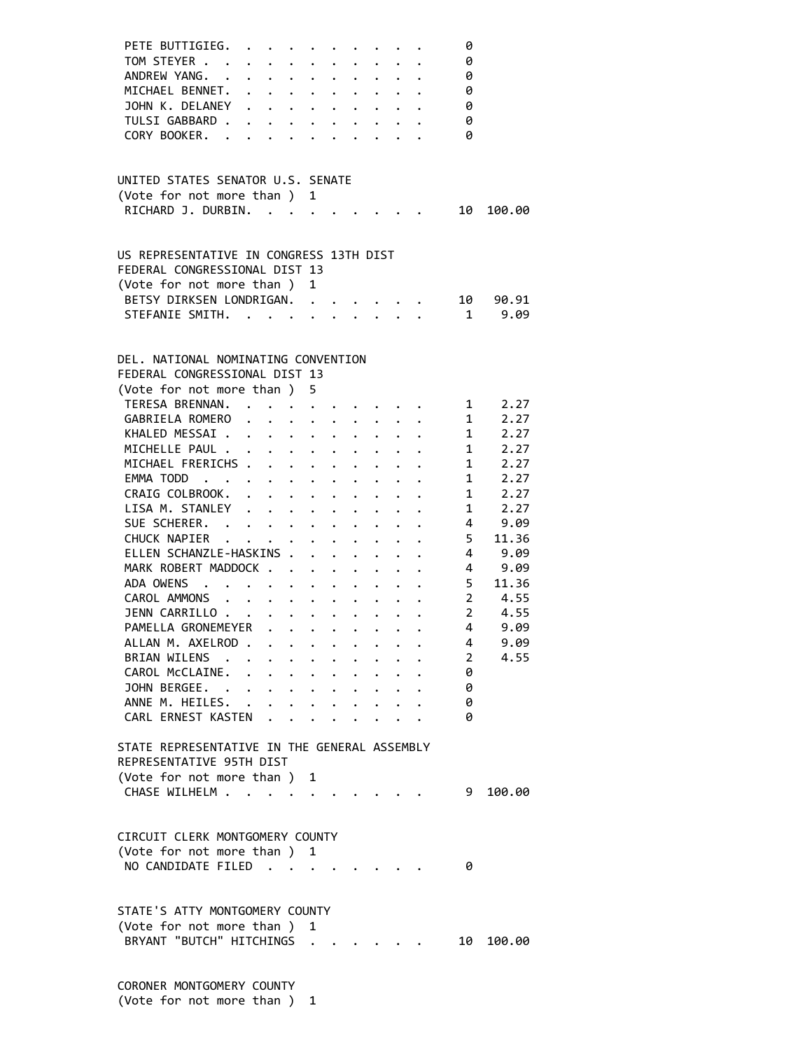| Candidate | Votes | Percent |
|---|---|---|
| PETE BUTTIGIEG | 0 | |
| TOM STEYER | 0 | |
| ANDREW YANG | 0 | |
| MICHAEL BENNET | 0 | |
| JOHN K. DELANEY | 0 | |
| TULSI GABBARD | 0 | |
| CORY BOOKER | 0 | |

UNITED STATES SENATOR U.S. SENATE
(Vote for not more than ) 1

| Candidate | Votes | Percent |
|---|---|---|
| RICHARD J. DURBIN | 10 | 100.00 |

US REPRESENTATIVE IN CONGRESS 13TH DIST
FEDERAL CONGRESSIONAL DIST 13
(Vote for not more than ) 1

| Candidate | Votes | Percent |
|---|---|---|
| BETSY DIRKSEN LONDRIGAN | 10 | 90.91 |
| STEFANIE SMITH | 1 | 9.09 |

DEL. NATIONAL NOMINATING CONVENTION
FEDERAL CONGRESSIONAL DIST 13
(Vote for not more than ) 5

| Candidate | Votes | Percent |
|---|---|---|
| TERESA BRENNAN | 1 | 2.27 |
| GABRIELA ROMERO | 1 | 2.27 |
| KHALED MESSAI | 1 | 2.27 |
| MICHELLE PAUL | 1 | 2.27 |
| MICHAEL FRERICHS | 1 | 2.27 |
| EMMA TODD | 1 | 2.27 |
| CRAIG COLBROOK | 1 | 2.27 |
| LISA M. STANLEY | 1 | 2.27 |
| SUE SCHERER | 4 | 9.09 |
| CHUCK NAPIER | 5 | 11.36 |
| ELLEN SCHANZLE-HASKINS | 4 | 9.09 |
| MARK ROBERT MADDOCK | 4 | 9.09 |
| ADA OWENS | 5 | 11.36 |
| CAROL AMMONS | 2 | 4.55 |
| JENN CARRILLO | 2 | 4.55 |
| PAMELLA GRONEMEYER | 4 | 9.09 |
| ALLAN M. AXELROD | 4 | 9.09 |
| BRIAN WILENS | 2 | 4.55 |
| CAROL McCLAINE | 0 | |
| JOHN BERGEE | 0 | |
| ANNE M. HEILES | 0 | |
| CARL ERNEST KASTEN | 0 | |

STATE REPRESENTATIVE IN THE GENERAL ASSEMBLY
REPRESENTATIVE 95TH DIST
(Vote for not more than ) 1

| Candidate | Votes | Percent |
|---|---|---|
| CHASE WILHELM | 9 | 100.00 |

CIRCUIT CLERK MONTGOMERY COUNTY
(Vote for not more than ) 1

| Candidate | Votes | Percent |
|---|---|---|
| NO CANDIDATE FILED | 0 | |

STATE'S ATTY MONTGOMERY COUNTY
(Vote for not more than ) 1

| Candidate | Votes | Percent |
|---|---|---|
| BRYANT "BUTCH" HITCHINGS | 10 | 100.00 |

CORONER MONTGOMERY COUNTY
(Vote for not more than ) 1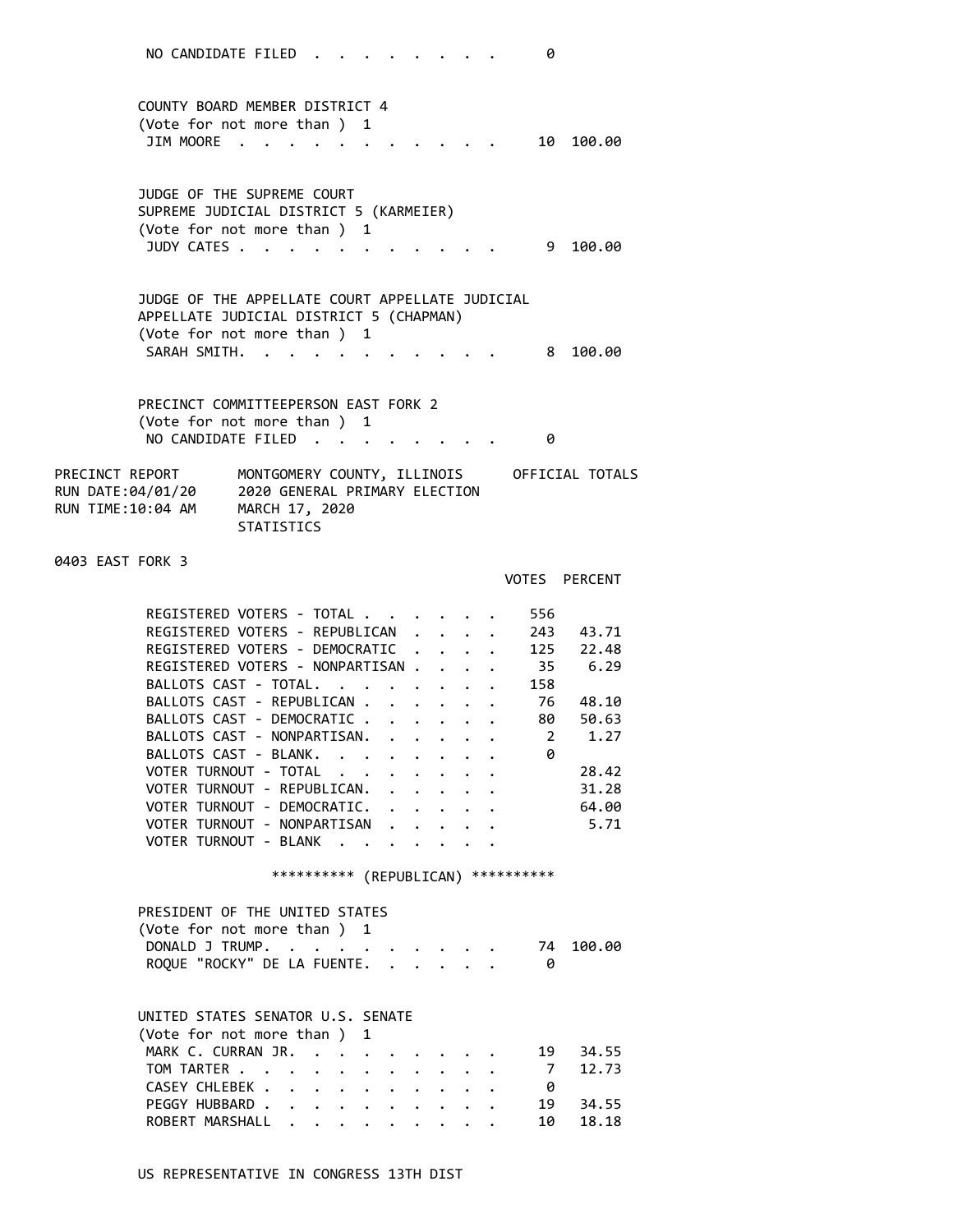NO CANDIDATE FILED . . . . . . . . . 0

COUNTY BOARD MEMBER DISTRICT 4
(Vote for not more than ) 1

| | VOTES | PERCENT |
|---|---|---|
| JIM MOORE | 10 | 100.00 |

JUDGE OF THE SUPREME COURT
SUPREME JUDICIAL DISTRICT 5 (KARMEIER)
(Vote for not more than ) 1

| | VOTES | PERCENT |
|---|---|---|
| JUDY CATES | 9 | 100.00 |

JUDGE OF THE APPELLATE COURT APPELLATE JUDICIAL
APPELLATE JUDICIAL DISTRICT 5 (CHAPMAN)
(Vote for not more than ) 1

| | VOTES | PERCENT |
|---|---|---|
| SARAH SMITH. | 8 | 100.00 |

PRECINCT COMMITTEEPERSON EAST FORK 2
(Vote for not more than ) 1

NO CANDIDATE FILED . . . . . . . . . 0

PRECINCT REPORT MONTGOMERY COUNTY, ILLINOIS OFFICIAL TOTALS
RUN DATE:04/01/20 2020 GENERAL PRIMARY ELECTION
RUN TIME:10:04 AM MARCH 17, 2020
STATISTICS

## 0403 EAST FORK 3

| | VOTES | PERCENT |
|---|---|---|
| REGISTERED VOTERS - TOTAL | 556 | |
| REGISTERED VOTERS - REPUBLICAN | 243 | 43.71 |
| REGISTERED VOTERS - DEMOCRATIC | 125 | 22.48 |
| REGISTERED VOTERS - NONPARTISAN | 35 | 6.29 |
| BALLOTS CAST - TOTAL. | 158 | |
| BALLOTS CAST - REPUBLICAN | 76 | 48.10 |
| BALLOTS CAST - DEMOCRATIC | 80 | 50.63 |
| BALLOTS CAST - NONPARTISAN. | 2 | 1.27 |
| BALLOTS CAST - BLANK. | 0 | |
| VOTER TURNOUT - TOTAL | | 28.42 |
| VOTER TURNOUT - REPUBLICAN. | | 31.28 |
| VOTER TURNOUT - DEMOCRATIC. | | 64.00 |
| VOTER TURNOUT - NONPARTISAN | | 5.71 |
| VOTER TURNOUT - BLANK | | |

********** (REPUBLICAN) **********

PRESIDENT OF THE UNITED STATES
(Vote for not more than ) 1

| | VOTES | PERCENT |
|---|---|---|
| DONALD J TRUMP. | 74 | 100.00 |
| ROQUE "ROCKY" DE LA FUENTE. | 0 | |

UNITED STATES SENATOR U.S. SENATE
(Vote for not more than ) 1

| | VOTES | PERCENT |
|---|---|---|
| MARK C. CURRAN JR. | 19 | 34.55 |
| TOM TARTER | 7 | 12.73 |
| CASEY CHLEBEK | 0 | |
| PEGGY HUBBARD | 19 | 34.55 |
| ROBERT MARSHALL | 10 | 18.18 |

US REPRESENTATIVE IN CONGRESS 13TH DIST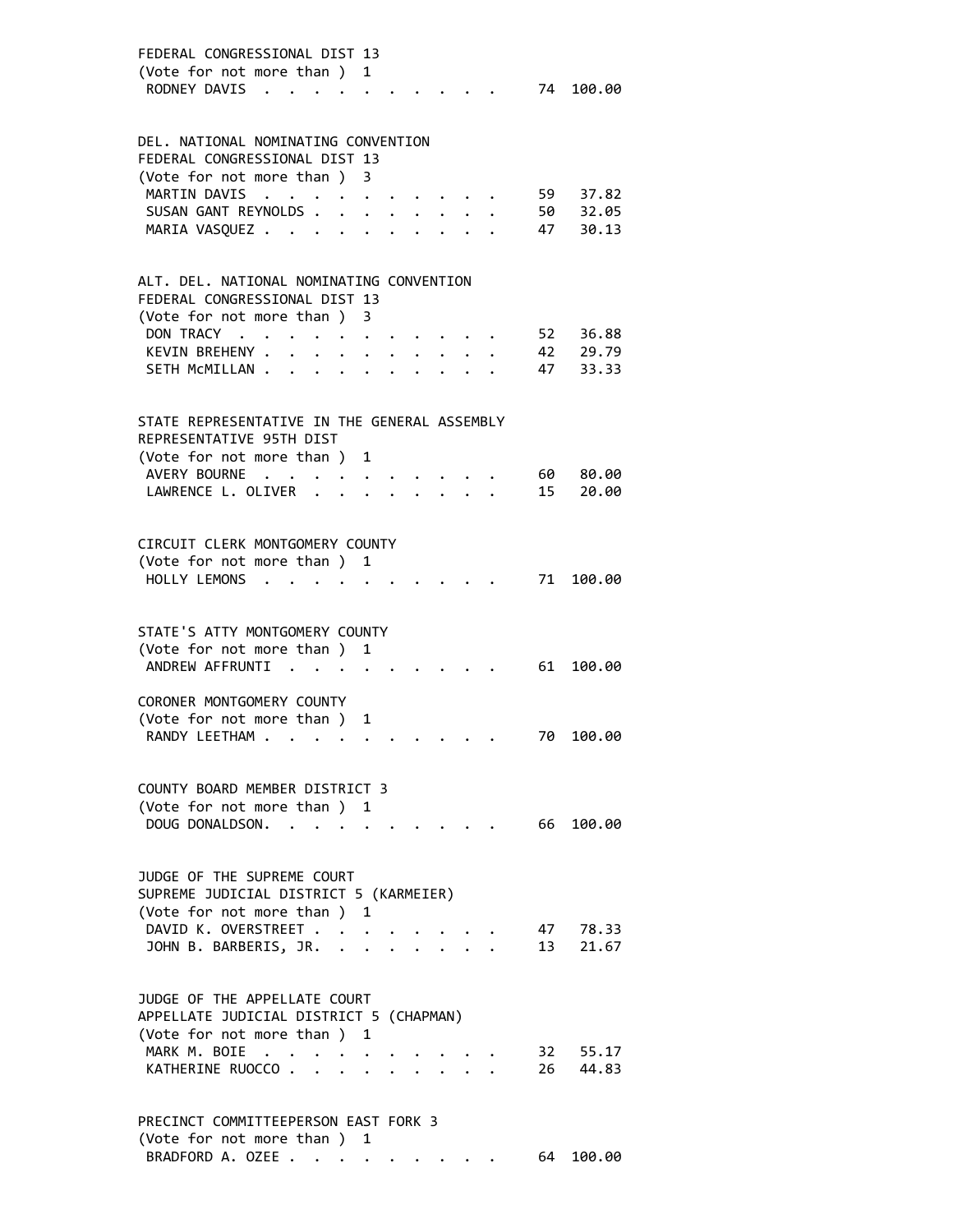FEDERAL CONGRESSIONAL DIST 13
(Vote for not more than ) 1

| | | |
|---|---|---|
| RODNEY DAVIS | 74 | 100.00 |

DEL. NATIONAL NOMINATING CONVENTION
FEDERAL CONGRESSIONAL DIST 13
(Vote for not more than ) 3

| | | |
|---|---|---|
| MARTIN DAVIS | 59 | 37.82 |
| SUSAN GANT REYNOLDS | 50 | 32.05 |
| MARIA VASQUEZ | 47 | 30.13 |

ALT. DEL. NATIONAL NOMINATING CONVENTION
FEDERAL CONGRESSIONAL DIST 13
(Vote for not more than ) 3

| | | |
|---|---|---|
| DON TRACY | 52 | 36.88 |
| KEVIN BREHENY | 42 | 29.79 |
| SETH McMILLAN | 47 | 33.33 |

STATE REPRESENTATIVE IN THE GENERAL ASSEMBLY
REPRESENTATIVE 95TH DIST
(Vote for not more than ) 1

| | | |
|---|---|---|
| AVERY BOURNE | 60 | 80.00 |
| LAWRENCE L. OLIVER | 15 | 20.00 |

CIRCUIT CLERK MONTGOMERY COUNTY
(Vote for not more than ) 1

| | | |
|---|---|---|
| HOLLY LEMONS | 71 | 100.00 |

STATE'S ATTY MONTGOMERY COUNTY
(Vote for not more than ) 1

| | | |
|---|---|---|
| ANDREW AFFRUNTI | 61 | 100.00 |

CORONER MONTGOMERY COUNTY
(Vote for not more than ) 1

| | | |
|---|---|---|
| RANDY LEETHAM | 70 | 100.00 |

COUNTY BOARD MEMBER DISTRICT 3
(Vote for not more than ) 1

| | | |
|---|---|---|
| DOUG DONALDSON. | 66 | 100.00 |

JUDGE OF THE SUPREME COURT
SUPREME JUDICIAL DISTRICT 5 (KARMEIER)
(Vote for not more than ) 1

| | | |
|---|---|---|
| DAVID K. OVERSTREET | 47 | 78.33 |
| JOHN B. BARBERIS, JR. | 13 | 21.67 |

JUDGE OF THE APPELLATE COURT
APPELLATE JUDICIAL DISTRICT 5 (CHAPMAN)
(Vote for not more than ) 1

| | | |
|---|---|---|
| MARK M. BOIE | 32 | 55.17 |
| KATHERINE RUOCCO | 26 | 44.83 |

PRECINCT COMMITTEEPERSON EAST FORK 3
(Vote for not more than ) 1

| | | |
|---|---|---|
| BRADFORD A. OZEE | 64 | 100.00 |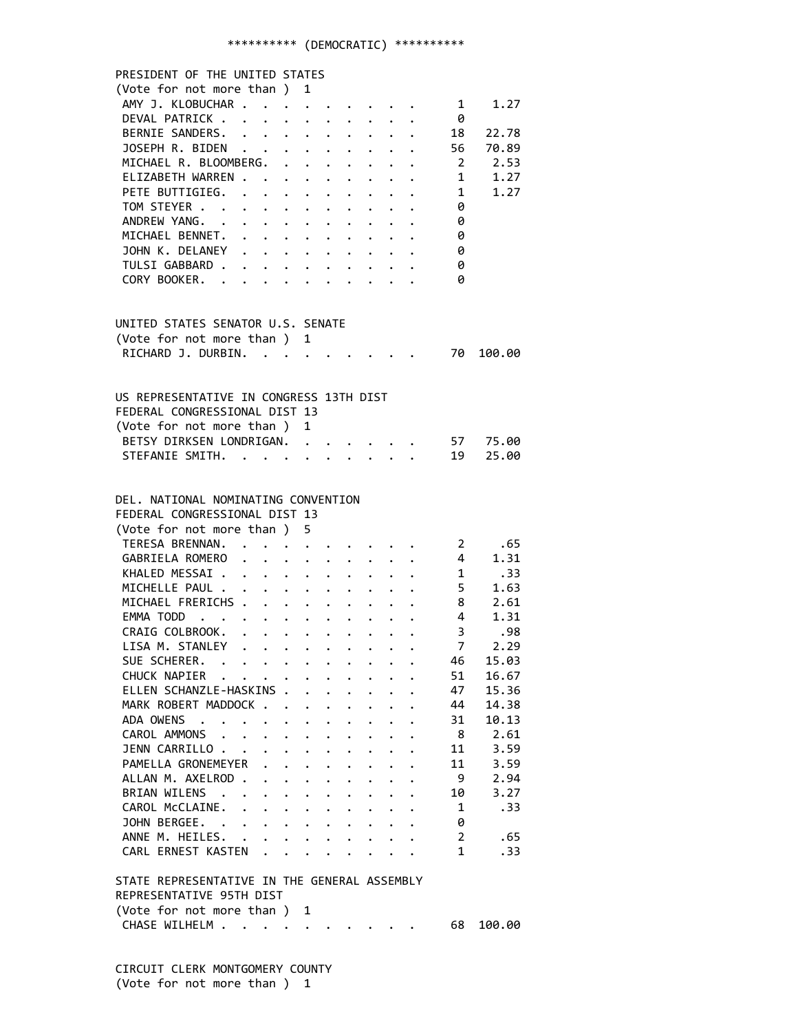********** (DEMOCRATIC) **********

PRESIDENT OF THE UNITED STATES
(Vote for not more than ) 1

| Candidate | Votes | Percent |
|---|---|---|
| AMY J. KLOBUCHAR | 1 | 1.27 |
| DEVAL PATRICK | 0 | |
| BERNIE SANDERS | 18 | 22.78 |
| JOSEPH R. BIDEN | 56 | 70.89 |
| MICHAEL R. BLOOMBERG | 2 | 2.53 |
| ELIZABETH WARREN | 1 | 1.27 |
| PETE BUTTIGIEG | 1 | 1.27 |
| TOM STEYER | 0 | |
| ANDREW YANG | 0 | |
| MICHAEL BENNET | 0 | |
| JOHN K. DELANEY | 0 | |
| TULSI GABBARD | 0 | |
| CORY BOOKER | 0 | |

UNITED STATES SENATOR U.S. SENATE
(Vote for not more than ) 1

| Candidate | Votes | Percent |
|---|---|---|
| RICHARD J. DURBIN | 70 | 100.00 |

US REPRESENTATIVE IN CONGRESS 13TH DIST
FEDERAL CONGRESSIONAL DIST 13
(Vote for not more than ) 1

| Candidate | Votes | Percent |
|---|---|---|
| BETSY DIRKSEN LONDRIGAN | 57 | 75.00 |
| STEFANIE SMITH | 19 | 25.00 |

DEL. NATIONAL NOMINATING CONVENTION
FEDERAL CONGRESSIONAL DIST 13
(Vote for not more than ) 5

| Candidate | Votes | Percent |
|---|---|---|
| TERESA BRENNAN | 2 | .65 |
| GABRIELA ROMERO | 4 | 1.31 |
| KHALED MESSAI | 1 | .33 |
| MICHELLE PAUL | 5 | 1.63 |
| MICHAEL FRERICHS | 8 | 2.61 |
| EMMA TODD | 4 | 1.31 |
| CRAIG COLBROOK | 3 | .98 |
| LISA M. STANLEY | 7 | 2.29 |
| SUE SCHERER | 46 | 15.03 |
| CHUCK NAPIER | 51 | 16.67 |
| ELLEN SCHANZLE-HASKINS | 47 | 15.36 |
| MARK ROBERT MADDOCK | 44 | 14.38 |
| ADA OWENS | 31 | 10.13 |
| CAROL AMMONS | 8 | 2.61 |
| JENN CARRILLO | 11 | 3.59 |
| PAMELLA GRONEMEYER | 11 | 3.59 |
| ALLAN M. AXELROD | 9 | 2.94 |
| BRIAN WILENS | 10 | 3.27 |
| CAROL McCLAINE | 1 | .33 |
| JOHN BERGEE | 0 | |
| ANNE M. HEILES | 2 | .65 |
| CARL ERNEST KASTEN | 1 | .33 |

STATE REPRESENTATIVE IN THE GENERAL ASSEMBLY
REPRESENTATIVE 95TH DIST
(Vote for not more than ) 1

| Candidate | Votes | Percent |
|---|---|---|
| CHASE WILHELM | 68 | 100.00 |

CIRCUIT CLERK MONTGOMERY COUNTY
(Vote for not more than ) 1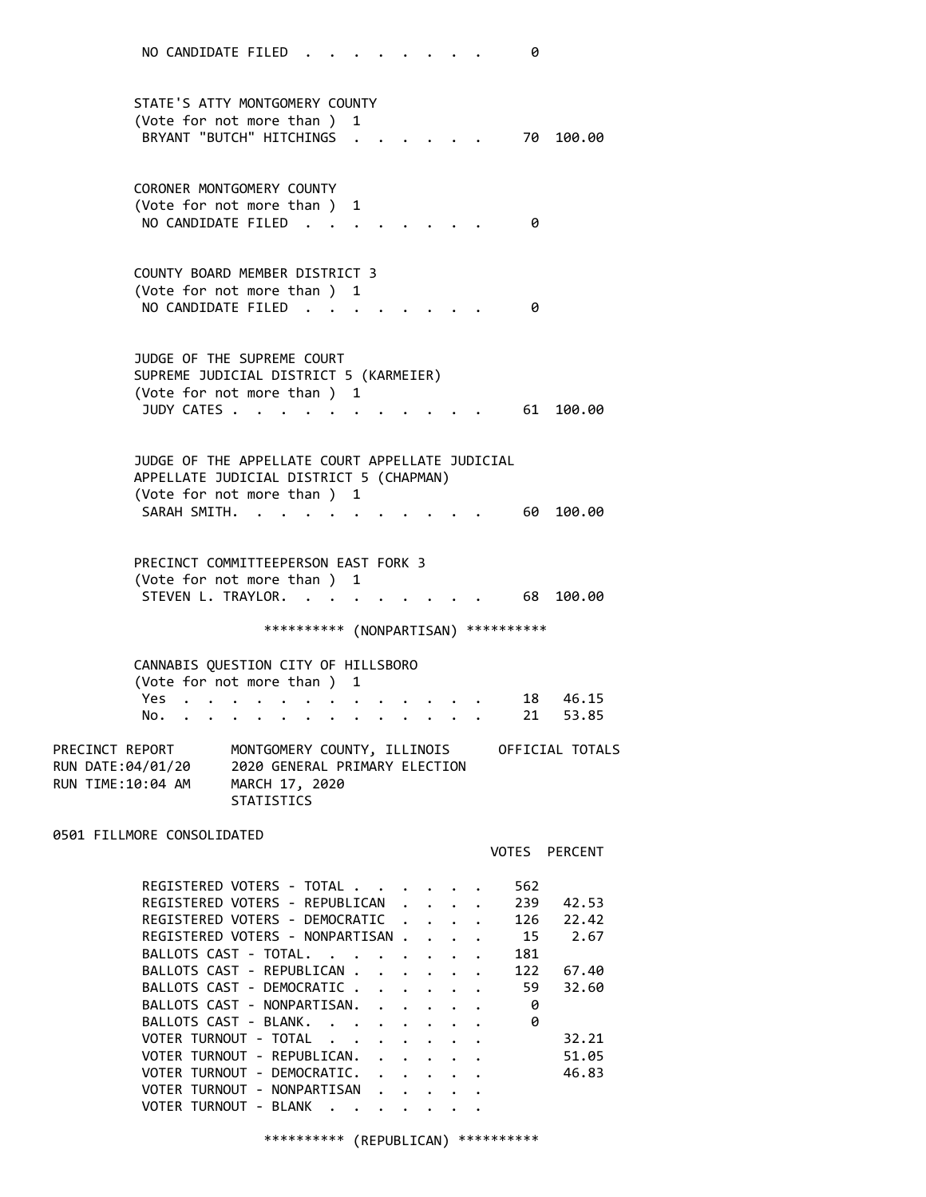NO CANDIDATE FILED . . . . . . . . . 0

STATE'S ATTY MONTGOMERY COUNTY
(Vote for not more than ) 1

| | VOTES | PERCENT |
|---|---|---|
| BRYANT "BUTCH" HITCHINGS . . . . . . . | 70 | 100.00 |

CORONER MONTGOMERY COUNTY
(Vote for not more than ) 1

| | VOTES | PERCENT |
|---|---|---|
| NO CANDIDATE FILED . . . . . . . . . | 0 | |

COUNTY BOARD MEMBER DISTRICT 3
(Vote for not more than ) 1

| | VOTES | PERCENT |
|---|---|---|
| NO CANDIDATE FILED . . . . . . . . . | 0 | |

JUDGE OF THE SUPREME COURT
SUPREME JUDICIAL DISTRICT 5 (KARMEIER)
(Vote for not more than ) 1

| | VOTES | PERCENT |
|---|---|---|
| JUDY CATES . . . . . . . . . . . . | 61 | 100.00 |

JUDGE OF THE APPELLATE COURT APPELLATE JUDICIAL
APPELLATE JUDICIAL DISTRICT 5 (CHAPMAN)
(Vote for not more than ) 1

| | VOTES | PERCENT |
|---|---|---|
| SARAH SMITH. . . . . . . . . . . . | 60 | 100.00 |

PRECINCT COMMITTEEPERSON EAST FORK 3
(Vote for not more than ) 1

| | VOTES | PERCENT |
|---|---|---|
| STEVEN L. TRAYLOR. . . . . . . . . . | 68 | 100.00 |

********** (NONPARTISAN) **********

CANNABIS QUESTION CITY OF HILLSBORO
(Vote for not more than ) 1

| | VOTES | PERCENT |
|---|---|---|
| Yes . . . . . . . . . . . . . . . | 18 | 46.15 |
| No. . . . . . . . . . . . . . . . | 21 | 53.85 |

PRECINCT REPORT — MONTGOMERY COUNTY, ILLINOIS — OFFICIAL TOTALS
RUN DATE:04/01/20 — 2020 GENERAL PRIMARY ELECTION
RUN TIME:10:04 AM — MARCH 17, 2020
STATISTICS

0501 FILLMORE CONSOLIDATED

| | VOTES | PERCENT |
|---|---|---|
| REGISTERED VOTERS - TOTAL . . . . . . . | 562 | |
| REGISTERED VOTERS - REPUBLICAN . . . . | 239 | 42.53 |
| REGISTERED VOTERS - DEMOCRATIC . . . . | 126 | 22.42 |
| REGISTERED VOTERS - NONPARTISAN . . . . | 15 | 2.67 |
| BALLOTS CAST - TOTAL. . . . . . . . . | 181 | |
| BALLOTS CAST - REPUBLICAN . . . . . . . | 122 | 67.40 |
| BALLOTS CAST - DEMOCRATIC . . . . . . . | 59 | 32.60 |
| BALLOTS CAST - NONPARTISAN. . . . . . . | 0 | |
| BALLOTS CAST - BLANK. . . . . . . . . | 0 | |
| VOTER TURNOUT - TOTAL . . . . . . . . | | 32.21 |
| VOTER TURNOUT - REPUBLICAN. . . . . . . | | 51.05 |
| VOTER TURNOUT - DEMOCRATIC. . . . . . . | | 46.83 |
| VOTER TURNOUT - NONPARTISAN . . . . . . | | |
| VOTER TURNOUT - BLANK . . . . . . . . | | |

********** (REPUBLICAN) **********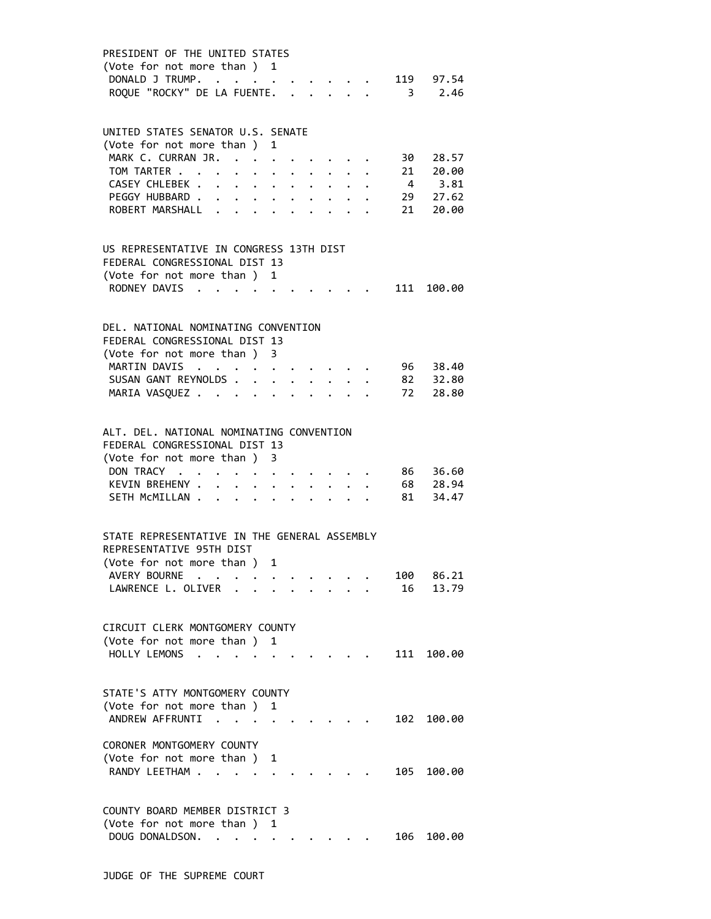PRESIDENT OF THE UNITED STATES
(Vote for not more than ) 1

| Candidate | Votes | Percent |
|---|---|---|
| DONALD J TRUMP | 119 | 97.54 |
| ROQUE "ROCKY" DE LA FUENTE | 3 | 2.46 |

UNITED STATES SENATOR U.S. SENATE
(Vote for not more than ) 1

| Candidate | Votes | Percent |
|---|---|---|
| MARK C. CURRAN JR. | 30 | 28.57 |
| TOM TARTER | 21 | 20.00 |
| CASEY CHLEBEK | 4 | 3.81 |
| PEGGY HUBBARD | 29 | 27.62 |
| ROBERT MARSHALL | 21 | 20.00 |

US REPRESENTATIVE IN CONGRESS 13TH DIST
FEDERAL CONGRESSIONAL DIST 13
(Vote for not more than ) 1

| Candidate | Votes | Percent |
|---|---|---|
| RODNEY DAVIS | 111 | 100.00 |

DEL. NATIONAL NOMINATING CONVENTION
FEDERAL CONGRESSIONAL DIST 13
(Vote for not more than ) 3

| Candidate | Votes | Percent |
|---|---|---|
| MARTIN DAVIS | 96 | 38.40 |
| SUSAN GANT REYNOLDS | 82 | 32.80 |
| MARIA VASQUEZ | 72 | 28.80 |

ALT. DEL. NATIONAL NOMINATING CONVENTION
FEDERAL CONGRESSIONAL DIST 13
(Vote for not more than ) 3

| Candidate | Votes | Percent |
|---|---|---|
| DON TRACY | 86 | 36.60 |
| KEVIN BREHENY | 68 | 28.94 |
| SETH McMILLAN | 81 | 34.47 |

STATE REPRESENTATIVE IN THE GENERAL ASSEMBLY
REPRESENTATIVE 95TH DIST
(Vote for not more than ) 1

| Candidate | Votes | Percent |
|---|---|---|
| AVERY BOURNE | 100 | 86.21 |
| LAWRENCE L. OLIVER | 16 | 13.79 |

CIRCUIT CLERK MONTGOMERY COUNTY
(Vote for not more than ) 1

| Candidate | Votes | Percent |
|---|---|---|
| HOLLY LEMONS | 111 | 100.00 |

STATE'S ATTY MONTGOMERY COUNTY
(Vote for not more than ) 1

| Candidate | Votes | Percent |
|---|---|---|
| ANDREW AFFRUNTI | 102 | 100.00 |

CORONER MONTGOMERY COUNTY
(Vote for not more than ) 1

| Candidate | Votes | Percent |
|---|---|---|
| RANDY LEETHAM | 105 | 100.00 |

COUNTY BOARD MEMBER DISTRICT 3
(Vote for not more than ) 1

| Candidate | Votes | Percent |
|---|---|---|
| DOUG DONALDSON | 106 | 100.00 |

JUDGE OF THE SUPREME COURT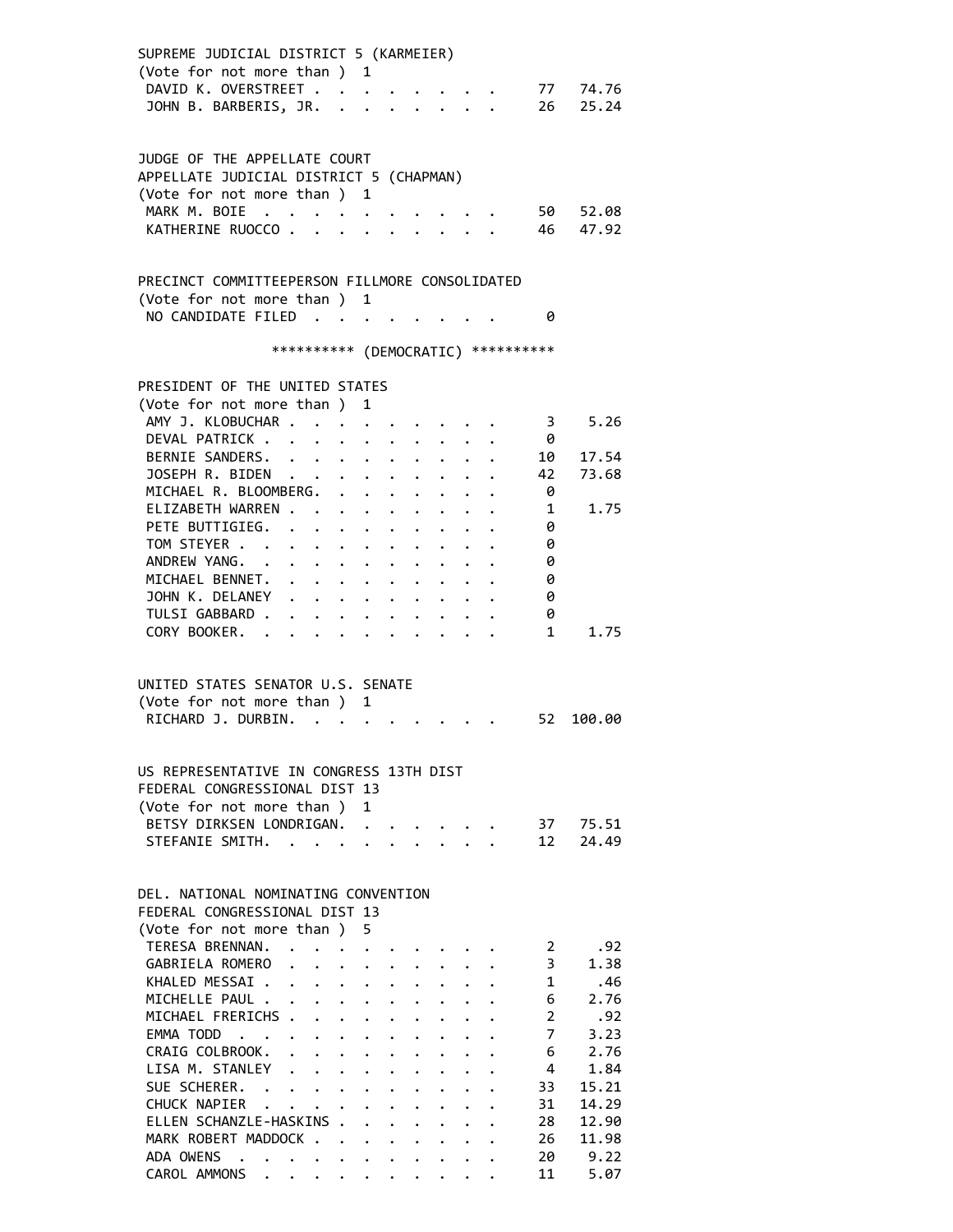SUPREME JUDICIAL DISTRICT 5 (KARMEIER)
(Vote for not more than ) 1

| Candidate | Votes | Percent |
|---|---|---|
| DAVID K. OVERSTREET | 77 | 74.76 |
| JOHN B. BARBERIS, JR. | 26 | 25.24 |

JUDGE OF THE APPELLATE COURT
APPELLATE JUDICIAL DISTRICT 5 (CHAPMAN)
(Vote for not more than ) 1

| Candidate | Votes | Percent |
|---|---|---|
| MARK M. BOIE | 50 | 52.08 |
| KATHERINE RUOCCO | 46 | 47.92 |

PRECINCT COMMITTEEPERSON FILLMORE CONSOLIDATED
(Vote for not more than ) 1

| Candidate | Votes | Percent |
|---|---|---|
| NO CANDIDATE FILED | 0 | |

********** (DEMOCRATIC) **********

PRESIDENT OF THE UNITED STATES
(Vote for not more than ) 1

| Candidate | Votes | Percent |
|---|---|---|
| AMY J. KLOBUCHAR | 3 | 5.26 |
| DEVAL PATRICK | 0 | |
| BERNIE SANDERS | 10 | 17.54 |
| JOSEPH R. BIDEN | 42 | 73.68 |
| MICHAEL R. BLOOMBERG | 0 | |
| ELIZABETH WARREN | 1 | 1.75 |
| PETE BUTTIGIEG | 0 | |
| TOM STEYER | 0 | |
| ANDREW YANG | 0 | |
| MICHAEL BENNET | 0 | |
| JOHN K. DELANEY | 0 | |
| TULSI GABBARD | 0 | |
| CORY BOOKER | 1 | 1.75 |

UNITED STATES SENATOR U.S. SENATE
(Vote for not more than ) 1

| Candidate | Votes | Percent |
|---|---|---|
| RICHARD J. DURBIN | 52 | 100.00 |

US REPRESENTATIVE IN CONGRESS 13TH DIST
FEDERAL CONGRESSIONAL DIST 13
(Vote for not more than ) 1

| Candidate | Votes | Percent |
|---|---|---|
| BETSY DIRKSEN LONDRIGAN | 37 | 75.51 |
| STEFANIE SMITH | 12 | 24.49 |

DEL. NATIONAL NOMINATING CONVENTION
FEDERAL CONGRESSIONAL DIST 13
(Vote for not more than ) 5

| Candidate | Votes | Percent |
|---|---|---|
| TERESA BRENNAN | 2 | .92 |
| GABRIELA ROMERO | 3 | 1.38 |
| KHALED MESSAI | 1 | .46 |
| MICHELLE PAUL | 6 | 2.76 |
| MICHAEL FRERICHS | 2 | .92 |
| EMMA TODD | 7 | 3.23 |
| CRAIG COLBROOK | 6 | 2.76 |
| LISA M. STANLEY | 4 | 1.84 |
| SUE SCHERER | 33 | 15.21 |
| CHUCK NAPIER | 31 | 14.29 |
| ELLEN SCHANZLE-HASKINS | 28 | 12.90 |
| MARK ROBERT MADDOCK | 26 | 11.98 |
| ADA OWENS | 20 | 9.22 |
| CAROL AMMONS | 11 | 5.07 |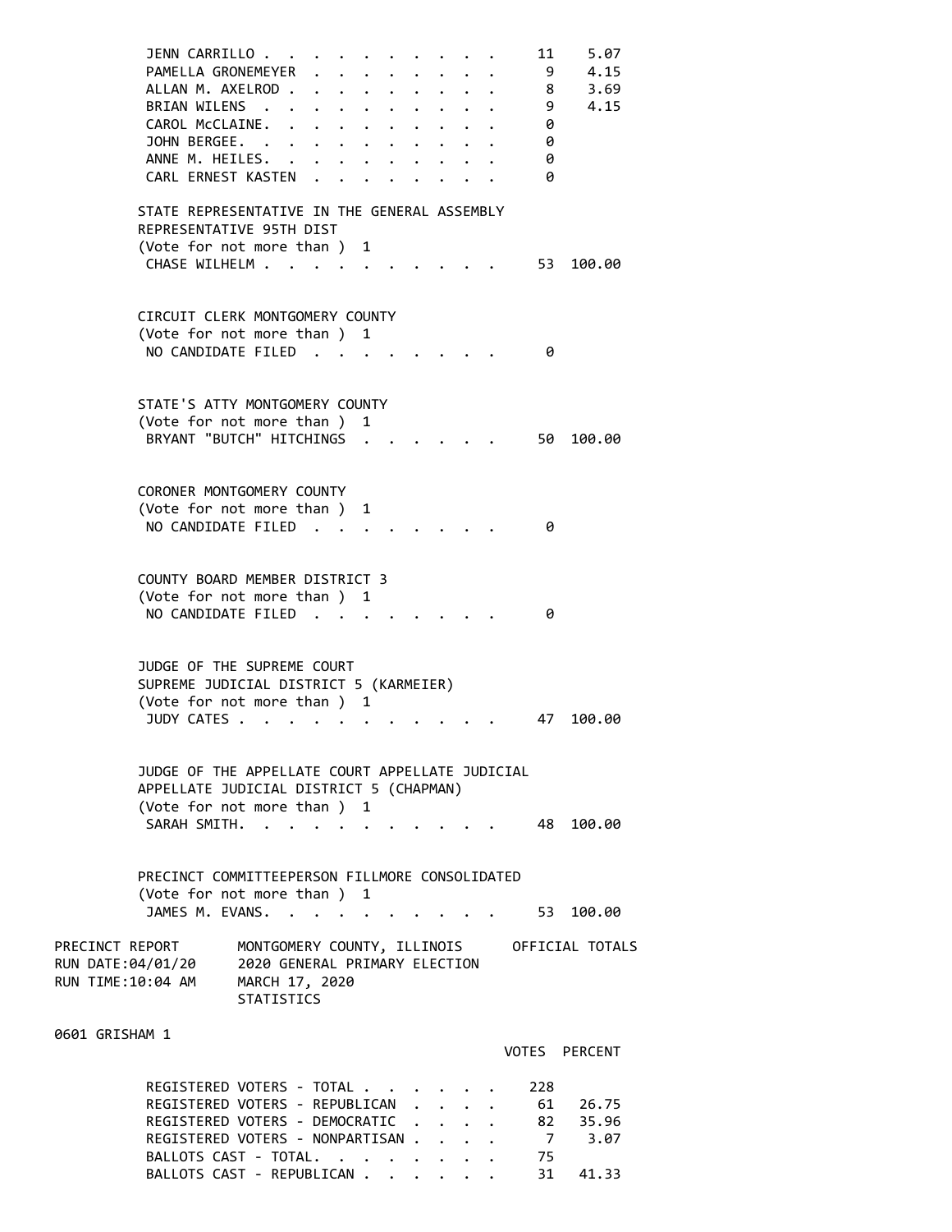| | VOTES | PERCENT |
|---|---|---|
| JENN CARRILLO | 11 | 5.07 |
| PAMELLA GRONEMEYER | 9 | 4.15 |
| ALLAN M. AXELROD | 8 | 3.69 |
| BRIAN WILENS | 9 | 4.15 |
| CAROL McCLAINE. | 0 | |
| JOHN BERGEE. | 0 | |
| ANNE M. HEILES. | 0 | |
| CARL ERNEST KASTEN | 0 | |

STATE REPRESENTATIVE IN THE GENERAL ASSEMBLY
REPRESENTATIVE 95TH DIST
(Vote for not more than ) 1

| | VOTES | PERCENT |
|---|---|---|
| CHASE WILHELM | 53 | 100.00 |

CIRCUIT CLERK MONTGOMERY COUNTY
(Vote for not more than ) 1

| | VOTES | PERCENT |
|---|---|---|
| NO CANDIDATE FILED | 0 | |

STATE'S ATTY MONTGOMERY COUNTY
(Vote for not more than ) 1

| | VOTES | PERCENT |
|---|---|---|
| BRYANT "BUTCH" HITCHINGS | 50 | 100.00 |

CORONER MONTGOMERY COUNTY
(Vote for not more than ) 1

| | VOTES | PERCENT |
|---|---|---|
| NO CANDIDATE FILED | 0 | |

COUNTY BOARD MEMBER DISTRICT 3
(Vote for not more than ) 1

| | VOTES | PERCENT |
|---|---|---|
| NO CANDIDATE FILED | 0 | |

JUDGE OF THE SUPREME COURT
SUPREME JUDICIAL DISTRICT 5 (KARMEIER)
(Vote for not more than ) 1

| | VOTES | PERCENT |
|---|---|---|
| JUDY CATES | 47 | 100.00 |

JUDGE OF THE APPELLATE COURT APPELLATE JUDICIAL
APPELLATE JUDICIAL DISTRICT 5 (CHAPMAN)
(Vote for not more than ) 1

| | VOTES | PERCENT |
|---|---|---|
| SARAH SMITH. | 48 | 100.00 |

PRECINCT COMMITTEEPERSON FILLMORE CONSOLIDATED
(Vote for not more than ) 1

| | VOTES | PERCENT |
|---|---|---|
| JAMES M. EVANS. | 53 | 100.00 |

PRECINCT REPORT — MONTGOMERY COUNTY, ILLINOIS — OFFICIAL TOTALS
RUN DATE:04/01/20 — 2020 GENERAL PRIMARY ELECTION
RUN TIME:10:04 AM — MARCH 17, 2020
STATISTICS

0601 GRISHAM 1

| | VOTES | PERCENT |
|---|---|---|
| REGISTERED VOTERS - TOTAL | 228 | |
| REGISTERED VOTERS - REPUBLICAN | 61 | 26.75 |
| REGISTERED VOTERS - DEMOCRATIC | 82 | 35.96 |
| REGISTERED VOTERS - NONPARTISAN | 7 | 3.07 |
| BALLOTS CAST - TOTAL. | 75 | |
| BALLOTS CAST - REPUBLICAN | 31 | 41.33 |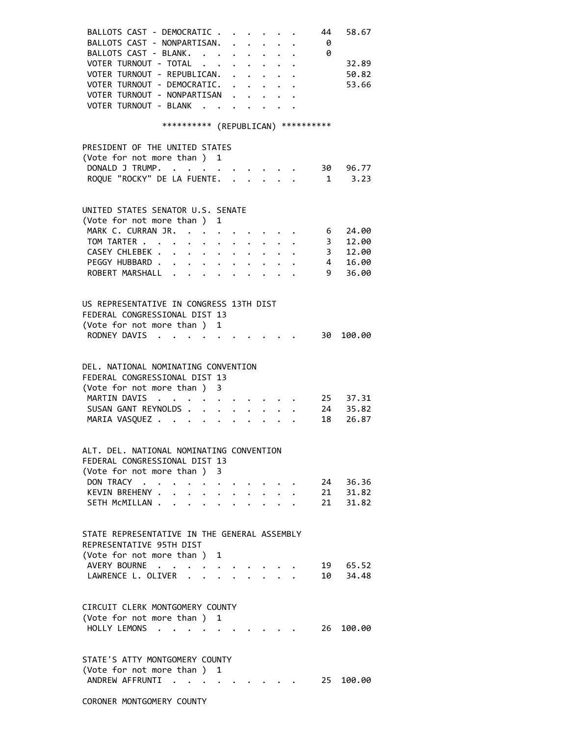| | | |
|---|---|---|
| BALLOTS CAST - DEMOCRATIC | 44 | 58.67 |
| BALLOTS CAST - NONPARTISAN | 0 | |
| BALLOTS CAST - BLANK | 0 | |
| VOTER TURNOUT - TOTAL | | 32.89 |
| VOTER TURNOUT - REPUBLICAN | | 50.82 |
| VOTER TURNOUT - DEMOCRATIC | | 53.66 |
| VOTER TURNOUT - NONPARTISAN | | |
| VOTER TURNOUT - BLANK | | |

********** (REPUBLICAN) **********

PRESIDENT OF THE UNITED STATES
(Vote for not more than ) 1

| Candidate | Votes | Percent |
|---|---|---|
| DONALD J TRUMP | 30 | 96.77 |
| ROQUE "ROCKY" DE LA FUENTE | 1 | 3.23 |

UNITED STATES SENATOR U.S. SENATE
(Vote for not more than ) 1

| Candidate | Votes | Percent |
|---|---|---|
| MARK C. CURRAN JR. | 6 | 24.00 |
| TOM TARTER | 3 | 12.00 |
| CASEY CHLEBEK | 3 | 12.00 |
| PEGGY HUBBARD | 4 | 16.00 |
| ROBERT MARSHALL | 9 | 36.00 |

US REPRESENTATIVE IN CONGRESS 13TH DIST
FEDERAL CONGRESSIONAL DIST 13
(Vote for not more than ) 1

| Candidate | Votes | Percent |
|---|---|---|
| RODNEY DAVIS | 30 | 100.00 |

DEL. NATIONAL NOMINATING CONVENTION
FEDERAL CONGRESSIONAL DIST 13
(Vote for not more than ) 3

| Candidate | Votes | Percent |
|---|---|---|
| MARTIN DAVIS | 25 | 37.31 |
| SUSAN GANT REYNOLDS | 24 | 35.82 |
| MARIA VASQUEZ | 18 | 26.87 |

ALT. DEL. NATIONAL NOMINATING CONVENTION
FEDERAL CONGRESSIONAL DIST 13
(Vote for not more than ) 3

| Candidate | Votes | Percent |
|---|---|---|
| DON TRACY | 24 | 36.36 |
| KEVIN BREHENY | 21 | 31.82 |
| SETH McMILLAN | 21 | 31.82 |

STATE REPRESENTATIVE IN THE GENERAL ASSEMBLY
REPRESENTATIVE 95TH DIST
(Vote for not more than ) 1

| Candidate | Votes | Percent |
|---|---|---|
| AVERY BOURNE | 19 | 65.52 |
| LAWRENCE L. OLIVER | 10 | 34.48 |

CIRCUIT CLERK MONTGOMERY COUNTY
(Vote for not more than ) 1

| Candidate | Votes | Percent |
|---|---|---|
| HOLLY LEMONS | 26 | 100.00 |

STATE'S ATTY MONTGOMERY COUNTY
(Vote for not more than ) 1

| Candidate | Votes | Percent |
|---|---|---|
| ANDREW AFFRUNTI | 25 | 100.00 |

CORONER MONTGOMERY COUNTY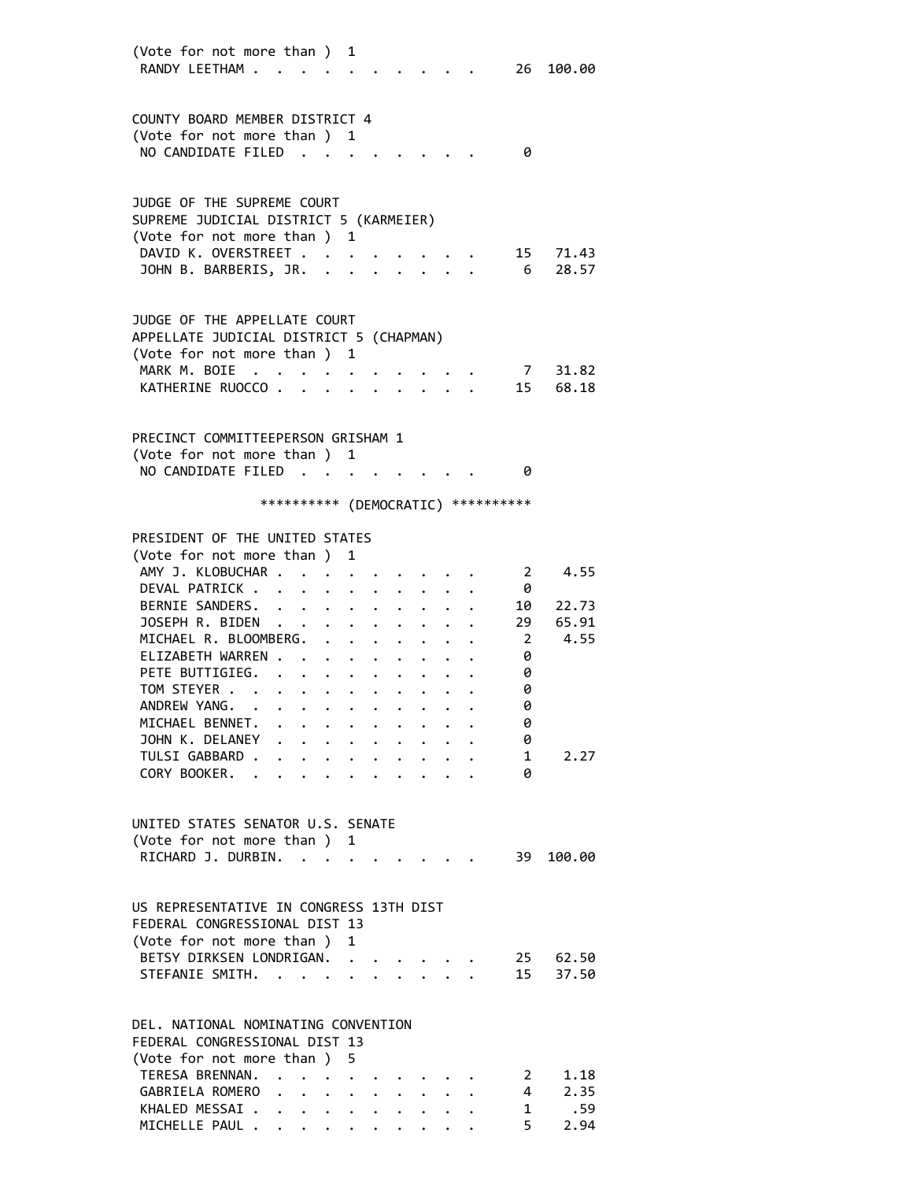(Vote for not more than ) 1

| Candidate | Votes | Percent |
|---|---|---|
| RANDY LEETHAM | 26 | 100.00 |

COUNTY BOARD MEMBER DISTRICT 4
(Vote for not more than ) 1

| Candidate | Votes | Percent |
|---|---|---|
| NO CANDIDATE FILED | 0 | |

JUDGE OF THE SUPREME COURT
SUPREME JUDICIAL DISTRICT 5 (KARMEIER)
(Vote for not more than ) 1

| Candidate | Votes | Percent |
|---|---|---|
| DAVID K. OVERSTREET | 15 | 71.43 |
| JOHN B. BARBERIS, JR. | 6 | 28.57 |

JUDGE OF THE APPELLATE COURT
APPELLATE JUDICIAL DISTRICT 5 (CHAPMAN)
(Vote for not more than ) 1

| Candidate | Votes | Percent |
|---|---|---|
| MARK M. BOIE | 7 | 31.82 |
| KATHERINE RUOCCO | 15 | 68.18 |

PRECINCT COMMITTEEPERSON GRISHAM 1
(Vote for not more than ) 1

| Candidate | Votes | Percent |
|---|---|---|
| NO CANDIDATE FILED | 0 | |

********** (DEMOCRATIC) **********

PRESIDENT OF THE UNITED STATES
(Vote for not more than ) 1

| Candidate | Votes | Percent |
|---|---|---|
| AMY J. KLOBUCHAR | 2 | 4.55 |
| DEVAL PATRICK | 0 | |
| BERNIE SANDERS | 10 | 22.73 |
| JOSEPH R. BIDEN | 29 | 65.91 |
| MICHAEL R. BLOOMBERG | 2 | 4.55 |
| ELIZABETH WARREN | 0 | |
| PETE BUTTIGIEG | 0 | |
| TOM STEYER | 0 | |
| ANDREW YANG | 0 | |
| MICHAEL BENNET | 0 | |
| JOHN K. DELANEY | 0 | |
| TULSI GABBARD | 1 | 2.27 |
| CORY BOOKER | 0 | |

UNITED STATES SENATOR U.S. SENATE
(Vote for not more than ) 1

| Candidate | Votes | Percent |
|---|---|---|
| RICHARD J. DURBIN | 39 | 100.00 |

US REPRESENTATIVE IN CONGRESS 13TH DIST
FEDERAL CONGRESSIONAL DIST 13
(Vote for not more than ) 1

| Candidate | Votes | Percent |
|---|---|---|
| BETSY DIRKSEN LONDRIGAN | 25 | 62.50 |
| STEFANIE SMITH | 15 | 37.50 |

DEL. NATIONAL NOMINATING CONVENTION
FEDERAL CONGRESSIONAL DIST 13
(Vote for not more than ) 5

| Candidate | Votes | Percent |
|---|---|---|
| TERESA BRENNAN | 2 | 1.18 |
| GABRIELA ROMERO | 4 | 2.35 |
| KHALED MESSAI | 1 | .59 |
| MICHELLE PAUL | 5 | 2.94 |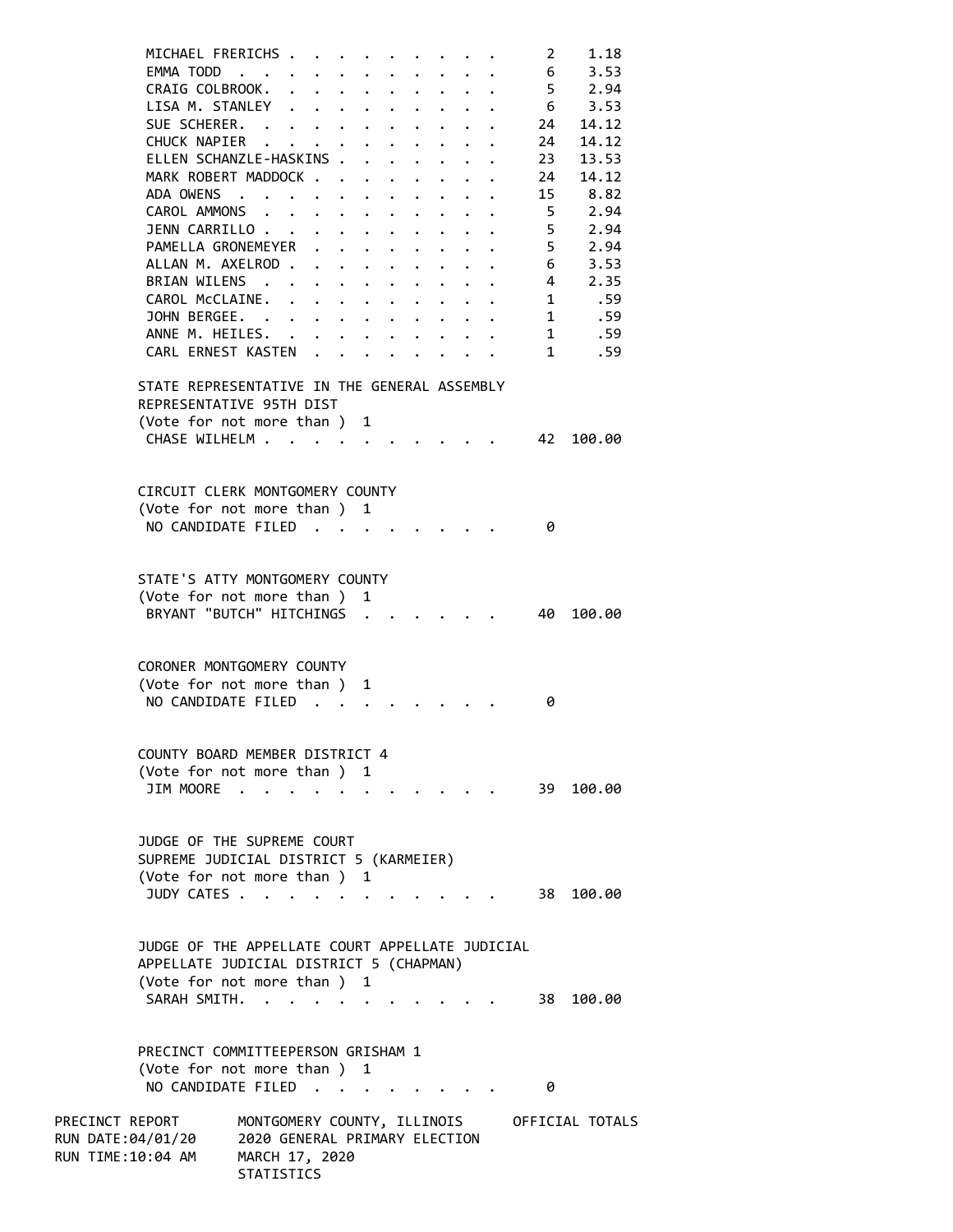| | | |
|---|---|---|
| MICHAEL FRERICHS | 2 | 1.18 |
| EMMA TODD | 6 | 3.53 |
| CRAIG COLBROOK. | 5 | 2.94 |
| LISA M. STANLEY | 6 | 3.53 |
| SUE SCHERER. | 24 | 14.12 |
| CHUCK NAPIER | 24 | 14.12 |
| ELLEN SCHANZLE-HASKINS | 23 | 13.53 |
| MARK ROBERT MADDOCK | 24 | 14.12 |
| ADA OWENS | 15 | 8.82 |
| CAROL AMMONS | 5 | 2.94 |
| JENN CARRILLO | 5 | 2.94 |
| PAMELLA GRONEMEYER | 5 | 2.94 |
| ALLAN M. AXELROD | 6 | 3.53 |
| BRIAN WILENS | 4 | 2.35 |
| CAROL McCLAINE. | 1 | .59 |
| JOHN BERGEE. | 1 | .59 |
| ANNE M. HEILES. | 1 | .59 |
| CARL ERNEST KASTEN | 1 | .59 |

STATE REPRESENTATIVE IN THE GENERAL ASSEMBLY
REPRESENTATIVE 95TH DIST
(Vote for not more than ) 1

| | | |
|---|---|---|
| CHASE WILHELM | 42 | 100.00 |

CIRCUIT CLERK MONTGOMERY COUNTY
(Vote for not more than ) 1

| | | |
|---|---|---|
| NO CANDIDATE FILED | 0 | |

STATE'S ATTY MONTGOMERY COUNTY
(Vote for not more than ) 1

| | | |
|---|---|---|
| BRYANT "BUTCH" HITCHINGS | 40 | 100.00 |

CORONER MONTGOMERY COUNTY
(Vote for not more than ) 1

| | | |
|---|---|---|
| NO CANDIDATE FILED | 0 | |

COUNTY BOARD MEMBER DISTRICT 4
(Vote for not more than ) 1

| | | |
|---|---|---|
| JIM MOORE | 39 | 100.00 |

JUDGE OF THE SUPREME COURT
SUPREME JUDICIAL DISTRICT 5 (KARMEIER)
(Vote for not more than ) 1

| | | |
|---|---|---|
| JUDY CATES | 38 | 100.00 |

JUDGE OF THE APPELLATE COURT APPELLATE JUDICIAL
APPELLATE JUDICIAL DISTRICT 5 (CHAPMAN)
(Vote for not more than ) 1

| | | |
|---|---|---|
| SARAH SMITH. | 38 | 100.00 |

PRECINCT COMMITTEEPERSON GRISHAM 1
(Vote for not more than ) 1

| | | |
|---|---|---|
| NO CANDIDATE FILED | 0 | |

PRECINCT REPORT　　MONTGOMERY COUNTY, ILLINOIS　　OFFICIAL TOTALS
RUN DATE:04/01/20　　2020 GENERAL PRIMARY ELECTION
RUN TIME:10:04 AM　　MARCH 17, 2020
STATISTICS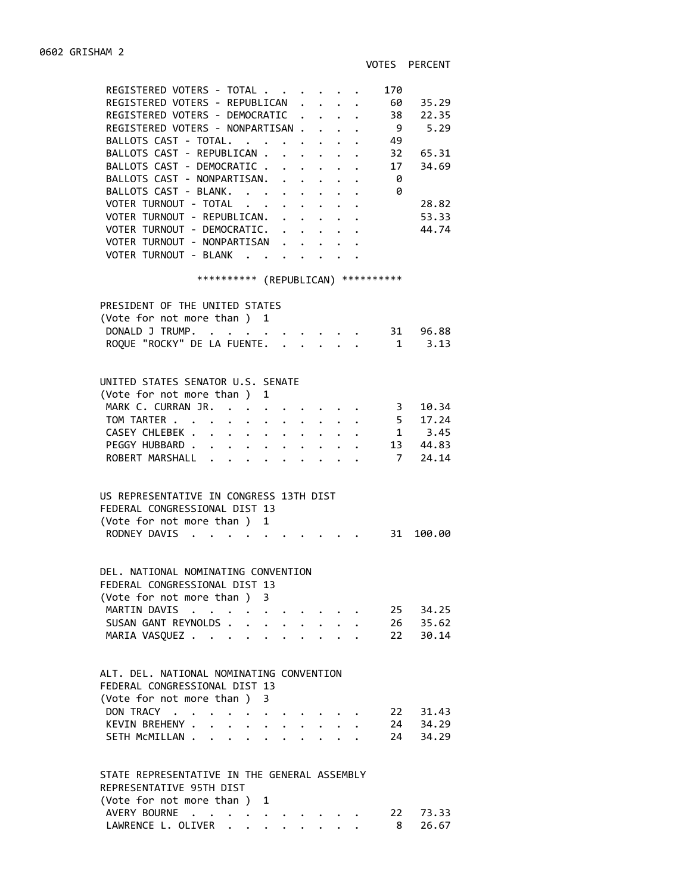## 0602 GRISHAM 2

| | VOTES | PERCENT |
|---|---|---|
| REGISTERED VOTERS - TOTAL | 170 | |
| REGISTERED VOTERS - REPUBLICAN | 60 | 35.29 |
| REGISTERED VOTERS - DEMOCRATIC | 38 | 22.35 |
| REGISTERED VOTERS - NONPARTISAN | 9 | 5.29 |
| BALLOTS CAST - TOTAL. | 49 | |
| BALLOTS CAST - REPUBLICAN | 32 | 65.31 |
| BALLOTS CAST - DEMOCRATIC | 17 | 34.69 |
| BALLOTS CAST - NONPARTISAN. | 0 | |
| BALLOTS CAST - BLANK. | 0 | |
| VOTER TURNOUT - TOTAL | | 28.82 |
| VOTER TURNOUT - REPUBLICAN. | | 53.33 |
| VOTER TURNOUT - DEMOCRATIC. | | 44.74 |
| VOTER TURNOUT - NONPARTISAN | | |
| VOTER TURNOUT - BLANK | | |

********** (REPUBLICAN) **********

**PRESIDENT OF THE UNITED STATES**
(Vote for not more than ) 1

| | VOTES | PERCENT |
|---|---|---|
| DONALD J TRUMP. | 31 | 96.88 |
| ROQUE "ROCKY" DE LA FUENTE. | 1 | 3.13 |

**UNITED STATES SENATOR U.S. SENATE**
(Vote for not more than ) 1

| | VOTES | PERCENT |
|---|---|---|
| MARK C. CURRAN JR. | 3 | 10.34 |
| TOM TARTER | 5 | 17.24 |
| CASEY CHLEBEK | 1 | 3.45 |
| PEGGY HUBBARD | 13 | 44.83 |
| ROBERT MARSHALL | 7 | 24.14 |

**US REPRESENTATIVE IN CONGRESS 13TH DIST**
FEDERAL CONGRESSIONAL DIST 13
(Vote for not more than ) 1

| | VOTES | PERCENT |
|---|---|---|
| RODNEY DAVIS | 31 | 100.00 |

**DEL. NATIONAL NOMINATING CONVENTION**
FEDERAL CONGRESSIONAL DIST 13
(Vote for not more than ) 3

| | VOTES | PERCENT |
|---|---|---|
| MARTIN DAVIS | 25 | 34.25 |
| SUSAN GANT REYNOLDS | 26 | 35.62 |
| MARIA VASQUEZ | 22 | 30.14 |

**ALT. DEL. NATIONAL NOMINATING CONVENTION**
FEDERAL CONGRESSIONAL DIST 13
(Vote for not more than ) 3

| | VOTES | PERCENT |
|---|---|---|
| DON TRACY | 22 | 31.43 |
| KEVIN BREHENY | 24 | 34.29 |
| SETH McMILLAN | 24 | 34.29 |

**STATE REPRESENTATIVE IN THE GENERAL ASSEMBLY**
REPRESENTATIVE 95TH DIST
(Vote for not more than ) 1

| | VOTES | PERCENT |
|---|---|---|
| AVERY BOURNE | 22 | 73.33 |
| LAWRENCE L. OLIVER | 8 | 26.67 |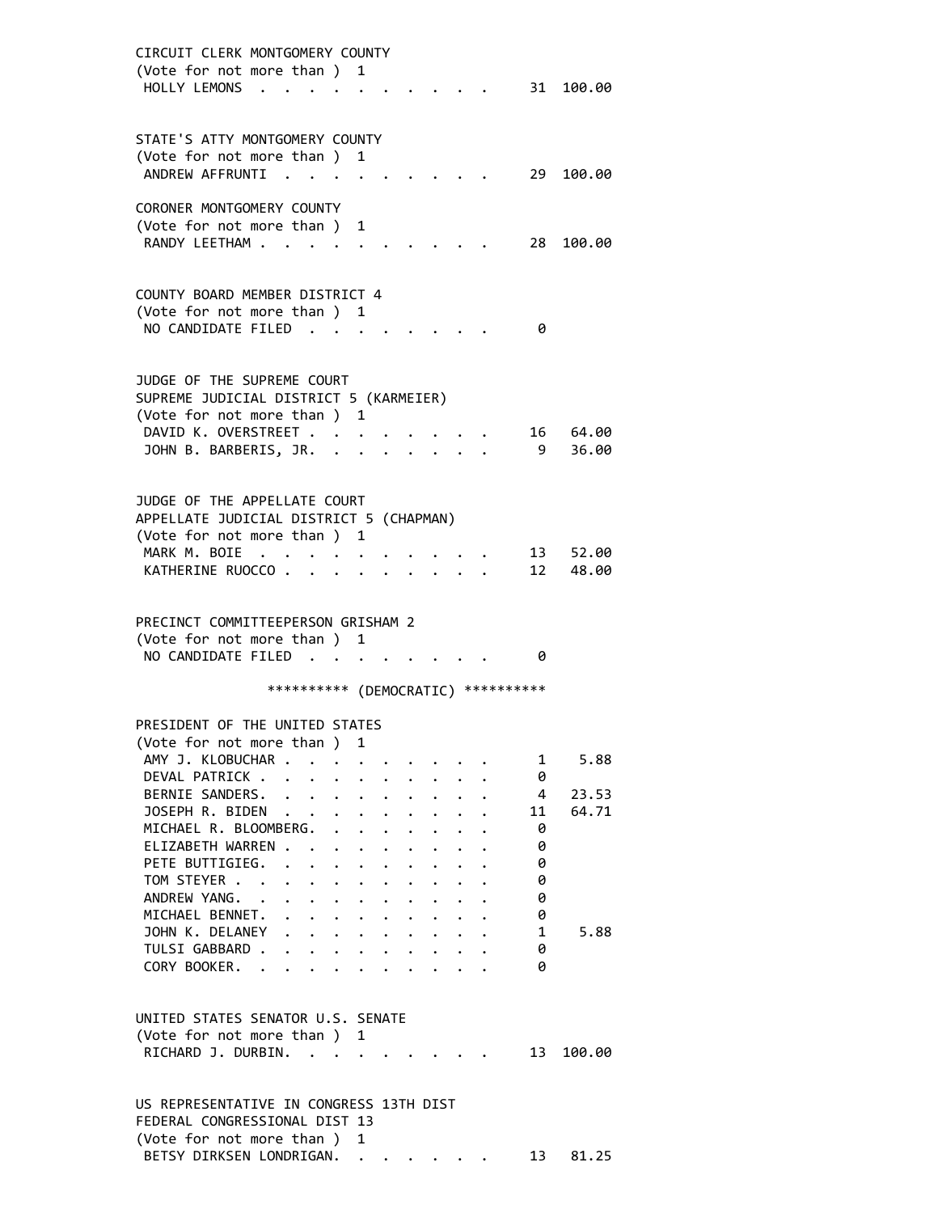CIRCUIT CLERK MONTGOMERY COUNTY
(Vote for not more than ) 1

| | | |
|---|---|---|
| HOLLY LEMONS | 31 | 100.00 |

STATE'S ATTY MONTGOMERY COUNTY
(Vote for not more than ) 1

| | | |
|---|---|---|
| ANDREW AFFRUNTI | 29 | 100.00 |

CORONER MONTGOMERY COUNTY
(Vote for not more than ) 1

| | | |
|---|---|---|
| RANDY LEETHAM | 28 | 100.00 |

COUNTY BOARD MEMBER DISTRICT 4
(Vote for not more than ) 1

| | | |
|---|---|---|
| NO CANDIDATE FILED | 0 | |

JUDGE OF THE SUPREME COURT
SUPREME JUDICIAL DISTRICT 5 (KARMEIER)
(Vote for not more than ) 1

| | | |
|---|---|---|
| DAVID K. OVERSTREET | 16 | 64.00 |
| JOHN B. BARBERIS, JR. | 9 | 36.00 |

JUDGE OF THE APPELLATE COURT
APPELLATE JUDICIAL DISTRICT 5 (CHAPMAN)
(Vote for not more than ) 1

| | | |
|---|---|---|
| MARK M. BOIE | 13 | 52.00 |
| KATHERINE RUOCCO | 12 | 48.00 |

PRECINCT COMMITTEEPERSON GRISHAM 2
(Vote for not more than ) 1

| | | |
|---|---|---|
| NO CANDIDATE FILED | 0 | |

********** (DEMOCRATIC) **********

PRESIDENT OF THE UNITED STATES
(Vote for not more than ) 1

| | | |
|---|---|---|
| AMY J. KLOBUCHAR | 1 | 5.88 |
| DEVAL PATRICK | 0 | |
| BERNIE SANDERS | 4 | 23.53 |
| JOSEPH R. BIDEN | 11 | 64.71 |
| MICHAEL R. BLOOMBERG | 0 | |
| ELIZABETH WARREN | 0 | |
| PETE BUTTIGIEG | 0 | |
| TOM STEYER | 0 | |
| ANDREW YANG | 0 | |
| MICHAEL BENNET | 0 | |
| JOHN K. DELANEY | 1 | 5.88 |
| TULSI GABBARD | 0 | |
| CORY BOOKER | 0 | |

UNITED STATES SENATOR U.S. SENATE
(Vote for not more than ) 1

| | | |
|---|---|---|
| RICHARD J. DURBIN | 13 | 100.00 |

US REPRESENTATIVE IN CONGRESS 13TH DIST
FEDERAL CONGRESSIONAL DIST 13
(Vote for not more than ) 1

| | | |
|---|---|---|
| BETSY DIRKSEN LONDRIGAN | 13 | 81.25 |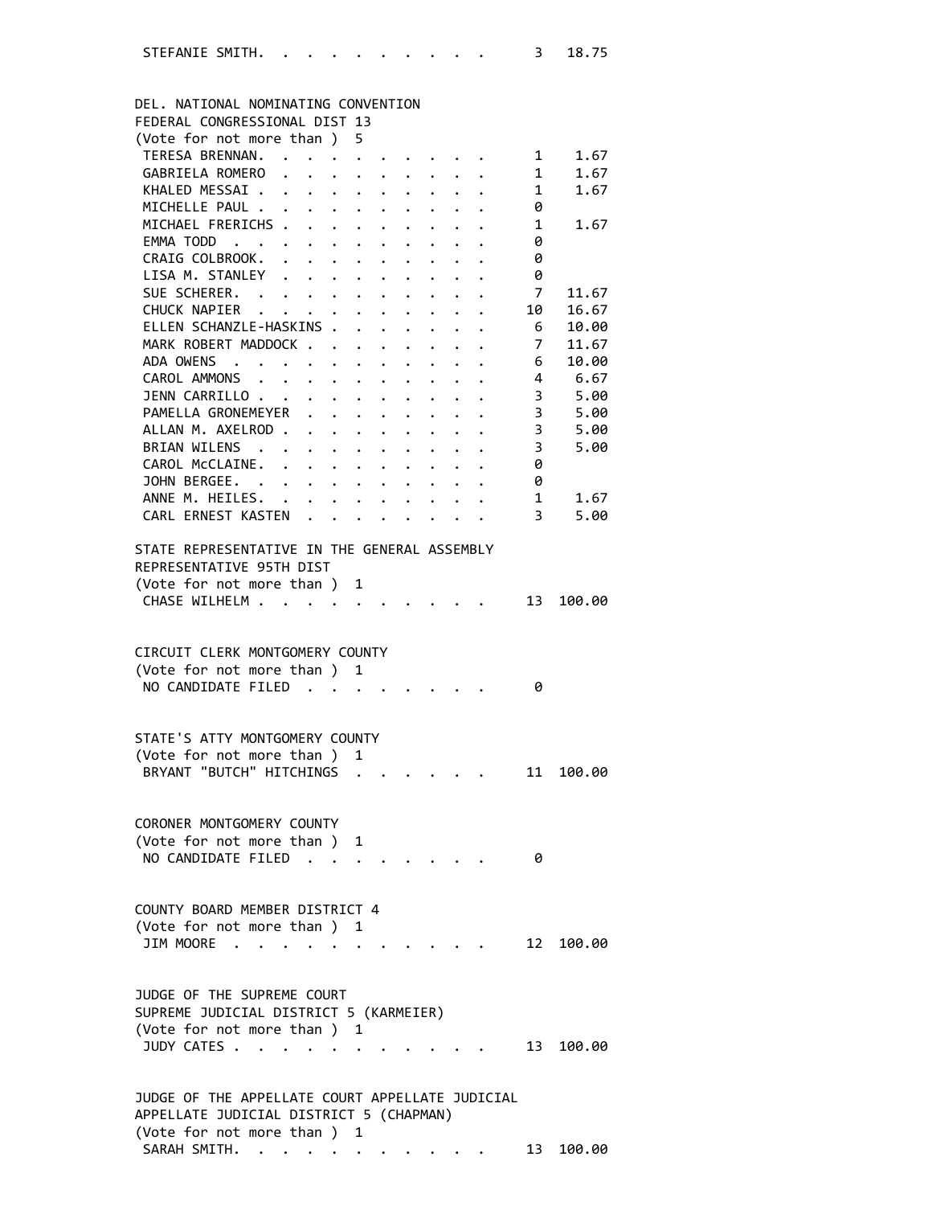| | | |
|---|---|---|
| STEFANIE SMITH. . . . . . . . . . . | 3 | 18.75 |

**DEL. NATIONAL NOMINATING CONVENTION**
**FEDERAL CONGRESSIONAL DIST 13**
(Vote for not more than ) 5

| Candidate | Votes | Percent |
|---|---|---|
| TERESA BRENNAN. . . . . . . . . . . | 1 | 1.67 |
| GABRIELA ROMERO . . . . . . . . . . | 1 | 1.67 |
| KHALED MESSAI . . . . . . . . . . . | 1 | 1.67 |
| MICHELLE PAUL . . . . . . . . . . . | 0 | |
| MICHAEL FRERICHS . . . . . . . . . . | 1 | 1.67 |
| EMMA TODD . . . . . . . . . . . . | 0 | |
| CRAIG COLBROOK. . . . . . . . . . . | 0 | |
| LISA M. STANLEY . . . . . . . . . . | 0 | |
| SUE SCHERER. . . . . . . . . . . . | 7 | 11.67 |
| CHUCK NAPIER . . . . . . . . . . . | 10 | 16.67 |
| ELLEN SCHANZLE-HASKINS . . . . . . . . | 6 | 10.00 |
| MARK ROBERT MADDOCK . . . . . . . . . | 7 | 11.67 |
| ADA OWENS . . . . . . . . . . . . | 6 | 10.00 |
| CAROL AMMONS . . . . . . . . . . . | 4 | 6.67 |
| JENN CARRILLO . . . . . . . . . . . | 3 | 5.00 |
| PAMELLA GRONEMEYER . . . . . . . . . | 3 | 5.00 |
| ALLAN M. AXELROD . . . . . . . . . . | 3 | 5.00 |
| BRIAN WILENS . . . . . . . . . . . | 3 | 5.00 |
| CAROL McCLAINE. . . . . . . . . . . | 0 | |
| JOHN BERGEE. . . . . . . . . . . . | 0 | |
| ANNE M. HEILES. . . . . . . . . . . | 1 | 1.67 |
| CARL ERNEST KASTEN . . . . . . . . . | 3 | 5.00 |

**STATE REPRESENTATIVE IN THE GENERAL ASSEMBLY**
**REPRESENTATIVE 95TH DIST**
(Vote for not more than ) 1

| Candidate | Votes | Percent |
|---|---|---|
| CHASE WILHELM . . . . . . . . . . . | 13 | 100.00 |

**CIRCUIT CLERK MONTGOMERY COUNTY**
(Vote for not more than ) 1

| Candidate | Votes | Percent |
|---|---|---|
| NO CANDIDATE FILED . . . . . . . . . | 0 | |

**STATE'S ATTY MONTGOMERY COUNTY**
(Vote for not more than ) 1

| Candidate | Votes | Percent |
|---|---|---|
| BRYANT "BUTCH" HITCHINGS . . . . . . . | 11 | 100.00 |

**CORONER MONTGOMERY COUNTY**
(Vote for not more than ) 1

| Candidate | Votes | Percent |
|---|---|---|
| NO CANDIDATE FILED . . . . . . . . . | 0 | |

**COUNTY BOARD MEMBER DISTRICT 4**
(Vote for not more than ) 1

| Candidate | Votes | Percent |
|---|---|---|
| JIM MOORE . . . . . . . . . . . . | 12 | 100.00 |

**JUDGE OF THE SUPREME COURT**
**SUPREME JUDICIAL DISTRICT 5 (KARMEIER)**
(Vote for not more than ) 1

| Candidate | Votes | Percent |
|---|---|---|
| JUDY CATES . . . . . . . . . . . . | 13 | 100.00 |

**JUDGE OF THE APPELLATE COURT APPELLATE JUDICIAL**
**APPELLATE JUDICIAL DISTRICT 5 (CHAPMAN)**
(Vote for not more than ) 1

| Candidate | Votes | Percent |
|---|---|---|
| SARAH SMITH. . . . . . . . . . . . | 13 | 100.00 |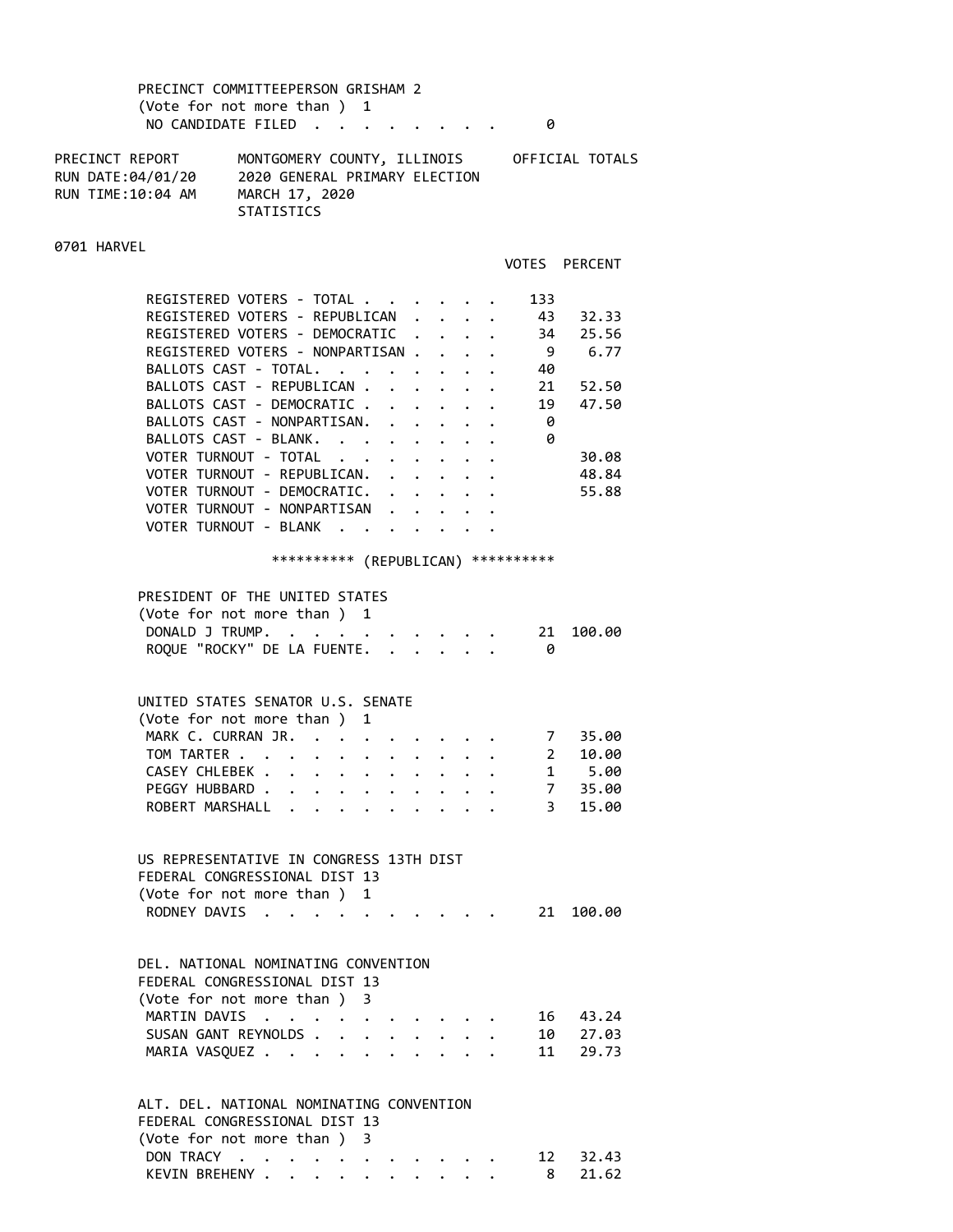PRECINCT COMMITTEEPERSON GRISHAM 2
(Vote for not more than ) 1

| | VOTES | PERCENT |
|---|---|---|
| NO CANDIDATE FILED | 0 | |

PRECINCT REPORT — MONTGOMERY COUNTY, ILLINOIS — OFFICIAL TOTALS
RUN DATE:04/01/20 — 2020 GENERAL PRIMARY ELECTION
RUN TIME:10:04 AM — MARCH 17, 2020
STATISTICS

0701 HARVEL

| | VOTES | PERCENT |
|---|---|---|
| REGISTERED VOTERS - TOTAL | 133 | |
| REGISTERED VOTERS - REPUBLICAN | 43 | 32.33 |
| REGISTERED VOTERS - DEMOCRATIC | 34 | 25.56 |
| REGISTERED VOTERS - NONPARTISAN | 9 | 6.77 |
| BALLOTS CAST - TOTAL | 40 | |
| BALLOTS CAST - REPUBLICAN | 21 | 52.50 |
| BALLOTS CAST - DEMOCRATIC | 19 | 47.50 |
| BALLOTS CAST - NONPARTISAN | 0 | |
| BALLOTS CAST - BLANK | 0 | |
| VOTER TURNOUT - TOTAL | | 30.08 |
| VOTER TURNOUT - REPUBLICAN | | 48.84 |
| VOTER TURNOUT - DEMOCRATIC | | 55.88 |
| VOTER TURNOUT - NONPARTISAN | | |
| VOTER TURNOUT - BLANK | | |

********** (REPUBLICAN) **********

PRESIDENT OF THE UNITED STATES
(Vote for not more than ) 1

| | VOTES | PERCENT |
|---|---|---|
| DONALD J TRUMP | 21 | 100.00 |
| ROQUE "ROCKY" DE LA FUENTE | 0 | |

UNITED STATES SENATOR U.S. SENATE
(Vote for not more than ) 1

| | VOTES | PERCENT |
|---|---|---|
| MARK C. CURRAN JR. | 7 | 35.00 |
| TOM TARTER | 2 | 10.00 |
| CASEY CHLEBEK | 1 | 5.00 |
| PEGGY HUBBARD | 7 | 35.00 |
| ROBERT MARSHALL | 3 | 15.00 |

US REPRESENTATIVE IN CONGRESS 13TH DIST
FEDERAL CONGRESSIONAL DIST 13
(Vote for not more than ) 1

| | VOTES | PERCENT |
|---|---|---|
| RODNEY DAVIS | 21 | 100.00 |

DEL. NATIONAL NOMINATING CONVENTION
FEDERAL CONGRESSIONAL DIST 13
(Vote for not more than ) 3

| | VOTES | PERCENT |
|---|---|---|
| MARTIN DAVIS | 16 | 43.24 |
| SUSAN GANT REYNOLDS | 10 | 27.03 |
| MARIA VASQUEZ | 11 | 29.73 |

ALT. DEL. NATIONAL NOMINATING CONVENTION
FEDERAL CONGRESSIONAL DIST 13
(Vote for not more than ) 3

| | VOTES | PERCENT |
|---|---|---|
| DON TRACY | 12 | 32.43 |
| KEVIN BREHENY | 8 | 21.62 |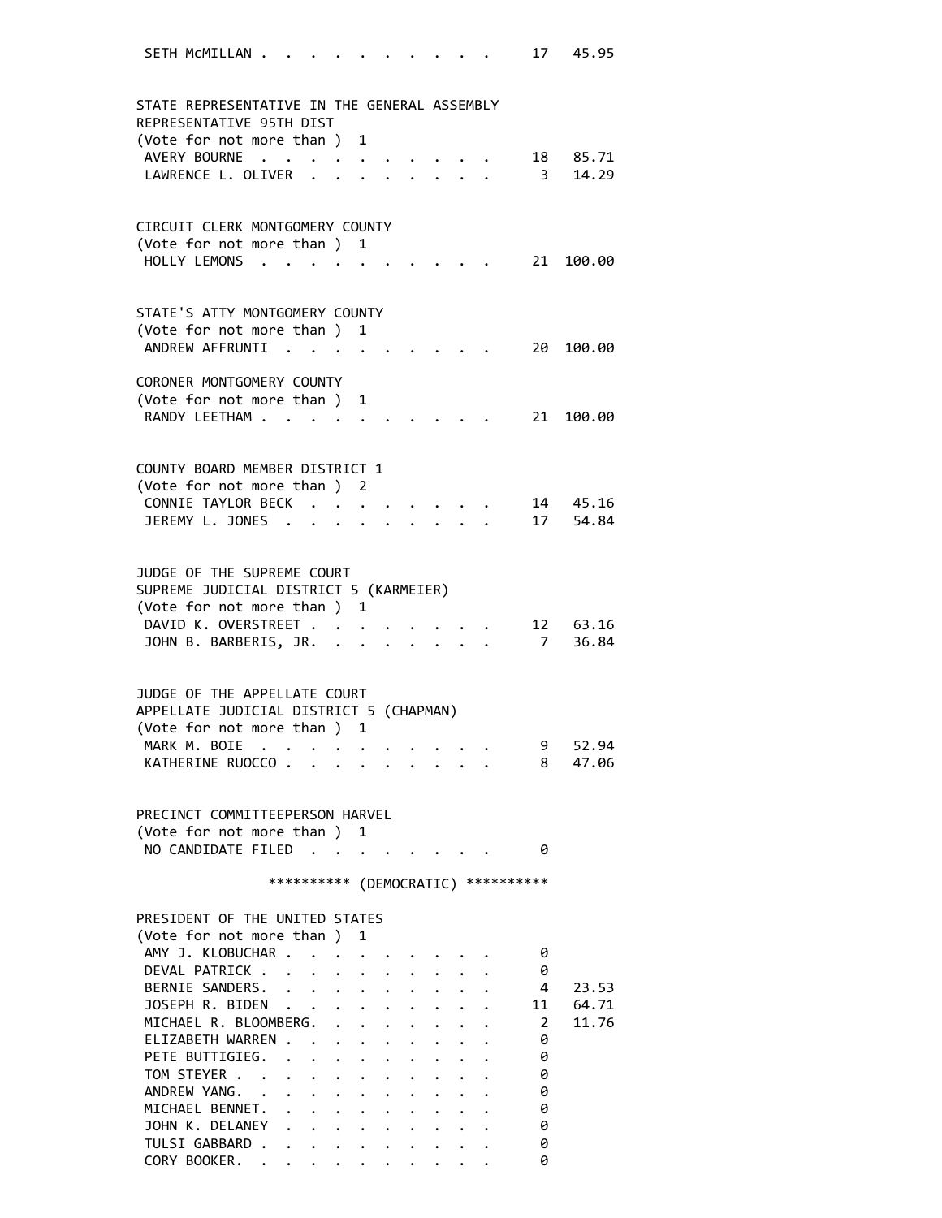SETH McMILLAN . . . . . . . . . . . 17 45.95

STATE REPRESENTATIVE IN THE GENERAL ASSEMBLY
REPRESENTATIVE 95TH DIST
(Vote for not more than ) 1

| Candidate | Votes | Pct |
|---|---|---|
| AVERY BOURNE | 18 | 85.71 |
| LAWRENCE L. OLIVER | 3 | 14.29 |

CIRCUIT CLERK MONTGOMERY COUNTY
(Vote for not more than ) 1

| Candidate | Votes | Pct |
|---|---|---|
| HOLLY LEMONS | 21 | 100.00 |

STATE'S ATTY MONTGOMERY COUNTY
(Vote for not more than ) 1

| Candidate | Votes | Pct |
|---|---|---|
| ANDREW AFFRUNTI | 20 | 100.00 |

CORONER MONTGOMERY COUNTY
(Vote for not more than ) 1

| Candidate | Votes | Pct |
|---|---|---|
| RANDY LEETHAM | 21 | 100.00 |

COUNTY BOARD MEMBER DISTRICT 1
(Vote for not more than ) 2

| Candidate | Votes | Pct |
|---|---|---|
| CONNIE TAYLOR BECK | 14 | 45.16 |
| JEREMY L. JONES | 17 | 54.84 |

JUDGE OF THE SUPREME COURT
SUPREME JUDICIAL DISTRICT 5 (KARMEIER)
(Vote for not more than ) 1

| Candidate | Votes | Pct |
|---|---|---|
| DAVID K. OVERSTREET | 12 | 63.16 |
| JOHN B. BARBERIS, JR. | 7 | 36.84 |

JUDGE OF THE APPELLATE COURT
APPELLATE JUDICIAL DISTRICT 5 (CHAPMAN)
(Vote for not more than ) 1

| Candidate | Votes | Pct |
|---|---|---|
| MARK M. BOIE | 9 | 52.94 |
| KATHERINE RUOCCO | 8 | 47.06 |

PRECINCT COMMITTEEPERSON HARVEL
(Vote for not more than ) 1

| Candidate | Votes | Pct |
|---|---|---|
| NO CANDIDATE FILED | 0 | |

********** (DEMOCRATIC) **********

PRESIDENT OF THE UNITED STATES
(Vote for not more than ) 1

| Candidate | Votes | Pct |
|---|---|---|
| AMY J. KLOBUCHAR | 0 | |
| DEVAL PATRICK | 0 | |
| BERNIE SANDERS | 4 | 23.53 |
| JOSEPH R. BIDEN | 11 | 64.71 |
| MICHAEL R. BLOOMBERG | 2 | 11.76 |
| ELIZABETH WARREN | 0 | |
| PETE BUTTIGIEG | 0 | |
| TOM STEYER | 0 | |
| ANDREW YANG | 0 | |
| MICHAEL BENNET | 0 | |
| JOHN K. DELANEY | 0 | |
| TULSI GABBARD | 0 | |
| CORY BOOKER | 0 | |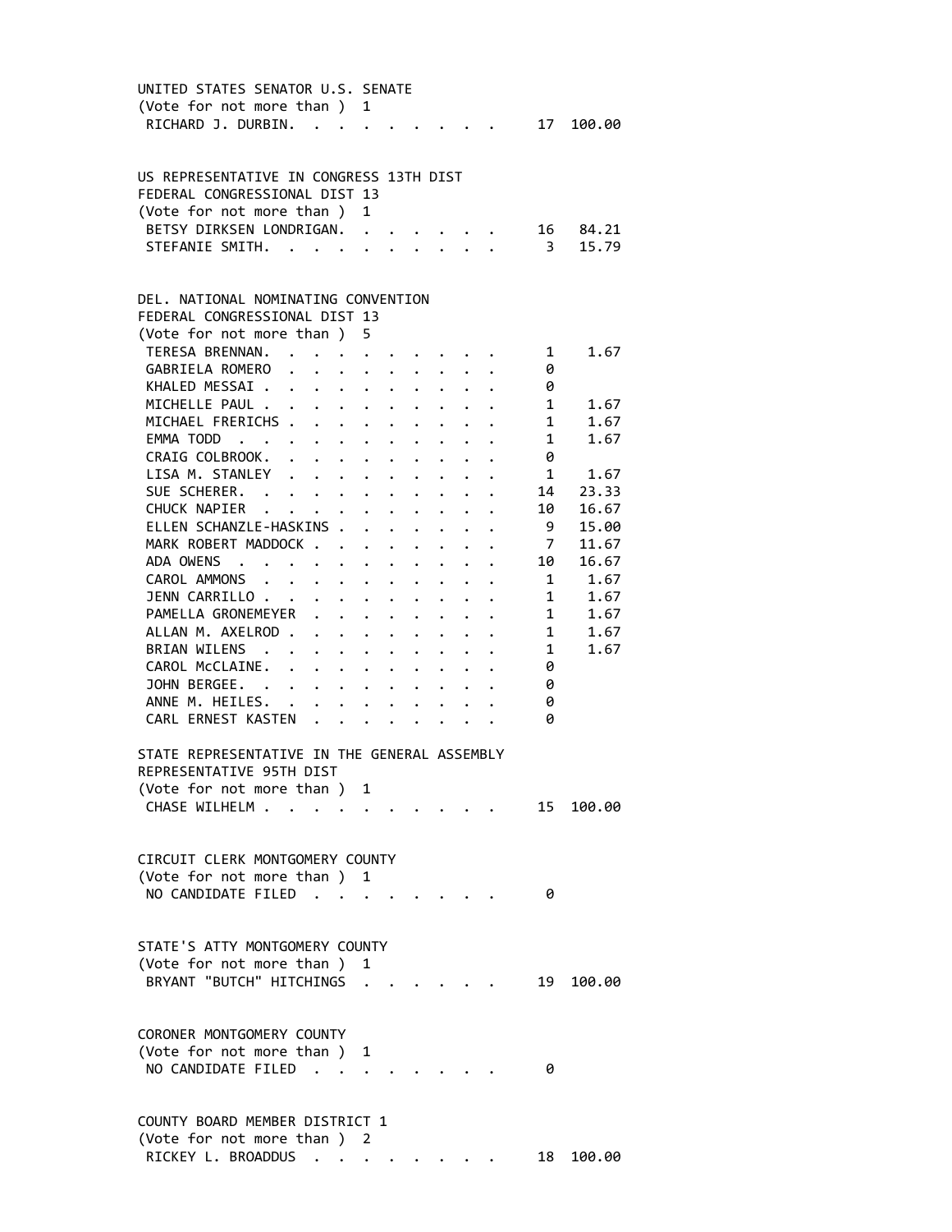UNITED STATES SENATOR U.S. SENATE
(Vote for not more than ) 1

| | | |
|---|---|---|
| RICHARD J. DURBIN. | 17 | 100.00 |

US REPRESENTATIVE IN CONGRESS 13TH DIST
FEDERAL CONGRESSIONAL DIST 13
(Vote for not more than ) 1

| | | |
|---|---|---|
| BETSY DIRKSEN LONDRIGAN. | 16 | 84.21 |
| STEFANIE SMITH. | 3 | 15.79 |

DEL. NATIONAL NOMINATING CONVENTION
FEDERAL CONGRESSIONAL DIST 13
(Vote for not more than ) 5

| | | |
|---|---|---|
| TERESA BRENNAN. | 1 | 1.67 |
| GABRIELA ROMERO | 0 | |
| KHALED MESSAI . | 0 | |
| MICHELLE PAUL . | 1 | 1.67 |
| MICHAEL FRERICHS . | 1 | 1.67 |
| EMMA TODD | 1 | 1.67 |
| CRAIG COLBROOK. | 0 | |
| LISA M. STANLEY | 1 | 1.67 |
| SUE SCHERER. | 14 | 23.33 |
| CHUCK NAPIER | 10 | 16.67 |
| ELLEN SCHANZLE-HASKINS . | 9 | 15.00 |
| MARK ROBERT MADDOCK . | 7 | 11.67 |
| ADA OWENS | 10 | 16.67 |
| CAROL AMMONS | 1 | 1.67 |
| JENN CARRILLO . | 1 | 1.67 |
| PAMELLA GRONEMEYER | 1 | 1.67 |
| ALLAN M. AXELROD . | 1 | 1.67 |
| BRIAN WILENS | 1 | 1.67 |
| CAROL McCLAINE. | 0 | |
| JOHN BERGEE. | 0 | |
| ANNE M. HEILES. | 0 | |
| CARL ERNEST KASTEN | 0 | |

STATE REPRESENTATIVE IN THE GENERAL ASSEMBLY
REPRESENTATIVE 95TH DIST
(Vote for not more than ) 1

| | | |
|---|---|---|
| CHASE WILHELM . | 15 | 100.00 |

CIRCUIT CLERK MONTGOMERY COUNTY
(Vote for not more than ) 1

| | | |
|---|---|---|
| NO CANDIDATE FILED | 0 | |

STATE'S ATTY MONTGOMERY COUNTY
(Vote for not more than ) 1

| | | |
|---|---|---|
| BRYANT "BUTCH" HITCHINGS | 19 | 100.00 |

CORONER MONTGOMERY COUNTY
(Vote for not more than ) 1

| | | |
|---|---|---|
| NO CANDIDATE FILED | 0 | |

COUNTY BOARD MEMBER DISTRICT 1
(Vote for not more than ) 2

| | | |
|---|---|---|
| RICKEY L. BROADDUS | 18 | 100.00 |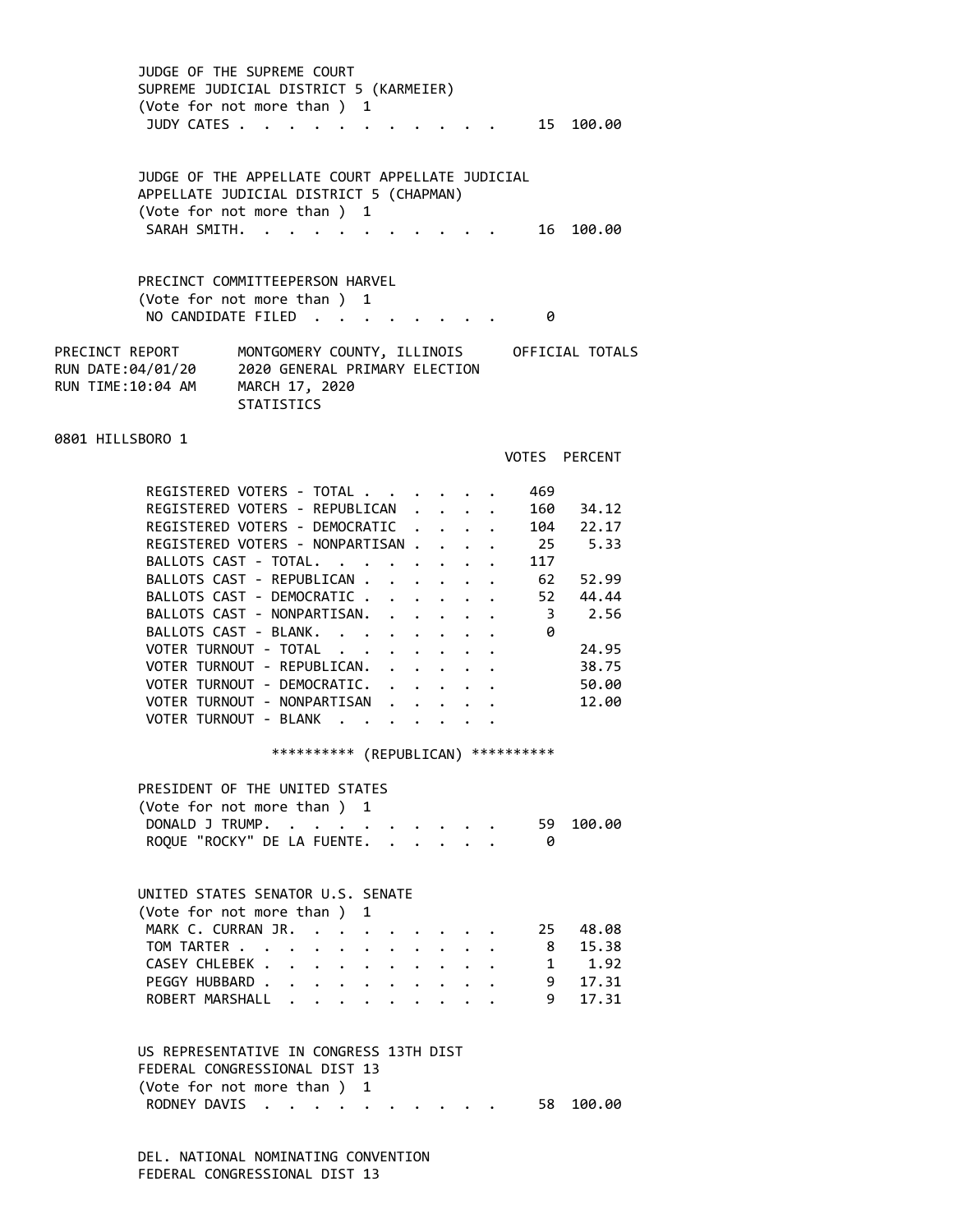JUDGE OF THE SUPREME COURT
SUPREME JUDICIAL DISTRICT 5 (KARMEIER)
(Vote for not more than ) 1

| Candidate | Votes | Percent |
|---|---|---|
| JUDY CATES | 15 | 100.00 |

JUDGE OF THE APPELLATE COURT APPELLATE JUDICIAL
APPELLATE JUDICIAL DISTRICT 5 (CHAPMAN)
(Vote for not more than ) 1

| Candidate | Votes | Percent |
|---|---|---|
| SARAH SMITH | 16 | 100.00 |

PRECINCT COMMITTEEPERSON HARVEL
(Vote for not more than ) 1

| Candidate | Votes | Percent |
|---|---|---|
| NO CANDIDATE FILED | 0 | |

PRECINCT REPORT — MONTGOMERY COUNTY, ILLINOIS — OFFICIAL TOTALS
RUN DATE:04/01/20 — 2020 GENERAL PRIMARY ELECTION
RUN TIME:10:04 AM — MARCH 17, 2020
STATISTICS

## 0801 HILLSBORO 1

| | VOTES | PERCENT |
|---|---|---|
| REGISTERED VOTERS - TOTAL | 469 | |
| REGISTERED VOTERS - REPUBLICAN | 160 | 34.12 |
| REGISTERED VOTERS - DEMOCRATIC | 104 | 22.17 |
| REGISTERED VOTERS - NONPARTISAN | 25 | 5.33 |
| BALLOTS CAST - TOTAL | 117 | |
| BALLOTS CAST - REPUBLICAN | 62 | 52.99 |
| BALLOTS CAST - DEMOCRATIC | 52 | 44.44 |
| BALLOTS CAST - NONPARTISAN | 3 | 2.56 |
| BALLOTS CAST - BLANK | 0 | |
| VOTER TURNOUT - TOTAL | | 24.95 |
| VOTER TURNOUT - REPUBLICAN | | 38.75 |
| VOTER TURNOUT - DEMOCRATIC | | 50.00 |
| VOTER TURNOUT - NONPARTISAN | | 12.00 |
| VOTER TURNOUT - BLANK | | |

********** (REPUBLICAN) **********

PRESIDENT OF THE UNITED STATES
(Vote for not more than ) 1

| Candidate | Votes | Percent |
|---|---|---|
| DONALD J TRUMP | 59 | 100.00 |
| ROQUE "ROCKY" DE LA FUENTE | 0 | |

UNITED STATES SENATOR U.S. SENATE
(Vote for not more than ) 1

| Candidate | Votes | Percent |
|---|---|---|
| MARK C. CURRAN JR. | 25 | 48.08 |
| TOM TARTER | 8 | 15.38 |
| CASEY CHLEBEK | 1 | 1.92 |
| PEGGY HUBBARD | 9 | 17.31 |
| ROBERT MARSHALL | 9 | 17.31 |

US REPRESENTATIVE IN CONGRESS 13TH DIST
FEDERAL CONGRESSIONAL DIST 13
(Vote for not more than ) 1

| Candidate | Votes | Percent |
|---|---|---|
| RODNEY DAVIS | 58 | 100.00 |

DEL. NATIONAL NOMINATING CONVENTION
FEDERAL CONGRESSIONAL DIST 13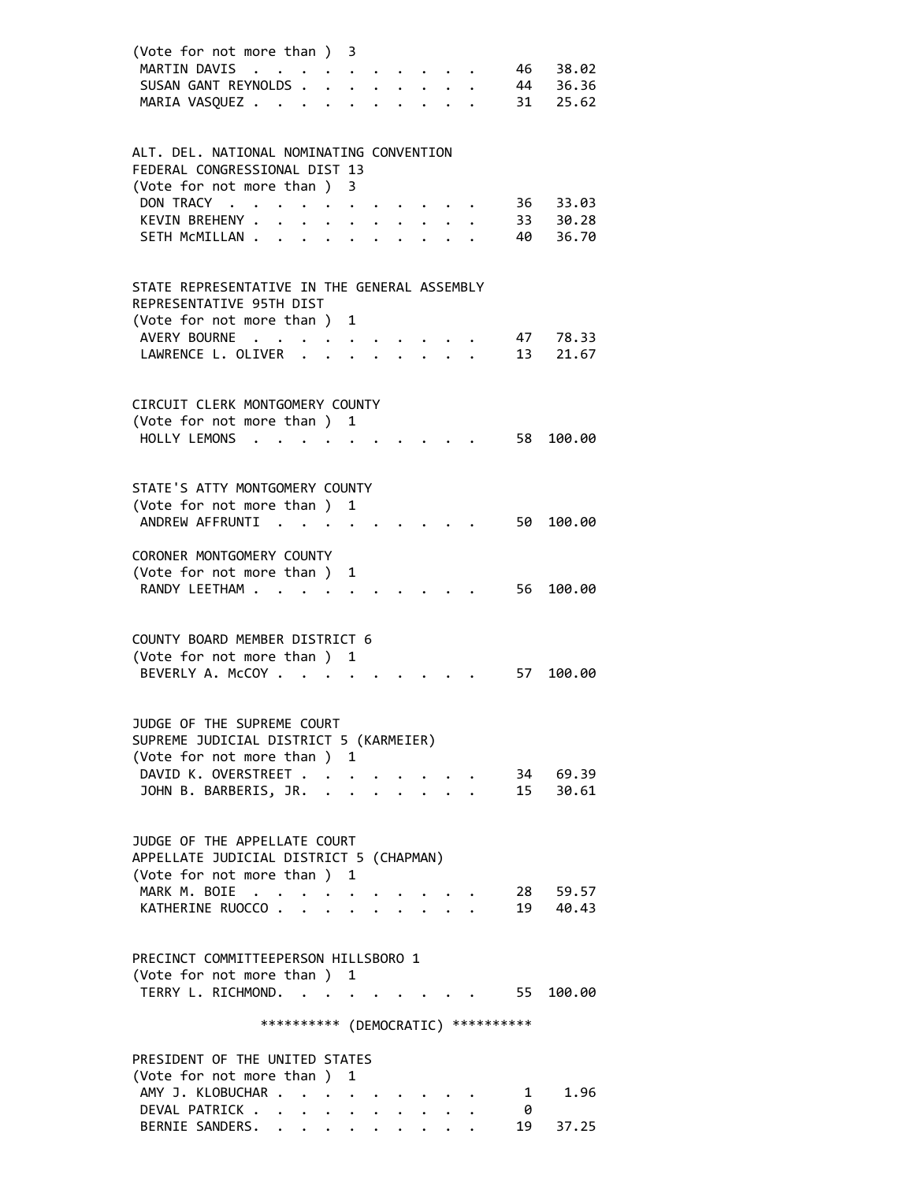(Vote for not more than ) 3

| | | |
|---|---|---|
| MARTIN DAVIS | 46 | 38.02 |
| SUSAN GANT REYNOLDS | 44 | 36.36 |
| MARIA VASQUEZ | 31 | 25.62 |

ALT. DEL. NATIONAL NOMINATING CONVENTION
FEDERAL CONGRESSIONAL DIST 13
(Vote for not more than ) 3

| | | |
|---|---|---|
| DON TRACY | 36 | 33.03 |
| KEVIN BREHENY | 33 | 30.28 |
| SETH McMILLAN | 40 | 36.70 |

STATE REPRESENTATIVE IN THE GENERAL ASSEMBLY
REPRESENTATIVE 95TH DIST
(Vote for not more than ) 1

| | | |
|---|---|---|
| AVERY BOURNE | 47 | 78.33 |
| LAWRENCE L. OLIVER | 13 | 21.67 |

CIRCUIT CLERK MONTGOMERY COUNTY
(Vote for not more than ) 1

| | | |
|---|---|---|
| HOLLY LEMONS | 58 | 100.00 |

STATE'S ATTY MONTGOMERY COUNTY
(Vote for not more than ) 1

| | | |
|---|---|---|
| ANDREW AFFRUNTI | 50 | 100.00 |

CORONER MONTGOMERY COUNTY
(Vote for not more than ) 1

| | | |
|---|---|---|
| RANDY LEETHAM | 56 | 100.00 |

COUNTY BOARD MEMBER DISTRICT 6
(Vote for not more than ) 1

| | | |
|---|---|---|
| BEVERLY A. McCOY | 57 | 100.00 |

JUDGE OF THE SUPREME COURT
SUPREME JUDICIAL DISTRICT 5 (KARMEIER)
(Vote for not more than ) 1

| | | |
|---|---|---|
| DAVID K. OVERSTREET | 34 | 69.39 |
| JOHN B. BARBERIS, JR. | 15 | 30.61 |

JUDGE OF THE APPELLATE COURT
APPELLATE JUDICIAL DISTRICT 5 (CHAPMAN)
(Vote for not more than ) 1

| | | |
|---|---|---|
| MARK M. BOIE | 28 | 59.57 |
| KATHERINE RUOCCO | 19 | 40.43 |

PRECINCT COMMITTEEPERSON HILLSBORO 1
(Vote for not more than ) 1

| | | |
|---|---|---|
| TERRY L. RICHMOND. | 55 | 100.00 |

********** (DEMOCRATIC) **********

PRESIDENT OF THE UNITED STATES
(Vote for not more than ) 1

| | | |
|---|---|---|
| AMY J. KLOBUCHAR | 1 | 1.96 |
| DEVAL PATRICK | 0 | |
| BERNIE SANDERS. | 19 | 37.25 |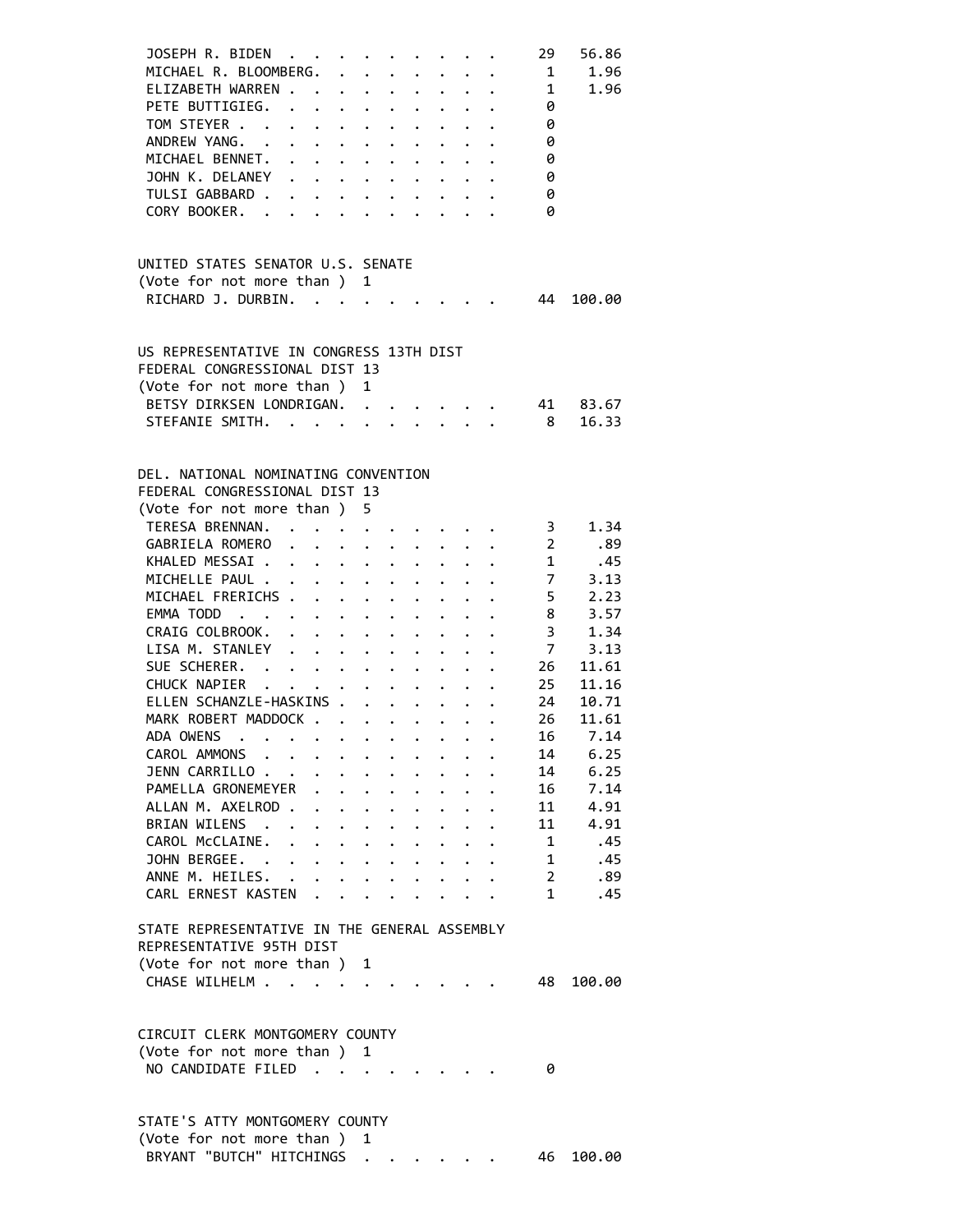| | | |
|---|---|---|
| JOSEPH R. BIDEN | 29 | 56.86 |
| MICHAEL R. BLOOMBERG. | 1 | 1.96 |
| ELIZABETH WARREN | 1 | 1.96 |
| PETE BUTTIGIEG. | 0 | |
| TOM STEYER | 0 | |
| ANDREW YANG. | 0 | |
| MICHAEL BENNET. | 0 | |
| JOHN K. DELANEY | 0 | |
| TULSI GABBARD | 0 | |
| CORY BOOKER. | 0 | |

UNITED STATES SENATOR U.S. SENATE
(Vote for not more than ) 1

| | | |
|---|---|---|
| RICHARD J. DURBIN. | 44 | 100.00 |

US REPRESENTATIVE IN CONGRESS 13TH DIST
FEDERAL CONGRESSIONAL DIST 13
(Vote for not more than ) 1

| | | |
|---|---|---|
| BETSY DIRKSEN LONDRIGAN. | 41 | 83.67 |
| STEFANIE SMITH. | 8 | 16.33 |

DEL. NATIONAL NOMINATING CONVENTION
FEDERAL CONGRESSIONAL DIST 13
(Vote for not more than ) 5

| | | |
|---|---|---|
| TERESA BRENNAN. | 3 | 1.34 |
| GABRIELA ROMERO | 2 | .89 |
| KHALED MESSAI | 1 | .45 |
| MICHELLE PAUL | 7 | 3.13 |
| MICHAEL FRERICHS | 5 | 2.23 |
| EMMA TODD | 8 | 3.57 |
| CRAIG COLBROOK. | 3 | 1.34 |
| LISA M. STANLEY | 7 | 3.13 |
| SUE SCHERER. | 26 | 11.61 |
| CHUCK NAPIER | 25 | 11.16 |
| ELLEN SCHANZLE-HASKINS | 24 | 10.71 |
| MARK ROBERT MADDOCK | 26 | 11.61 |
| ADA OWENS | 16 | 7.14 |
| CAROL AMMONS | 14 | 6.25 |
| JENN CARRILLO | 14 | 6.25 |
| PAMELLA GRONEMEYER | 16 | 7.14 |
| ALLAN M. AXELROD | 11 | 4.91 |
| BRIAN WILENS | 11 | 4.91 |
| CAROL McCLAINE. | 1 | .45 |
| JOHN BERGEE. | 1 | .45 |
| ANNE M. HEILES. | 2 | .89 |
| CARL ERNEST KASTEN | 1 | .45 |

STATE REPRESENTATIVE IN THE GENERAL ASSEMBLY
REPRESENTATIVE 95TH DIST
(Vote for not more than ) 1

| | | |
|---|---|---|
| CHASE WILHELM | 48 | 100.00 |

CIRCUIT CLERK MONTGOMERY COUNTY
(Vote for not more than ) 1

| | | |
|---|---|---|
| NO CANDIDATE FILED | 0 | |

STATE'S ATTY MONTGOMERY COUNTY
(Vote for not more than ) 1

| | | |
|---|---|---|
| BRYANT "BUTCH" HITCHINGS | 46 | 100.00 |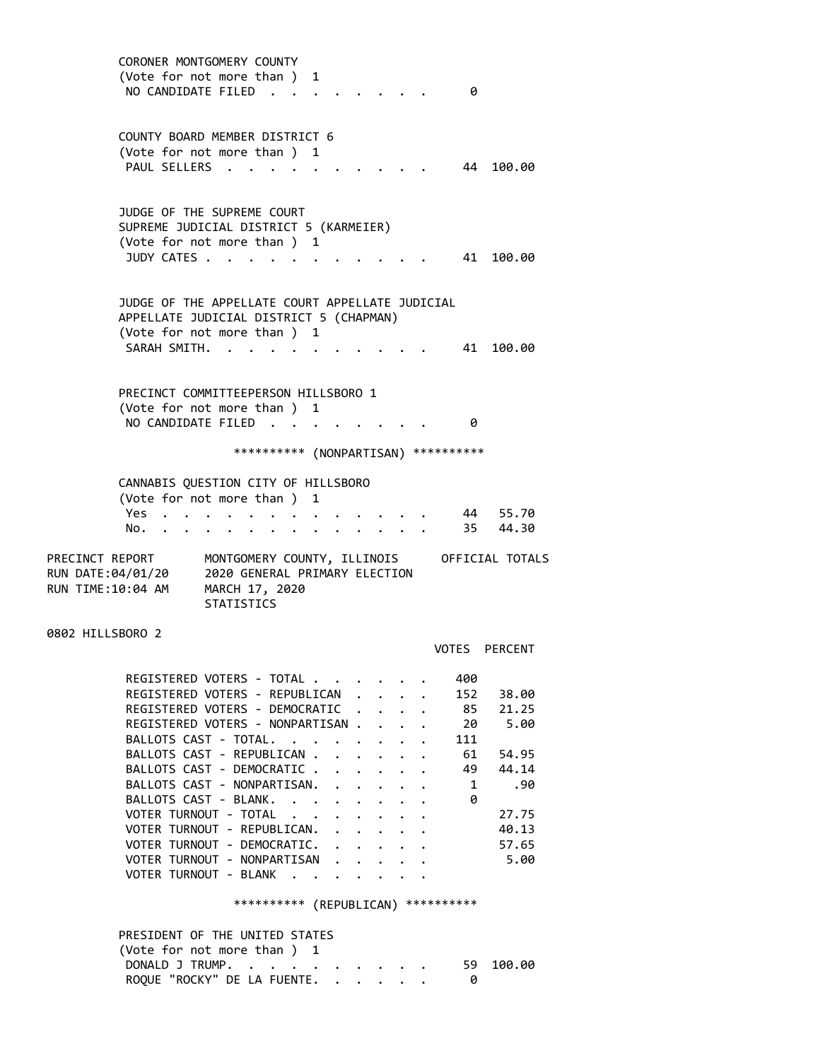CORONER MONTGOMERY COUNTY
(Vote for not more than ) 1

| | Votes | Percent |
|---|---|---|
| NO CANDIDATE FILED | 0 | |

COUNTY BOARD MEMBER DISTRICT 6
(Vote for not more than ) 1

| | Votes | Percent |
|---|---|---|
| PAUL SELLERS | 44 | 100.00 |

JUDGE OF THE SUPREME COURT
SUPREME JUDICIAL DISTRICT 5 (KARMEIER)
(Vote for not more than ) 1

| | Votes | Percent |
|---|---|---|
| JUDY CATES | 41 | 100.00 |

JUDGE OF THE APPELLATE COURT APPELLATE JUDICIAL
APPELLATE JUDICIAL DISTRICT 5 (CHAPMAN)
(Vote for not more than ) 1

| | Votes | Percent |
|---|---|---|
| SARAH SMITH. | 41 | 100.00 |

PRECINCT COMMITTEEPERSON HILLSBORO 1
(Vote for not more than ) 1

| | Votes | Percent |
|---|---|---|
| NO CANDIDATE FILED | 0 | |

********** (NONPARTISAN) **********

CANNABIS QUESTION CITY OF HILLSBORO
(Vote for not more than ) 1

| | Votes | Percent |
|---|---|---|
| Yes | 44 | 55.70 |
| No. | 35 | 44.30 |

PRECINCT REPORT — MONTGOMERY COUNTY, ILLINOIS — OFFICIAL TOTALS
RUN DATE:04/01/20 — 2020 GENERAL PRIMARY ELECTION
RUN TIME:10:04 AM — MARCH 17, 2020
STATISTICS

0802 HILLSBORO 2

| | VOTES | PERCENT |
|---|---|---|
| REGISTERED VOTERS - TOTAL | 400 | |
| REGISTERED VOTERS - REPUBLICAN | 152 | 38.00 |
| REGISTERED VOTERS - DEMOCRATIC | 85 | 21.25 |
| REGISTERED VOTERS - NONPARTISAN | 20 | 5.00 |
| BALLOTS CAST - TOTAL. | 111 | |
| BALLOTS CAST - REPUBLICAN | 61 | 54.95 |
| BALLOTS CAST - DEMOCRATIC | 49 | 44.14 |
| BALLOTS CAST - NONPARTISAN. | 1 | .90 |
| BALLOTS CAST - BLANK. | 0 | |
| VOTER TURNOUT - TOTAL | | 27.75 |
| VOTER TURNOUT - REPUBLICAN. | | 40.13 |
| VOTER TURNOUT - DEMOCRATIC. | | 57.65 |
| VOTER TURNOUT - NONPARTISAN | | 5.00 |
| VOTER TURNOUT - BLANK | | |

********** (REPUBLICAN) **********

PRESIDENT OF THE UNITED STATES
(Vote for not more than ) 1

| | Votes | Percent |
|---|---|---|
| DONALD J TRUMP. | 59 | 100.00 |
| ROQUE "ROCKY" DE LA FUENTE. | 0 | |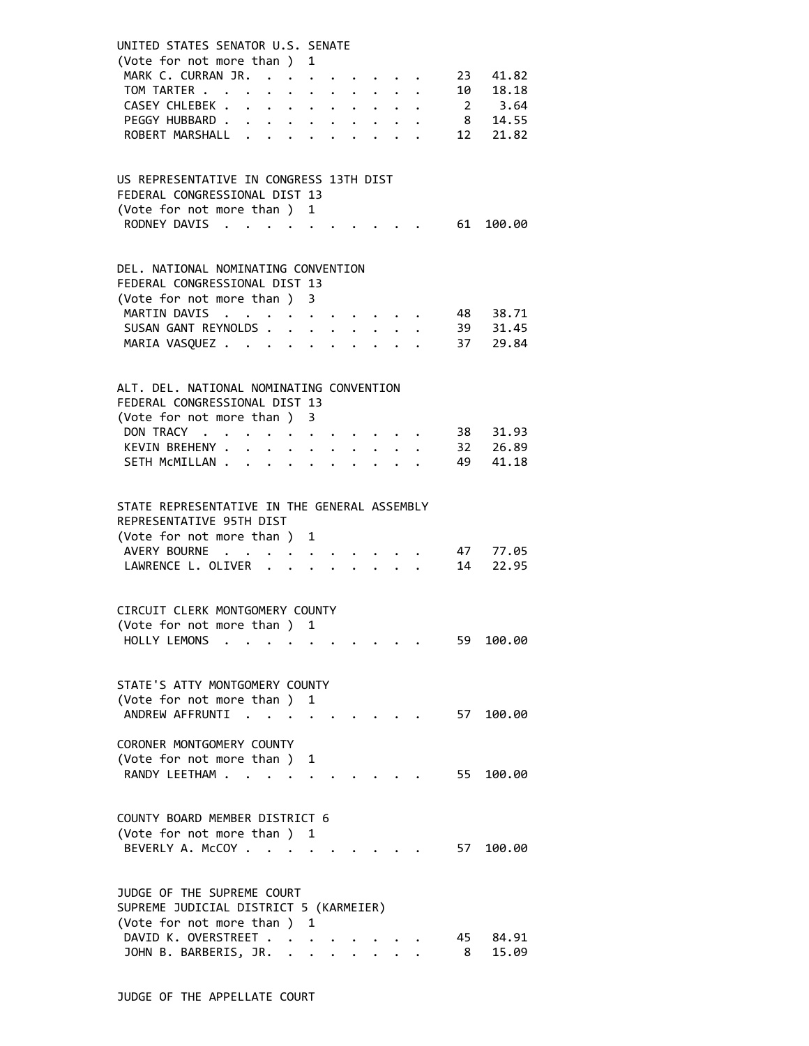UNITED STATES SENATOR U.S. SENATE
(Vote for not more than ) 1

| Candidate | Votes | Percent |
|---|---|---|
| MARK C. CURRAN JR. | 23 | 41.82 |
| TOM TARTER | 10 | 18.18 |
| CASEY CHLEBEK | 2 | 3.64 |
| PEGGY HUBBARD | 8 | 14.55 |
| ROBERT MARSHALL | 12 | 21.82 |

US REPRESENTATIVE IN CONGRESS 13TH DIST
FEDERAL CONGRESSIONAL DIST 13
(Vote for not more than ) 1

| Candidate | Votes | Percent |
|---|---|---|
| RODNEY DAVIS | 61 | 100.00 |

DEL. NATIONAL NOMINATING CONVENTION
FEDERAL CONGRESSIONAL DIST 13
(Vote for not more than ) 3

| Candidate | Votes | Percent |
|---|---|---|
| MARTIN DAVIS | 48 | 38.71 |
| SUSAN GANT REYNOLDS | 39 | 31.45 |
| MARIA VASQUEZ | 37 | 29.84 |

ALT. DEL. NATIONAL NOMINATING CONVENTION
FEDERAL CONGRESSIONAL DIST 13
(Vote for not more than ) 3

| Candidate | Votes | Percent |
|---|---|---|
| DON TRACY | 38 | 31.93 |
| KEVIN BREHENY | 32 | 26.89 |
| SETH McMILLAN | 49 | 41.18 |

STATE REPRESENTATIVE IN THE GENERAL ASSEMBLY
REPRESENTATIVE 95TH DIST
(Vote for not more than ) 1

| Candidate | Votes | Percent |
|---|---|---|
| AVERY BOURNE | 47 | 77.05 |
| LAWRENCE L. OLIVER | 14 | 22.95 |

CIRCUIT CLERK MONTGOMERY COUNTY
(Vote for not more than ) 1

| Candidate | Votes | Percent |
|---|---|---|
| HOLLY LEMONS | 59 | 100.00 |

STATE'S ATTY MONTGOMERY COUNTY
(Vote for not more than ) 1

| Candidate | Votes | Percent |
|---|---|---|
| ANDREW AFFRUNTI | 57 | 100.00 |

CORONER MONTGOMERY COUNTY
(Vote for not more than ) 1

| Candidate | Votes | Percent |
|---|---|---|
| RANDY LEETHAM | 55 | 100.00 |

COUNTY BOARD MEMBER DISTRICT 6
(Vote for not more than ) 1

| Candidate | Votes | Percent |
|---|---|---|
| BEVERLY A. McCOY | 57 | 100.00 |

JUDGE OF THE SUPREME COURT
SUPREME JUDICIAL DISTRICT 5 (KARMEIER)
(Vote for not more than ) 1

| Candidate | Votes | Percent |
|---|---|---|
| DAVID K. OVERSTREET | 45 | 84.91 |
| JOHN B. BARBERIS, JR. | 8 | 15.09 |

JUDGE OF THE APPELLATE COURT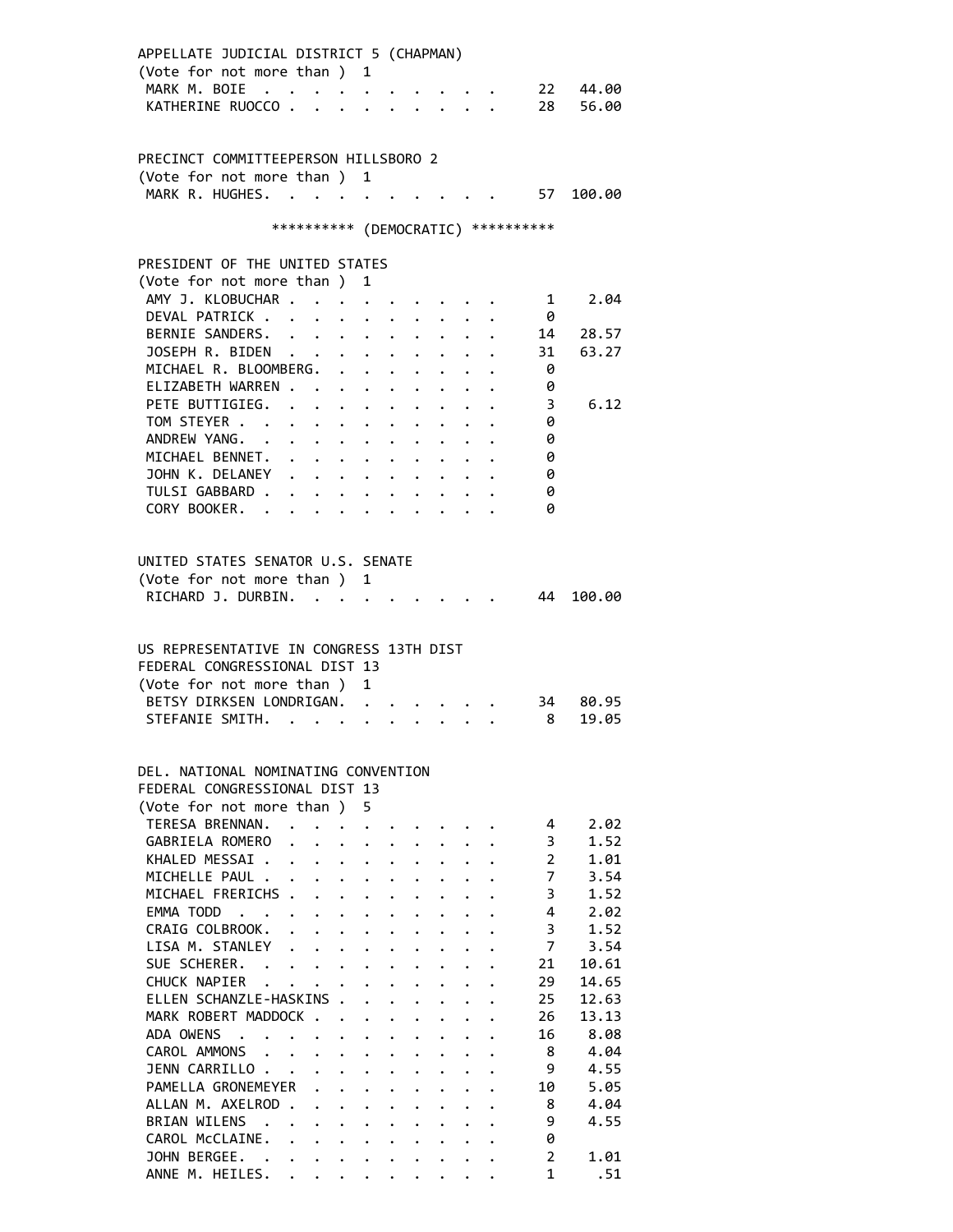APPELLATE JUDICIAL DISTRICT 5 (CHAPMAN)
(Vote for not more than ) 1

| Candidate | Votes | Percent |
|---|---|---|
| MARK M. BOIE | 22 | 44.00 |
| KATHERINE RUOCCO | 28 | 56.00 |

PRECINCT COMMITTEEPERSON HILLSBORO 2
(Vote for not more than ) 1

| Candidate | Votes | Percent |
|---|---|---|
| MARK R. HUGHES | 57 | 100.00 |

********** (DEMOCRATIC) **********

PRESIDENT OF THE UNITED STATES
(Vote for not more than ) 1

| Candidate | Votes | Percent |
|---|---|---|
| AMY J. KLOBUCHAR | 1 | 2.04 |
| DEVAL PATRICK | 0 | |
| BERNIE SANDERS | 14 | 28.57 |
| JOSEPH R. BIDEN | 31 | 63.27 |
| MICHAEL R. BLOOMBERG | 0 | |
| ELIZABETH WARREN | 0 | |
| PETE BUTTIGIEG | 3 | 6.12 |
| TOM STEYER | 0 | |
| ANDREW YANG | 0 | |
| MICHAEL BENNET | 0 | |
| JOHN K. DELANEY | 0 | |
| TULSI GABBARD | 0 | |
| CORY BOOKER | 0 | |

UNITED STATES SENATOR U.S. SENATE
(Vote for not more than ) 1

| Candidate | Votes | Percent |
|---|---|---|
| RICHARD J. DURBIN | 44 | 100.00 |

US REPRESENTATIVE IN CONGRESS 13TH DIST
FEDERAL CONGRESSIONAL DIST 13
(Vote for not more than ) 1

| Candidate | Votes | Percent |
|---|---|---|
| BETSY DIRKSEN LONDRIGAN | 34 | 80.95 |
| STEFANIE SMITH | 8 | 19.05 |

DEL. NATIONAL NOMINATING CONVENTION
FEDERAL CONGRESSIONAL DIST 13
(Vote for not more than ) 5

| Candidate | Votes | Percent |
|---|---|---|
| TERESA BRENNAN | 4 | 2.02 |
| GABRIELA ROMERO | 3 | 1.52 |
| KHALED MESSAI | 2 | 1.01 |
| MICHELLE PAUL | 7 | 3.54 |
| MICHAEL FRERICHS | 3 | 1.52 |
| EMMA TODD | 4 | 2.02 |
| CRAIG COLBROOK | 3 | 1.52 |
| LISA M. STANLEY | 7 | 3.54 |
| SUE SCHERER | 21 | 10.61 |
| CHUCK NAPIER | 29 | 14.65 |
| ELLEN SCHANZLE-HASKINS | 25 | 12.63 |
| MARK ROBERT MADDOCK | 26 | 13.13 |
| ADA OWENS | 16 | 8.08 |
| CAROL AMMONS | 8 | 4.04 |
| JENN CARRILLO | 9 | 4.55 |
| PAMELLA GRONEMEYER | 10 | 5.05 |
| ALLAN M. AXELROD | 8 | 4.04 |
| BRIAN WILENS | 9 | 4.55 |
| CAROL McCLAINE | 0 | |
| JOHN BERGEE | 2 | 1.01 |
| ANNE M. HEILES | 1 | .51 |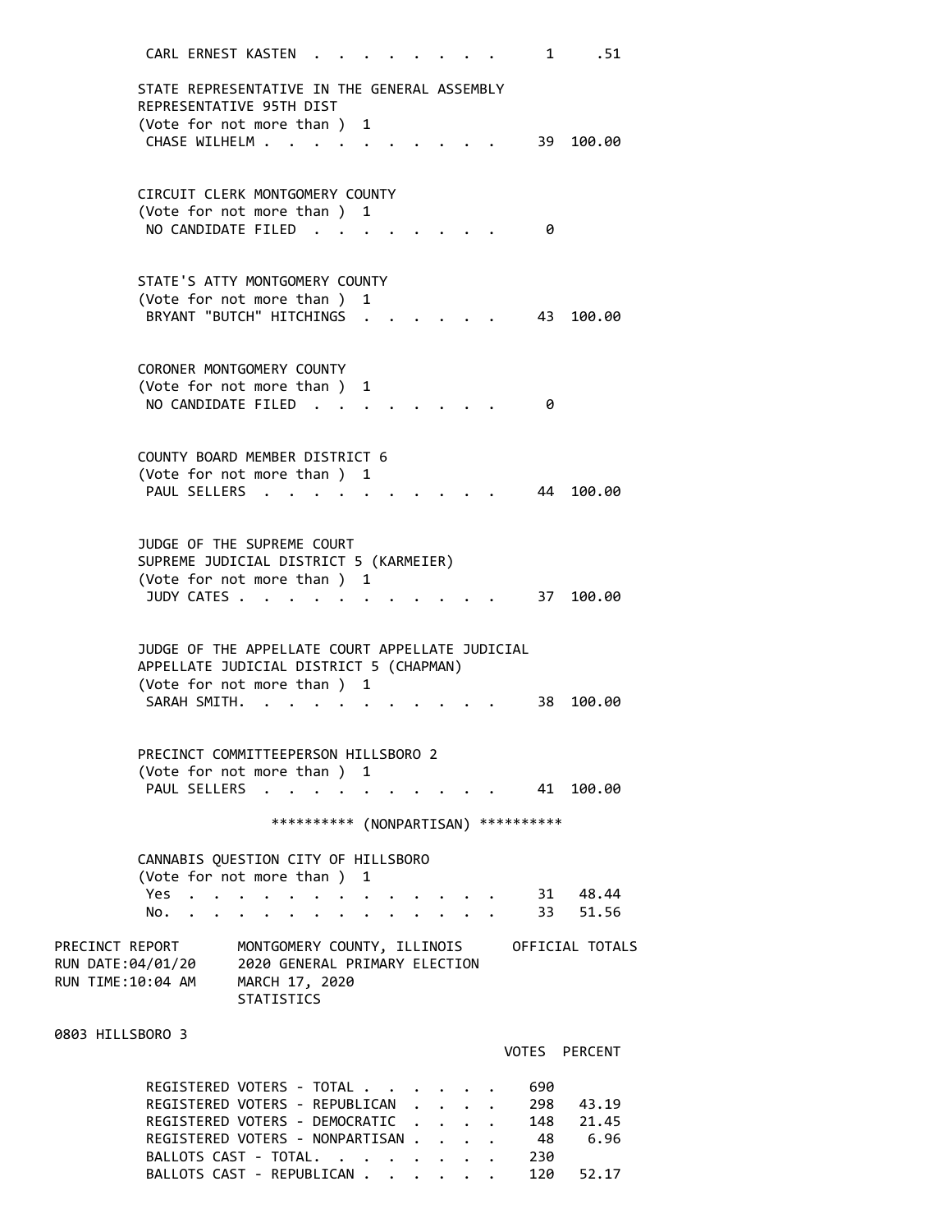CARL ERNEST KASTEN . . . . . . . . . 1 .51

STATE REPRESENTATIVE IN THE GENERAL ASSEMBLY
REPRESENTATIVE 95TH DIST
(Vote for not more than ) 1

| | Votes | Percent |
|---|---|---|
| CHASE WILHELM | 39 | 100.00 |

CIRCUIT CLERK MONTGOMERY COUNTY
(Vote for not more than ) 1

| | Votes | Percent |
|---|---|---|
| NO CANDIDATE FILED | 0 | |

STATE'S ATTY MONTGOMERY COUNTY
(Vote for not more than ) 1

| | Votes | Percent |
|---|---|---|
| BRYANT "BUTCH" HITCHINGS | 43 | 100.00 |

CORONER MONTGOMERY COUNTY
(Vote for not more than ) 1

| | Votes | Percent |
|---|---|---|
| NO CANDIDATE FILED | 0 | |

COUNTY BOARD MEMBER DISTRICT 6
(Vote for not more than ) 1

| | Votes | Percent |
|---|---|---|
| PAUL SELLERS | 44 | 100.00 |

JUDGE OF THE SUPREME COURT
SUPREME JUDICIAL DISTRICT 5 (KARMEIER)
(Vote for not more than ) 1

| | Votes | Percent |
|---|---|---|
| JUDY CATES | 37 | 100.00 |

JUDGE OF THE APPELLATE COURT APPELLATE JUDICIAL
APPELLATE JUDICIAL DISTRICT 5 (CHAPMAN)
(Vote for not more than ) 1

| | Votes | Percent |
|---|---|---|
| SARAH SMITH. | 38 | 100.00 |

PRECINCT COMMITTEEPERSON HILLSBORO 2
(Vote for not more than ) 1

| | Votes | Percent |
|---|---|---|
| PAUL SELLERS | 41 | 100.00 |

********** (NONPARTISAN) **********

CANNABIS QUESTION CITY OF HILLSBORO
(Vote for not more than ) 1

| | Votes | Percent |
|---|---|---|
| Yes | 31 | 48.44 |
| No. | 33 | 51.56 |

PRECINCT REPORT MONTGOMERY COUNTY, ILLINOIS OFFICIAL TOTALS
RUN DATE:04/01/20 2020 GENERAL PRIMARY ELECTION
RUN TIME:10:04 AM MARCH 17, 2020
STATISTICS

0803 HILLSBORO 3

| | VOTES | PERCENT |
|---|---|---|
| REGISTERED VOTERS - TOTAL | 690 | |
| REGISTERED VOTERS - REPUBLICAN | 298 | 43.19 |
| REGISTERED VOTERS - DEMOCRATIC | 148 | 21.45 |
| REGISTERED VOTERS - NONPARTISAN | 48 | 6.96 |
| BALLOTS CAST - TOTAL. | 230 | |
| BALLOTS CAST - REPUBLICAN | 120 | 52.17 |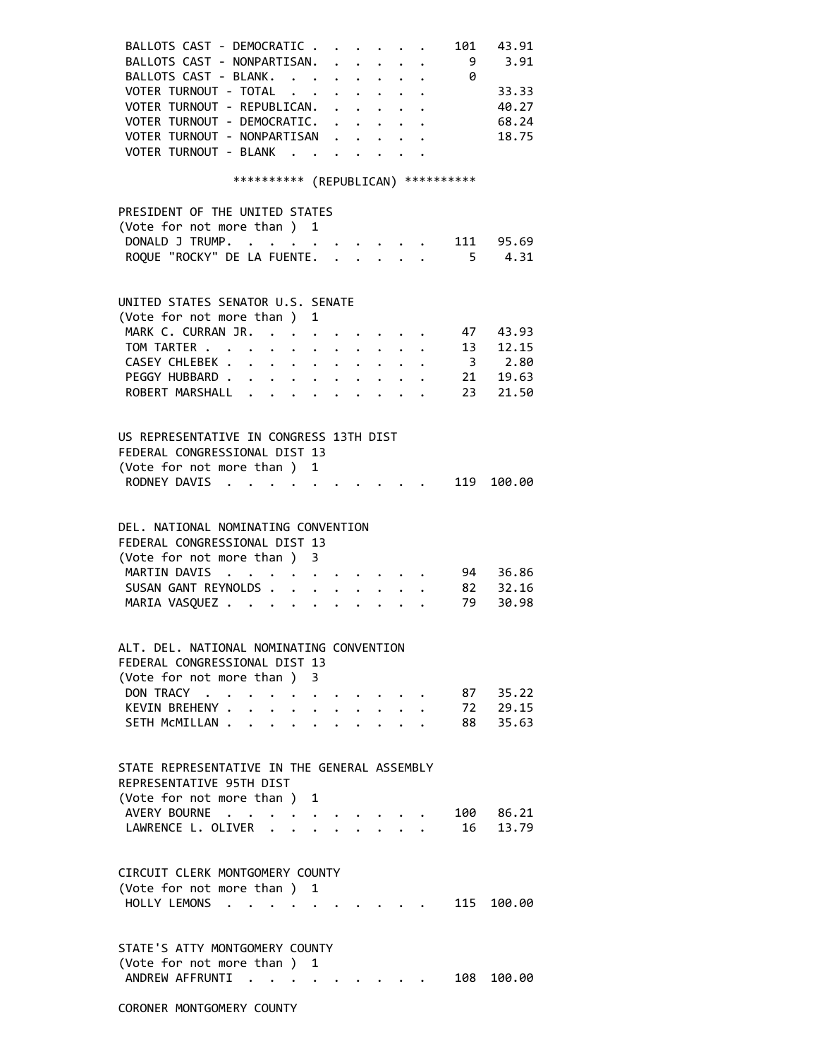| | | |
|---|---|---|
| BALLOTS CAST - DEMOCRATIC | 101 | 43.91 |
| BALLOTS CAST - NONPARTISAN | 9 | 3.91 |
| BALLOTS CAST - BLANK | 0 | |
| VOTER TURNOUT - TOTAL | | 33.33 |
| VOTER TURNOUT - REPUBLICAN | | 40.27 |
| VOTER TURNOUT - DEMOCRATIC | | 68.24 |
| VOTER TURNOUT - NONPARTISAN | | 18.75 |
| VOTER TURNOUT - BLANK | | |

********** (REPUBLICAN) **********

PRESIDENT OF THE UNITED STATES
(Vote for not more than ) 1

| | | |
|---|---|---|
| DONALD J TRUMP | 111 | 95.69 |
| ROQUE "ROCKY" DE LA FUENTE | 5 | 4.31 |

UNITED STATES SENATOR U.S. SENATE
(Vote for not more than ) 1

| | | |
|---|---|---|
| MARK C. CURRAN JR. | 47 | 43.93 |
| TOM TARTER | 13 | 12.15 |
| CASEY CHLEBEK | 3 | 2.80 |
| PEGGY HUBBARD | 21 | 19.63 |
| ROBERT MARSHALL | 23 | 21.50 |

US REPRESENTATIVE IN CONGRESS 13TH DIST
FEDERAL CONGRESSIONAL DIST 13
(Vote for not more than ) 1

| | | |
|---|---|---|
| RODNEY DAVIS | 119 | 100.00 |

DEL. NATIONAL NOMINATING CONVENTION
FEDERAL CONGRESSIONAL DIST 13
(Vote for not more than ) 3

| | | |
|---|---|---|
| MARTIN DAVIS | 94 | 36.86 |
| SUSAN GANT REYNOLDS | 82 | 32.16 |
| MARIA VASQUEZ | 79 | 30.98 |

ALT. DEL. NATIONAL NOMINATING CONVENTION
FEDERAL CONGRESSIONAL DIST 13
(Vote for not more than ) 3

| | | |
|---|---|---|
| DON TRACY | 87 | 35.22 |
| KEVIN BREHENY | 72 | 29.15 |
| SETH McMILLAN | 88 | 35.63 |

STATE REPRESENTATIVE IN THE GENERAL ASSEMBLY
REPRESENTATIVE 95TH DIST
(Vote for not more than ) 1

| | | |
|---|---|---|
| AVERY BOURNE | 100 | 86.21 |
| LAWRENCE L. OLIVER | 16 | 13.79 |

CIRCUIT CLERK MONTGOMERY COUNTY
(Vote for not more than ) 1

| | | |
|---|---|---|
| HOLLY LEMONS | 115 | 100.00 |

STATE'S ATTY MONTGOMERY COUNTY
(Vote for not more than ) 1

| | | |
|---|---|---|
| ANDREW AFFRUNTI | 108 | 100.00 |

CORONER MONTGOMERY COUNTY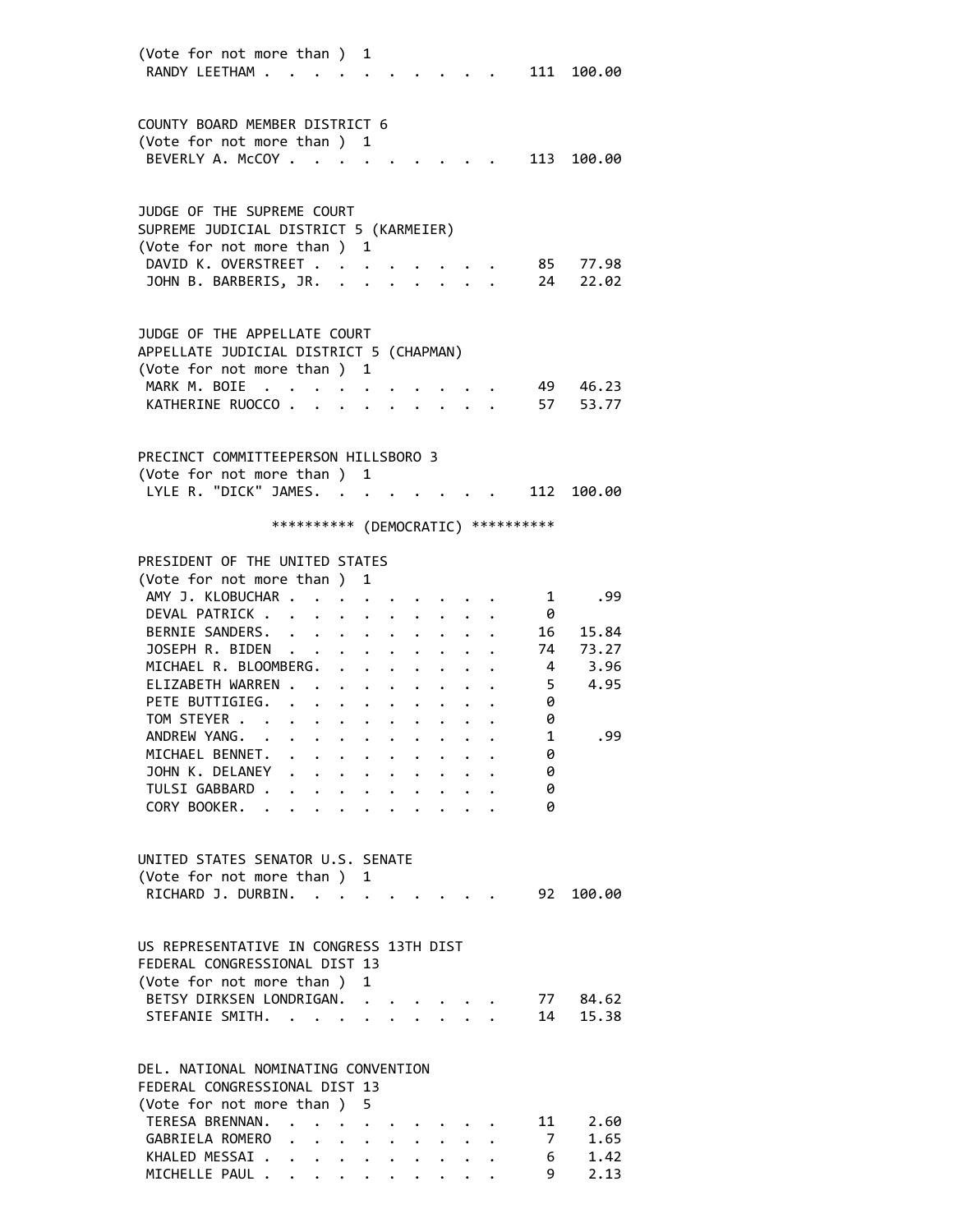(Vote for not more than ) 1

| Candidate | Votes | Percent |
|---|---|---|
| RANDY LEETHAM | 111 | 100.00 |

COUNTY BOARD MEMBER DISTRICT 6
(Vote for not more than ) 1

| Candidate | Votes | Percent |
|---|---|---|
| BEVERLY A. McCOY | 113 | 100.00 |

JUDGE OF THE SUPREME COURT
SUPREME JUDICIAL DISTRICT 5 (KARMEIER)
(Vote for not more than ) 1

| Candidate | Votes | Percent |
|---|---|---|
| DAVID K. OVERSTREET | 85 | 77.98 |
| JOHN B. BARBERIS, JR. | 24 | 22.02 |

JUDGE OF THE APPELLATE COURT
APPELLATE JUDICIAL DISTRICT 5 (CHAPMAN)
(Vote for not more than ) 1

| Candidate | Votes | Percent |
|---|---|---|
| MARK M. BOIE | 49 | 46.23 |
| KATHERINE RUOCCO | 57 | 53.77 |

PRECINCT COMMITTEEPERSON HILLSBORO 3
(Vote for not more than ) 1

| Candidate | Votes | Percent |
|---|---|---|
| LYLE R. "DICK" JAMES. | 112 | 100.00 |

********** (DEMOCRATIC) **********

PRESIDENT OF THE UNITED STATES
(Vote for not more than ) 1

| Candidate | Votes | Percent |
|---|---|---|
| AMY J. KLOBUCHAR | 1 | .99 |
| DEVAL PATRICK | 0 | |
| BERNIE SANDERS. | 16 | 15.84 |
| JOSEPH R. BIDEN | 74 | 73.27 |
| MICHAEL R. BLOOMBERG. | 4 | 3.96 |
| ELIZABETH WARREN | 5 | 4.95 |
| PETE BUTTIGIEG. | 0 | |
| TOM STEYER | 0 | |
| ANDREW YANG. | 1 | .99 |
| MICHAEL BENNET. | 0 | |
| JOHN K. DELANEY | 0 | |
| TULSI GABBARD | 0 | |
| CORY BOOKER. | 0 | |

UNITED STATES SENATOR U.S. SENATE
(Vote for not more than ) 1

| Candidate | Votes | Percent |
|---|---|---|
| RICHARD J. DURBIN. | 92 | 100.00 |

US REPRESENTATIVE IN CONGRESS 13TH DIST
FEDERAL CONGRESSIONAL DIST 13
(Vote for not more than ) 1

| Candidate | Votes | Percent |
|---|---|---|
| BETSY DIRKSEN LONDRIGAN. | 77 | 84.62 |
| STEFANIE SMITH. | 14 | 15.38 |

DEL. NATIONAL NOMINATING CONVENTION
FEDERAL CONGRESSIONAL DIST 13
(Vote for not more than ) 5

| Candidate | Votes | Percent |
|---|---|---|
| TERESA BRENNAN. | 11 | 2.60 |
| GABRIELA ROMERO | 7 | 1.65 |
| KHALED MESSAI | 6 | 1.42 |
| MICHELLE PAUL | 9 | 2.13 |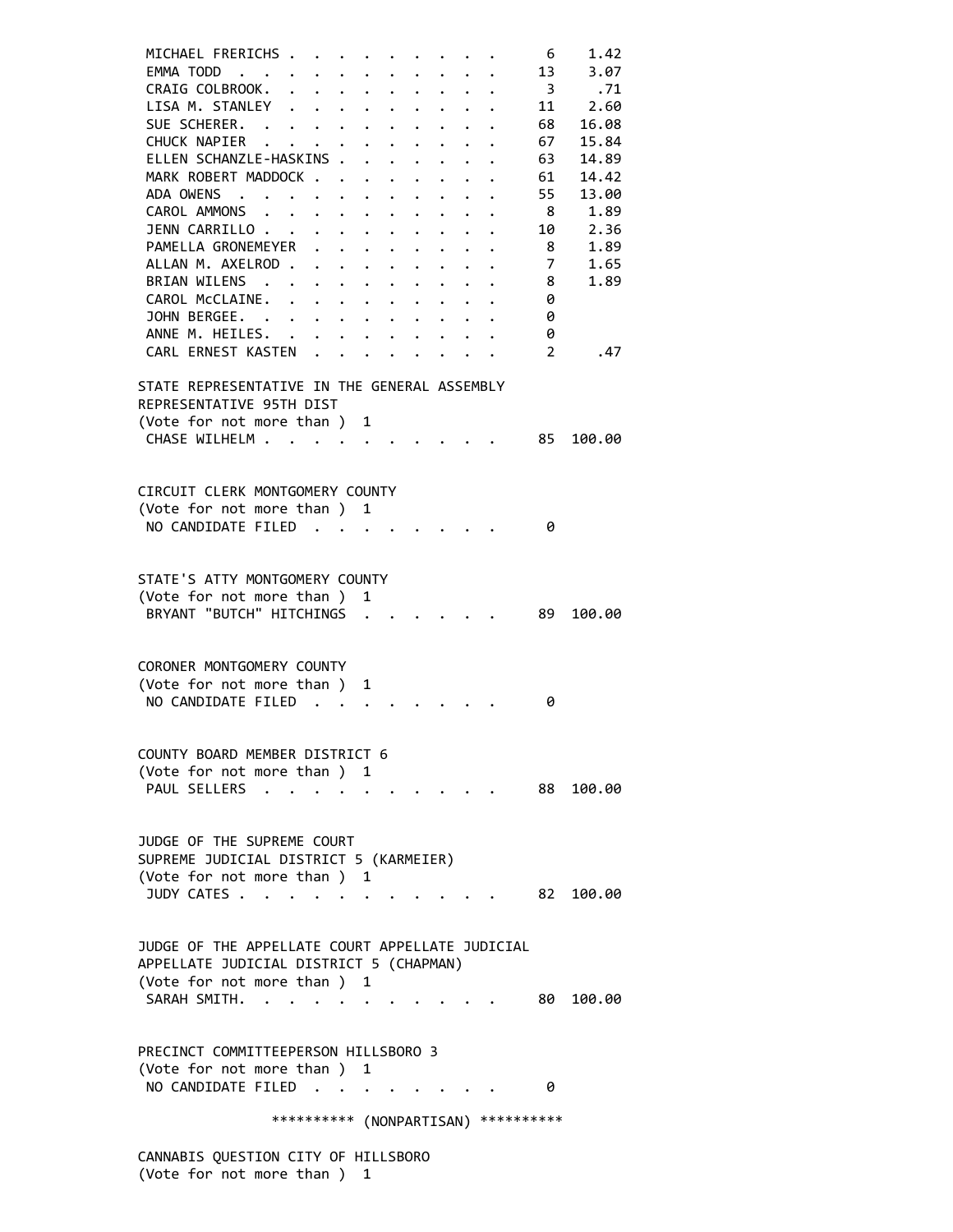| Candidate | Votes | Percent |
|---|---|---|
| MICHAEL FRERICHS | 6 | 1.42 |
| EMMA TODD | 13 | 3.07 |
| CRAIG COLBROOK | 3 | .71 |
| LISA M. STANLEY | 11 | 2.60 |
| SUE SCHERER | 68 | 16.08 |
| CHUCK NAPIER | 67 | 15.84 |
| ELLEN SCHANZLE-HASKINS | 63 | 14.89 |
| MARK ROBERT MADDOCK | 61 | 14.42 |
| ADA OWENS | 55 | 13.00 |
| CAROL AMMONS | 8 | 1.89 |
| JENN CARRILLO | 10 | 2.36 |
| PAMELLA GRONEMEYER | 8 | 1.89 |
| ALLAN M. AXELROD | 7 | 1.65 |
| BRIAN WILENS | 8 | 1.89 |
| CAROL McCLAINE | 0 | |
| JOHN BERGEE | 0 | |
| ANNE M. HEILES | 0 | |
| CARL ERNEST KASTEN | 2 | .47 |

STATE REPRESENTATIVE IN THE GENERAL ASSEMBLY
REPRESENTATIVE 95TH DIST
(Vote for not more than ) 1

| Candidate | Votes | Percent |
|---|---|---|
| CHASE WILHELM | 85 | 100.00 |

CIRCUIT CLERK MONTGOMERY COUNTY
(Vote for not more than ) 1

| Candidate | Votes | Percent |
|---|---|---|
| NO CANDIDATE FILED | 0 | |

STATE'S ATTY MONTGOMERY COUNTY
(Vote for not more than ) 1

| Candidate | Votes | Percent |
|---|---|---|
| BRYANT "BUTCH" HITCHINGS | 89 | 100.00 |

CORONER MONTGOMERY COUNTY
(Vote for not more than ) 1

| Candidate | Votes | Percent |
|---|---|---|
| NO CANDIDATE FILED | 0 | |

COUNTY BOARD MEMBER DISTRICT 6
(Vote for not more than ) 1

| Candidate | Votes | Percent |
|---|---|---|
| PAUL SELLERS | 88 | 100.00 |

JUDGE OF THE SUPREME COURT
SUPREME JUDICIAL DISTRICT 5 (KARMEIER)
(Vote for not more than ) 1

| Candidate | Votes | Percent |
|---|---|---|
| JUDY CATES | 82 | 100.00 |

JUDGE OF THE APPELLATE COURT APPELLATE JUDICIAL
APPELLATE JUDICIAL DISTRICT 5 (CHAPMAN)
(Vote for not more than ) 1

| Candidate | Votes | Percent |
|---|---|---|
| SARAH SMITH | 80 | 100.00 |

PRECINCT COMMITTEEPERSON HILLSBORO 3
(Vote for not more than ) 1

| Candidate | Votes | Percent |
|---|---|---|
| NO CANDIDATE FILED | 0 | |

********** (NONPARTISAN) **********

CANNABIS QUESTION CITY OF HILLSBORO
(Vote for not more than ) 1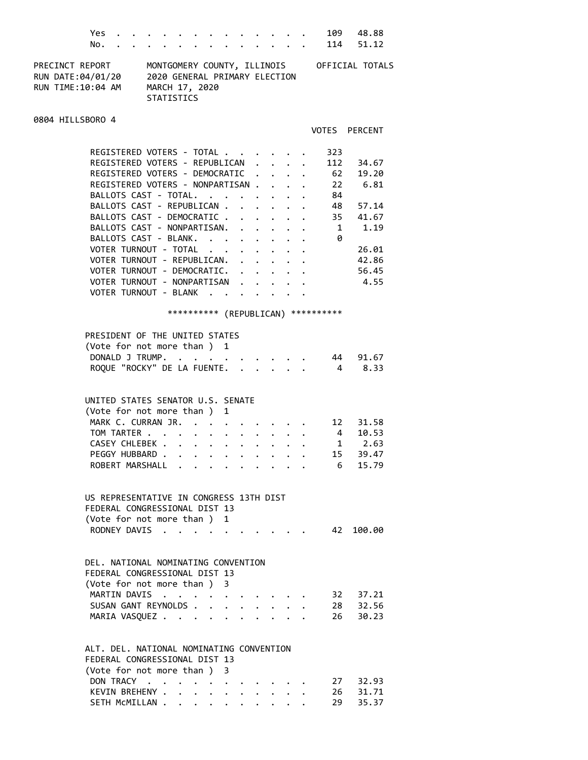| | VOTES | PERCENT |
|---|---|---|
| Yes | 109 | 48.88 |
| No. | 114 | 51.12 |

PRECINCT REPORT — MONTGOMERY COUNTY, ILLINOIS — OFFICIAL TOTALS
RUN DATE:04/01/20 — 2020 GENERAL PRIMARY ELECTION
RUN TIME:10:04 AM — MARCH 17, 2020
STATISTICS

## 0804 HILLSBORO 4

| | VOTES | PERCENT |
|---|---|---|
| REGISTERED VOTERS - TOTAL | 323 | |
| REGISTERED VOTERS - REPUBLICAN | 112 | 34.67 |
| REGISTERED VOTERS - DEMOCRATIC | 62 | 19.20 |
| REGISTERED VOTERS - NONPARTISAN | 22 | 6.81 |
| BALLOTS CAST - TOTAL. | 84 | |
| BALLOTS CAST - REPUBLICAN | 48 | 57.14 |
| BALLOTS CAST - DEMOCRATIC | 35 | 41.67 |
| BALLOTS CAST - NONPARTISAN. | 1 | 1.19 |
| BALLOTS CAST - BLANK. | 0 | |
| VOTER TURNOUT - TOTAL | | 26.01 |
| VOTER TURNOUT - REPUBLICAN. | | 42.86 |
| VOTER TURNOUT - DEMOCRATIC. | | 56.45 |
| VOTER TURNOUT - NONPARTISAN | | 4.55 |
| VOTER TURNOUT - BLANK | | |

********** (REPUBLICAN) **********

**PRESIDENT OF THE UNITED STATES**
(Vote for not more than ) 1

| | VOTES | PERCENT |
|---|---|---|
| DONALD J TRUMP. | 44 | 91.67 |
| ROQUE "ROCKY" DE LA FUENTE. | 4 | 8.33 |

**UNITED STATES SENATOR U.S. SENATE**
(Vote for not more than ) 1

| | VOTES | PERCENT |
|---|---|---|
| MARK C. CURRAN JR. | 12 | 31.58 |
| TOM TARTER | 4 | 10.53 |
| CASEY CHLEBEK | 1 | 2.63 |
| PEGGY HUBBARD | 15 | 39.47 |
| ROBERT MARSHALL | 6 | 15.79 |

**US REPRESENTATIVE IN CONGRESS 13TH DIST**
FEDERAL CONGRESSIONAL DIST 13
(Vote for not more than ) 1

| | VOTES | PERCENT |
|---|---|---|
| RODNEY DAVIS | 42 | 100.00 |

**DEL. NATIONAL NOMINATING CONVENTION**
FEDERAL CONGRESSIONAL DIST 13
(Vote for not more than ) 3

| | VOTES | PERCENT |
|---|---|---|
| MARTIN DAVIS | 32 | 37.21 |
| SUSAN GANT REYNOLDS | 28 | 32.56 |
| MARIA VASQUEZ | 26 | 30.23 |

**ALT. DEL. NATIONAL NOMINATING CONVENTION**
FEDERAL CONGRESSIONAL DIST 13
(Vote for not more than ) 3

| | VOTES | PERCENT |
|---|---|---|
| DON TRACY | 27 | 32.93 |
| KEVIN BREHENY | 26 | 31.71 |
| SETH McMILLAN | 29 | 35.37 |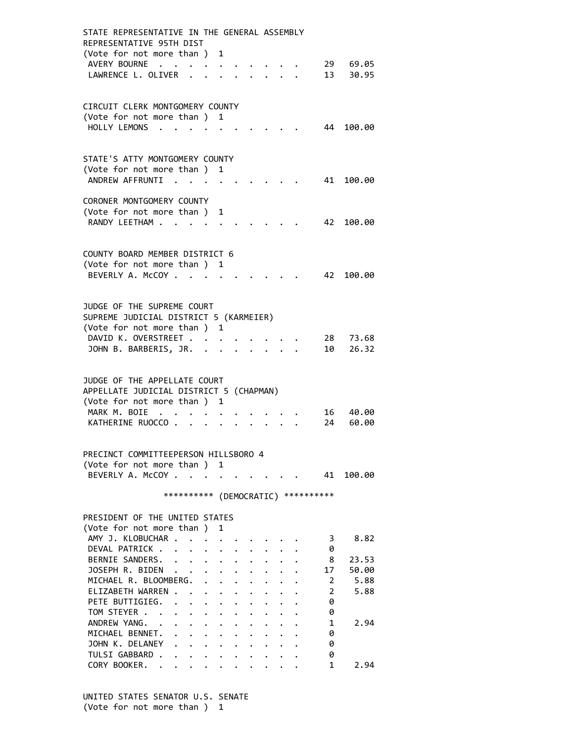STATE REPRESENTATIVE IN THE GENERAL ASSEMBLY
REPRESENTATIVE 95TH DIST
(Vote for not more than ) 1

| Candidate | Votes | Percent |
|---|---|---|
| AVERY BOURNE | 29 | 69.05 |
| LAWRENCE L. OLIVER | 13 | 30.95 |

CIRCUIT CLERK MONTGOMERY COUNTY
(Vote for not more than ) 1

| Candidate | Votes | Percent |
|---|---|---|
| HOLLY LEMONS | 44 | 100.00 |

STATE'S ATTY MONTGOMERY COUNTY
(Vote for not more than ) 1

| Candidate | Votes | Percent |
|---|---|---|
| ANDREW AFFRUNTI | 41 | 100.00 |

CORONER MONTGOMERY COUNTY
(Vote for not more than ) 1

| Candidate | Votes | Percent |
|---|---|---|
| RANDY LEETHAM | 42 | 100.00 |

COUNTY BOARD MEMBER DISTRICT 6
(Vote for not more than ) 1

| Candidate | Votes | Percent |
|---|---|---|
| BEVERLY A. McCOY | 42 | 100.00 |

JUDGE OF THE SUPREME COURT
SUPREME JUDICIAL DISTRICT 5 (KARMEIER)
(Vote for not more than ) 1

| Candidate | Votes | Percent |
|---|---|---|
| DAVID K. OVERSTREET | 28 | 73.68 |
| JOHN B. BARBERIS, JR. | 10 | 26.32 |

JUDGE OF THE APPELLATE COURT
APPELLATE JUDICIAL DISTRICT 5 (CHAPMAN)
(Vote for not more than ) 1

| Candidate | Votes | Percent |
|---|---|---|
| MARK M. BOIE | 16 | 40.00 |
| KATHERINE RUOCCO | 24 | 60.00 |

PRECINCT COMMITTEEPERSON HILLSBORO 4
(Vote for not more than ) 1

| Candidate | Votes | Percent |
|---|---|---|
| BEVERLY A. McCOY | 41 | 100.00 |

********** (DEMOCRATIC) **********

PRESIDENT OF THE UNITED STATES
(Vote for not more than ) 1

| Candidate | Votes | Percent |
|---|---|---|
| AMY J. KLOBUCHAR | 3 | 8.82 |
| DEVAL PATRICK | 0 | |
| BERNIE SANDERS | 8 | 23.53 |
| JOSEPH R. BIDEN | 17 | 50.00 |
| MICHAEL R. BLOOMBERG | 2 | 5.88 |
| ELIZABETH WARREN | 2 | 5.88 |
| PETE BUTTIGIEG | 0 | |
| TOM STEYER | 0 | |
| ANDREW YANG | 1 | 2.94 |
| MICHAEL BENNET | 0 | |
| JOHN K. DELANEY | 0 | |
| TULSI GABBARD | 0 | |
| CORY BOOKER | 1 | 2.94 |

UNITED STATES SENATOR U.S. SENATE
(Vote for not more than ) 1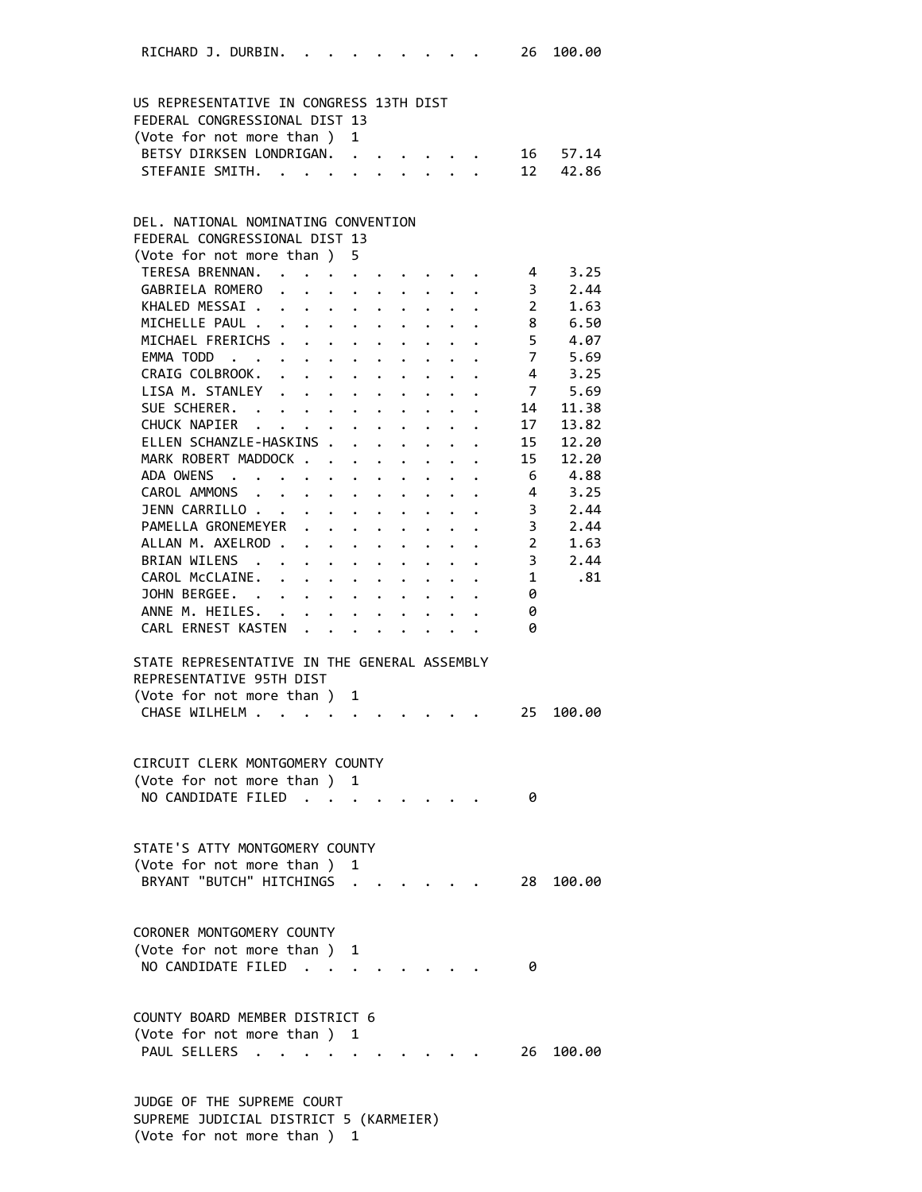| | | |
|---|---|---|
| RICHARD J. DURBIN. . . . . . . . . . | 26 | 100.00 |

**US REPRESENTATIVE IN CONGRESS 13TH DIST**
**FEDERAL CONGRESSIONAL DIST 13**
(Vote for not more than ) 1

| | | |
|---|---|---|
| BETSY DIRKSEN LONDRIGAN. . . . . . . | 16 | 57.14 |
| STEFANIE SMITH. . . . . . . . . . . | 12 | 42.86 |

**DEL. NATIONAL NOMINATING CONVENTION**
**FEDERAL CONGRESSIONAL DIST 13**
(Vote for not more than ) 5

| | | |
|---|---|---|
| TERESA BRENNAN. . . . . . . . . . . | 4 | 3.25 |
| GABRIELA ROMERO . . . . . . . . . . | 3 | 2.44 |
| KHALED MESSAI . . . . . . . . . . . | 2 | 1.63 |
| MICHELLE PAUL . . . . . . . . . . . | 8 | 6.50 |
| MICHAEL FRERICHS . . . . . . . . . . | 5 | 4.07 |
| EMMA TODD . . . . . . . . . . . . | 7 | 5.69 |
| CRAIG COLBROOK. . . . . . . . . . . | 4 | 3.25 |
| LISA M. STANLEY . . . . . . . . . . | 7 | 5.69 |
| SUE SCHERER. . . . . . . . . . . . | 14 | 11.38 |
| CHUCK NAPIER . . . . . . . . . . . | 17 | 13.82 |
| ELLEN SCHANZLE-HASKINS . . . . . . . | 15 | 12.20 |
| MARK ROBERT MADDOCK . . . . . . . . | 15 | 12.20 |
| ADA OWENS . . . . . . . . . . . . | 6 | 4.88 |
| CAROL AMMONS . . . . . . . . . . . | 4 | 3.25 |
| JENN CARRILLO . . . . . . . . . . . | 3 | 2.44 |
| PAMELLA GRONEMEYER . . . . . . . . . | 3 | 2.44 |
| ALLAN M. AXELROD . . . . . . . . . . | 2 | 1.63 |
| BRIAN WILENS . . . . . . . . . . . | 3 | 2.44 |
| CAROL McCLAINE. . . . . . . . . . . | 1 | .81 |
| JOHN BERGEE. . . . . . . . . . . . | 0 | |
| ANNE M. HEILES. . . . . . . . . . . | 0 | |
| CARL ERNEST KASTEN . . . . . . . . . | 0 | |

**STATE REPRESENTATIVE IN THE GENERAL ASSEMBLY**
**REPRESENTATIVE 95TH DIST**
(Vote for not more than ) 1

| | | |
|---|---|---|
| CHASE WILHELM . . . . . . . . . . . | 25 | 100.00 |

**CIRCUIT CLERK MONTGOMERY COUNTY**
(Vote for not more than ) 1

| | | |
|---|---|---|
| NO CANDIDATE FILED . . . . . . . . . | 0 | |

**STATE'S ATTY MONTGOMERY COUNTY**
(Vote for not more than ) 1

| | | |
|---|---|---|
| BRYANT "BUTCH" HITCHINGS . . . . . . | 28 | 100.00 |

**CORONER MONTGOMERY COUNTY**
(Vote for not more than ) 1

| | | |
|---|---|---|
| NO CANDIDATE FILED . . . . . . . . . | 0 | |

**COUNTY BOARD MEMBER DISTRICT 6**
(Vote for not more than ) 1

| | | |
|---|---|---|
| PAUL SELLERS . . . . . . . . . . . | 26 | 100.00 |

**JUDGE OF THE SUPREME COURT**
**SUPREME JUDICIAL DISTRICT 5 (KARMEIER)**
(Vote for not more than ) 1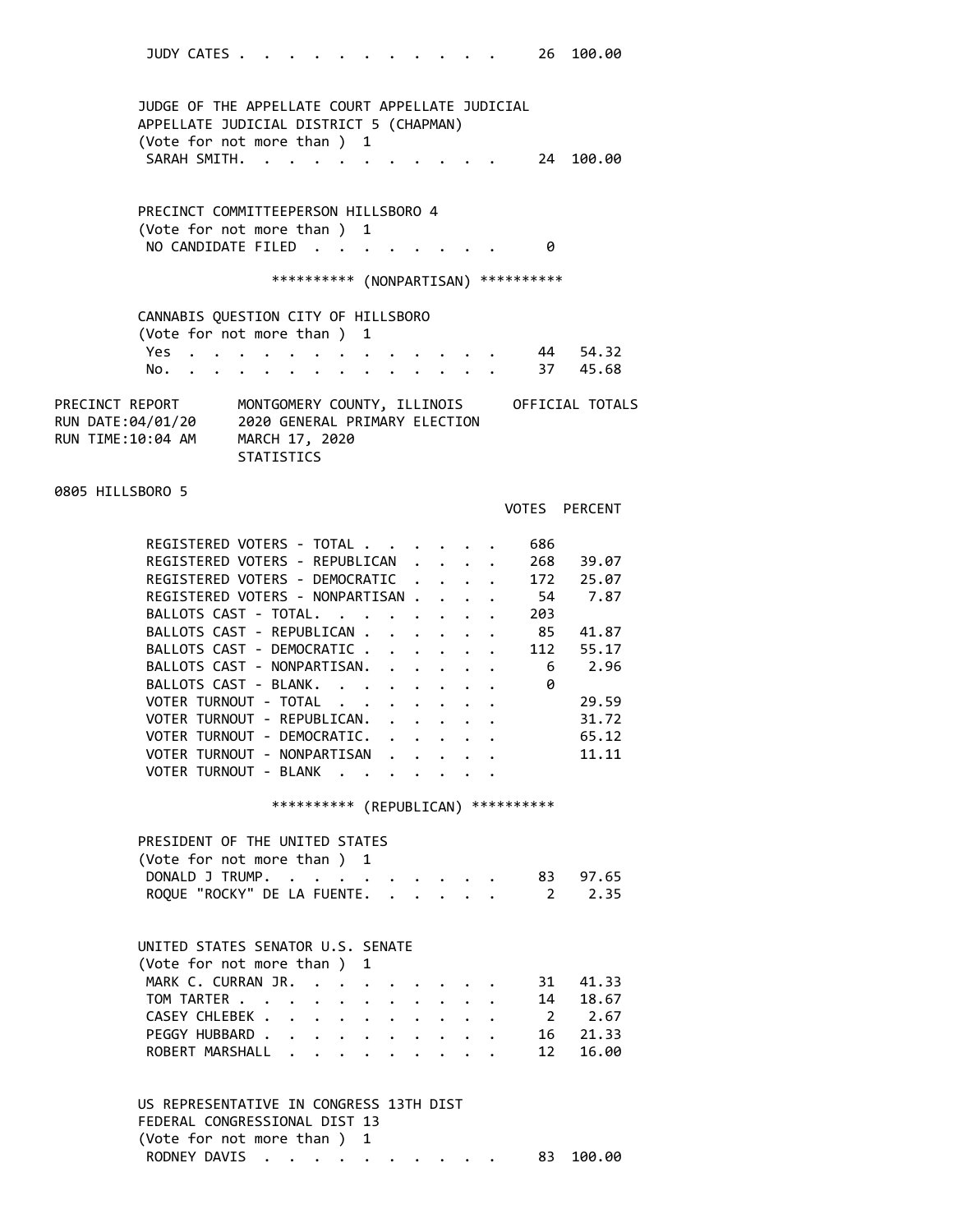| | | |
|---|---|---|
| JUDY CATES | 26 | 100.00 |

JUDGE OF THE APPELLATE COURT APPELLATE JUDICIAL
APPELLATE JUDICIAL DISTRICT 5 (CHAPMAN)
(Vote for not more than ) 1

| | | |
|---|---|---|
| SARAH SMITH | 24 | 100.00 |

PRECINCT COMMITTEEPERSON HILLSBORO 4
(Vote for not more than ) 1

| | | |
|---|---|---|
| NO CANDIDATE FILED | 0 | |

********** (NONPARTISAN) **********

CANNABIS QUESTION CITY OF HILLSBORO
(Vote for not more than ) 1

| | | |
|---|---|---|
| Yes | 44 | 54.32 |
| No | 37 | 45.68 |

PRECINCT REPORT — MONTGOMERY COUNTY, ILLINOIS — OFFICIAL TOTALS
RUN DATE:04/01/20 — 2020 GENERAL PRIMARY ELECTION
RUN TIME:10:04 AM — MARCH 17, 2020
STATISTICS

0805 HILLSBORO 5

| | VOTES | PERCENT |
|---|---|---|
| REGISTERED VOTERS - TOTAL | 686 | |
| REGISTERED VOTERS - REPUBLICAN | 268 | 39.07 |
| REGISTERED VOTERS - DEMOCRATIC | 172 | 25.07 |
| REGISTERED VOTERS - NONPARTISAN | 54 | 7.87 |
| BALLOTS CAST - TOTAL | 203 | |
| BALLOTS CAST - REPUBLICAN | 85 | 41.87 |
| BALLOTS CAST - DEMOCRATIC | 112 | 55.17 |
| BALLOTS CAST - NONPARTISAN | 6 | 2.96 |
| BALLOTS CAST - BLANK | 0 | |
| VOTER TURNOUT - TOTAL | | 29.59 |
| VOTER TURNOUT - REPUBLICAN | | 31.72 |
| VOTER TURNOUT - DEMOCRATIC | | 65.12 |
| VOTER TURNOUT - NONPARTISAN | | 11.11 |
| VOTER TURNOUT - BLANK | | |

********** (REPUBLICAN) **********

PRESIDENT OF THE UNITED STATES
(Vote for not more than ) 1

| | | |
|---|---|---|
| DONALD J TRUMP | 83 | 97.65 |
| ROQUE "ROCKY" DE LA FUENTE | 2 | 2.35 |

UNITED STATES SENATOR U.S. SENATE
(Vote for not more than ) 1

| | | |
|---|---|---|
| MARK C. CURRAN JR. | 31 | 41.33 |
| TOM TARTER | 14 | 18.67 |
| CASEY CHLEBEK | 2 | 2.67 |
| PEGGY HUBBARD | 16 | 21.33 |
| ROBERT MARSHALL | 12 | 16.00 |

US REPRESENTATIVE IN CONGRESS 13TH DIST
FEDERAL CONGRESSIONAL DIST 13
(Vote for not more than ) 1

| | | |
|---|---|---|
| RODNEY DAVIS | 83 | 100.00 |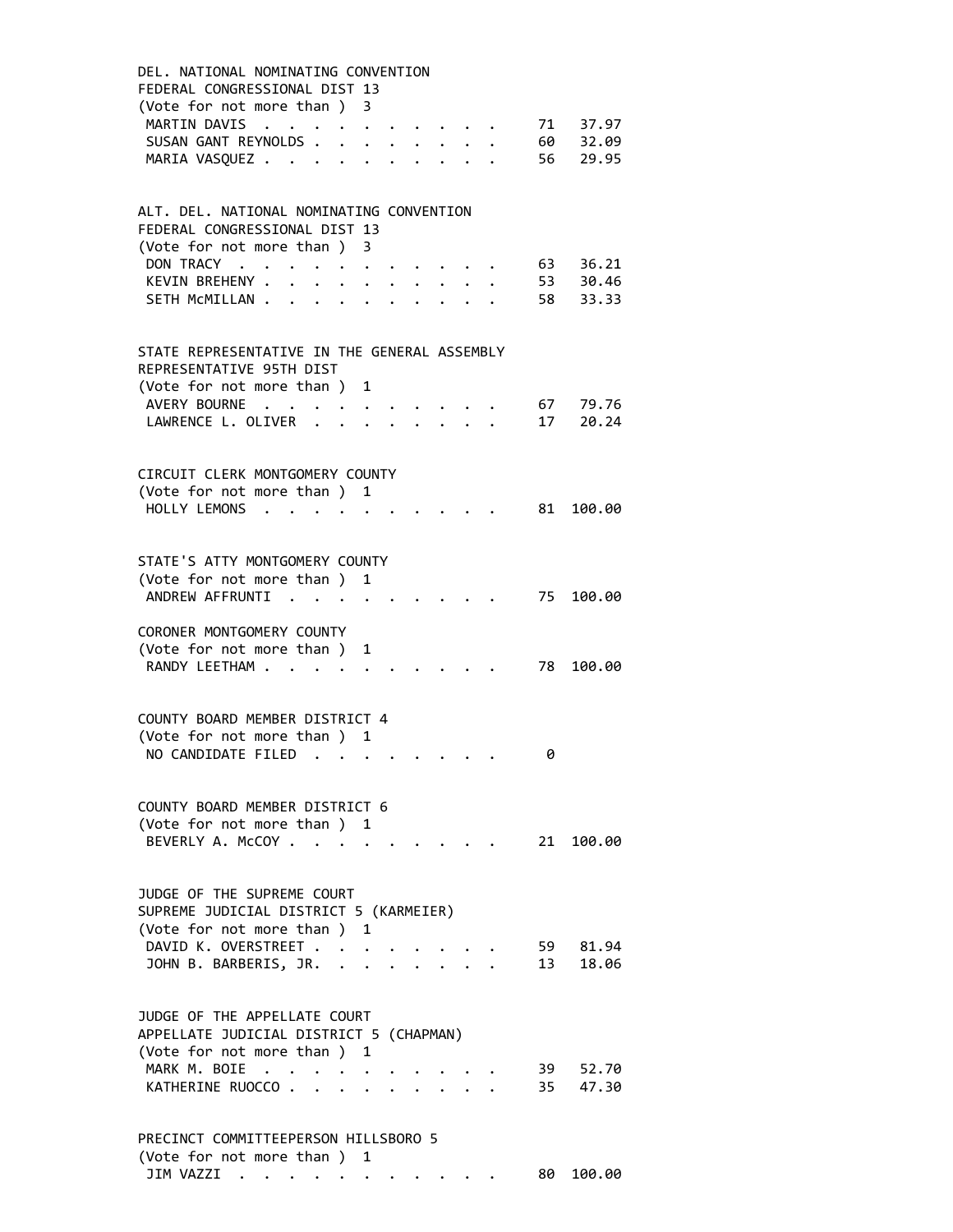DEL. NATIONAL NOMINATING CONVENTION
FEDERAL CONGRESSIONAL DIST 13
(Vote for not more than ) 3

| | | |
|---|---|---|
| MARTIN DAVIS | 71 | 37.97 |
| SUSAN GANT REYNOLDS | 60 | 32.09 |
| MARIA VASQUEZ | 56 | 29.95 |

ALT. DEL. NATIONAL NOMINATING CONVENTION
FEDERAL CONGRESSIONAL DIST 13
(Vote for not more than ) 3

| | | |
|---|---|---|
| DON TRACY | 63 | 36.21 |
| KEVIN BREHENY | 53 | 30.46 |
| SETH McMILLAN | 58 | 33.33 |

STATE REPRESENTATIVE IN THE GENERAL ASSEMBLY
REPRESENTATIVE 95TH DIST
(Vote for not more than ) 1

| | | |
|---|---|---|
| AVERY BOURNE | 67 | 79.76 |
| LAWRENCE L. OLIVER | 17 | 20.24 |

CIRCUIT CLERK MONTGOMERY COUNTY
(Vote for not more than ) 1

| | | |
|---|---|---|
| HOLLY LEMONS | 81 | 100.00 |

STATE'S ATTY MONTGOMERY COUNTY
(Vote for not more than ) 1

| | | |
|---|---|---|
| ANDREW AFFRUNTI | 75 | 100.00 |

CORONER MONTGOMERY COUNTY
(Vote for not more than ) 1

| | | |
|---|---|---|
| RANDY LEETHAM | 78 | 100.00 |

COUNTY BOARD MEMBER DISTRICT 4
(Vote for not more than ) 1

| | | |
|---|---|---|
| NO CANDIDATE FILED | 0 | |

COUNTY BOARD MEMBER DISTRICT 6
(Vote for not more than ) 1

| | | |
|---|---|---|
| BEVERLY A. McCOY | 21 | 100.00 |

JUDGE OF THE SUPREME COURT
SUPREME JUDICIAL DISTRICT 5 (KARMEIER)
(Vote for not more than ) 1

| | | |
|---|---|---|
| DAVID K. OVERSTREET | 59 | 81.94 |
| JOHN B. BARBERIS, JR. | 13 | 18.06 |

JUDGE OF THE APPELLATE COURT
APPELLATE JUDICIAL DISTRICT 5 (CHAPMAN)
(Vote for not more than ) 1

| | | |
|---|---|---|
| MARK M. BOIE | 39 | 52.70 |
| KATHERINE RUOCCO | 35 | 47.30 |

PRECINCT COMMITTEEPERSON HILLSBORO 5
(Vote for not more than ) 1

| | | |
|---|---|---|
| JIM VAZZI | 80 | 100.00 |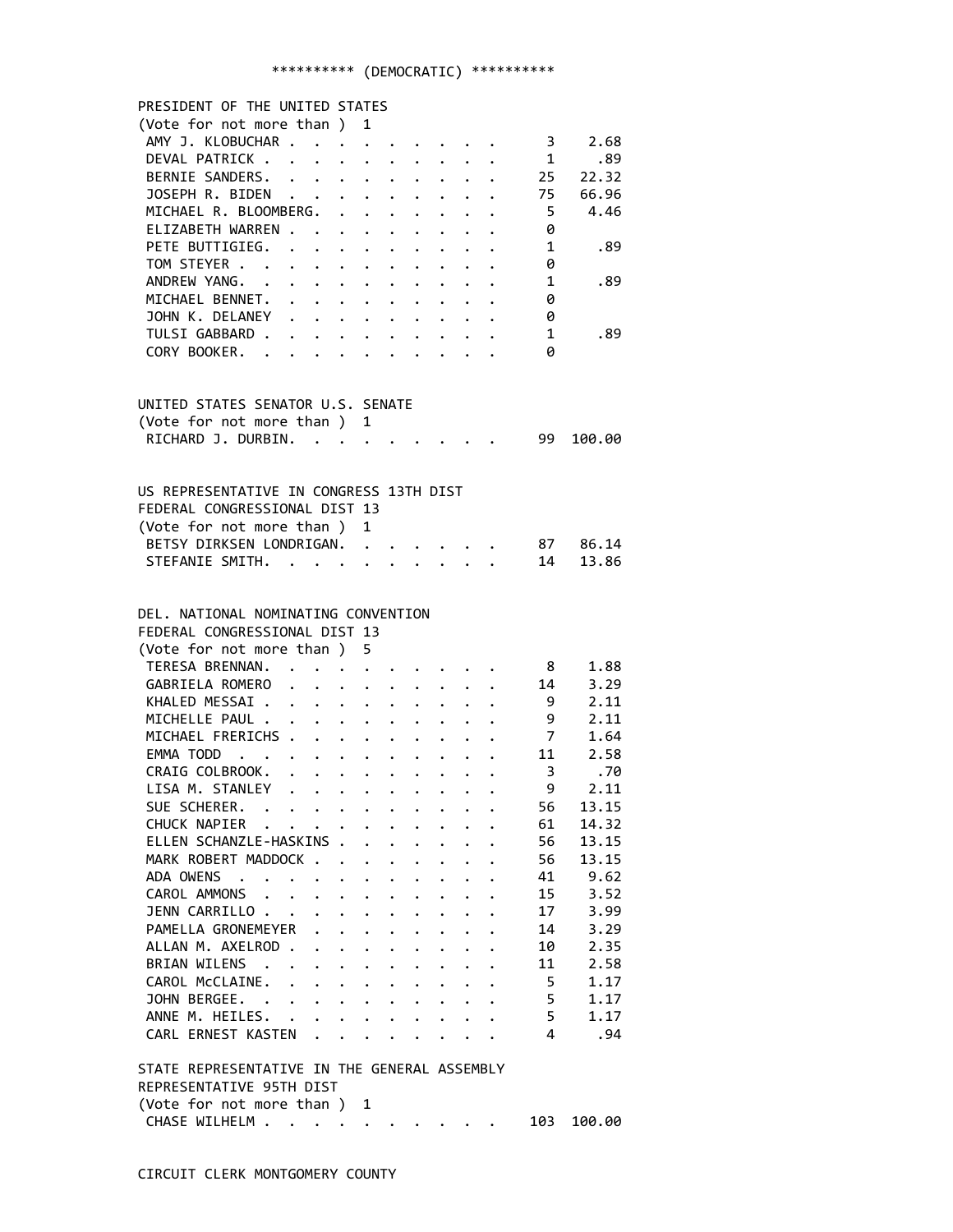********** (DEMOCRATIC) **********

PRESIDENT OF THE UNITED STATES
(Vote for not more than ) 1

| Candidate | Votes | Percent |
|---|---|---|
| AMY J. KLOBUCHAR | 3 | 2.68 |
| DEVAL PATRICK | 1 | .89 |
| BERNIE SANDERS | 25 | 22.32 |
| JOSEPH R. BIDEN | 75 | 66.96 |
| MICHAEL R. BLOOMBERG | 5 | 4.46 |
| ELIZABETH WARREN | 0 | |
| PETE BUTTIGIEG | 1 | .89 |
| TOM STEYER | 0 | |
| ANDREW YANG | 1 | .89 |
| MICHAEL BENNET | 0 | |
| JOHN K. DELANEY | 0 | |
| TULSI GABBARD | 1 | .89 |
| CORY BOOKER | 0 | |

UNITED STATES SENATOR U.S. SENATE
(Vote for not more than ) 1

| Candidate | Votes | Percent |
|---|---|---|
| RICHARD J. DURBIN | 99 | 100.00 |

US REPRESENTATIVE IN CONGRESS 13TH DIST
FEDERAL CONGRESSIONAL DIST 13
(Vote for not more than ) 1

| Candidate | Votes | Percent |
|---|---|---|
| BETSY DIRKSEN LONDRIGAN | 87 | 86.14 |
| STEFANIE SMITH | 14 | 13.86 |

DEL. NATIONAL NOMINATING CONVENTION
FEDERAL CONGRESSIONAL DIST 13
(Vote for not more than ) 5

| Candidate | Votes | Percent |
|---|---|---|
| TERESA BRENNAN | 8 | 1.88 |
| GABRIELA ROMERO | 14 | 3.29 |
| KHALED MESSAI | 9 | 2.11 |
| MICHELLE PAUL | 9 | 2.11 |
| MICHAEL FRERICHS | 7 | 1.64 |
| EMMA TODD | 11 | 2.58 |
| CRAIG COLBROOK | 3 | .70 |
| LISA M. STANLEY | 9 | 2.11 |
| SUE SCHERER | 56 | 13.15 |
| CHUCK NAPIER | 61 | 14.32 |
| ELLEN SCHANZLE-HASKINS | 56 | 13.15 |
| MARK ROBERT MADDOCK | 56 | 13.15 |
| ADA OWENS | 41 | 9.62 |
| CAROL AMMONS | 15 | 3.52 |
| JENN CARRILLO | 17 | 3.99 |
| PAMELLA GRONEMEYER | 14 | 3.29 |
| ALLAN M. AXELROD | 10 | 2.35 |
| BRIAN WILENS | 11 | 2.58 |
| CAROL McCLAINE | 5 | 1.17 |
| JOHN BERGEE | 5 | 1.17 |
| ANNE M. HEILES | 5 | 1.17 |
| CARL ERNEST KASTEN | 4 | .94 |

STATE REPRESENTATIVE IN THE GENERAL ASSEMBLY
REPRESENTATIVE 95TH DIST
(Vote for not more than ) 1

| Candidate | Votes | Percent |
|---|---|---|
| CHASE WILHELM | 103 | 100.00 |

CIRCUIT CLERK MONTGOMERY COUNTY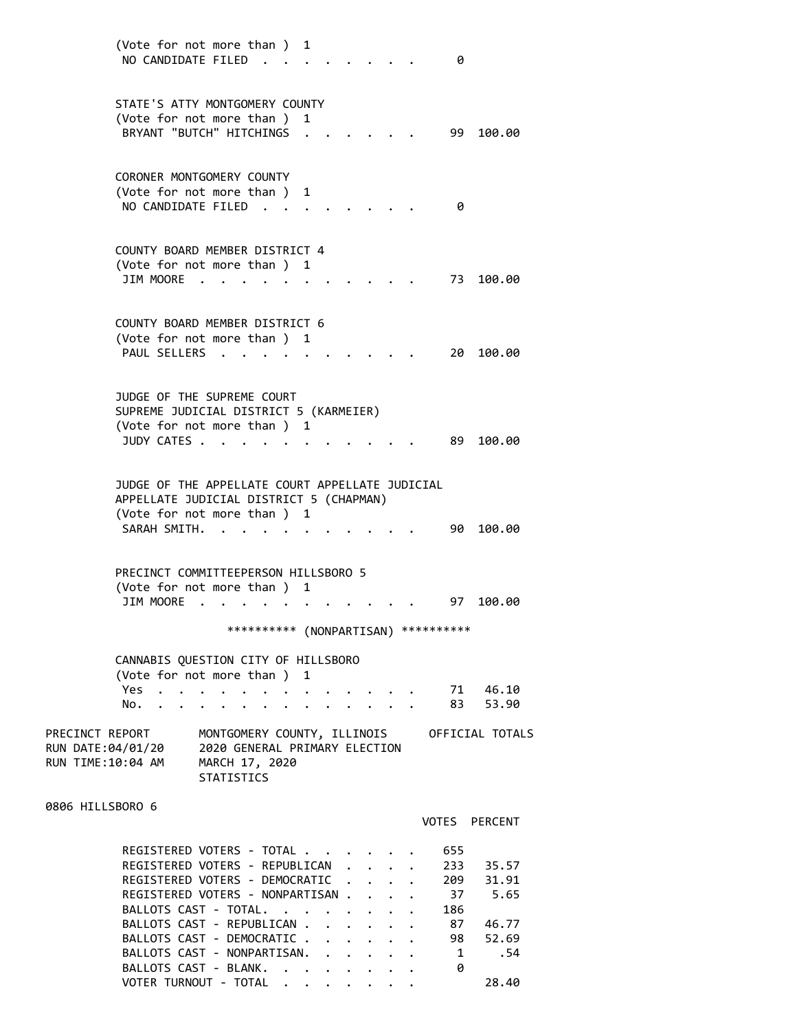(Vote for not more than ) 1

| | | |
|---|---|---|
| NO CANDIDATE FILED | 0 | |

STATE'S ATTY MONTGOMERY COUNTY
(Vote for not more than ) 1

| | | |
|---|---|---|
| BRYANT "BUTCH" HITCHINGS | 99 | 100.00 |

CORONER MONTGOMERY COUNTY
(Vote for not more than ) 1

| | | |
|---|---|---|
| NO CANDIDATE FILED | 0 | |

COUNTY BOARD MEMBER DISTRICT 4
(Vote for not more than ) 1

| | | |
|---|---|---|
| JIM MOORE | 73 | 100.00 |

COUNTY BOARD MEMBER DISTRICT 6
(Vote for not more than ) 1

| | | |
|---|---|---|
| PAUL SELLERS | 20 | 100.00 |

JUDGE OF THE SUPREME COURT
SUPREME JUDICIAL DISTRICT 5 (KARMEIER)
(Vote for not more than ) 1

| | | |
|---|---|---|
| JUDY CATES | 89 | 100.00 |

JUDGE OF THE APPELLATE COURT APPELLATE JUDICIAL
APPELLATE JUDICIAL DISTRICT 5 (CHAPMAN)
(Vote for not more than ) 1

| | | |
|---|---|---|
| SARAH SMITH. | 90 | 100.00 |

PRECINCT COMMITTEEPERSON HILLSBORO 5
(Vote for not more than ) 1

| | | |
|---|---|---|
| JIM MOORE | 97 | 100.00 |

********** (NONPARTISAN) **********

CANNABIS QUESTION CITY OF HILLSBORO
(Vote for not more than ) 1

| | | |
|---|---|---|
| Yes | 71 | 46.10 |
| No. | 83 | 53.90 |

PRECINCT REPORT — MONTGOMERY COUNTY, ILLINOIS — OFFICIAL TOTALS
RUN DATE:04/01/20 — 2020 GENERAL PRIMARY ELECTION
RUN TIME:10:04 AM — MARCH 17, 2020
STATISTICS

0806 HILLSBORO 6

| | VOTES | PERCENT |
|---|---|---|
| REGISTERED VOTERS - TOTAL | 655 | |
| REGISTERED VOTERS - REPUBLICAN | 233 | 35.57 |
| REGISTERED VOTERS - DEMOCRATIC | 209 | 31.91 |
| REGISTERED VOTERS - NONPARTISAN | 37 | 5.65 |
| BALLOTS CAST - TOTAL. | 186 | |
| BALLOTS CAST - REPUBLICAN | 87 | 46.77 |
| BALLOTS CAST - DEMOCRATIC | 98 | 52.69 |
| BALLOTS CAST - NONPARTISAN. | 1 | .54 |
| BALLOTS CAST - BLANK. | 0 | |
| VOTER TURNOUT - TOTAL | | 28.40 |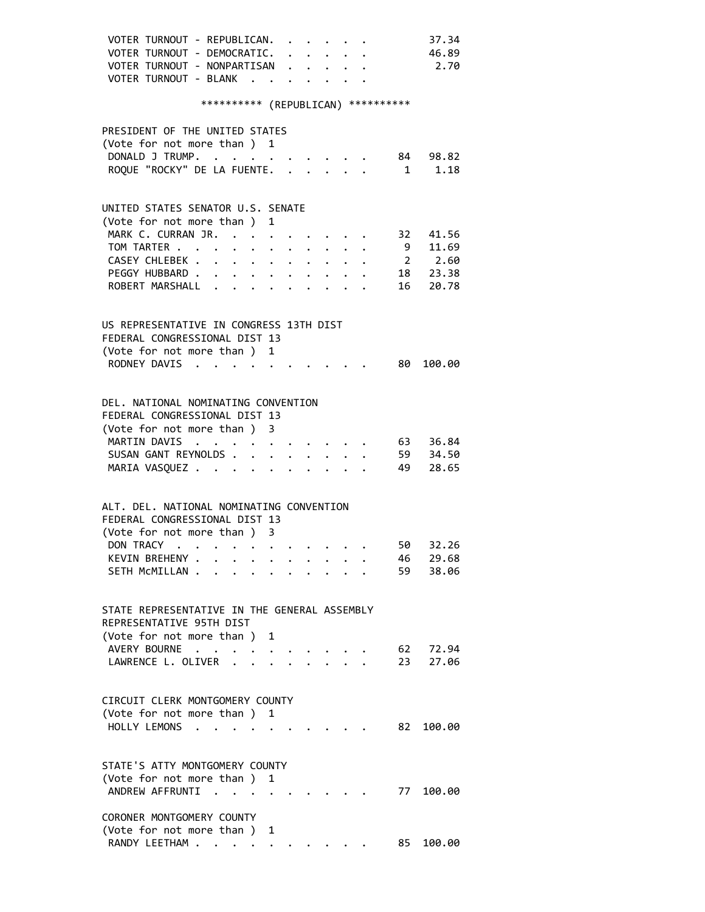| VOTER TURNOUT | |
|---|---|
| VOTER TURNOUT - REPUBLICAN | 37.34 |
| VOTER TURNOUT - DEMOCRATIC | 46.89 |
| VOTER TURNOUT - NONPARTISAN | 2.70 |
| VOTER TURNOUT - BLANK | |

## ********** (REPUBLICAN) **********

### PRESIDENT OF THE UNITED STATES
(Vote for not more than ) 1

| Candidate | Votes | Percent |
|---|---|---|
| DONALD J TRUMP | 84 | 98.82 |
| ROQUE "ROCKY" DE LA FUENTE | 1 | 1.18 |

### UNITED STATES SENATOR U.S. SENATE
(Vote for not more than ) 1

| Candidate | Votes | Percent |
|---|---|---|
| MARK C. CURRAN JR. | 32 | 41.56 |
| TOM TARTER | 9 | 11.69 |
| CASEY CHLEBEK | 2 | 2.60 |
| PEGGY HUBBARD | 18 | 23.38 |
| ROBERT MARSHALL | 16 | 20.78 |

### US REPRESENTATIVE IN CONGRESS 13TH DIST
FEDERAL CONGRESSIONAL DIST 13
(Vote for not more than ) 1

| Candidate | Votes | Percent |
|---|---|---|
| RODNEY DAVIS | 80 | 100.00 |

### DEL. NATIONAL NOMINATING CONVENTION
FEDERAL CONGRESSIONAL DIST 13
(Vote for not more than ) 3

| Candidate | Votes | Percent |
|---|---|---|
| MARTIN DAVIS | 63 | 36.84 |
| SUSAN GANT REYNOLDS | 59 | 34.50 |
| MARIA VASQUEZ | 49 | 28.65 |

### ALT. DEL. NATIONAL NOMINATING CONVENTION
FEDERAL CONGRESSIONAL DIST 13
(Vote for not more than ) 3

| Candidate | Votes | Percent |
|---|---|---|
| DON TRACY | 50 | 32.26 |
| KEVIN BREHENY | 46 | 29.68 |
| SETH McMILLAN | 59 | 38.06 |

### STATE REPRESENTATIVE IN THE GENERAL ASSEMBLY
REPRESENTATIVE 95TH DIST
(Vote for not more than ) 1

| Candidate | Votes | Percent |
|---|---|---|
| AVERY BOURNE | 62 | 72.94 |
| LAWRENCE L. OLIVER | 23 | 27.06 |

### CIRCUIT CLERK MONTGOMERY COUNTY
(Vote for not more than ) 1

| Candidate | Votes | Percent |
|---|---|---|
| HOLLY LEMONS | 82 | 100.00 |

### STATE'S ATTY MONTGOMERY COUNTY
(Vote for not more than ) 1

| Candidate | Votes | Percent |
|---|---|---|
| ANDREW AFFRUNTI | 77 | 100.00 |

### CORONER MONTGOMERY COUNTY
(Vote for not more than ) 1

| Candidate | Votes | Percent |
|---|---|---|
| RANDY LEETHAM | 85 | 100.00 |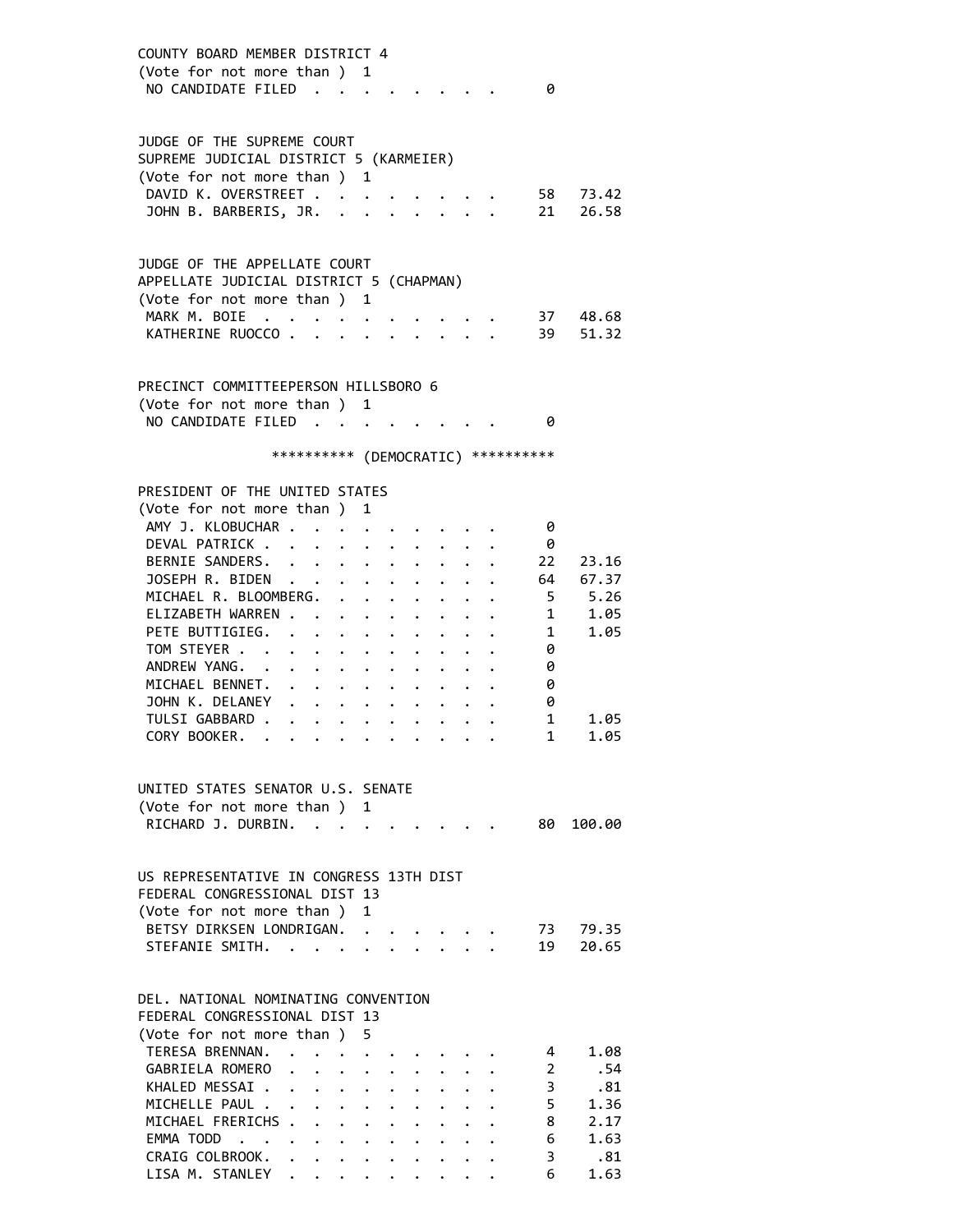COUNTY BOARD MEMBER DISTRICT 4
(Vote for not more than ) 1

| | | |
|---|---|---|
| NO CANDIDATE FILED | 0 | |

JUDGE OF THE SUPREME COURT
SUPREME JUDICIAL DISTRICT 5 (KARMEIER)
(Vote for not more than ) 1

| | | |
|---|---|---|
| DAVID K. OVERSTREET | 58 | 73.42 |
| JOHN B. BARBERIS, JR. | 21 | 26.58 |

JUDGE OF THE APPELLATE COURT
APPELLATE JUDICIAL DISTRICT 5 (CHAPMAN)
(Vote for not more than ) 1

| | | |
|---|---|---|
| MARK M. BOIE | 37 | 48.68 |
| KATHERINE RUOCCO | 39 | 51.32 |

PRECINCT COMMITTEEPERSON HILLSBORO 6
(Vote for not more than ) 1

| | | |
|---|---|---|
| NO CANDIDATE FILED | 0 | |

********** (DEMOCRATIC) **********

PRESIDENT OF THE UNITED STATES
(Vote for not more than ) 1

| | | |
|---|---|---|
| AMY J. KLOBUCHAR | 0 | |
| DEVAL PATRICK | 0 | |
| BERNIE SANDERS | 22 | 23.16 |
| JOSEPH R. BIDEN | 64 | 67.37 |
| MICHAEL R. BLOOMBERG | 5 | 5.26 |
| ELIZABETH WARREN | 1 | 1.05 |
| PETE BUTTIGIEG | 1 | 1.05 |
| TOM STEYER | 0 | |
| ANDREW YANG | 0 | |
| MICHAEL BENNET | 0 | |
| JOHN K. DELANEY | 0 | |
| TULSI GABBARD | 1 | 1.05 |
| CORY BOOKER | 1 | 1.05 |

UNITED STATES SENATOR U.S. SENATE
(Vote for not more than ) 1

| | | |
|---|---|---|
| RICHARD J. DURBIN | 80 | 100.00 |

US REPRESENTATIVE IN CONGRESS 13TH DIST
FEDERAL CONGRESSIONAL DIST 13
(Vote for not more than ) 1

| | | |
|---|---|---|
| BETSY DIRKSEN LONDRIGAN | 73 | 79.35 |
| STEFANIE SMITH | 19 | 20.65 |

DEL. NATIONAL NOMINATING CONVENTION
FEDERAL CONGRESSIONAL DIST 13
(Vote for not more than ) 5

| | | |
|---|---|---|
| TERESA BRENNAN | 4 | 1.08 |
| GABRIELA ROMERO | 2 | .54 |
| KHALED MESSAI | 3 | .81 |
| MICHELLE PAUL | 5 | 1.36 |
| MICHAEL FRERICHS | 8 | 2.17 |
| EMMA TODD | 6 | 1.63 |
| CRAIG COLBROOK | 3 | .81 |
| LISA M. STANLEY | 6 | 1.63 |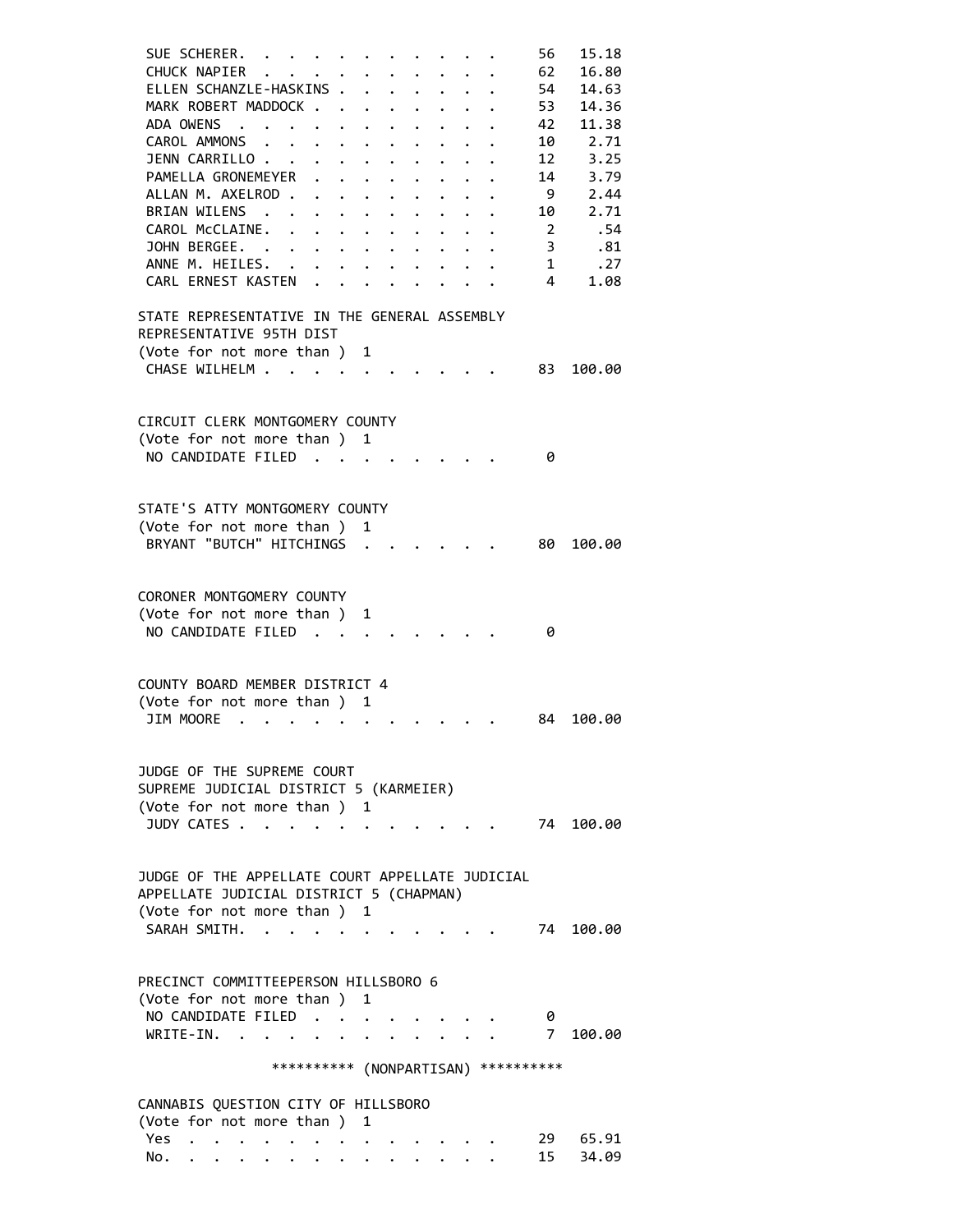```
 SUE SCHERER. . . . . . . . . . . . .   56   15.18
 CHUCK NAPIER  . . . . . . . . . . . .  62   16.80
 ELLEN SCHANZLE-HASKINS . . . . . . . . 54   14.63
 MARK ROBERT MADDOCK . . . . . . . . .  53   14.36
 ADA OWENS  . . . . . . . . . . . . . . 42   11.38
 CAROL AMMONS  . . . . . . . . . . . .  10    2.71
 JENN CARRILLO . . . . . . . . . . . .  12    3.25
 PAMELLA GRONEMEYER  . . . . . . . . .  14    3.79
 ALLAN M. AXELROD . . . . . . . . . . .  9    2.44
 BRIAN WILENS  . . . . . . . . . . . .  10    2.71
 CAROL McCLAINE. . . . . . . . . . . .   2     .54
 JOHN BERGEE. . . . . . . . . . . . . .  3     .81
 ANNE M. HEILES. . . . . . . . . . . .   1     .27
 CARL ERNEST KASTEN  . . . . . . . . .   4    1.08

STATE REPRESENTATIVE IN THE GENERAL ASSEMBLY
REPRESENTATIVE 95TH DIST
(Vote for not more than )  1
 CHASE WILHELM . . . . . . . . . . . .  83  100.00


CIRCUIT CLERK MONTGOMERY COUNTY
(Vote for not more than )  1
 NO CANDIDATE FILED  . . . . . . . .     0


STATE'S ATTY MONTGOMERY COUNTY
(Vote for not more than )  1
 BRYANT "BUTCH" HITCHINGS  . . . . . .  80  100.00


CORONER MONTGOMERY COUNTY
(Vote for not more than )  1
 NO CANDIDATE FILED  . . . . . . . .     0


COUNTY BOARD MEMBER DISTRICT 4
(Vote for not more than )  1
 JIM MOORE  . . . . . . . . . . . . .   84  100.00


JUDGE OF THE SUPREME COURT
SUPREME JUDICIAL DISTRICT 5 (KARMEIER)
(Vote for not more than )  1
 JUDY CATES . . . . . . . . . . . . .   74  100.00


JUDGE OF THE APPELLATE COURT APPELLATE JUDICIAL
APPELLATE JUDICIAL DISTRICT 5 (CHAPMAN)
(Vote for not more than )  1
 SARAH SMITH. . . . . . . . . . . . .   74  100.00


PRECINCT COMMITTEEPERSON HILLSBORO 6
(Vote for not more than )  1
 NO CANDIDATE FILED  . . . . . . . .     0
 WRITE-IN. . . . . . . . . . . . . .     7  100.00

                ********** (NONPARTISAN) **********

CANNABIS QUESTION CITY OF HILLSBORO
(Vote for not more than )  1
 Yes  . . . . . . . . . . . . . . . .   29   65.91
 No. . . . . . . . . . . . . . . . . .  15   34.09
```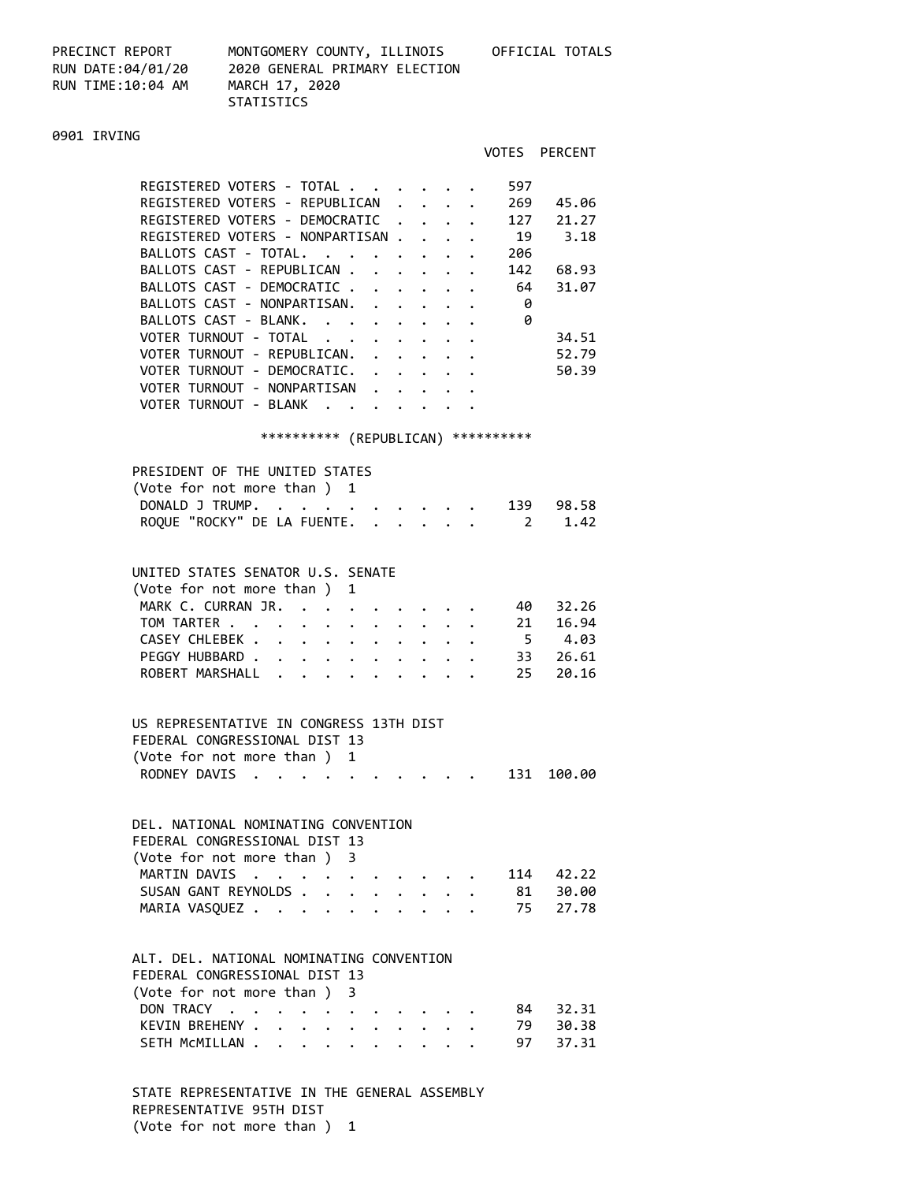PRECINCT REPORT MONTGOMERY COUNTY, ILLINOIS OFFICIAL TOTALS
RUN DATE:04/01/20 2020 GENERAL PRIMARY ELECTION
RUN TIME:10:04 AM MARCH 17, 2020
STATISTICS

## 0901 IRVING

| | VOTES | PERCENT |
|---|---|---|
| REGISTERED VOTERS - TOTAL | 597 | |
| REGISTERED VOTERS - REPUBLICAN | 269 | 45.06 |
| REGISTERED VOTERS - DEMOCRATIC | 127 | 21.27 |
| REGISTERED VOTERS - NONPARTISAN | 19 | 3.18 |
| BALLOTS CAST - TOTAL | 206 | |
| BALLOTS CAST - REPUBLICAN | 142 | 68.93 |
| BALLOTS CAST - DEMOCRATIC | 64 | 31.07 |
| BALLOTS CAST - NONPARTISAN | 0 | |
| BALLOTS CAST - BLANK | 0 | |
| VOTER TURNOUT - TOTAL | | 34.51 |
| VOTER TURNOUT - REPUBLICAN | | 52.79 |
| VOTER TURNOUT - DEMOCRATIC | | 50.39 |
| VOTER TURNOUT - NONPARTISAN | | |
| VOTER TURNOUT - BLANK | | |

********** (REPUBLICAN) **********

### PRESIDENT OF THE UNITED STATES
(Vote for not more than ) 1

| | VOTES | PERCENT |
|---|---|---|
| DONALD J TRUMP | 139 | 98.58 |
| ROQUE "ROCKY" DE LA FUENTE | 2 | 1.42 |

### UNITED STATES SENATOR U.S. SENATE
(Vote for not more than ) 1

| | VOTES | PERCENT |
|---|---|---|
| MARK C. CURRAN JR. | 40 | 32.26 |
| TOM TARTER | 21 | 16.94 |
| CASEY CHLEBEK | 5 | 4.03 |
| PEGGY HUBBARD | 33 | 26.61 |
| ROBERT MARSHALL | 25 | 20.16 |

### US REPRESENTATIVE IN CONGRESS 13TH DIST
FEDERAL CONGRESSIONAL DIST 13
(Vote for not more than ) 1

| | VOTES | PERCENT |
|---|---|---|
| RODNEY DAVIS | 131 | 100.00 |

### DEL. NATIONAL NOMINATING CONVENTION
FEDERAL CONGRESSIONAL DIST 13
(Vote for not more than ) 3

| | VOTES | PERCENT |
|---|---|---|
| MARTIN DAVIS | 114 | 42.22 |
| SUSAN GANT REYNOLDS | 81 | 30.00 |
| MARIA VASQUEZ | 75 | 27.78 |

### ALT. DEL. NATIONAL NOMINATING CONVENTION
FEDERAL CONGRESSIONAL DIST 13
(Vote for not more than ) 3

| | VOTES | PERCENT |
|---|---|---|
| DON TRACY | 84 | 32.31 |
| KEVIN BREHENY | 79 | 30.38 |
| SETH McMILLAN | 97 | 37.31 |

### STATE REPRESENTATIVE IN THE GENERAL ASSEMBLY
REPRESENTATIVE 95TH DIST
(Vote for not more than ) 1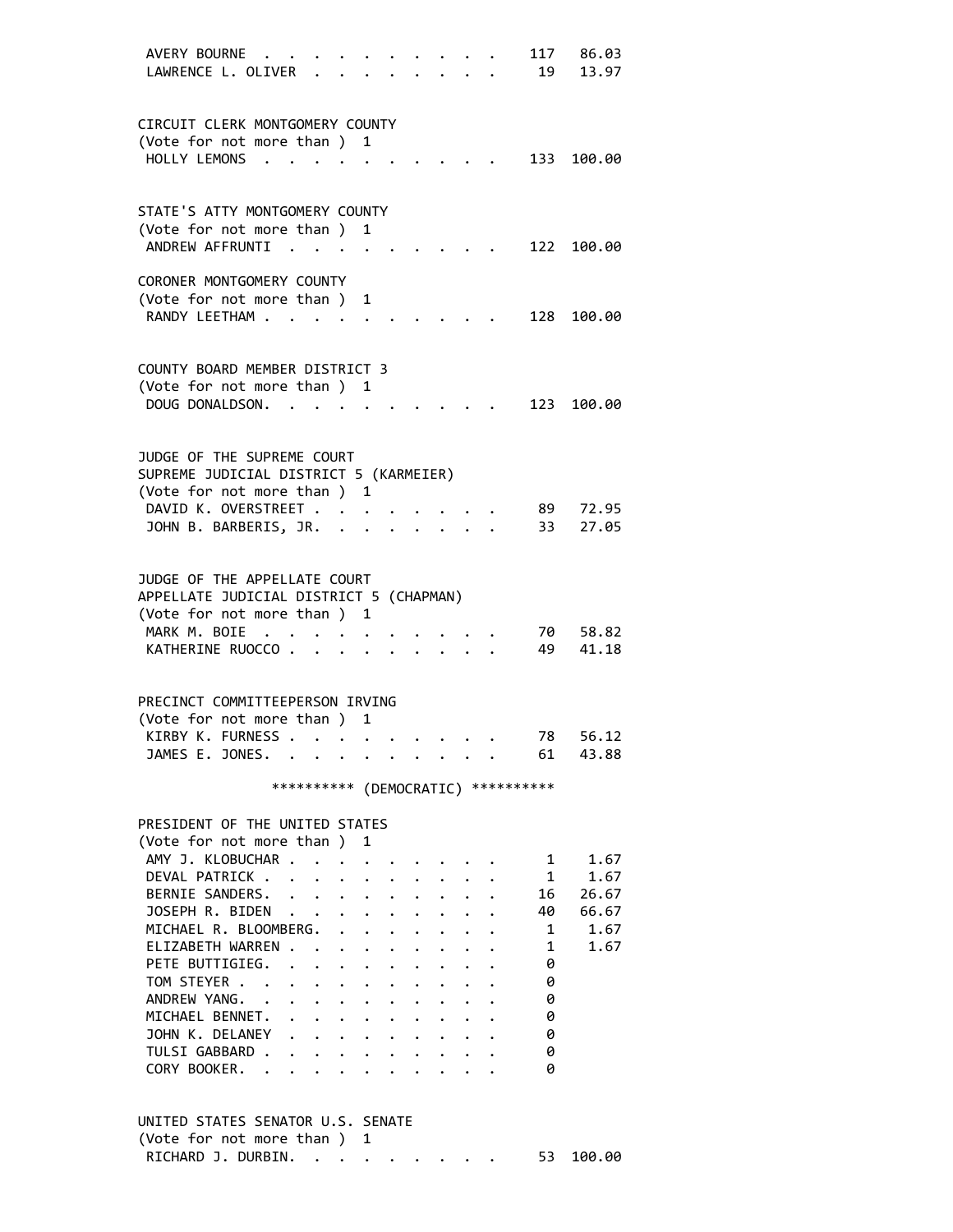| | | |
|---|---|---|
| AVERY BOURNE | 117 | 86.03 |
| LAWRENCE L. OLIVER | 19 | 13.97 |

CIRCUIT CLERK MONTGOMERY COUNTY
(Vote for not more than ) 1

| | | |
|---|---|---|
| HOLLY LEMONS | 133 | 100.00 |

STATE'S ATTY MONTGOMERY COUNTY
(Vote for not more than ) 1

| | | |
|---|---|---|
| ANDREW AFFRUNTI | 122 | 100.00 |

CORONER MONTGOMERY COUNTY
(Vote for not more than ) 1

| | | |
|---|---|---|
| RANDY LEETHAM | 128 | 100.00 |

COUNTY BOARD MEMBER DISTRICT 3
(Vote for not more than ) 1

| | | |
|---|---|---|
| DOUG DONALDSON | 123 | 100.00 |

JUDGE OF THE SUPREME COURT
SUPREME JUDICIAL DISTRICT 5 (KARMEIER)
(Vote for not more than ) 1

| | | |
|---|---|---|
| DAVID K. OVERSTREET | 89 | 72.95 |
| JOHN B. BARBERIS, JR. | 33 | 27.05 |

JUDGE OF THE APPELLATE COURT
APPELLATE JUDICIAL DISTRICT 5 (CHAPMAN)
(Vote for not more than ) 1

| | | |
|---|---|---|
| MARK M. BOIE | 70 | 58.82 |
| KATHERINE RUOCCO | 49 | 41.18 |

PRECINCT COMMITTEEPERSON IRVING
(Vote for not more than ) 1

| | | |
|---|---|---|
| KIRBY K. FURNESS | 78 | 56.12 |
| JAMES E. JONES. | 61 | 43.88 |

********** (DEMOCRATIC) **********

PRESIDENT OF THE UNITED STATES
(Vote for not more than ) 1

| | | |
|---|---|---|
| AMY J. KLOBUCHAR | 1 | 1.67 |
| DEVAL PATRICK | 1 | 1.67 |
| BERNIE SANDERS. | 16 | 26.67 |
| JOSEPH R. BIDEN | 40 | 66.67 |
| MICHAEL R. BLOOMBERG. | 1 | 1.67 |
| ELIZABETH WARREN | 1 | 1.67 |
| PETE BUTTIGIEG. | 0 | |
| TOM STEYER | 0 | |
| ANDREW YANG. | 0 | |
| MICHAEL BENNET. | 0 | |
| JOHN K. DELANEY | 0 | |
| TULSI GABBARD | 0 | |
| CORY BOOKER. | 0 | |

UNITED STATES SENATOR U.S. SENATE
(Vote for not more than ) 1

| | | |
|---|---|---|
| RICHARD J. DURBIN. | 53 | 100.00 |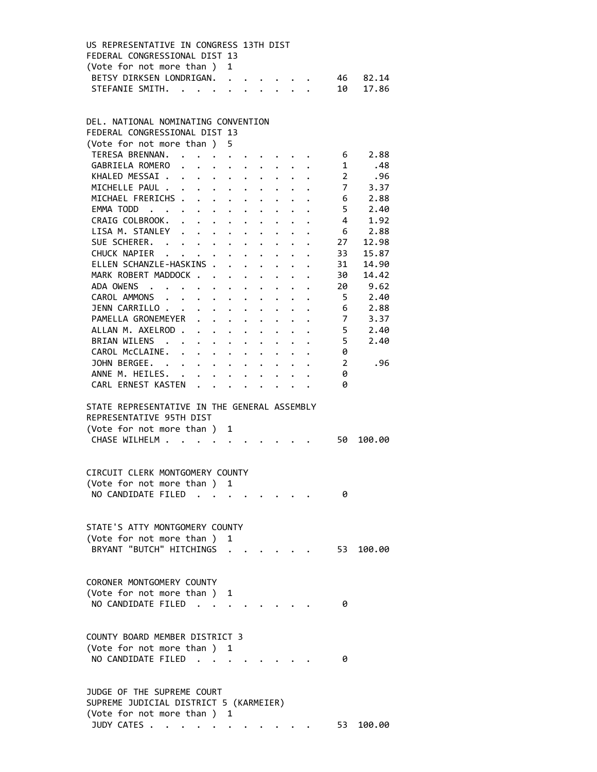US REPRESENTATIVE IN CONGRESS 13TH DIST
FEDERAL CONGRESSIONAL DIST 13
(Vote for not more than ) 1

| Candidate | Votes | Percent |
|---|---|---|
| BETSY DIRKSEN LONDRIGAN | 46 | 82.14 |
| STEFANIE SMITH | 10 | 17.86 |

DEL. NATIONAL NOMINATING CONVENTION
FEDERAL CONGRESSIONAL DIST 13
(Vote for not more than ) 5

| Candidate | Votes | Percent |
|---|---|---|
| TERESA BRENNAN | 6 | 2.88 |
| GABRIELA ROMERO | 1 | .48 |
| KHALED MESSAI | 2 | .96 |
| MICHELLE PAUL | 7 | 3.37 |
| MICHAEL FRERICHS | 6 | 2.88 |
| EMMA TODD | 5 | 2.40 |
| CRAIG COLBROOK | 4 | 1.92 |
| LISA M. STANLEY | 6 | 2.88 |
| SUE SCHERER | 27 | 12.98 |
| CHUCK NAPIER | 33 | 15.87 |
| ELLEN SCHANZLE-HASKINS | 31 | 14.90 |
| MARK ROBERT MADDOCK | 30 | 14.42 |
| ADA OWENS | 20 | 9.62 |
| CAROL AMMONS | 5 | 2.40 |
| JENN CARRILLO | 6 | 2.88 |
| PAMELLA GRONEMEYER | 7 | 3.37 |
| ALLAN M. AXELROD | 5 | 2.40 |
| BRIAN WILENS | 5 | 2.40 |
| CAROL McCLAINE | 0 | |
| JOHN BERGEE | 2 | .96 |
| ANNE M. HEILES | 0 | |
| CARL ERNEST KASTEN | 0 | |

STATE REPRESENTATIVE IN THE GENERAL ASSEMBLY
REPRESENTATIVE 95TH DIST
(Vote for not more than ) 1

| Candidate | Votes | Percent |
|---|---|---|
| CHASE WILHELM | 50 | 100.00 |

CIRCUIT CLERK MONTGOMERY COUNTY
(Vote for not more than ) 1

| Candidate | Votes | Percent |
|---|---|---|
| NO CANDIDATE FILED | 0 | |

STATE'S ATTY MONTGOMERY COUNTY
(Vote for not more than ) 1

| Candidate | Votes | Percent |
|---|---|---|
| BRYANT "BUTCH" HITCHINGS | 53 | 100.00 |

CORONER MONTGOMERY COUNTY
(Vote for not more than ) 1

| Candidate | Votes | Percent |
|---|---|---|
| NO CANDIDATE FILED | 0 | |

COUNTY BOARD MEMBER DISTRICT 3
(Vote for not more than ) 1

| Candidate | Votes | Percent |
|---|---|---|
| NO CANDIDATE FILED | 0 | |

JUDGE OF THE SUPREME COURT
SUPREME JUDICIAL DISTRICT 5 (KARMEIER)
(Vote for not more than ) 1

| Candidate | Votes | Percent |
|---|---|---|
| JUDY CATES | 53 | 100.00 |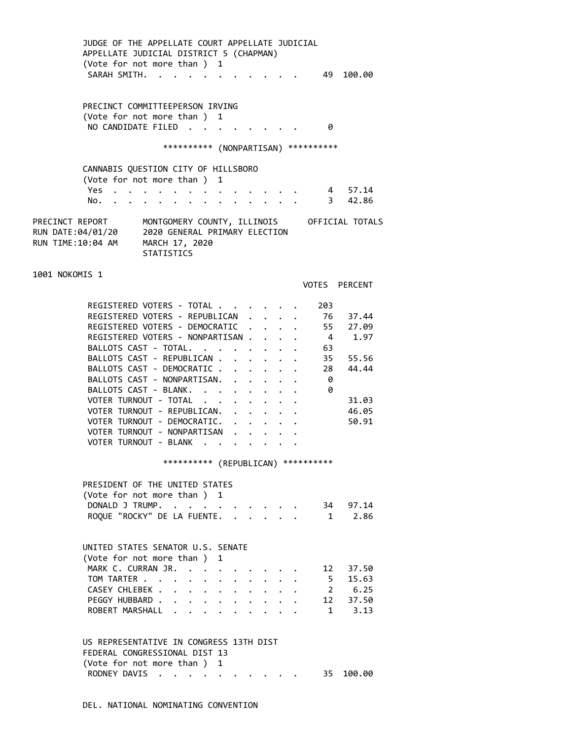JUDGE OF THE APPELLATE COURT APPELLATE JUDICIAL
APPELLATE JUDICIAL DISTRICT 5 (CHAPMAN)
(Vote for not more than ) 1

| Candidate | Votes | Percent |
|---|---|---|
| SARAH SMITH | 49 | 100.00 |

PRECINCT COMMITTEEPERSON IRVING
(Vote for not more than ) 1

| Candidate | Votes | Percent |
|---|---|---|
| NO CANDIDATE FILED | 0 | |

********** (NONPARTISAN) **********

CANNABIS QUESTION CITY OF HILLSBORO
(Vote for not more than ) 1

| Choice | Votes | Percent |
|---|---|---|
| Yes | 4 | 57.14 |
| No. | 3 | 42.86 |

PRECINCT REPORT — MONTGOMERY COUNTY, ILLINOIS — OFFICIAL TOTALS
RUN DATE:04/01/20 — 2020 GENERAL PRIMARY ELECTION
RUN TIME:10:04 AM — MARCH 17, 2020
STATISTICS

## 1001 NOKOMIS 1

| | VOTES | PERCENT |
|---|---|---|
| REGISTERED VOTERS - TOTAL | 203 | |
| REGISTERED VOTERS - REPUBLICAN | 76 | 37.44 |
| REGISTERED VOTERS - DEMOCRATIC | 55 | 27.09 |
| REGISTERED VOTERS - NONPARTISAN | 4 | 1.97 |
| BALLOTS CAST - TOTAL. | 63 | |
| BALLOTS CAST - REPUBLICAN | 35 | 55.56 |
| BALLOTS CAST - DEMOCRATIC | 28 | 44.44 |
| BALLOTS CAST - NONPARTISAN. | 0 | |
| BALLOTS CAST - BLANK. | 0 | |
| VOTER TURNOUT - TOTAL | | 31.03 |
| VOTER TURNOUT - REPUBLICAN. | | 46.05 |
| VOTER TURNOUT - DEMOCRATIC. | | 50.91 |
| VOTER TURNOUT - NONPARTISAN | | |
| VOTER TURNOUT - BLANK | | |

********** (REPUBLICAN) **********

PRESIDENT OF THE UNITED STATES
(Vote for not more than ) 1

| Candidate | Votes | Percent |
|---|---|---|
| DONALD J TRUMP. | 34 | 97.14 |
| ROQUE "ROCKY" DE LA FUENTE. | 1 | 2.86 |

UNITED STATES SENATOR U.S. SENATE
(Vote for not more than ) 1

| Candidate | Votes | Percent |
|---|---|---|
| MARK C. CURRAN JR. | 12 | 37.50 |
| TOM TARTER | 5 | 15.63 |
| CASEY CHLEBEK | 2 | 6.25 |
| PEGGY HUBBARD | 12 | 37.50 |
| ROBERT MARSHALL | 1 | 3.13 |

US REPRESENTATIVE IN CONGRESS 13TH DIST
FEDERAL CONGRESSIONAL DIST 13
(Vote for not more than ) 1

| Candidate | Votes | Percent |
|---|---|---|
| RODNEY DAVIS | 35 | 100.00 |

DEL. NATIONAL NOMINATING CONVENTION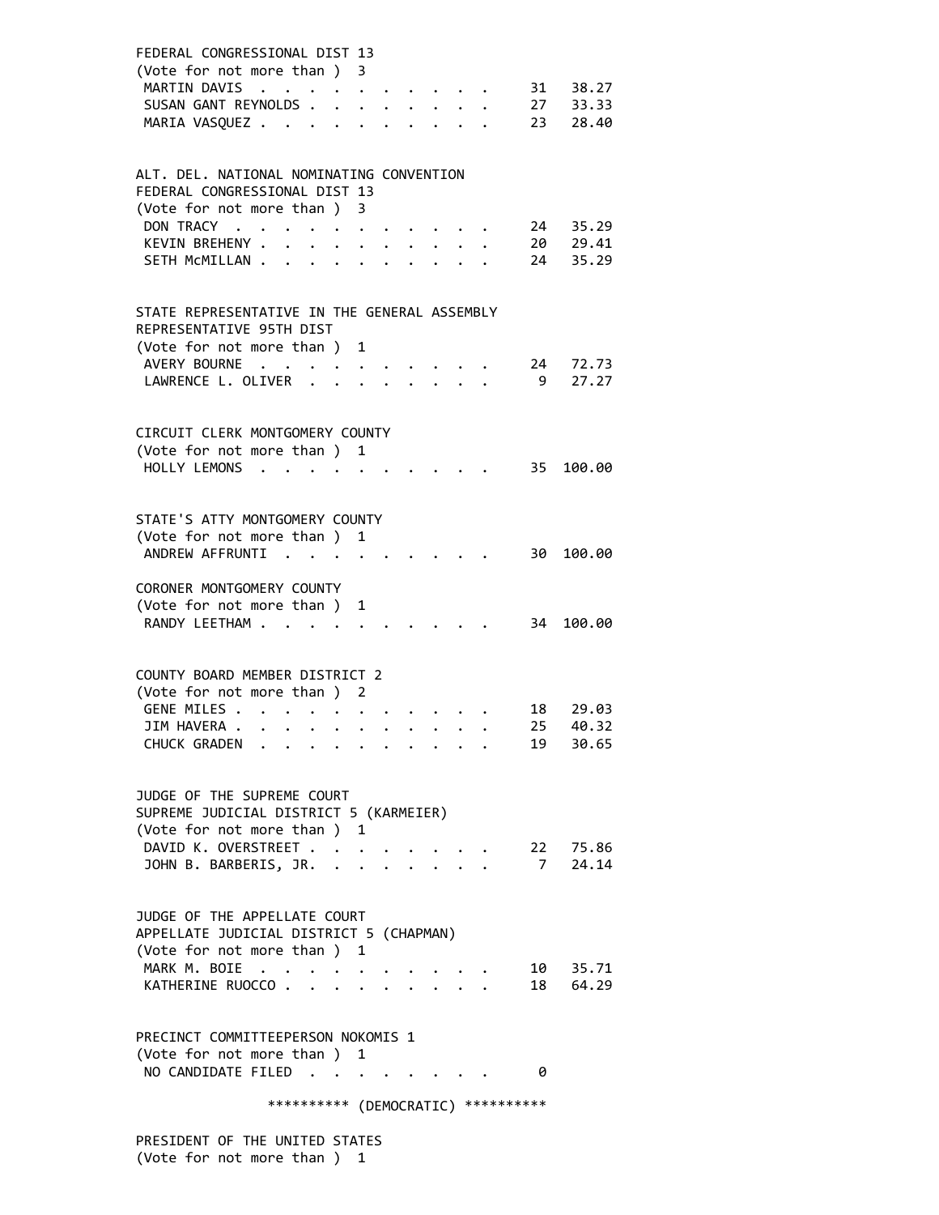FEDERAL CONGRESSIONAL DIST 13
(Vote for not more than ) 3

| Candidate | Votes | Percent |
|---|---|---|
| MARTIN DAVIS | 31 | 38.27 |
| SUSAN GANT REYNOLDS | 27 | 33.33 |
| MARIA VASQUEZ | 23 | 28.40 |

ALT. DEL. NATIONAL NOMINATING CONVENTION
FEDERAL CONGRESSIONAL DIST 13
(Vote for not more than ) 3

| Candidate | Votes | Percent |
|---|---|---|
| DON TRACY | 24 | 35.29 |
| KEVIN BREHENY | 20 | 29.41 |
| SETH McMILLAN | 24 | 35.29 |

STATE REPRESENTATIVE IN THE GENERAL ASSEMBLY
REPRESENTATIVE 95TH DIST
(Vote for not more than ) 1

| Candidate | Votes | Percent |
|---|---|---|
| AVERY BOURNE | 24 | 72.73 |
| LAWRENCE L. OLIVER | 9 | 27.27 |

CIRCUIT CLERK MONTGOMERY COUNTY
(Vote for not more than ) 1

| Candidate | Votes | Percent |
|---|---|---|
| HOLLY LEMONS | 35 | 100.00 |

STATE'S ATTY MONTGOMERY COUNTY
(Vote for not more than ) 1

| Candidate | Votes | Percent |
|---|---|---|
| ANDREW AFFRUNTI | 30 | 100.00 |

CORONER MONTGOMERY COUNTY
(Vote for not more than ) 1

| Candidate | Votes | Percent |
|---|---|---|
| RANDY LEETHAM | 34 | 100.00 |

COUNTY BOARD MEMBER DISTRICT 2
(Vote for not more than ) 2

| Candidate | Votes | Percent |
|---|---|---|
| GENE MILES | 18 | 29.03 |
| JIM HAVERA | 25 | 40.32 |
| CHUCK GRADEN | 19 | 30.65 |

JUDGE OF THE SUPREME COURT
SUPREME JUDICIAL DISTRICT 5 (KARMEIER)
(Vote for not more than ) 1

| Candidate | Votes | Percent |
|---|---|---|
| DAVID K. OVERSTREET | 22 | 75.86 |
| JOHN B. BARBERIS, JR. | 7 | 24.14 |

JUDGE OF THE APPELLATE COURT
APPELLATE JUDICIAL DISTRICT 5 (CHAPMAN)
(Vote for not more than ) 1

| Candidate | Votes | Percent |
|---|---|---|
| MARK M. BOIE | 10 | 35.71 |
| KATHERINE RUOCCO | 18 | 64.29 |

PRECINCT COMMITTEEPERSON NOKOMIS 1
(Vote for not more than ) 1

| Candidate | Votes | Percent |
|---|---|---|
| NO CANDIDATE FILED | 0 | |

********** (DEMOCRATIC) **********

PRESIDENT OF THE UNITED STATES
(Vote for not more than ) 1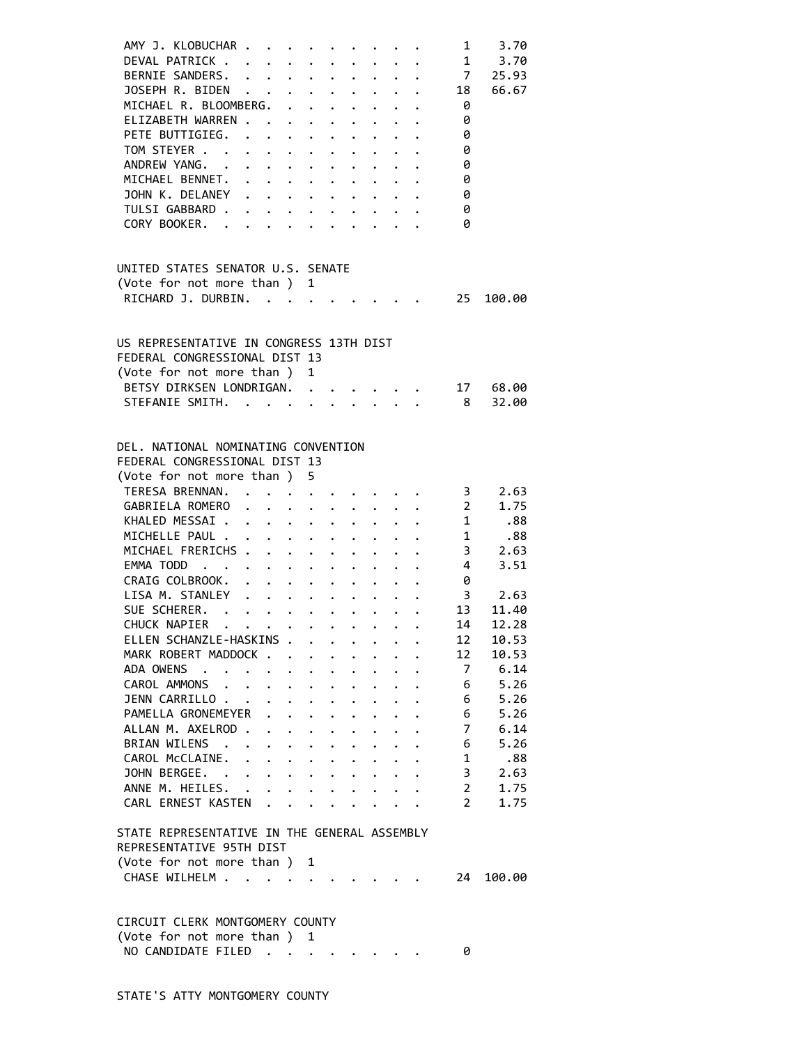| Candidate | Votes | Percent |
|---|---|---|
| AMY J. KLOBUCHAR | 1 | 3.70 |
| DEVAL PATRICK | 1 | 3.70 |
| BERNIE SANDERS | 7 | 25.93 |
| JOSEPH R. BIDEN | 18 | 66.67 |
| MICHAEL R. BLOOMBERG | 0 | |
| ELIZABETH WARREN | 0 | |
| PETE BUTTIGIEG | 0 | |
| TOM STEYER | 0 | |
| ANDREW YANG | 0 | |
| MICHAEL BENNET | 0 | |
| JOHN K. DELANEY | 0 | |
| TULSI GABBARD | 0 | |
| CORY BOOKER | 0 | |

UNITED STATES SENATOR U.S. SENATE
(Vote for not more than ) 1

| Candidate | Votes | Percent |
|---|---|---|
| RICHARD J. DURBIN | 25 | 100.00 |

US REPRESENTATIVE IN CONGRESS 13TH DIST
FEDERAL CONGRESSIONAL DIST 13
(Vote for not more than ) 1

| Candidate | Votes | Percent |
|---|---|---|
| BETSY DIRKSEN LONDRIGAN | 17 | 68.00 |
| STEFANIE SMITH | 8 | 32.00 |

DEL. NATIONAL NOMINATING CONVENTION
FEDERAL CONGRESSIONAL DIST 13
(Vote for not more than ) 5

| Candidate | Votes | Percent |
|---|---|---|
| TERESA BRENNAN | 3 | 2.63 |
| GABRIELA ROMERO | 2 | 1.75 |
| KHALED MESSAI | 1 | .88 |
| MICHELLE PAUL | 1 | .88 |
| MICHAEL FRERICHS | 3 | 2.63 |
| EMMA TODD | 4 | 3.51 |
| CRAIG COLBROOK | 0 | |
| LISA M. STANLEY | 3 | 2.63 |
| SUE SCHERER | 13 | 11.40 |
| CHUCK NAPIER | 14 | 12.28 |
| ELLEN SCHANZLE-HASKINS | 12 | 10.53 |
| MARK ROBERT MADDOCK | 12 | 10.53 |
| ADA OWENS | 7 | 6.14 |
| CAROL AMMONS | 6 | 5.26 |
| JENN CARRILLO | 6 | 5.26 |
| PAMELLA GRONEMEYER | 6 | 5.26 |
| ALLAN M. AXELROD | 7 | 6.14 |
| BRIAN WILENS | 6 | 5.26 |
| CAROL McCLAINE | 1 | .88 |
| JOHN BERGEE | 3 | 2.63 |
| ANNE M. HEILES | 2 | 1.75 |
| CARL ERNEST KASTEN | 2 | 1.75 |

STATE REPRESENTATIVE IN THE GENERAL ASSEMBLY
REPRESENTATIVE 95TH DIST
(Vote for not more than ) 1

| Candidate | Votes | Percent |
|---|---|---|
| CHASE WILHELM | 24 | 100.00 |

CIRCUIT CLERK MONTGOMERY COUNTY
(Vote for not more than ) 1

| Candidate | Votes | Percent |
|---|---|---|
| NO CANDIDATE FILED | 0 | |

STATE'S ATTY MONTGOMERY COUNTY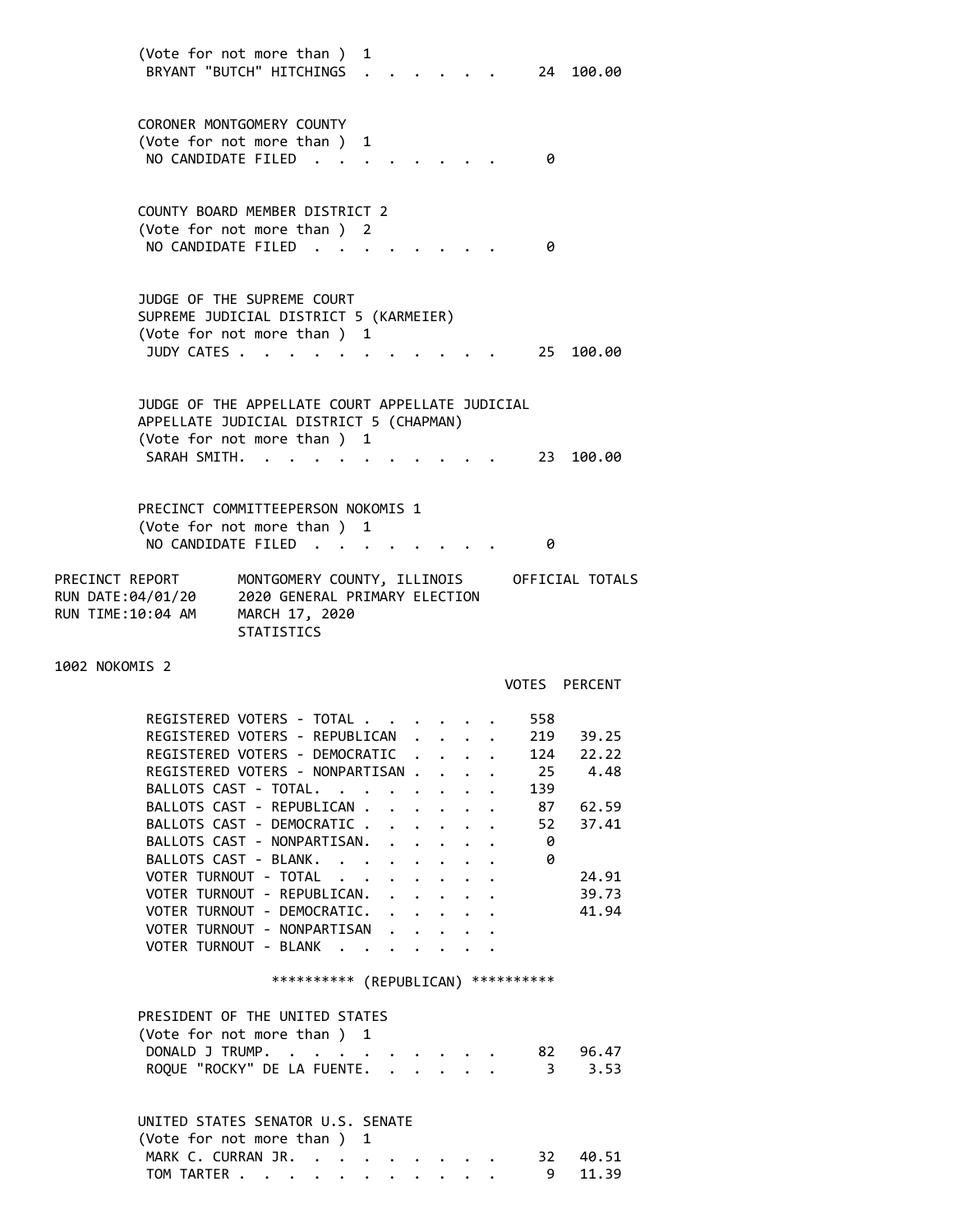(Vote for not more than ) 1

| | Votes | Percent |
|---|---|---|
| BRYANT "BUTCH" HITCHINGS | 24 | 100.00 |

CORONER MONTGOMERY COUNTY
(Vote for not more than ) 1

| | Votes | Percent |
|---|---|---|
| NO CANDIDATE FILED | 0 | |

COUNTY BOARD MEMBER DISTRICT 2
(Vote for not more than ) 2

| | Votes | Percent |
|---|---|---|
| NO CANDIDATE FILED | 0 | |

JUDGE OF THE SUPREME COURT
SUPREME JUDICIAL DISTRICT 5 (KARMEIER)
(Vote for not more than ) 1

| | Votes | Percent |
|---|---|---|
| JUDY CATES | 25 | 100.00 |

JUDGE OF THE APPELLATE COURT APPELLATE JUDICIAL
APPELLATE JUDICIAL DISTRICT 5 (CHAPMAN)
(Vote for not more than ) 1

| | Votes | Percent |
|---|---|---|
| SARAH SMITH. | 23 | 100.00 |

PRECINCT COMMITTEEPERSON NOKOMIS 1
(Vote for not more than ) 1

| | Votes | Percent |
|---|---|---|
| NO CANDIDATE FILED | 0 | |

PRECINCT REPORT — MONTGOMERY COUNTY, ILLINOIS — OFFICIAL TOTALS
RUN DATE:04/01/20 — 2020 GENERAL PRIMARY ELECTION
RUN TIME:10:04 AM — MARCH 17, 2020
STATISTICS

## 1002 NOKOMIS 2

| | VOTES | PERCENT |
|---|---|---|
| REGISTERED VOTERS - TOTAL | 558 | |
| REGISTERED VOTERS - REPUBLICAN | 219 | 39.25 |
| REGISTERED VOTERS - DEMOCRATIC | 124 | 22.22 |
| REGISTERED VOTERS - NONPARTISAN | 25 | 4.48 |
| BALLOTS CAST - TOTAL. | 139 | |
| BALLOTS CAST - REPUBLICAN | 87 | 62.59 |
| BALLOTS CAST - DEMOCRATIC | 52 | 37.41 |
| BALLOTS CAST - NONPARTISAN. | 0 | |
| BALLOTS CAST - BLANK. | 0 | |
| VOTER TURNOUT - TOTAL | | 24.91 |
| VOTER TURNOUT - REPUBLICAN. | | 39.73 |
| VOTER TURNOUT - DEMOCRATIC. | | 41.94 |
| VOTER TURNOUT - NONPARTISAN | | |
| VOTER TURNOUT - BLANK | | |

********** (REPUBLICAN) **********

PRESIDENT OF THE UNITED STATES
(Vote for not more than ) 1

| | Votes | Percent |
|---|---|---|
| DONALD J TRUMP. | 82 | 96.47 |
| ROQUE "ROCKY" DE LA FUENTE. | 3 | 3.53 |

UNITED STATES SENATOR U.S. SENATE
(Vote for not more than ) 1

| | Votes | Percent |
|---|---|---|
| MARK C. CURRAN JR. | 32 | 40.51 |
| TOM TARTER | 9 | 11.39 |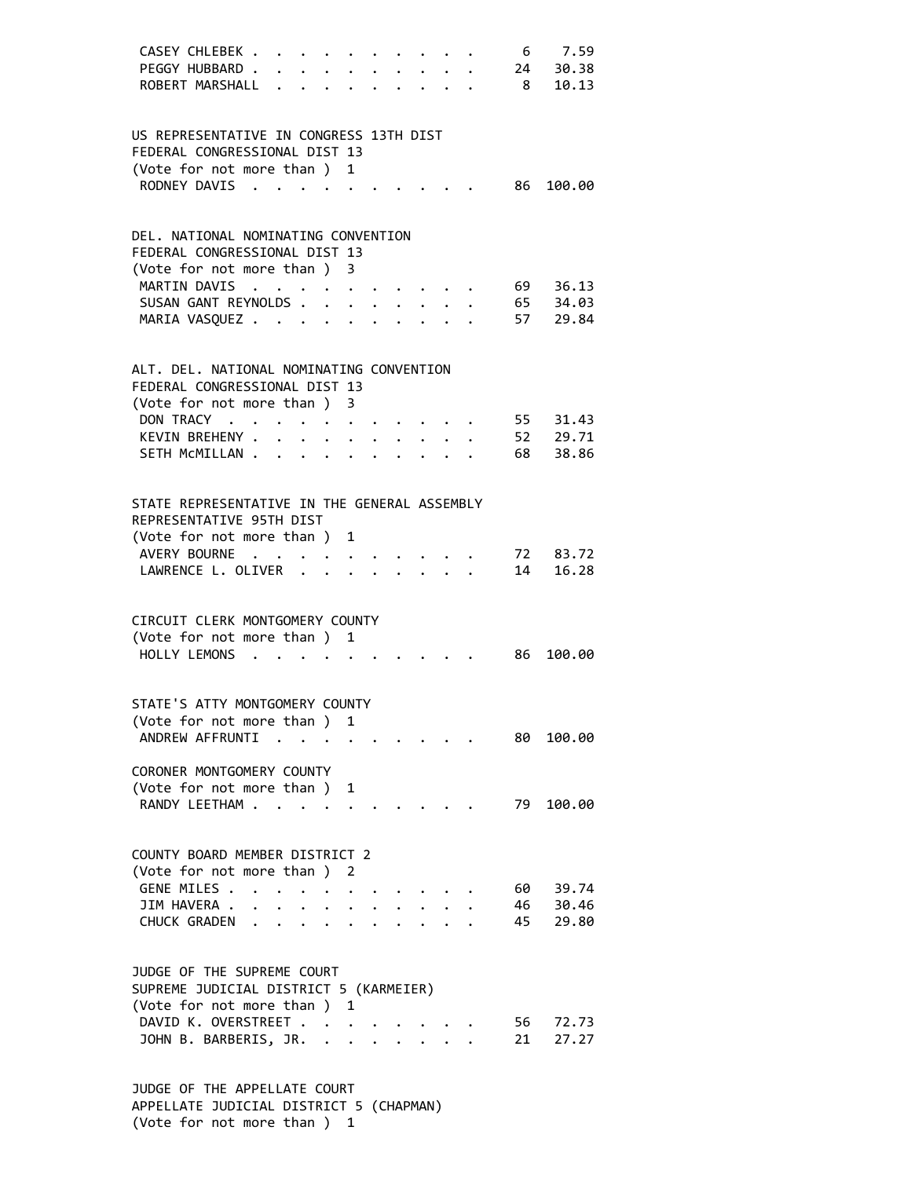| | | |
|---|---|---|
| CASEY CHLEBEK | 6 | 7.59 |
| PEGGY HUBBARD | 24 | 30.38 |
| ROBERT MARSHALL | 8 | 10.13 |

US REPRESENTATIVE IN CONGRESS 13TH DIST
FEDERAL CONGRESSIONAL DIST 13
(Vote for not more than ) 1

| | | |
|---|---|---|
| RODNEY DAVIS | 86 | 100.00 |

DEL. NATIONAL NOMINATING CONVENTION
FEDERAL CONGRESSIONAL DIST 13
(Vote for not more than ) 3

| | | |
|---|---|---|
| MARTIN DAVIS | 69 | 36.13 |
| SUSAN GANT REYNOLDS | 65 | 34.03 |
| MARIA VASQUEZ | 57 | 29.84 |

ALT. DEL. NATIONAL NOMINATING CONVENTION
FEDERAL CONGRESSIONAL DIST 13
(Vote for not more than ) 3

| | | |
|---|---|---|
| DON TRACY | 55 | 31.43 |
| KEVIN BREHENY | 52 | 29.71 |
| SETH McMILLAN | 68 | 38.86 |

STATE REPRESENTATIVE IN THE GENERAL ASSEMBLY
REPRESENTATIVE 95TH DIST
(Vote for not more than ) 1

| | | |
|---|---|---|
| AVERY BOURNE | 72 | 83.72 |
| LAWRENCE L. OLIVER | 14 | 16.28 |

CIRCUIT CLERK MONTGOMERY COUNTY
(Vote for not more than ) 1

| | | |
|---|---|---|
| HOLLY LEMONS | 86 | 100.00 |

STATE'S ATTY MONTGOMERY COUNTY
(Vote for not more than ) 1

| | | |
|---|---|---|
| ANDREW AFFRUNTI | 80 | 100.00 |

CORONER MONTGOMERY COUNTY
(Vote for not more than ) 1

| | | |
|---|---|---|
| RANDY LEETHAM | 79 | 100.00 |

COUNTY BOARD MEMBER DISTRICT 2
(Vote for not more than ) 2

| | | |
|---|---|---|
| GENE MILES | 60 | 39.74 |
| JIM HAVERA | 46 | 30.46 |
| CHUCK GRADEN | 45 | 29.80 |

JUDGE OF THE SUPREME COURT
SUPREME JUDICIAL DISTRICT 5 (KARMEIER)
(Vote for not more than ) 1

| | | |
|---|---|---|
| DAVID K. OVERSTREET | 56 | 72.73 |
| JOHN B. BARBERIS, JR. | 21 | 27.27 |

JUDGE OF THE APPELLATE COURT
APPELLATE JUDICIAL DISTRICT 5 (CHAPMAN)
(Vote for not more than ) 1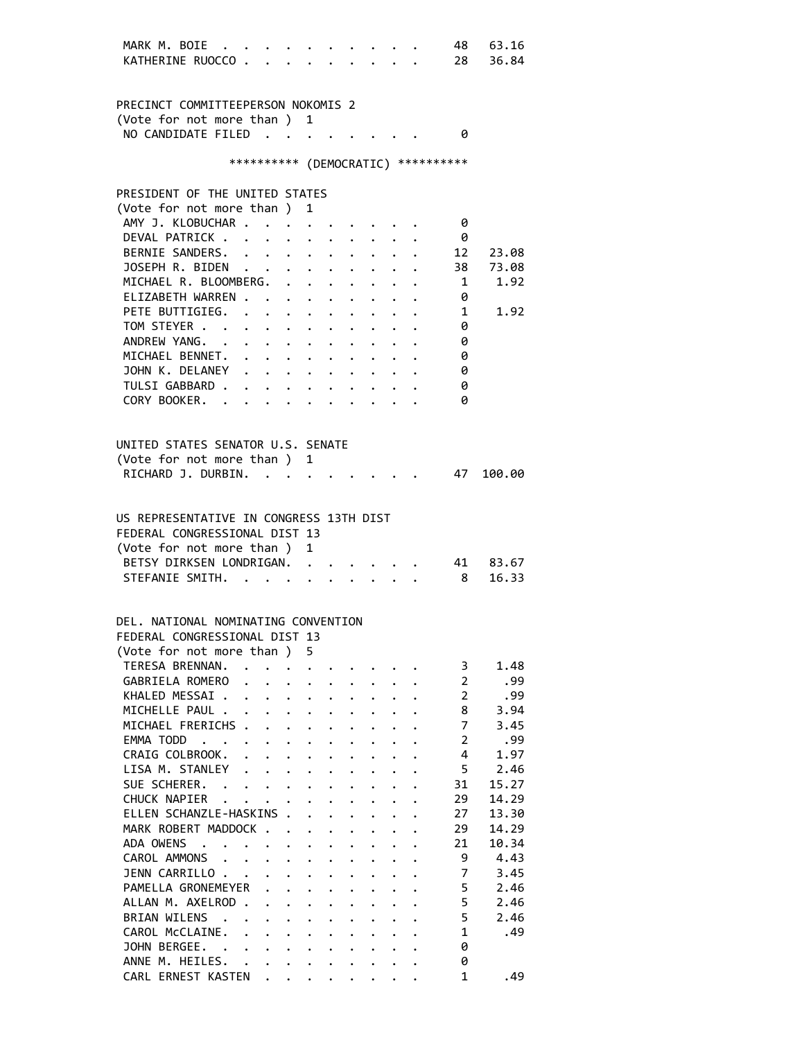| Candidate | Votes | Percent |
|---|---|---|
| MARK M. BOIE | 48 | 63.16 |
| KATHERINE RUOCCO | 28 | 36.84 |

PRECINCT COMMITTEEPERSON NOKOMIS 2
(Vote for not more than ) 1

| Candidate | Votes | Percent |
|---|---|---|
| NO CANDIDATE FILED | 0 | |

********** (DEMOCRATIC) **********

PRESIDENT OF THE UNITED STATES
(Vote for not more than ) 1

| Candidate | Votes | Percent |
|---|---|---|
| AMY J. KLOBUCHAR | 0 | |
| DEVAL PATRICK | 0 | |
| BERNIE SANDERS | 12 | 23.08 |
| JOSEPH R. BIDEN | 38 | 73.08 |
| MICHAEL R. BLOOMBERG | 1 | 1.92 |
| ELIZABETH WARREN | 0 | |
| PETE BUTTIGIEG | 1 | 1.92 |
| TOM STEYER | 0 | |
| ANDREW YANG | 0 | |
| MICHAEL BENNET | 0 | |
| JOHN K. DELANEY | 0 | |
| TULSI GABBARD | 0 | |
| CORY BOOKER | 0 | |

UNITED STATES SENATOR U.S. SENATE
(Vote for not more than ) 1

| Candidate | Votes | Percent |
|---|---|---|
| RICHARD J. DURBIN | 47 | 100.00 |

US REPRESENTATIVE IN CONGRESS 13TH DIST
FEDERAL CONGRESSIONAL DIST 13
(Vote for not more than ) 1

| Candidate | Votes | Percent |
|---|---|---|
| BETSY DIRKSEN LONDRIGAN | 41 | 83.67 |
| STEFANIE SMITH | 8 | 16.33 |

DEL. NATIONAL NOMINATING CONVENTION
FEDERAL CONGRESSIONAL DIST 13
(Vote for not more than ) 5

| Candidate | Votes | Percent |
|---|---|---|
| TERESA BRENNAN | 3 | 1.48 |
| GABRIELA ROMERO | 2 | .99 |
| KHALED MESSAI | 2 | .99 |
| MICHELLE PAUL | 8 | 3.94 |
| MICHAEL FRERICHS | 7 | 3.45 |
| EMMA TODD | 2 | .99 |
| CRAIG COLBROOK | 4 | 1.97 |
| LISA M. STANLEY | 5 | 2.46 |
| SUE SCHERER | 31 | 15.27 |
| CHUCK NAPIER | 29 | 14.29 |
| ELLEN SCHANZLE-HASKINS | 27 | 13.30 |
| MARK ROBERT MADDOCK | 29 | 14.29 |
| ADA OWENS | 21 | 10.34 |
| CAROL AMMONS | 9 | 4.43 |
| JENN CARRILLO | 7 | 3.45 |
| PAMELLA GRONEMEYER | 5 | 2.46 |
| ALLAN M. AXELROD | 5 | 2.46 |
| BRIAN WILENS | 5 | 2.46 |
| CAROL McCLAINE | 1 | .49 |
| JOHN BERGEE | 0 | |
| ANNE M. HEILES | 0 | |
| CARL ERNEST KASTEN | 1 | .49 |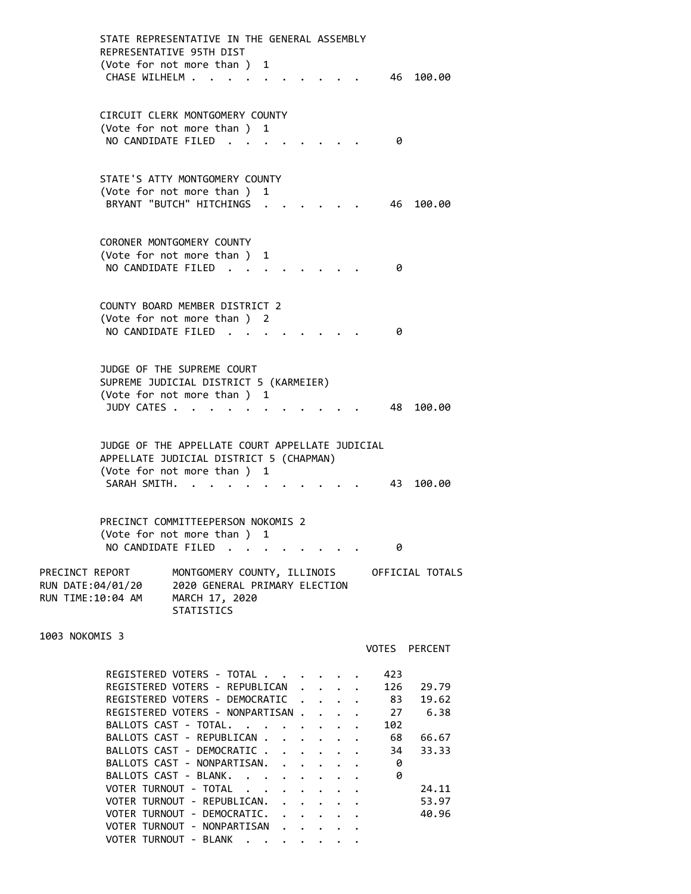STATE REPRESENTATIVE IN THE GENERAL ASSEMBLY
REPRESENTATIVE 95TH DIST
(Vote for not more than ) 1

| | Votes | Percent |
|---|---|---|
| CHASE WILHELM | 46 | 100.00 |

CIRCUIT CLERK MONTGOMERY COUNTY
(Vote for not more than ) 1

| | Votes | Percent |
|---|---|---|
| NO CANDIDATE FILED | 0 | |

STATE'S ATTY MONTGOMERY COUNTY
(Vote for not more than ) 1

| | Votes | Percent |
|---|---|---|
| BRYANT "BUTCH" HITCHINGS | 46 | 100.00 |

CORONER MONTGOMERY COUNTY
(Vote for not more than ) 1

| | Votes | Percent |
|---|---|---|
| NO CANDIDATE FILED | 0 | |

COUNTY BOARD MEMBER DISTRICT 2
(Vote for not more than ) 2

| | Votes | Percent |
|---|---|---|
| NO CANDIDATE FILED | 0 | |

JUDGE OF THE SUPREME COURT
SUPREME JUDICIAL DISTRICT 5 (KARMEIER)
(Vote for not more than ) 1

| | Votes | Percent |
|---|---|---|
| JUDY CATES | 48 | 100.00 |

JUDGE OF THE APPELLATE COURT APPELLATE JUDICIAL
APPELLATE JUDICIAL DISTRICT 5 (CHAPMAN)
(Vote for not more than ) 1

| | Votes | Percent |
|---|---|---|
| SARAH SMITH | 43 | 100.00 |

PRECINCT COMMITTEEPERSON NOKOMIS 2
(Vote for not more than ) 1

| | Votes | Percent |
|---|---|---|
| NO CANDIDATE FILED | 0 | |

PRECINCT REPORT — MONTGOMERY COUNTY, ILLINOIS — OFFICIAL TOTALS
RUN DATE:04/01/20 — 2020 GENERAL PRIMARY ELECTION
RUN TIME:10:04 AM — MARCH 17, 2020
STATISTICS

## 1003 NOKOMIS 3

| | VOTES | PERCENT |
|---|---|---|
| REGISTERED VOTERS - TOTAL | 423 | |
| REGISTERED VOTERS - REPUBLICAN | 126 | 29.79 |
| REGISTERED VOTERS - DEMOCRATIC | 83 | 19.62 |
| REGISTERED VOTERS - NONPARTISAN | 27 | 6.38 |
| BALLOTS CAST - TOTAL | 102 | |
| BALLOTS CAST - REPUBLICAN | 68 | 66.67 |
| BALLOTS CAST - DEMOCRATIC | 34 | 33.33 |
| BALLOTS CAST - NONPARTISAN | 0 | |
| BALLOTS CAST - BLANK | 0 | |
| VOTER TURNOUT - TOTAL | | 24.11 |
| VOTER TURNOUT - REPUBLICAN | | 53.97 |
| VOTER TURNOUT - DEMOCRATIC | | 40.96 |
| VOTER TURNOUT - NONPARTISAN | | |
| VOTER TURNOUT - BLANK | | |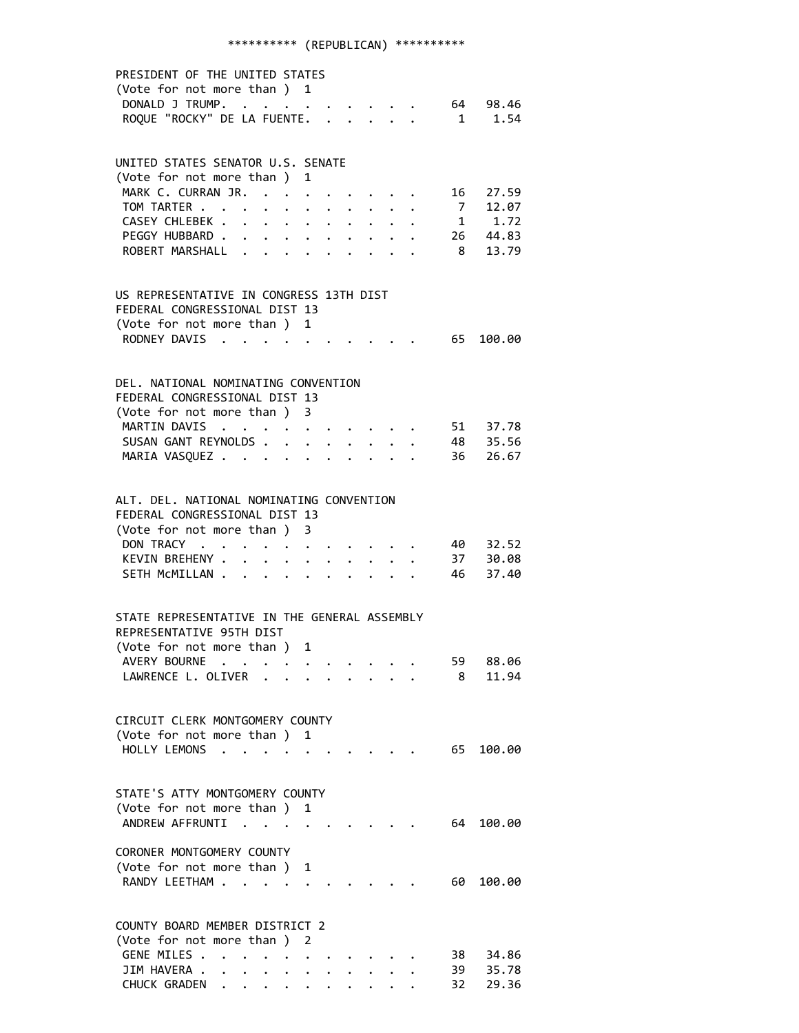********** (REPUBLICAN) **********

PRESIDENT OF THE UNITED STATES
(Vote for not more than ) 1

| Candidate | Votes | Percent |
|---|---|---|
| DONALD J TRUMP | 64 | 98.46 |
| ROQUE "ROCKY" DE LA FUENTE | 1 | 1.54 |

UNITED STATES SENATOR U.S. SENATE
(Vote for not more than ) 1

| Candidate | Votes | Percent |
|---|---|---|
| MARK C. CURRAN JR. | 16 | 27.59 |
| TOM TARTER | 7 | 12.07 |
| CASEY CHLEBEK | 1 | 1.72 |
| PEGGY HUBBARD | 26 | 44.83 |
| ROBERT MARSHALL | 8 | 13.79 |

US REPRESENTATIVE IN CONGRESS 13TH DIST
FEDERAL CONGRESSIONAL DIST 13
(Vote for not more than ) 1

| Candidate | Votes | Percent |
|---|---|---|
| RODNEY DAVIS | 65 | 100.00 |

DEL. NATIONAL NOMINATING CONVENTION
FEDERAL CONGRESSIONAL DIST 13
(Vote for not more than ) 3

| Candidate | Votes | Percent |
|---|---|---|
| MARTIN DAVIS | 51 | 37.78 |
| SUSAN GANT REYNOLDS | 48 | 35.56 |
| MARIA VASQUEZ | 36 | 26.67 |

ALT. DEL. NATIONAL NOMINATING CONVENTION
FEDERAL CONGRESSIONAL DIST 13
(Vote for not more than ) 3

| Candidate | Votes | Percent |
|---|---|---|
| DON TRACY | 40 | 32.52 |
| KEVIN BREHENY | 37 | 30.08 |
| SETH McMILLAN | 46 | 37.40 |

STATE REPRESENTATIVE IN THE GENERAL ASSEMBLY
REPRESENTATIVE 95TH DIST
(Vote for not more than ) 1

| Candidate | Votes | Percent |
|---|---|---|
| AVERY BOURNE | 59 | 88.06 |
| LAWRENCE L. OLIVER | 8 | 11.94 |

CIRCUIT CLERK MONTGOMERY COUNTY
(Vote for not more than ) 1

| Candidate | Votes | Percent |
|---|---|---|
| HOLLY LEMONS | 65 | 100.00 |

STATE'S ATTY MONTGOMERY COUNTY
(Vote for not more than ) 1

| Candidate | Votes | Percent |
|---|---|---|
| ANDREW AFFRUNTI | 64 | 100.00 |

CORONER MONTGOMERY COUNTY
(Vote for not more than ) 1

| Candidate | Votes | Percent |
|---|---|---|
| RANDY LEETHAM | 60 | 100.00 |

COUNTY BOARD MEMBER DISTRICT 2
(Vote for not more than ) 2

| Candidate | Votes | Percent |
|---|---|---|
| GENE MILES | 38 | 34.86 |
| JIM HAVERA | 39 | 35.78 |
| CHUCK GRADEN | 32 | 29.36 |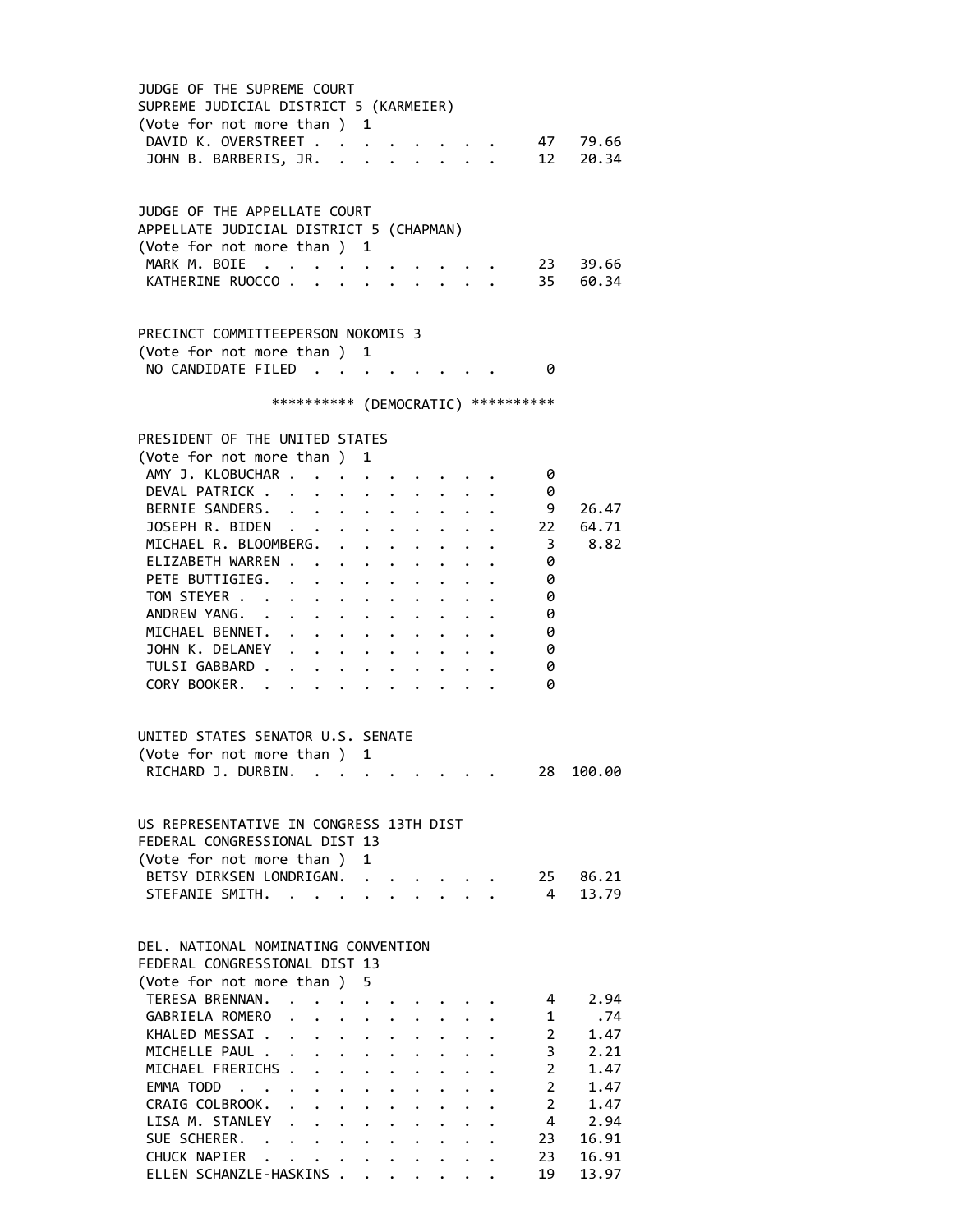JUDGE OF THE SUPREME COURT
SUPREME JUDICIAL DISTRICT 5 (KARMEIER)
(Vote for not more than ) 1

| Candidate | Votes | Percent |
|---|---|---|
| DAVID K. OVERSTREET | 47 | 79.66 |
| JOHN B. BARBERIS, JR. | 12 | 20.34 |

JUDGE OF THE APPELLATE COURT
APPELLATE JUDICIAL DISTRICT 5 (CHAPMAN)
(Vote for not more than ) 1

| Candidate | Votes | Percent |
|---|---|---|
| MARK M. BOIE | 23 | 39.66 |
| KATHERINE RUOCCO | 35 | 60.34 |

PRECINCT COMMITTEEPERSON NOKOMIS 3
(Vote for not more than ) 1

| Candidate | Votes | Percent |
|---|---|---|
| NO CANDIDATE FILED | 0 | |

********** (DEMOCRATIC) **********

PRESIDENT OF THE UNITED STATES
(Vote for not more than ) 1

| Candidate | Votes | Percent |
|---|---|---|
| AMY J. KLOBUCHAR | 0 | |
| DEVAL PATRICK | 0 | |
| BERNIE SANDERS. | 9 | 26.47 |
| JOSEPH R. BIDEN | 22 | 64.71 |
| MICHAEL R. BLOOMBERG. | 3 | 8.82 |
| ELIZABETH WARREN | 0 | |
| PETE BUTTIGIEG. | 0 | |
| TOM STEYER | 0 | |
| ANDREW YANG. | 0 | |
| MICHAEL BENNET. | 0 | |
| JOHN K. DELANEY | 0 | |
| TULSI GABBARD | 0 | |
| CORY BOOKER. | 0 | |

UNITED STATES SENATOR U.S. SENATE
(Vote for not more than ) 1

| Candidate | Votes | Percent |
|---|---|---|
| RICHARD J. DURBIN. | 28 | 100.00 |

US REPRESENTATIVE IN CONGRESS 13TH DIST
FEDERAL CONGRESSIONAL DIST 13
(Vote for not more than ) 1

| Candidate | Votes | Percent |
|---|---|---|
| BETSY DIRKSEN LONDRIGAN. | 25 | 86.21 |
| STEFANIE SMITH. | 4 | 13.79 |

DEL. NATIONAL NOMINATING CONVENTION
FEDERAL CONGRESSIONAL DIST 13
(Vote for not more than ) 5

| Candidate | Votes | Percent |
|---|---|---|
| TERESA BRENNAN. | 4 | 2.94 |
| GABRIELA ROMERO | 1 | .74 |
| KHALED MESSAI | 2 | 1.47 |
| MICHELLE PAUL | 3 | 2.21 |
| MICHAEL FRERICHS | 2 | 1.47 |
| EMMA TODD | 2 | 1.47 |
| CRAIG COLBROOK. | 2 | 1.47 |
| LISA M. STANLEY | 4 | 2.94 |
| SUE SCHERER. | 23 | 16.91 |
| CHUCK NAPIER | 23 | 16.91 |
| ELLEN SCHANZLE-HASKINS | 19 | 13.97 |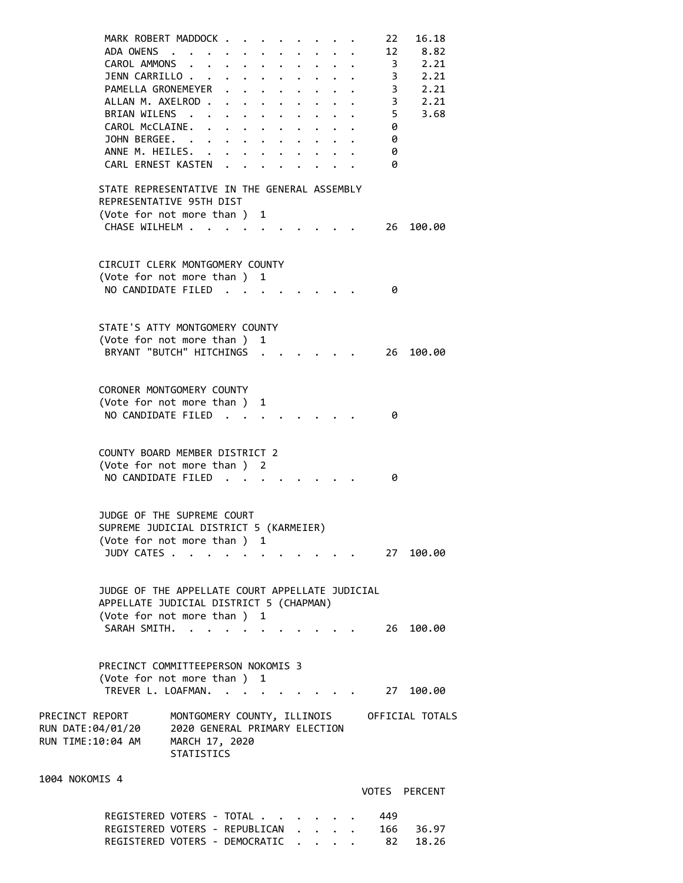| | VOTES | PERCENT |
|---|---|---|
| MARK ROBERT MADDOCK | 22 | 16.18 |
| ADA OWENS | 12 | 8.82 |
| CAROL AMMONS | 3 | 2.21 |
| JENN CARRILLO | 3 | 2.21 |
| PAMELLA GRONEMEYER | 3 | 2.21 |
| ALLAN M. AXELROD | 3 | 2.21 |
| BRIAN WILENS | 5 | 3.68 |
| CAROL McCLAINE. | 0 | |
| JOHN BERGEE. | 0 | |
| ANNE M. HEILES. | 0 | |
| CARL ERNEST KASTEN | 0 | |

STATE REPRESENTATIVE IN THE GENERAL ASSEMBLY
REPRESENTATIVE 95TH DIST
(Vote for not more than ) 1

| | VOTES | PERCENT |
|---|---|---|
| CHASE WILHELM | 26 | 100.00 |

CIRCUIT CLERK MONTGOMERY COUNTY
(Vote for not more than ) 1

| | VOTES | PERCENT |
|---|---|---|
| NO CANDIDATE FILED | 0 | |

STATE'S ATTY MONTGOMERY COUNTY
(Vote for not more than ) 1

| | VOTES | PERCENT |
|---|---|---|
| BRYANT "BUTCH" HITCHINGS | 26 | 100.00 |

CORONER MONTGOMERY COUNTY
(Vote for not more than ) 1

| | VOTES | PERCENT |
|---|---|---|
| NO CANDIDATE FILED | 0 | |

COUNTY BOARD MEMBER DISTRICT 2
(Vote for not more than ) 2

| | VOTES | PERCENT |
|---|---|---|
| NO CANDIDATE FILED | 0 | |

JUDGE OF THE SUPREME COURT
SUPREME JUDICIAL DISTRICT 5 (KARMEIER)
(Vote for not more than ) 1

| | VOTES | PERCENT |
|---|---|---|
| JUDY CATES | 27 | 100.00 |

JUDGE OF THE APPELLATE COURT APPELLATE JUDICIAL
APPELLATE JUDICIAL DISTRICT 5 (CHAPMAN)
(Vote for not more than ) 1

| | VOTES | PERCENT |
|---|---|---|
| SARAH SMITH. | 26 | 100.00 |

PRECINCT COMMITTEEPERSON NOKOMIS 3
(Vote for not more than ) 1

| | VOTES | PERCENT |
|---|---|---|
| TREVER L. LOAFMAN. | 27 | 100.00 |

PRECINCT REPORT — MONTGOMERY COUNTY, ILLINOIS — OFFICIAL TOTALS
RUN DATE:04/01/20 — 2020 GENERAL PRIMARY ELECTION
RUN TIME:10:04 AM — MARCH 17, 2020
STATISTICS

1004 NOKOMIS 4

| | VOTES | PERCENT |
|---|---|---|
| REGISTERED VOTERS - TOTAL | 449 | |
| REGISTERED VOTERS - REPUBLICAN | 166 | 36.97 |
| REGISTERED VOTERS - DEMOCRATIC | 82 | 18.26 |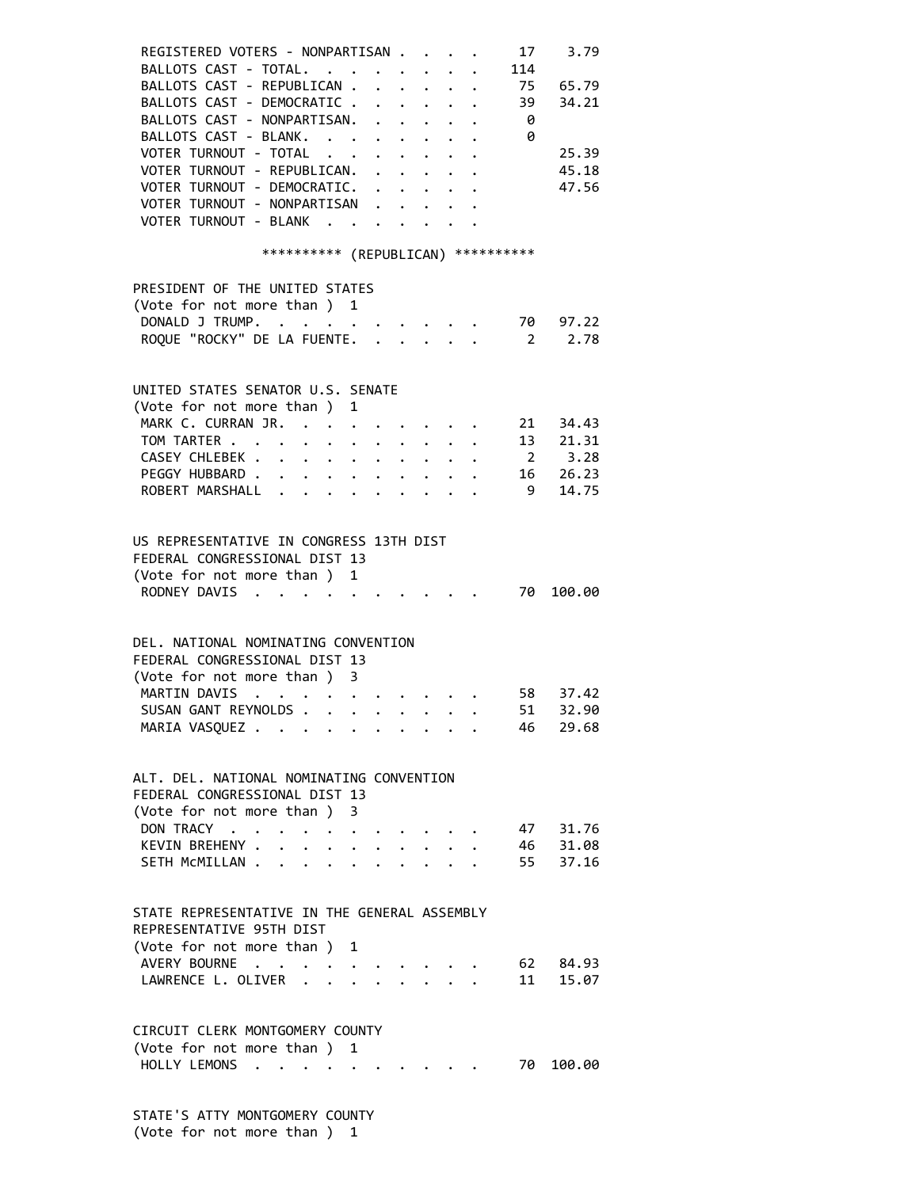| | | |
|---|---|---|
| REGISTERED VOTERS - NONPARTISAN | 17 | 3.79 |
| BALLOTS CAST - TOTAL. | 114 | |
| BALLOTS CAST - REPUBLICAN | 75 | 65.79 |
| BALLOTS CAST - DEMOCRATIC | 39 | 34.21 |
| BALLOTS CAST - NONPARTISAN. | 0 | |
| BALLOTS CAST - BLANK. | 0 | |
| VOTER TURNOUT - TOTAL | | 25.39 |
| VOTER TURNOUT - REPUBLICAN. | | 45.18 |
| VOTER TURNOUT - DEMOCRATIC. | | 47.56 |
| VOTER TURNOUT - NONPARTISAN | | |
| VOTER TURNOUT - BLANK | | |

********** (REPUBLICAN) **********

**PRESIDENT OF THE UNITED STATES**
(Vote for not more than ) 1

| | | |
|---|---|---|
| DONALD J TRUMP. | 70 | 97.22 |
| ROQUE "ROCKY" DE LA FUENTE. | 2 | 2.78 |

**UNITED STATES SENATOR U.S. SENATE**
(Vote for not more than ) 1

| | | |
|---|---|---|
| MARK C. CURRAN JR. | 21 | 34.43 |
| TOM TARTER | 13 | 21.31 |
| CASEY CHLEBEK | 2 | 3.28 |
| PEGGY HUBBARD | 16 | 26.23 |
| ROBERT MARSHALL | 9 | 14.75 |

**US REPRESENTATIVE IN CONGRESS 13TH DIST**
FEDERAL CONGRESSIONAL DIST 13
(Vote for not more than ) 1

| | | |
|---|---|---|
| RODNEY DAVIS | 70 | 100.00 |

**DEL. NATIONAL NOMINATING CONVENTION**
FEDERAL CONGRESSIONAL DIST 13
(Vote for not more than ) 3

| | | |
|---|---|---|
| MARTIN DAVIS | 58 | 37.42 |
| SUSAN GANT REYNOLDS | 51 | 32.90 |
| MARIA VASQUEZ | 46 | 29.68 |

**ALT. DEL. NATIONAL NOMINATING CONVENTION**
FEDERAL CONGRESSIONAL DIST 13
(Vote for not more than ) 3

| | | |
|---|---|---|
| DON TRACY | 47 | 31.76 |
| KEVIN BREHENY | 46 | 31.08 |
| SETH McMILLAN | 55 | 37.16 |

**STATE REPRESENTATIVE IN THE GENERAL ASSEMBLY**
REPRESENTATIVE 95TH DIST
(Vote for not more than ) 1

| | | |
|---|---|---|
| AVERY BOURNE | 62 | 84.93 |
| LAWRENCE L. OLIVER | 11 | 15.07 |

**CIRCUIT CLERK MONTGOMERY COUNTY**
(Vote for not more than ) 1

| | | |
|---|---|---|
| HOLLY LEMONS | 70 | 100.00 |

**STATE'S ATTY MONTGOMERY COUNTY**
(Vote for not more than ) 1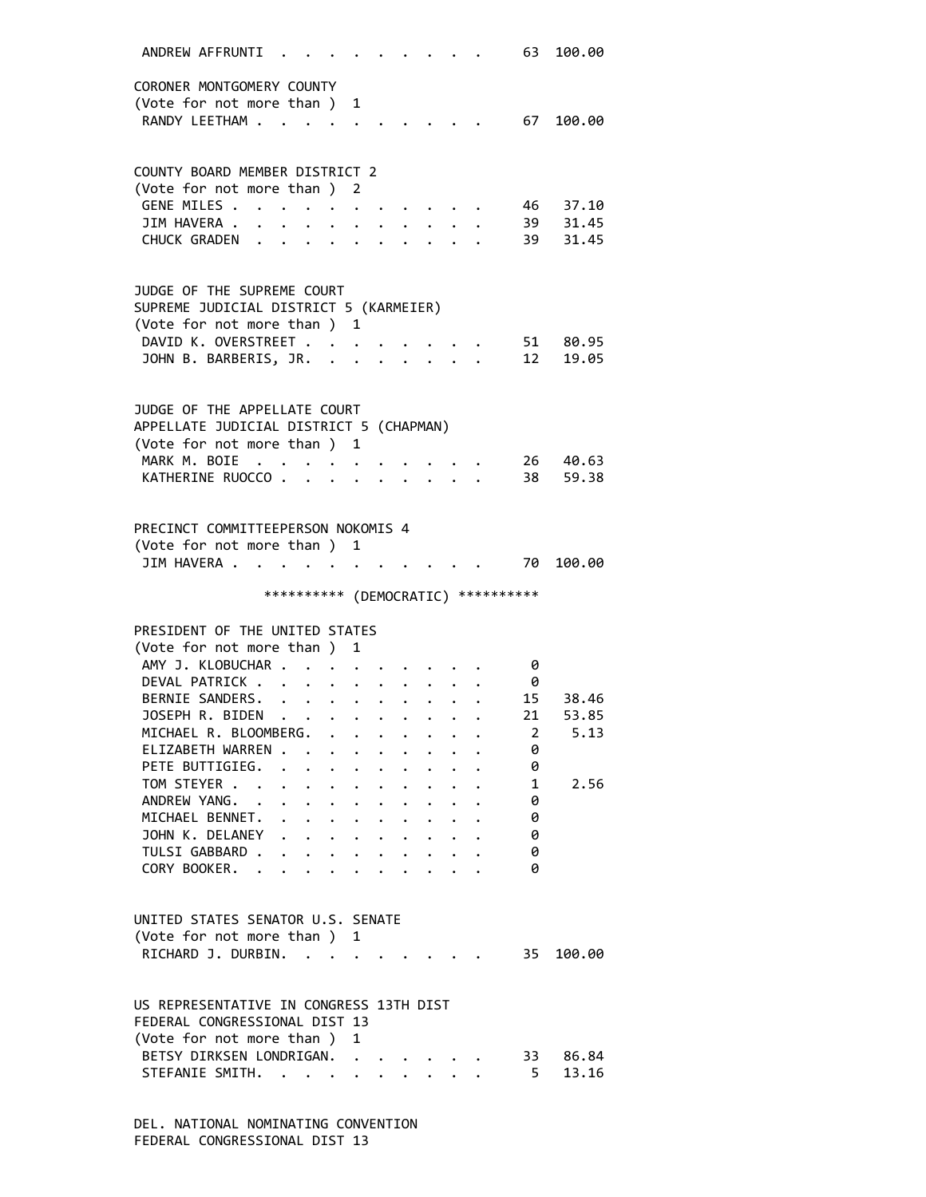| | | |
|---|---|---|
| ANDREW AFFRUNTI | 63 | 100.00 |

CORONER MONTGOMERY COUNTY
(Vote for not more than ) 1

| | | |
|---|---|---|
| RANDY LEETHAM | 67 | 100.00 |

COUNTY BOARD MEMBER DISTRICT 2
(Vote for not more than ) 2

| | | |
|---|---|---|
| GENE MILES | 46 | 37.10 |
| JIM HAVERA | 39 | 31.45 |
| CHUCK GRADEN | 39 | 31.45 |

JUDGE OF THE SUPREME COURT
SUPREME JUDICIAL DISTRICT 5 (KARMEIER)
(Vote for not more than ) 1

| | | |
|---|---|---|
| DAVID K. OVERSTREET | 51 | 80.95 |
| JOHN B. BARBERIS, JR. | 12 | 19.05 |

JUDGE OF THE APPELLATE COURT
APPELLATE JUDICIAL DISTRICT 5 (CHAPMAN)
(Vote for not more than ) 1

| | | |
|---|---|---|
| MARK M. BOIE | 26 | 40.63 |
| KATHERINE RUOCCO | 38 | 59.38 |

PRECINCT COMMITTEEPERSON NOKOMIS 4
(Vote for not more than ) 1

| | | |
|---|---|---|
| JIM HAVERA | 70 | 100.00 |

********** (DEMOCRATIC) **********

PRESIDENT OF THE UNITED STATES
(Vote for not more than ) 1

| | | |
|---|---|---|
| AMY J. KLOBUCHAR | 0 | |
| DEVAL PATRICK | 0 | |
| BERNIE SANDERS | 15 | 38.46 |
| JOSEPH R. BIDEN | 21 | 53.85 |
| MICHAEL R. BLOOMBERG | 2 | 5.13 |
| ELIZABETH WARREN | 0 | |
| PETE BUTTIGIEG | 0 | |
| TOM STEYER | 1 | 2.56 |
| ANDREW YANG | 0 | |
| MICHAEL BENNET | 0 | |
| JOHN K. DELANEY | 0 | |
| TULSI GABBARD | 0 | |
| CORY BOOKER | 0 | |

UNITED STATES SENATOR U.S. SENATE
(Vote for not more than ) 1

| | | |
|---|---|---|
| RICHARD J. DURBIN | 35 | 100.00 |

US REPRESENTATIVE IN CONGRESS 13TH DIST
FEDERAL CONGRESSIONAL DIST 13
(Vote for not more than ) 1

| | | |
|---|---|---|
| BETSY DIRKSEN LONDRIGAN | 33 | 86.84 |
| STEFANIE SMITH | 5 | 13.16 |

DEL. NATIONAL NOMINATING CONVENTION
FEDERAL CONGRESSIONAL DIST 13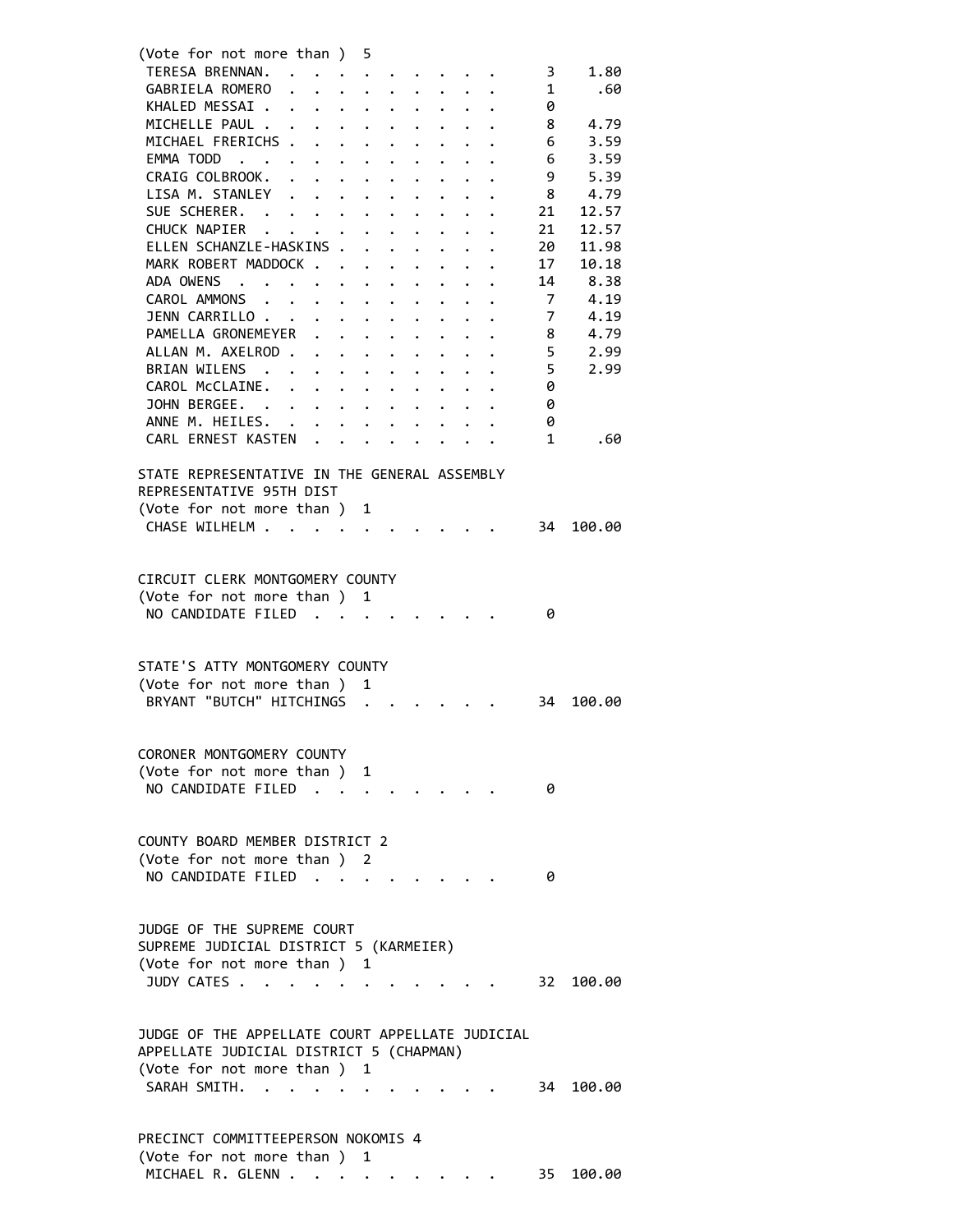(Vote for not more than ) 5

| Candidate | Votes | Percent |
|---|---|---|
| TERESA BRENNAN | 3 | 1.80 |
| GABRIELA ROMERO | 1 | .60 |
| KHALED MESSAI | 0 | |
| MICHELLE PAUL | 8 | 4.79 |
| MICHAEL FRERICHS | 6 | 3.59 |
| EMMA TODD | 6 | 3.59 |
| CRAIG COLBROOK | 9 | 5.39 |
| LISA M. STANLEY | 8 | 4.79 |
| SUE SCHERER | 21 | 12.57 |
| CHUCK NAPIER | 21 | 12.57 |
| ELLEN SCHANZLE-HASKINS | 20 | 11.98 |
| MARK ROBERT MADDOCK | 17 | 10.18 |
| ADA OWENS | 14 | 8.38 |
| CAROL AMMONS | 7 | 4.19 |
| JENN CARRILLO | 7 | 4.19 |
| PAMELLA GRONEMEYER | 8 | 4.79 |
| ALLAN M. AXELROD | 5 | 2.99 |
| BRIAN WILENS | 5 | 2.99 |
| CAROL McCLAINE | 0 | |
| JOHN BERGEE | 0 | |
| ANNE M. HEILES | 0 | |
| CARL ERNEST KASTEN | 1 | .60 |

STATE REPRESENTATIVE IN THE GENERAL ASSEMBLY
REPRESENTATIVE 95TH DIST
(Vote for not more than ) 1

| Candidate | Votes | Percent |
|---|---|---|
| CHASE WILHELM | 34 | 100.00 |

CIRCUIT CLERK MONTGOMERY COUNTY
(Vote for not more than ) 1

| Candidate | Votes | Percent |
|---|---|---|
| NO CANDIDATE FILED | 0 | |

STATE'S ATTY MONTGOMERY COUNTY
(Vote for not more than ) 1

| Candidate | Votes | Percent |
|---|---|---|
| BRYANT "BUTCH" HITCHINGS | 34 | 100.00 |

CORONER MONTGOMERY COUNTY
(Vote for not more than ) 1

| Candidate | Votes | Percent |
|---|---|---|
| NO CANDIDATE FILED | 0 | |

COUNTY BOARD MEMBER DISTRICT 2
(Vote for not more than ) 2

| Candidate | Votes | Percent |
|---|---|---|
| NO CANDIDATE FILED | 0 | |

JUDGE OF THE SUPREME COURT
SUPREME JUDICIAL DISTRICT 5 (KARMEIER)
(Vote for not more than ) 1

| Candidate | Votes | Percent |
|---|---|---|
| JUDY CATES | 32 | 100.00 |

JUDGE OF THE APPELLATE COURT APPELLATE JUDICIAL
APPELLATE JUDICIAL DISTRICT 5 (CHAPMAN)
(Vote for not more than ) 1

| Candidate | Votes | Percent |
|---|---|---|
| SARAH SMITH | 34 | 100.00 |

PRECINCT COMMITTEEPERSON NOKOMIS 4
(Vote for not more than ) 1

| Candidate | Votes | Percent |
|---|---|---|
| MICHAEL R. GLENN | 35 | 100.00 |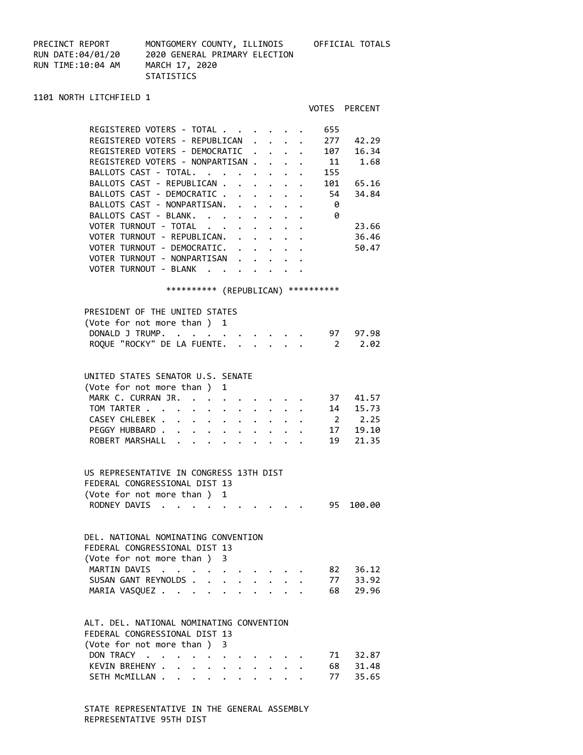PRECINCT REPORT MONTGOMERY COUNTY, ILLINOIS OFFICIAL TOTALS
RUN DATE:04/01/20 2020 GENERAL PRIMARY ELECTION
RUN TIME:10:04 AM MARCH 17, 2020
STATISTICS

## 1101 NORTH LITCHFIELD 1

| | VOTES | PERCENT |
|---|---|---|
| REGISTERED VOTERS - TOTAL | 655 | |
| REGISTERED VOTERS - REPUBLICAN | 277 | 42.29 |
| REGISTERED VOTERS - DEMOCRATIC | 107 | 16.34 |
| REGISTERED VOTERS - NONPARTISAN | 11 | 1.68 |
| BALLOTS CAST - TOTAL. | 155 | |
| BALLOTS CAST - REPUBLICAN | 101 | 65.16 |
| BALLOTS CAST - DEMOCRATIC | 54 | 34.84 |
| BALLOTS CAST - NONPARTISAN. | 0 | |
| BALLOTS CAST - BLANK. | 0 | |
| VOTER TURNOUT - TOTAL | | 23.66 |
| VOTER TURNOUT - REPUBLICAN. | | 36.46 |
| VOTER TURNOUT - DEMOCRATIC. | | 50.47 |
| VOTER TURNOUT - NONPARTISAN | | |
| VOTER TURNOUT - BLANK | | |

********** (REPUBLICAN) **********

### PRESIDENT OF THE UNITED STATES
(Vote for not more than ) 1

| | VOTES | PERCENT |
|---|---|---|
| DONALD J TRUMP. | 97 | 97.98 |
| ROQUE "ROCKY" DE LA FUENTE. | 2 | 2.02 |

### UNITED STATES SENATOR U.S. SENATE
(Vote for not more than ) 1

| | VOTES | PERCENT |
|---|---|---|
| MARK C. CURRAN JR. | 37 | 41.57 |
| TOM TARTER | 14 | 15.73 |
| CASEY CHLEBEK | 2 | 2.25 |
| PEGGY HUBBARD | 17 | 19.10 |
| ROBERT MARSHALL | 19 | 21.35 |

### US REPRESENTATIVE IN CONGRESS 13TH DIST
FEDERAL CONGRESSIONAL DIST 13
(Vote for not more than ) 1

| | VOTES | PERCENT |
|---|---|---|
| RODNEY DAVIS | 95 | 100.00 |

### DEL. NATIONAL NOMINATING CONVENTION
FEDERAL CONGRESSIONAL DIST 13
(Vote for not more than ) 3

| | VOTES | PERCENT |
|---|---|---|
| MARTIN DAVIS | 82 | 36.12 |
| SUSAN GANT REYNOLDS | 77 | 33.92 |
| MARIA VASQUEZ | 68 | 29.96 |

### ALT. DEL. NATIONAL NOMINATING CONVENTION
FEDERAL CONGRESSIONAL DIST 13
(Vote for not more than ) 3

| | VOTES | PERCENT |
|---|---|---|
| DON TRACY | 71 | 32.87 |
| KEVIN BREHENY | 68 | 31.48 |
| SETH McMILLAN | 77 | 35.65 |

### STATE REPRESENTATIVE IN THE GENERAL ASSEMBLY
REPRESENTATIVE 95TH DIST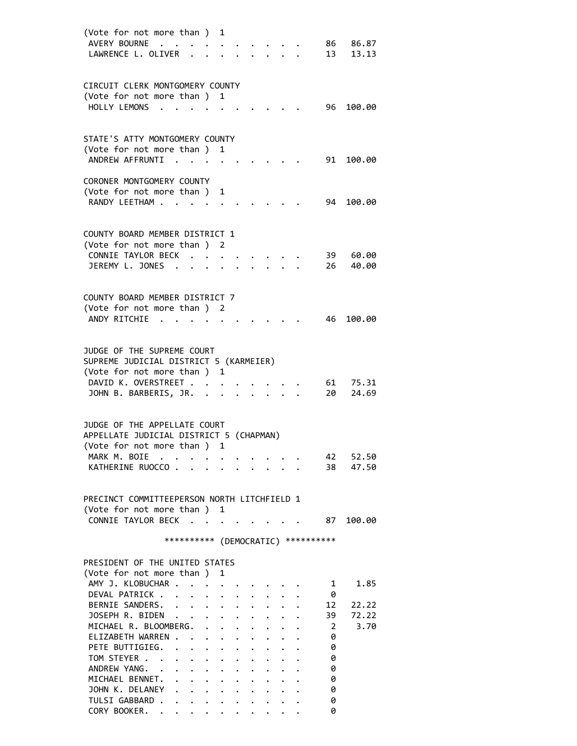(Vote for not more than ) 1

| | | |
|---|---|---|
| AVERY BOURNE | 86 | 86.87 |
| LAWRENCE L. OLIVER | 13 | 13.13 |

CIRCUIT CLERK MONTGOMERY COUNTY
(Vote for not more than ) 1

| | | |
|---|---|---|
| HOLLY LEMONS | 96 | 100.00 |

STATE'S ATTY MONTGOMERY COUNTY
(Vote for not more than ) 1

| | | |
|---|---|---|
| ANDREW AFFRUNTI | 91 | 100.00 |

CORONER MONTGOMERY COUNTY
(Vote for not more than ) 1

| | | |
|---|---|---|
| RANDY LEETHAM | 94 | 100.00 |

COUNTY BOARD MEMBER DISTRICT 1
(Vote for not more than ) 2

| | | |
|---|---|---|
| CONNIE TAYLOR BECK | 39 | 60.00 |
| JEREMY L. JONES | 26 | 40.00 |

COUNTY BOARD MEMBER DISTRICT 7
(Vote for not more than ) 2

| | | |
|---|---|---|
| ANDY RITCHIE | 46 | 100.00 |

JUDGE OF THE SUPREME COURT
SUPREME JUDICIAL DISTRICT 5 (KARMEIER)
(Vote for not more than ) 1

| | | |
|---|---|---|
| DAVID K. OVERSTREET | 61 | 75.31 |
| JOHN B. BARBERIS, JR. | 20 | 24.69 |

JUDGE OF THE APPELLATE COURT
APPELLATE JUDICIAL DISTRICT 5 (CHAPMAN)
(Vote for not more than ) 1

| | | |
|---|---|---|
| MARK M. BOIE | 42 | 52.50 |
| KATHERINE RUOCCO | 38 | 47.50 |

PRECINCT COMMITTEEPERSON NORTH LITCHFIELD 1
(Vote for not more than ) 1

| | | |
|---|---|---|
| CONNIE TAYLOR BECK | 87 | 100.00 |

********** (DEMOCRATIC) **********

PRESIDENT OF THE UNITED STATES
(Vote for not more than ) 1

| | | |
|---|---|---|
| AMY J. KLOBUCHAR | 1 | 1.85 |
| DEVAL PATRICK | 0 | |
| BERNIE SANDERS | 12 | 22.22 |
| JOSEPH R. BIDEN | 39 | 72.22 |
| MICHAEL R. BLOOMBERG | 2 | 3.70 |
| ELIZABETH WARREN | 0 | |
| PETE BUTTIGIEG | 0 | |
| TOM STEYER | 0 | |
| ANDREW YANG | 0 | |
| MICHAEL BENNET | 0 | |
| JOHN K. DELANEY | 0 | |
| TULSI GABBARD | 0 | |
| CORY BOOKER | 0 | |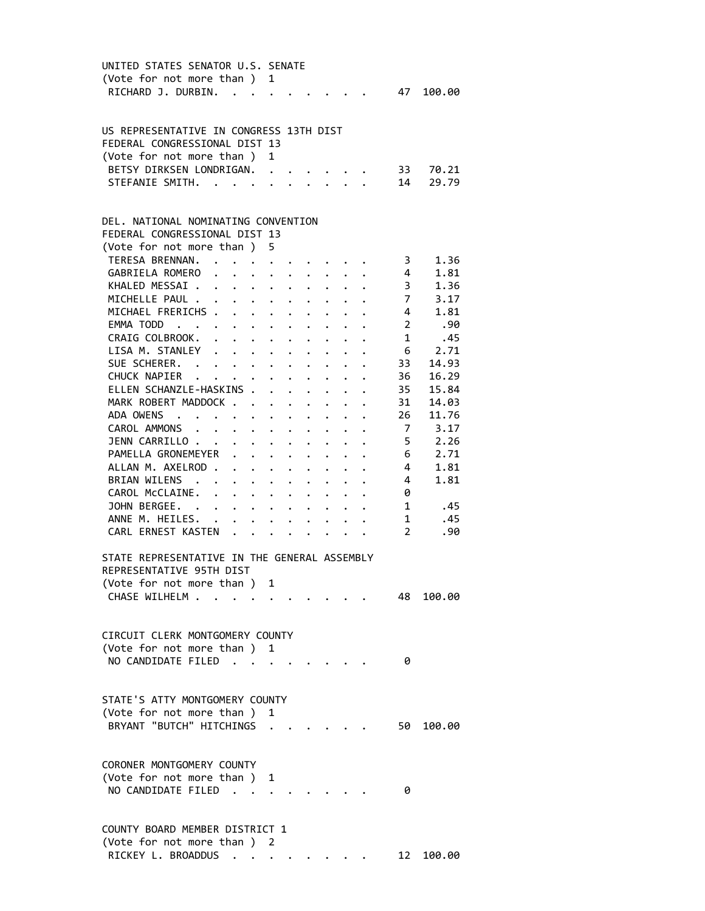UNITED STATES SENATOR U.S. SENATE
(Vote for not more than ) 1

| | | |
|---|---|---|
| RICHARD J. DURBIN. | 47 | 100.00 |

US REPRESENTATIVE IN CONGRESS 13TH DIST
FEDERAL CONGRESSIONAL DIST 13
(Vote for not more than ) 1

| | | |
|---|---|---|
| BETSY DIRKSEN LONDRIGAN. | 33 | 70.21 |
| STEFANIE SMITH. | 14 | 29.79 |

DEL. NATIONAL NOMINATING CONVENTION
FEDERAL CONGRESSIONAL DIST 13
(Vote for not more than ) 5

| | | |
|---|---|---|
| TERESA BRENNAN. | 3 | 1.36 |
| GABRIELA ROMERO | 4 | 1.81 |
| KHALED MESSAI . | 3 | 1.36 |
| MICHELLE PAUL . | 7 | 3.17 |
| MICHAEL FRERICHS . | 4 | 1.81 |
| EMMA TODD | 2 | .90 |
| CRAIG COLBROOK. | 1 | .45 |
| LISA M. STANLEY | 6 | 2.71 |
| SUE SCHERER. | 33 | 14.93 |
| CHUCK NAPIER | 36 | 16.29 |
| ELLEN SCHANZLE-HASKINS . | 35 | 15.84 |
| MARK ROBERT MADDOCK . | 31 | 14.03 |
| ADA OWENS | 26 | 11.76 |
| CAROL AMMONS | 7 | 3.17 |
| JENN CARRILLO . | 5 | 2.26 |
| PAMELLA GRONEMEYER | 6 | 2.71 |
| ALLAN M. AXELROD . | 4 | 1.81 |
| BRIAN WILENS | 4 | 1.81 |
| CAROL McCLAINE. | 0 | |
| JOHN BERGEE. | 1 | .45 |
| ANNE M. HEILES. | 1 | .45 |
| CARL ERNEST KASTEN | 2 | .90 |

STATE REPRESENTATIVE IN THE GENERAL ASSEMBLY
REPRESENTATIVE 95TH DIST
(Vote for not more than ) 1

| | | |
|---|---|---|
| CHASE WILHELM . | 48 | 100.00 |

CIRCUIT CLERK MONTGOMERY COUNTY
(Vote for not more than ) 1

| | | |
|---|---|---|
| NO CANDIDATE FILED | 0 | |

STATE'S ATTY MONTGOMERY COUNTY
(Vote for not more than ) 1

| | | |
|---|---|---|
| BRYANT "BUTCH" HITCHINGS | 50 | 100.00 |

CORONER MONTGOMERY COUNTY
(Vote for not more than ) 1

| | | |
|---|---|---|
| NO CANDIDATE FILED | 0 | |

COUNTY BOARD MEMBER DISTRICT 1
(Vote for not more than ) 2

| | | |
|---|---|---|
| RICKEY L. BROADDUS | 12 | 100.00 |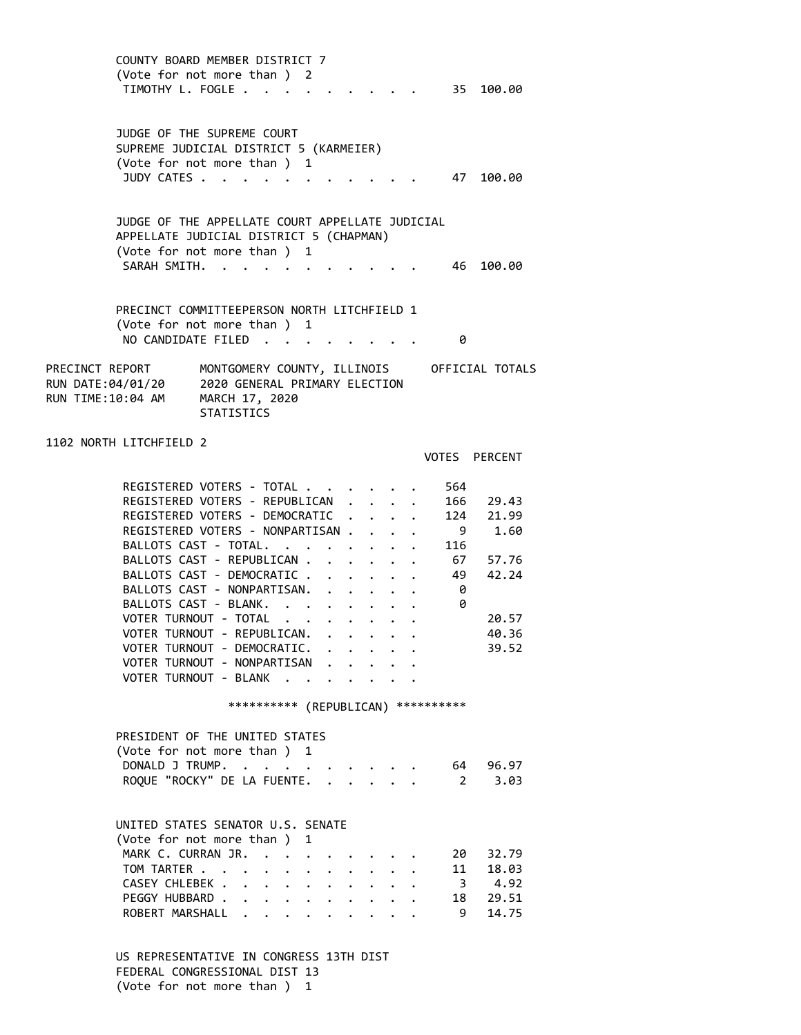COUNTY BOARD MEMBER DISTRICT 7
(Vote for not more than ) 2

| | VOTES | PERCENT |
|---|---|---|
| TIMOTHY L. FOGLE | 35 | 100.00 |

JUDGE OF THE SUPREME COURT
SUPREME JUDICIAL DISTRICT 5 (KARMEIER)
(Vote for not more than ) 1

| | VOTES | PERCENT |
|---|---|---|
| JUDY CATES | 47 | 100.00 |

JUDGE OF THE APPELLATE COURT APPELLATE JUDICIAL
APPELLATE JUDICIAL DISTRICT 5 (CHAPMAN)
(Vote for not more than ) 1

| | VOTES | PERCENT |
|---|---|---|
| SARAH SMITH | 46 | 100.00 |

PRECINCT COMMITTEEPERSON NORTH LITCHFIELD 1
(Vote for not more than ) 1

| | VOTES | PERCENT |
|---|---|---|
| NO CANDIDATE FILED | 0 | |

PRECINCT REPORT — MONTGOMERY COUNTY, ILLINOIS — OFFICIAL TOTALS
RUN DATE:04/01/20 — 2020 GENERAL PRIMARY ELECTION
RUN TIME:10:04 AM — MARCH 17, 2020
STATISTICS

## 1102 NORTH LITCHFIELD 2

| | VOTES | PERCENT |
|---|---|---|
| REGISTERED VOTERS - TOTAL | 564 | |
| REGISTERED VOTERS - REPUBLICAN | 166 | 29.43 |
| REGISTERED VOTERS - DEMOCRATIC | 124 | 21.99 |
| REGISTERED VOTERS - NONPARTISAN | 9 | 1.60 |
| BALLOTS CAST - TOTAL | 116 | |
| BALLOTS CAST - REPUBLICAN | 67 | 57.76 |
| BALLOTS CAST - DEMOCRATIC | 49 | 42.24 |
| BALLOTS CAST - NONPARTISAN | 0 | |
| BALLOTS CAST - BLANK | 0 | |
| VOTER TURNOUT - TOTAL | | 20.57 |
| VOTER TURNOUT - REPUBLICAN | | 40.36 |
| VOTER TURNOUT - DEMOCRATIC | | 39.52 |
| VOTER TURNOUT - NONPARTISAN | | |
| VOTER TURNOUT - BLANK | | |

********** (REPUBLICAN) **********

PRESIDENT OF THE UNITED STATES
(Vote for not more than ) 1

| | VOTES | PERCENT |
|---|---|---|
| DONALD J TRUMP | 64 | 96.97 |
| ROQUE "ROCKY" DE LA FUENTE | 2 | 3.03 |

UNITED STATES SENATOR U.S. SENATE
(Vote for not more than ) 1

| | VOTES | PERCENT |
|---|---|---|
| MARK C. CURRAN JR. | 20 | 32.79 |
| TOM TARTER | 11 | 18.03 |
| CASEY CHLEBEK | 3 | 4.92 |
| PEGGY HUBBARD | 18 | 29.51 |
| ROBERT MARSHALL | 9 | 14.75 |

US REPRESENTATIVE IN CONGRESS 13TH DIST
FEDERAL CONGRESSIONAL DIST 13
(Vote for not more than ) 1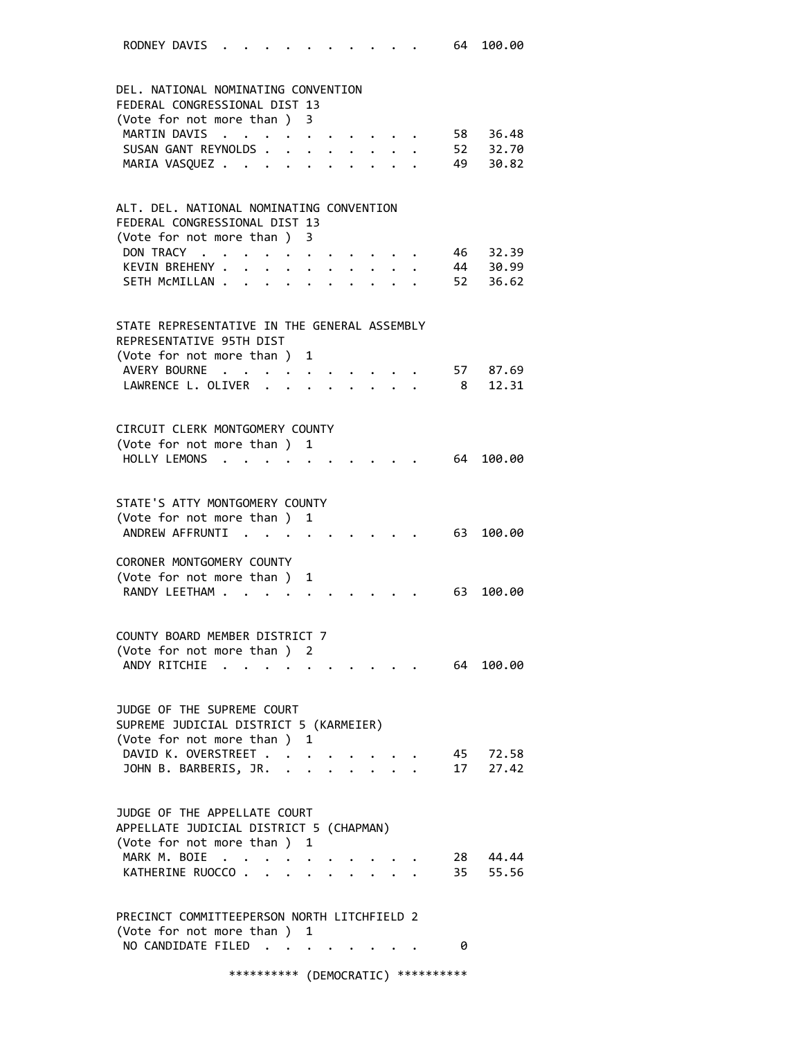```
 RODNEY DAVIS  . . . . . . . . . . .    64  100.00


DEL. NATIONAL NOMINATING CONVENTION
FEDERAL CONGRESSIONAL DIST 13
(Vote for not more than )  3
 MARTIN DAVIS  . . . . . . . . . . .    58   36.48
 SUSAN GANT REYNOLDS . . . . . . . .    52   32.70
 MARIA VASQUEZ . . . . . . . . . . .    49   30.82


ALT. DEL. NATIONAL NOMINATING CONVENTION
FEDERAL CONGRESSIONAL DIST 13
(Vote for not more than )  3
 DON TRACY  . . . . . . . . . . . .    46   32.39
 KEVIN BREHENY . . . . . . . . . . .    44   30.99
 SETH McMILLAN . . . . . . . . . . .    52   36.62


STATE REPRESENTATIVE IN THE GENERAL ASSEMBLY
REPRESENTATIVE 95TH DIST
(Vote for not more than )  1
 AVERY BOURNE  . . . . . . . . . . .    57   87.69
 LAWRENCE L. OLIVER  . . . . . . . .     8   12.31


CIRCUIT CLERK MONTGOMERY COUNTY
(Vote for not more than )  1
 HOLLY LEMONS  . . . . . . . . . . .    64  100.00


STATE'S ATTY MONTGOMERY COUNTY
(Vote for not more than )  1
 ANDREW AFFRUNTI  . . . . . . . . .    63  100.00

CORONER MONTGOMERY COUNTY
(Vote for not more than )  1
 RANDY LEETHAM . . . . . . . . . . .    63  100.00


COUNTY BOARD MEMBER DISTRICT 7
(Vote for not more than )  2
 ANDY RITCHIE  . . . . . . . . . . .    64  100.00


JUDGE OF THE SUPREME COURT
SUPREME JUDICIAL DISTRICT 5 (KARMEIER)
(Vote for not more than )  1
 DAVID K. OVERSTREET . . . . . . . .    45   72.58
 JOHN B. BARBERIS, JR.  . . . . . . .    17   27.42


JUDGE OF THE APPELLATE COURT
APPELLATE JUDICIAL DISTRICT 5 (CHAPMAN)
(Vote for not more than )  1
 MARK M. BOIE  . . . . . . . . . . .    28   44.44
 KATHERINE RUOCCO . . . . . . . . . .    35   55.56


PRECINCT COMMITTEEPERSON NORTH LITCHFIELD 2
(Vote for not more than )  1
 NO CANDIDATE FILED  . . . . . . . .     0

               ********** (DEMOCRATIC) **********
```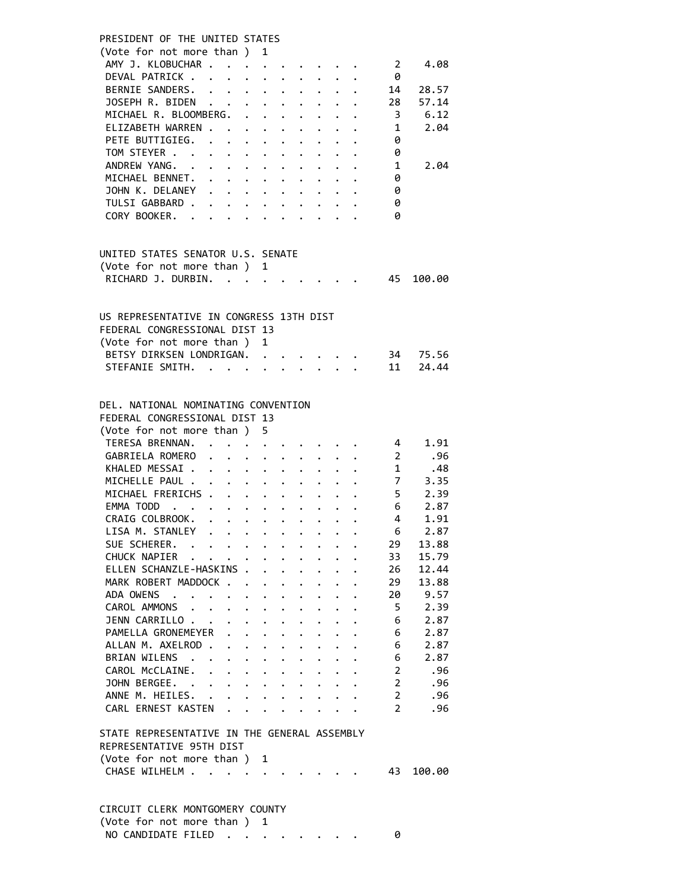PRESIDENT OF THE UNITED STATES
(Vote for not more than ) 1

| Candidate | Votes | Percent |
|---|---|---|
| AMY J. KLOBUCHAR | 2 | 4.08 |
| DEVAL PATRICK | 0 | |
| BERNIE SANDERS | 14 | 28.57 |
| JOSEPH R. BIDEN | 28 | 57.14 |
| MICHAEL R. BLOOMBERG | 3 | 6.12 |
| ELIZABETH WARREN | 1 | 2.04 |
| PETE BUTTIGIEG | 0 | |
| TOM STEYER | 0 | |
| ANDREW YANG | 1 | 2.04 |
| MICHAEL BENNET | 0 | |
| JOHN K. DELANEY | 0 | |
| TULSI GABBARD | 0 | |
| CORY BOOKER | 0 | |

UNITED STATES SENATOR U.S. SENATE
(Vote for not more than ) 1

| Candidate | Votes | Percent |
|---|---|---|
| RICHARD J. DURBIN | 45 | 100.00 |

US REPRESENTATIVE IN CONGRESS 13TH DIST
FEDERAL CONGRESSIONAL DIST 13
(Vote for not more than ) 1

| Candidate | Votes | Percent |
|---|---|---|
| BETSY DIRKSEN LONDRIGAN | 34 | 75.56 |
| STEFANIE SMITH | 11 | 24.44 |

DEL. NATIONAL NOMINATING CONVENTION
FEDERAL CONGRESSIONAL DIST 13
(Vote for not more than ) 5

| Candidate | Votes | Percent |
|---|---|---|
| TERESA BRENNAN | 4 | 1.91 |
| GABRIELA ROMERO | 2 | .96 |
| KHALED MESSAI | 1 | .48 |
| MICHELLE PAUL | 7 | 3.35 |
| MICHAEL FRERICHS | 5 | 2.39 |
| EMMA TODD | 6 | 2.87 |
| CRAIG COLBROOK | 4 | 1.91 |
| LISA M. STANLEY | 6 | 2.87 |
| SUE SCHERER | 29 | 13.88 |
| CHUCK NAPIER | 33 | 15.79 |
| ELLEN SCHANZLE-HASKINS | 26 | 12.44 |
| MARK ROBERT MADDOCK | 29 | 13.88 |
| ADA OWENS | 20 | 9.57 |
| CAROL AMMONS | 5 | 2.39 |
| JENN CARRILLO | 6 | 2.87 |
| PAMELLA GRONEMEYER | 6 | 2.87 |
| ALLAN M. AXELROD | 6 | 2.87 |
| BRIAN WILENS | 6 | 2.87 |
| CAROL McCLAINE | 2 | .96 |
| JOHN BERGEE | 2 | .96 |
| ANNE M. HEILES | 2 | .96 |
| CARL ERNEST KASTEN | 2 | .96 |

STATE REPRESENTATIVE IN THE GENERAL ASSEMBLY
REPRESENTATIVE 95TH DIST
(Vote for not more than ) 1

| Candidate | Votes | Percent |
|---|---|---|
| CHASE WILHELM | 43 | 100.00 |

CIRCUIT CLERK MONTGOMERY COUNTY
(Vote for not more than ) 1

| Candidate | Votes | Percent |
|---|---|---|
| NO CANDIDATE FILED | 0 | |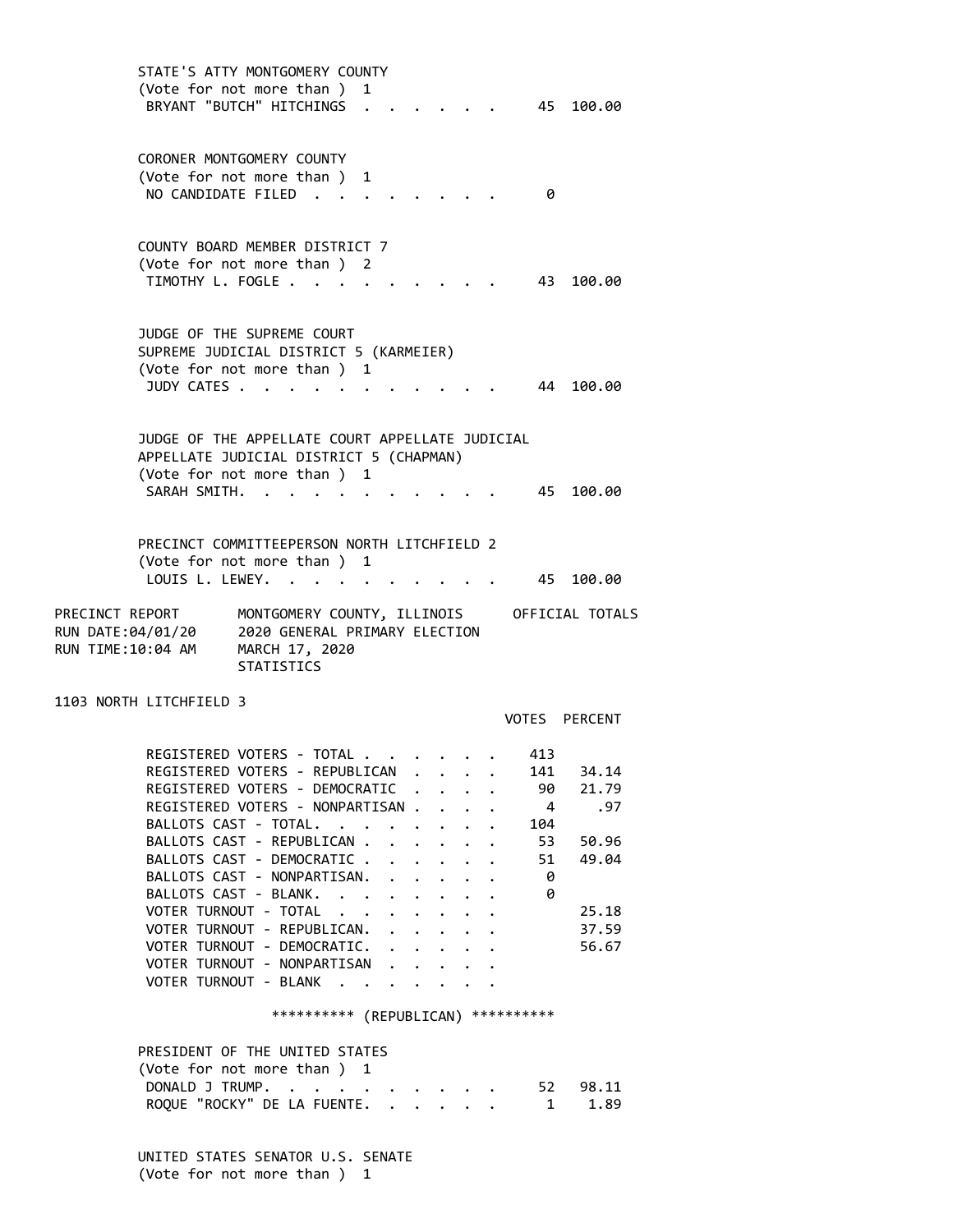STATE'S ATTY MONTGOMERY COUNTY
(Vote for not more than ) 1

| | VOTES | PERCENT |
|---|---|---|
| BRYANT "BUTCH" HITCHINGS | 45 | 100.00 |

CORONER MONTGOMERY COUNTY
(Vote for not more than ) 1

| | VOTES | PERCENT |
|---|---|---|
| NO CANDIDATE FILED | 0 | |

COUNTY BOARD MEMBER DISTRICT 7
(Vote for not more than ) 2

| | VOTES | PERCENT |
|---|---|---|
| TIMOTHY L. FOGLE | 43 | 100.00 |

JUDGE OF THE SUPREME COURT
SUPREME JUDICIAL DISTRICT 5 (KARMEIER)
(Vote for not more than ) 1

| | VOTES | PERCENT |
|---|---|---|
| JUDY CATES | 44 | 100.00 |

JUDGE OF THE APPELLATE COURT APPELLATE JUDICIAL
APPELLATE JUDICIAL DISTRICT 5 (CHAPMAN)
(Vote for not more than ) 1

| | VOTES | PERCENT |
|---|---|---|
| SARAH SMITH. | 45 | 100.00 |

PRECINCT COMMITTEEPERSON NORTH LITCHFIELD 2
(Vote for not more than ) 1

| | VOTES | PERCENT |
|---|---|---|
| LOUIS L. LEWEY. | 45 | 100.00 |

PRECINCT REPORT — MONTGOMERY COUNTY, ILLINOIS — OFFICIAL TOTALS
RUN DATE:04/01/20 — 2020 GENERAL PRIMARY ELECTION
RUN TIME:10:04 AM — MARCH 17, 2020
STATISTICS

## 1103 NORTH LITCHFIELD 3

| | VOTES | PERCENT |
|---|---|---|
| REGISTERED VOTERS - TOTAL | 413 | |
| REGISTERED VOTERS - REPUBLICAN | 141 | 34.14 |
| REGISTERED VOTERS - DEMOCRATIC | 90 | 21.79 |
| REGISTERED VOTERS - NONPARTISAN | 4 | .97 |
| BALLOTS CAST - TOTAL. | 104 | |
| BALLOTS CAST - REPUBLICAN | 53 | 50.96 |
| BALLOTS CAST - DEMOCRATIC | 51 | 49.04 |
| BALLOTS CAST - NONPARTISAN. | 0 | |
| BALLOTS CAST - BLANK. | 0 | |
| VOTER TURNOUT - TOTAL | | 25.18 |
| VOTER TURNOUT - REPUBLICAN. | | 37.59 |
| VOTER TURNOUT - DEMOCRATIC. | | 56.67 |
| VOTER TURNOUT - NONPARTISAN | | |
| VOTER TURNOUT - BLANK | | |

********** (REPUBLICAN) **********

PRESIDENT OF THE UNITED STATES
(Vote for not more than ) 1

| | VOTES | PERCENT |
|---|---|---|
| DONALD J TRUMP. | 52 | 98.11 |
| ROQUE "ROCKY" DE LA FUENTE. | 1 | 1.89 |

UNITED STATES SENATOR U.S. SENATE
(Vote for not more than ) 1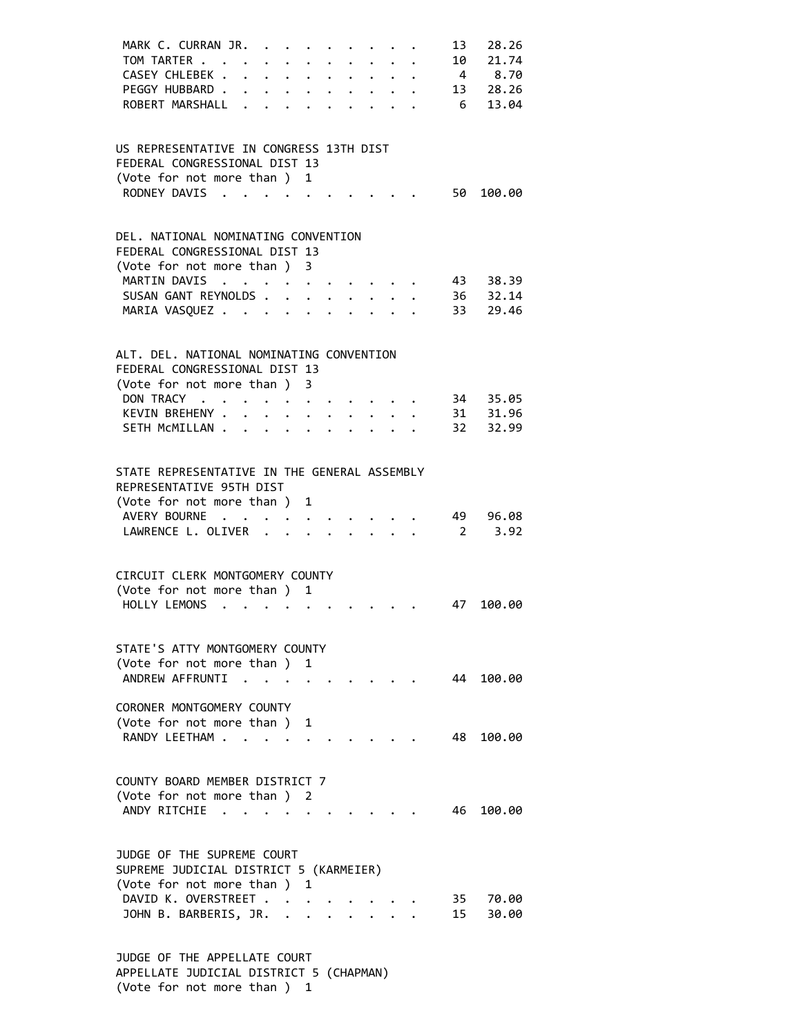| | | |
|---|---|---|
| MARK C. CURRAN JR. | 13 | 28.26 |
| TOM TARTER | 10 | 21.74 |
| CASEY CHLEBEK | 4 | 8.70 |
| PEGGY HUBBARD | 13 | 28.26 |
| ROBERT MARSHALL | 6 | 13.04 |

US REPRESENTATIVE IN CONGRESS 13TH DIST
FEDERAL CONGRESSIONAL DIST 13
(Vote for not more than ) 1

| | | |
|---|---|---|
| RODNEY DAVIS | 50 | 100.00 |

DEL. NATIONAL NOMINATING CONVENTION
FEDERAL CONGRESSIONAL DIST 13
(Vote for not more than ) 3

| | | |
|---|---|---|
| MARTIN DAVIS | 43 | 38.39 |
| SUSAN GANT REYNOLDS | 36 | 32.14 |
| MARIA VASQUEZ | 33 | 29.46 |

ALT. DEL. NATIONAL NOMINATING CONVENTION
FEDERAL CONGRESSIONAL DIST 13
(Vote for not more than ) 3

| | | |
|---|---|---|
| DON TRACY | 34 | 35.05 |
| KEVIN BREHENY | 31 | 31.96 |
| SETH McMILLAN | 32 | 32.99 |

STATE REPRESENTATIVE IN THE GENERAL ASSEMBLY
REPRESENTATIVE 95TH DIST
(Vote for not more than ) 1

| | | |
|---|---|---|
| AVERY BOURNE | 49 | 96.08 |
| LAWRENCE L. OLIVER | 2 | 3.92 |

CIRCUIT CLERK MONTGOMERY COUNTY
(Vote for not more than ) 1

| | | |
|---|---|---|
| HOLLY LEMONS | 47 | 100.00 |

STATE'S ATTY MONTGOMERY COUNTY
(Vote for not more than ) 1

| | | |
|---|---|---|
| ANDREW AFFRUNTI | 44 | 100.00 |

CORONER MONTGOMERY COUNTY
(Vote for not more than ) 1

| | | |
|---|---|---|
| RANDY LEETHAM | 48 | 100.00 |

COUNTY BOARD MEMBER DISTRICT 7
(Vote for not more than ) 2

| | | |
|---|---|---|
| ANDY RITCHIE | 46 | 100.00 |

JUDGE OF THE SUPREME COURT
SUPREME JUDICIAL DISTRICT 5 (KARMEIER)
(Vote for not more than ) 1

| | | |
|---|---|---|
| DAVID K. OVERSTREET | 35 | 70.00 |
| JOHN B. BARBERIS, JR. | 15 | 30.00 |

JUDGE OF THE APPELLATE COURT
APPELLATE JUDICIAL DISTRICT 5 (CHAPMAN)
(Vote for not more than ) 1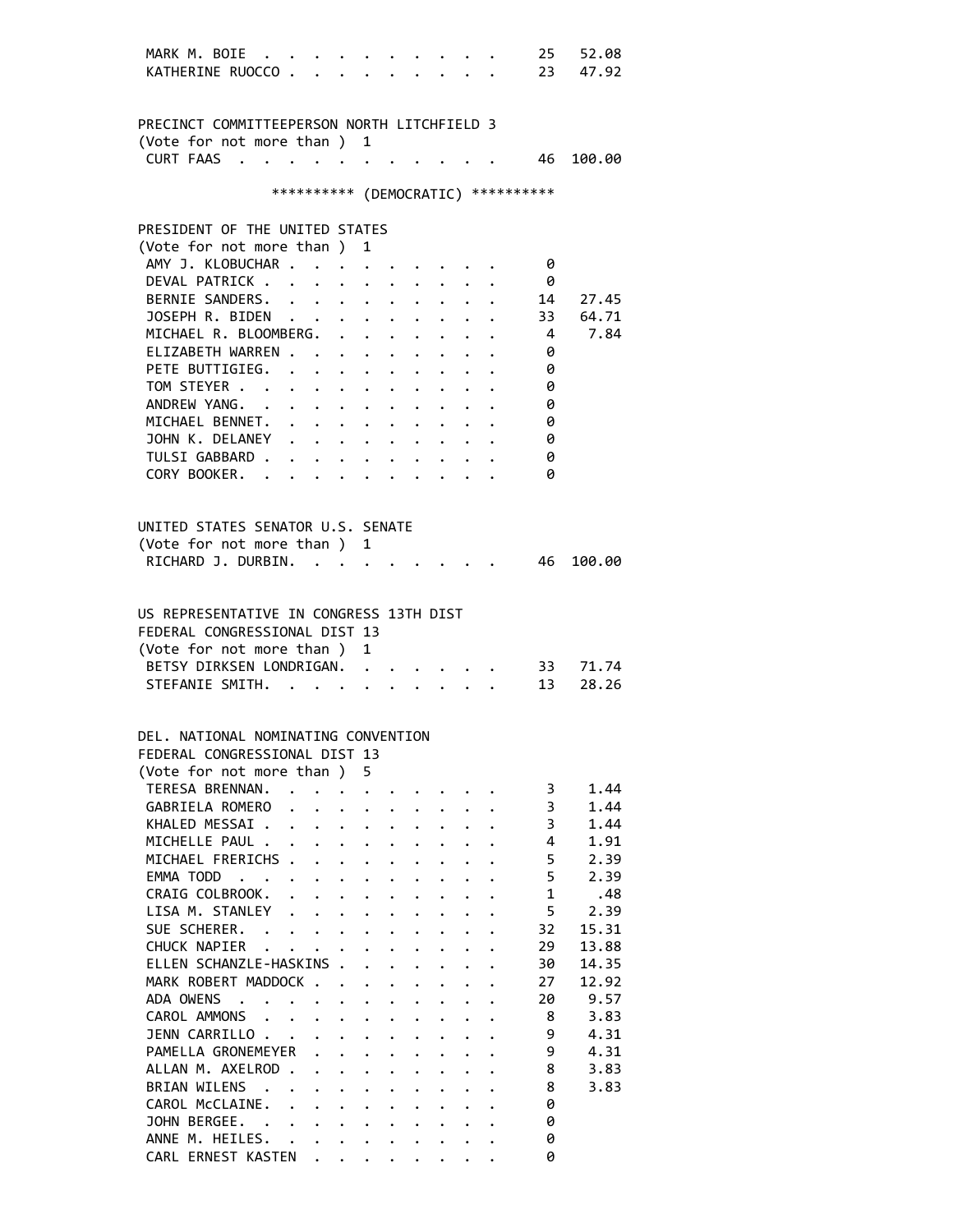| | | |
|---|---|---|
| MARK M. BOIE | 25 | 52.08 |
| KATHERINE RUOCCO | 23 | 47.92 |

PRECINCT COMMITTEEPERSON NORTH LITCHFIELD 3
(Vote for not more than ) 1

| | | |
|---|---|---|
| CURT FAAS | 46 | 100.00 |

********** (DEMOCRATIC) **********

PRESIDENT OF THE UNITED STATES
(Vote for not more than ) 1

| | | |
|---|---|---|
| AMY J. KLOBUCHAR | 0 | |
| DEVAL PATRICK | 0 | |
| BERNIE SANDERS | 14 | 27.45 |
| JOSEPH R. BIDEN | 33 | 64.71 |
| MICHAEL R. BLOOMBERG | 4 | 7.84 |
| ELIZABETH WARREN | 0 | |
| PETE BUTTIGIEG | 0 | |
| TOM STEYER | 0 | |
| ANDREW YANG | 0 | |
| MICHAEL BENNET | 0 | |
| JOHN K. DELANEY | 0 | |
| TULSI GABBARD | 0 | |
| CORY BOOKER | 0 | |

UNITED STATES SENATOR U.S. SENATE
(Vote for not more than ) 1

| | | |
|---|---|---|
| RICHARD J. DURBIN | 46 | 100.00 |

US REPRESENTATIVE IN CONGRESS 13TH DIST
FEDERAL CONGRESSIONAL DIST 13
(Vote for not more than ) 1

| | | |
|---|---|---|
| BETSY DIRKSEN LONDRIGAN | 33 | 71.74 |
| STEFANIE SMITH | 13 | 28.26 |

DEL. NATIONAL NOMINATING CONVENTION
FEDERAL CONGRESSIONAL DIST 13
(Vote for not more than ) 5

| | | |
|---|---|---|
| TERESA BRENNAN | 3 | 1.44 |
| GABRIELA ROMERO | 3 | 1.44 |
| KHALED MESSAI | 3 | 1.44 |
| MICHELLE PAUL | 4 | 1.91 |
| MICHAEL FRERICHS | 5 | 2.39 |
| EMMA TODD | 5 | 2.39 |
| CRAIG COLBROOK | 1 | .48 |
| LISA M. STANLEY | 5 | 2.39 |
| SUE SCHERER | 32 | 15.31 |
| CHUCK NAPIER | 29 | 13.88 |
| ELLEN SCHANZLE-HASKINS | 30 | 14.35 |
| MARK ROBERT MADDOCK | 27 | 12.92 |
| ADA OWENS | 20 | 9.57 |
| CAROL AMMONS | 8 | 3.83 |
| JENN CARRILLO | 9 | 4.31 |
| PAMELLA GRONEMEYER | 9 | 4.31 |
| ALLAN M. AXELROD | 8 | 3.83 |
| BRIAN WILENS | 8 | 3.83 |
| CAROL McCLAINE | 0 | |
| JOHN BERGEE | 0 | |
| ANNE M. HEILES | 0 | |
| CARL ERNEST KASTEN | 0 | |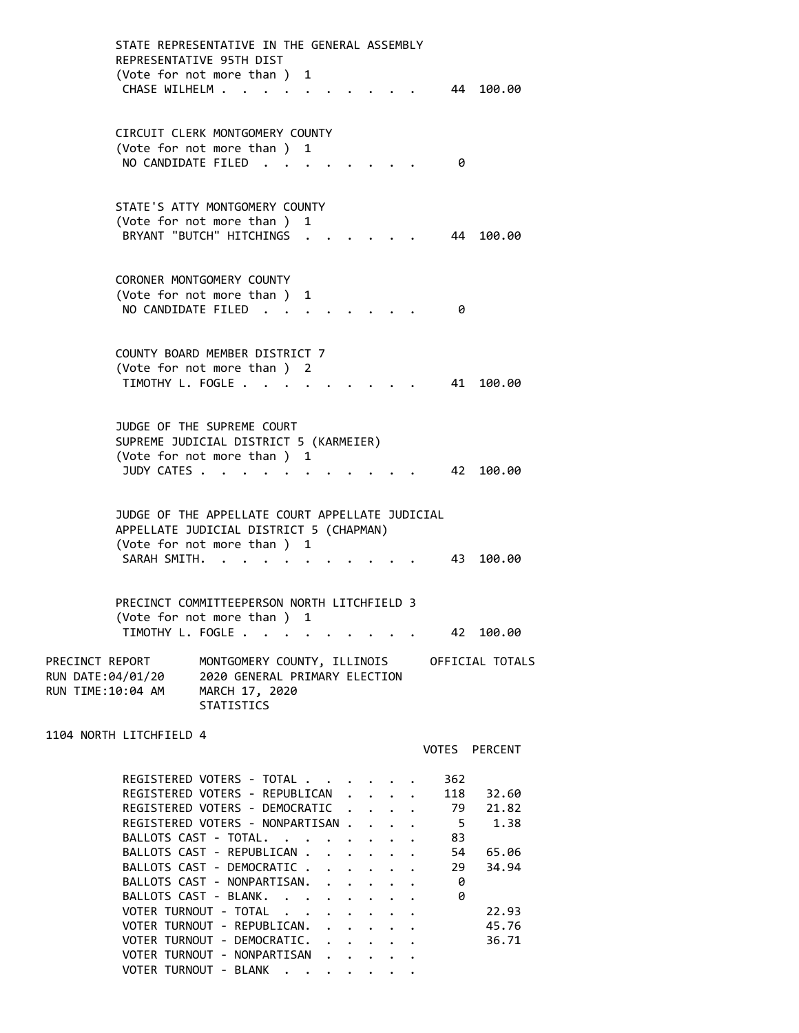STATE REPRESENTATIVE IN THE GENERAL ASSEMBLY
REPRESENTATIVE 95TH DIST
(Vote for not more than ) 1

| | | |
|---|---|---|
| CHASE WILHELM | 44 | 100.00 |

CIRCUIT CLERK MONTGOMERY COUNTY
(Vote for not more than ) 1

| | | |
|---|---|---|
| NO CANDIDATE FILED | 0 | |

STATE'S ATTY MONTGOMERY COUNTY
(Vote for not more than ) 1

| | | |
|---|---|---|
| BRYANT "BUTCH" HITCHINGS | 44 | 100.00 |

CORONER MONTGOMERY COUNTY
(Vote for not more than ) 1

| | | |
|---|---|---|
| NO CANDIDATE FILED | 0 | |

COUNTY BOARD MEMBER DISTRICT 7
(Vote for not more than ) 2

| | | |
|---|---|---|
| TIMOTHY L. FOGLE | 41 | 100.00 |

JUDGE OF THE SUPREME COURT
SUPREME JUDICIAL DISTRICT 5 (KARMEIER)
(Vote for not more than ) 1

| | | |
|---|---|---|
| JUDY CATES | 42 | 100.00 |

JUDGE OF THE APPELLATE COURT APPELLATE JUDICIAL
APPELLATE JUDICIAL DISTRICT 5 (CHAPMAN)
(Vote for not more than ) 1

| | | |
|---|---|---|
| SARAH SMITH. | 43 | 100.00 |

PRECINCT COMMITTEEPERSON NORTH LITCHFIELD 3
(Vote for not more than ) 1

| | | |
|---|---|---|
| TIMOTHY L. FOGLE | 42 | 100.00 |

PRECINCT REPORT — MONTGOMERY COUNTY, ILLINOIS — OFFICIAL TOTALS
RUN DATE:04/01/20 — 2020 GENERAL PRIMARY ELECTION
RUN TIME:10:04 AM — MARCH 17, 2020
STATISTICS

1104 NORTH LITCHFIELD 4

| | VOTES | PERCENT |
|---|---|---|
| REGISTERED VOTERS - TOTAL | 362 | |
| REGISTERED VOTERS - REPUBLICAN | 118 | 32.60 |
| REGISTERED VOTERS - DEMOCRATIC | 79 | 21.82 |
| REGISTERED VOTERS - NONPARTISAN | 5 | 1.38 |
| BALLOTS CAST - TOTAL. | 83 | |
| BALLOTS CAST - REPUBLICAN | 54 | 65.06 |
| BALLOTS CAST - DEMOCRATIC | 29 | 34.94 |
| BALLOTS CAST - NONPARTISAN. | 0 | |
| BALLOTS CAST - BLANK. | 0 | |
| VOTER TURNOUT - TOTAL | | 22.93 |
| VOTER TURNOUT - REPUBLICAN. | | 45.76 |
| VOTER TURNOUT - DEMOCRATIC. | | 36.71 |
| VOTER TURNOUT - NONPARTISAN | | |
| VOTER TURNOUT - BLANK | | |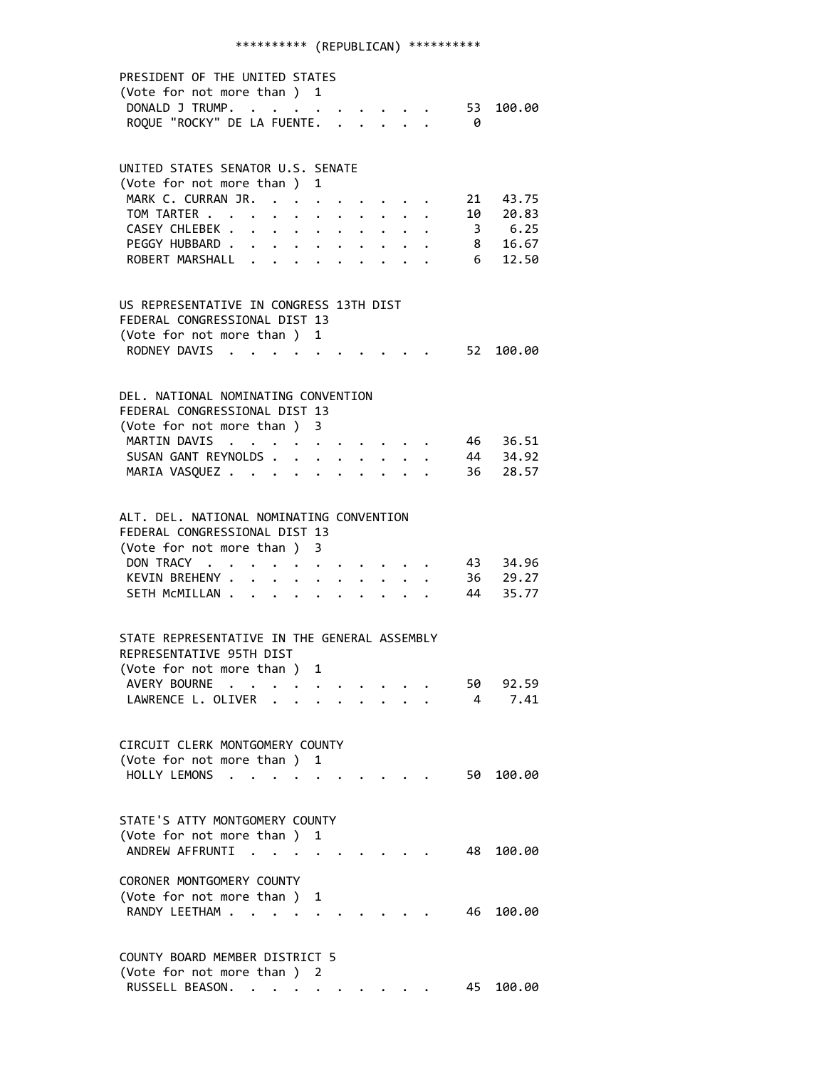********** (REPUBLICAN) **********

PRESIDENT OF THE UNITED STATES
(Vote for not more than ) 1

| Candidate | Votes | Percent |
|---|---|---|
| DONALD J TRUMP. | 53 | 100.00 |
| ROQUE "ROCKY" DE LA FUENTE. | 0 | |

UNITED STATES SENATOR U.S. SENATE
(Vote for not more than ) 1

| Candidate | Votes | Percent |
|---|---|---|
| MARK C. CURRAN JR. | 21 | 43.75 |
| TOM TARTER | 10 | 20.83 |
| CASEY CHLEBEK | 3 | 6.25 |
| PEGGY HUBBARD | 8 | 16.67 |
| ROBERT MARSHALL | 6 | 12.50 |

US REPRESENTATIVE IN CONGRESS 13TH DIST
FEDERAL CONGRESSIONAL DIST 13
(Vote for not more than ) 1

| Candidate | Votes | Percent |
|---|---|---|
| RODNEY DAVIS | 52 | 100.00 |

DEL. NATIONAL NOMINATING CONVENTION
FEDERAL CONGRESSIONAL DIST 13
(Vote for not more than ) 3

| Candidate | Votes | Percent |
|---|---|---|
| MARTIN DAVIS | 46 | 36.51 |
| SUSAN GANT REYNOLDS | 44 | 34.92 |
| MARIA VASQUEZ | 36 | 28.57 |

ALT. DEL. NATIONAL NOMINATING CONVENTION
FEDERAL CONGRESSIONAL DIST 13
(Vote for not more than ) 3

| Candidate | Votes | Percent |
|---|---|---|
| DON TRACY | 43 | 34.96 |
| KEVIN BREHENY | 36 | 29.27 |
| SETH McMILLAN | 44 | 35.77 |

STATE REPRESENTATIVE IN THE GENERAL ASSEMBLY
REPRESENTATIVE 95TH DIST
(Vote for not more than ) 1

| Candidate | Votes | Percent |
|---|---|---|
| AVERY BOURNE | 50 | 92.59 |
| LAWRENCE L. OLIVER | 4 | 7.41 |

CIRCUIT CLERK MONTGOMERY COUNTY
(Vote for not more than ) 1

| Candidate | Votes | Percent |
|---|---|---|
| HOLLY LEMONS | 50 | 100.00 |

STATE'S ATTY MONTGOMERY COUNTY
(Vote for not more than ) 1

| Candidate | Votes | Percent |
|---|---|---|
| ANDREW AFFRUNTI | 48 | 100.00 |

CORONER MONTGOMERY COUNTY
(Vote for not more than ) 1

| Candidate | Votes | Percent |
|---|---|---|
| RANDY LEETHAM | 46 | 100.00 |

COUNTY BOARD MEMBER DISTRICT 5
(Vote for not more than ) 2

| Candidate | Votes | Percent |
|---|---|---|
| RUSSELL BEASON. | 45 | 100.00 |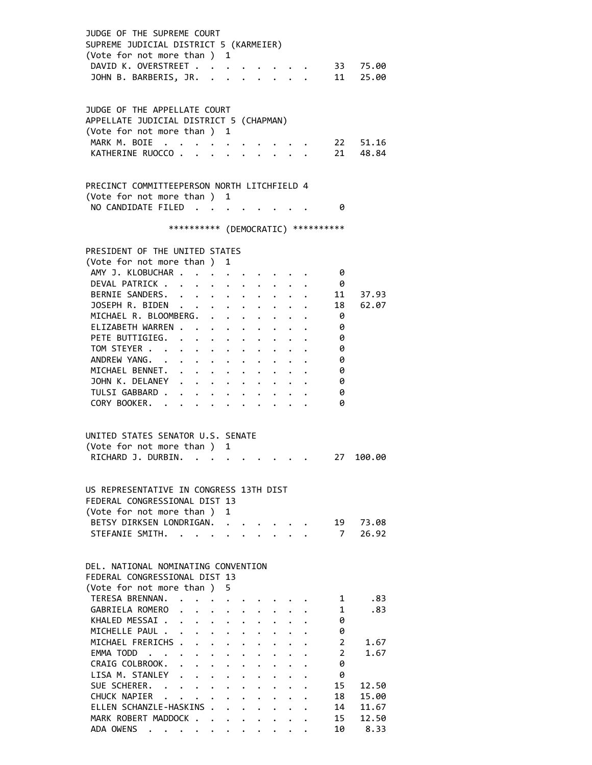JUDGE OF THE SUPREME COURT
SUPREME JUDICIAL DISTRICT 5 (KARMEIER)
(Vote for not more than ) 1

| Candidate | Votes | Percent |
|---|---|---|
| DAVID K. OVERSTREET | 33 | 75.00 |
| JOHN B. BARBERIS, JR. | 11 | 25.00 |

JUDGE OF THE APPELLATE COURT
APPELLATE JUDICIAL DISTRICT 5 (CHAPMAN)
(Vote for not more than ) 1

| Candidate | Votes | Percent |
|---|---|---|
| MARK M. BOIE | 22 | 51.16 |
| KATHERINE RUOCCO | 21 | 48.84 |

PRECINCT COMMITTEEPERSON NORTH LITCHFIELD 4
(Vote for not more than ) 1

| Candidate | Votes | Percent |
|---|---|---|
| NO CANDIDATE FILED | 0 | |

********** (DEMOCRATIC) **********

PRESIDENT OF THE UNITED STATES
(Vote for not more than ) 1

| Candidate | Votes | Percent |
|---|---|---|
| AMY J. KLOBUCHAR | 0 | |
| DEVAL PATRICK | 0 | |
| BERNIE SANDERS | 11 | 37.93 |
| JOSEPH R. BIDEN | 18 | 62.07 |
| MICHAEL R. BLOOMBERG | 0 | |
| ELIZABETH WARREN | 0 | |
| PETE BUTTIGIEG | 0 | |
| TOM STEYER | 0 | |
| ANDREW YANG | 0 | |
| MICHAEL BENNET | 0 | |
| JOHN K. DELANEY | 0 | |
| TULSI GABBARD | 0 | |
| CORY BOOKER | 0 | |

UNITED STATES SENATOR U.S. SENATE
(Vote for not more than ) 1

| Candidate | Votes | Percent |
|---|---|---|
| RICHARD J. DURBIN | 27 | 100.00 |

US REPRESENTATIVE IN CONGRESS 13TH DIST
FEDERAL CONGRESSIONAL DIST 13
(Vote for not more than ) 1

| Candidate | Votes | Percent |
|---|---|---|
| BETSY DIRKSEN LONDRIGAN | 19 | 73.08 |
| STEFANIE SMITH | 7 | 26.92 |

DEL. NATIONAL NOMINATING CONVENTION
FEDERAL CONGRESSIONAL DIST 13
(Vote for not more than ) 5

| Candidate | Votes | Percent |
|---|---|---|
| TERESA BRENNAN | 1 | .83 |
| GABRIELA ROMERO | 1 | .83 |
| KHALED MESSAI | 0 | |
| MICHELLE PAUL | 0 | |
| MICHAEL FRERICHS | 2 | 1.67 |
| EMMA TODD | 2 | 1.67 |
| CRAIG COLBROOK | 0 | |
| LISA M. STANLEY | 0 | |
| SUE SCHERER | 15 | 12.50 |
| CHUCK NAPIER | 18 | 15.00 |
| ELLEN SCHANZLE-HASKINS | 14 | 11.67 |
| MARK ROBERT MADDOCK | 15 | 12.50 |
| ADA OWENS | 10 | 8.33 |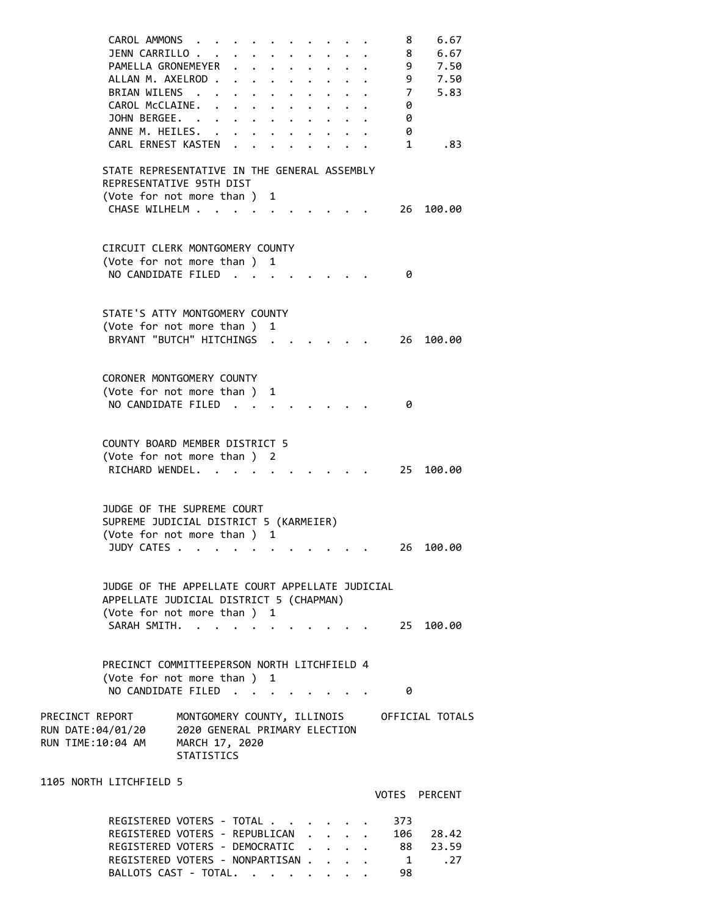| Candidate | Votes | Percent |
|---|---|---|
| CAROL AMMONS | 8 | 6.67 |
| JENN CARRILLO | 8 | 6.67 |
| PAMELLA GRONEMEYER | 9 | 7.50 |
| ALLAN M. AXELROD | 9 | 7.50 |
| BRIAN WILENS | 7 | 5.83 |
| CAROL McCLAINE. | 0 | |
| JOHN BERGEE. | 0 | |
| ANNE M. HEILES. | 0 | |
| CARL ERNEST KASTEN | 1 | .83 |

STATE REPRESENTATIVE IN THE GENERAL ASSEMBLY
REPRESENTATIVE 95TH DIST
(Vote for not more than ) 1

| Candidate | Votes | Percent |
|---|---|---|
| CHASE WILHELM | 26 | 100.00 |

CIRCUIT CLERK MONTGOMERY COUNTY
(Vote for not more than ) 1

| Candidate | Votes | Percent |
|---|---|---|
| NO CANDIDATE FILED | 0 | |

STATE'S ATTY MONTGOMERY COUNTY
(Vote for not more than ) 1

| Candidate | Votes | Percent |
|---|---|---|
| BRYANT "BUTCH" HITCHINGS | 26 | 100.00 |

CORONER MONTGOMERY COUNTY
(Vote for not more than ) 1

| Candidate | Votes | Percent |
|---|---|---|
| NO CANDIDATE FILED | 0 | |

COUNTY BOARD MEMBER DISTRICT 5
(Vote for not more than ) 2

| Candidate | Votes | Percent |
|---|---|---|
| RICHARD WENDEL. | 25 | 100.00 |

JUDGE OF THE SUPREME COURT
SUPREME JUDICIAL DISTRICT 5 (KARMEIER)
(Vote for not more than ) 1

| Candidate | Votes | Percent |
|---|---|---|
| JUDY CATES | 26 | 100.00 |

JUDGE OF THE APPELLATE COURT APPELLATE JUDICIAL
APPELLATE JUDICIAL DISTRICT 5 (CHAPMAN)
(Vote for not more than ) 1

| Candidate | Votes | Percent |
|---|---|---|
| SARAH SMITH. | 25 | 100.00 |

PRECINCT COMMITTEEPERSON NORTH LITCHFIELD 4
(Vote for not more than ) 1

| Candidate | Votes | Percent |
|---|---|---|
| NO CANDIDATE FILED | 0 | |

PRECINCT REPORT MONTGOMERY COUNTY, ILLINOIS OFFICIAL TOTALS
RUN DATE:04/01/20 2020 GENERAL PRIMARY ELECTION
RUN TIME:10:04 AM MARCH 17, 2020
STATISTICS

1105 NORTH LITCHFIELD 5

| | VOTES | PERCENT |
|---|---|---|
| REGISTERED VOTERS - TOTAL | 373 | |
| REGISTERED VOTERS - REPUBLICAN | 106 | 28.42 |
| REGISTERED VOTERS - DEMOCRATIC | 88 | 23.59 |
| REGISTERED VOTERS - NONPARTISAN | 1 | .27 |
| BALLOTS CAST - TOTAL. | 98 | |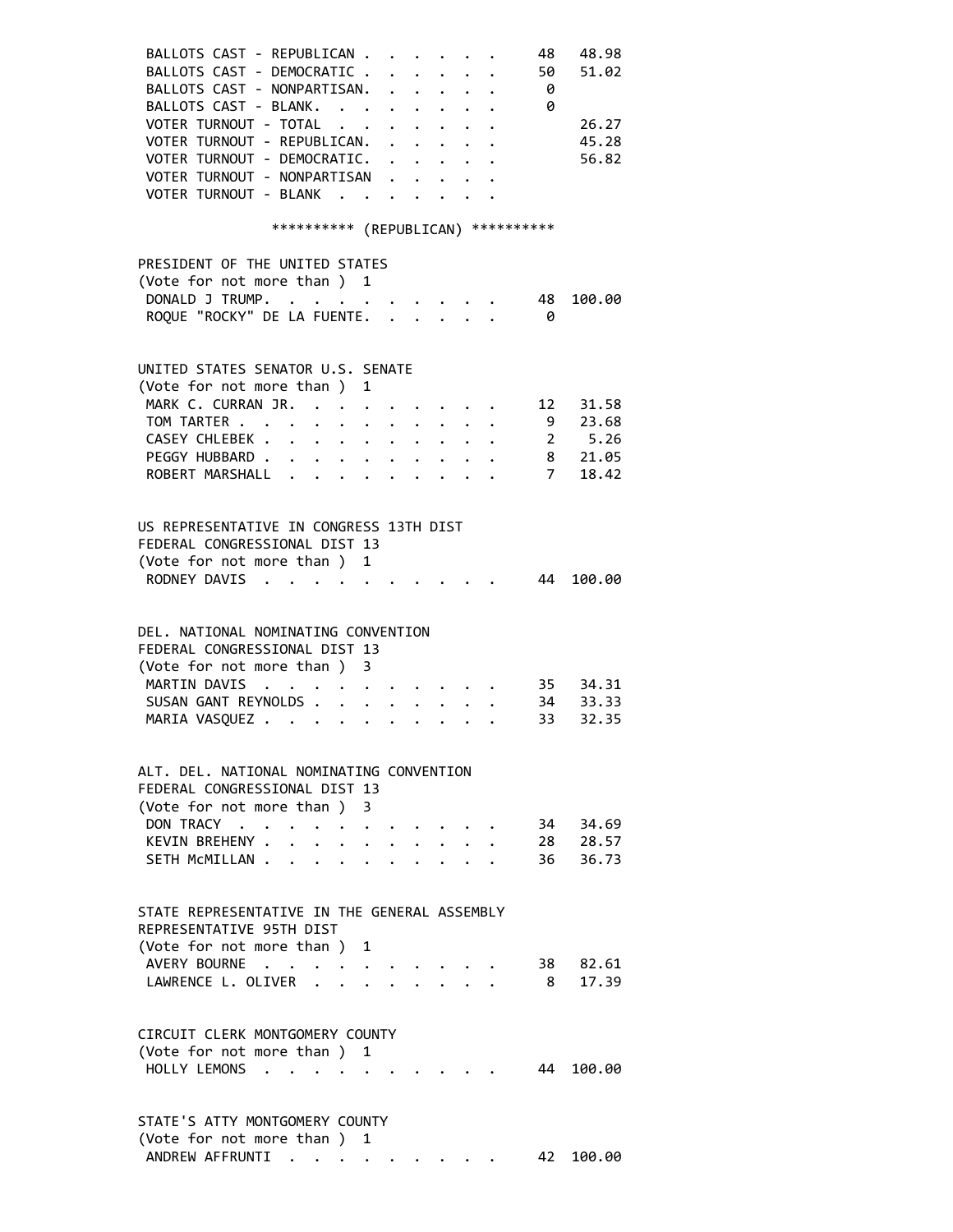| | | |
|---|---|---|
| BALLOTS CAST - REPUBLICAN | 48 | 48.98 |
| BALLOTS CAST - DEMOCRATIC | 50 | 51.02 |
| BALLOTS CAST - NONPARTISAN. | 0 | |
| BALLOTS CAST - BLANK. | 0 | |
| VOTER TURNOUT - TOTAL | | 26.27 |
| VOTER TURNOUT - REPUBLICAN. | | 45.28 |
| VOTER TURNOUT - DEMOCRATIC. | | 56.82 |
| VOTER TURNOUT - NONPARTISAN | | |
| VOTER TURNOUT - BLANK | | |

********** (REPUBLICAN) **********

PRESIDENT OF THE UNITED STATES
(Vote for not more than ) 1

| | | |
|---|---|---|
| DONALD J TRUMP. | 48 | 100.00 |
| ROQUE "ROCKY" DE LA FUENTE. | 0 | |

UNITED STATES SENATOR U.S. SENATE
(Vote for not more than ) 1

| | | |
|---|---|---|
| MARK C. CURRAN JR. | 12 | 31.58 |
| TOM TARTER | 9 | 23.68 |
| CASEY CHLEBEK | 2 | 5.26 |
| PEGGY HUBBARD | 8 | 21.05 |
| ROBERT MARSHALL | 7 | 18.42 |

US REPRESENTATIVE IN CONGRESS 13TH DIST
FEDERAL CONGRESSIONAL DIST 13
(Vote for not more than ) 1

| | | |
|---|---|---|
| RODNEY DAVIS | 44 | 100.00 |

DEL. NATIONAL NOMINATING CONVENTION
FEDERAL CONGRESSIONAL DIST 13
(Vote for not more than ) 3

| | | |
|---|---|---|
| MARTIN DAVIS | 35 | 34.31 |
| SUSAN GANT REYNOLDS | 34 | 33.33 |
| MARIA VASQUEZ | 33 | 32.35 |

ALT. DEL. NATIONAL NOMINATING CONVENTION
FEDERAL CONGRESSIONAL DIST 13
(Vote for not more than ) 3

| | | |
|---|---|---|
| DON TRACY | 34 | 34.69 |
| KEVIN BREHENY | 28 | 28.57 |
| SETH McMILLAN | 36 | 36.73 |

STATE REPRESENTATIVE IN THE GENERAL ASSEMBLY
REPRESENTATIVE 95TH DIST
(Vote for not more than ) 1

| | | |
|---|---|---|
| AVERY BOURNE | 38 | 82.61 |
| LAWRENCE L. OLIVER | 8 | 17.39 |

CIRCUIT CLERK MONTGOMERY COUNTY
(Vote for not more than ) 1

| | | |
|---|---|---|
| HOLLY LEMONS | 44 | 100.00 |

STATE'S ATTY MONTGOMERY COUNTY
(Vote for not more than ) 1

| | | |
|---|---|---|
| ANDREW AFFRUNTI | 42 | 100.00 |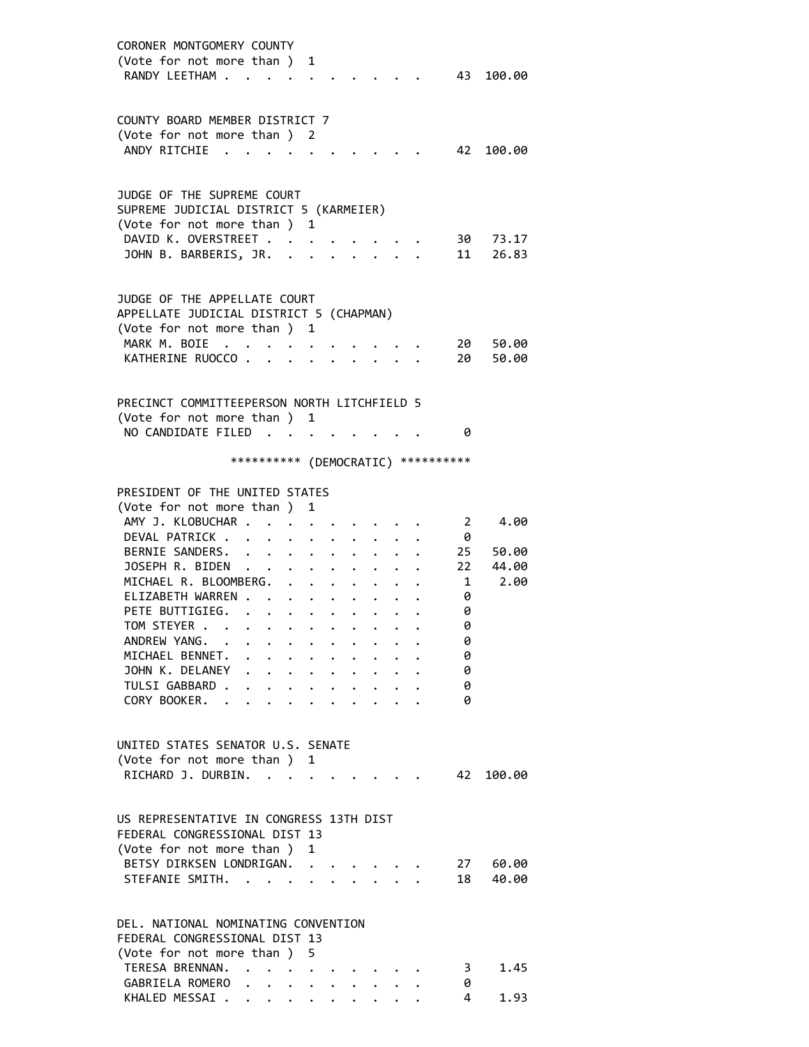CORONER MONTGOMERY COUNTY
(Vote for not more than ) 1

| Candidate | Votes | Percent |
|---|---|---|
| RANDY LEETHAM | 43 | 100.00 |

COUNTY BOARD MEMBER DISTRICT 7
(Vote for not more than ) 2

| Candidate | Votes | Percent |
|---|---|---|
| ANDY RITCHIE | 42 | 100.00 |

JUDGE OF THE SUPREME COURT
SUPREME JUDICIAL DISTRICT 5 (KARMEIER)
(Vote for not more than ) 1

| Candidate | Votes | Percent |
|---|---|---|
| DAVID K. OVERSTREET | 30 | 73.17 |
| JOHN B. BARBERIS, JR. | 11 | 26.83 |

JUDGE OF THE APPELLATE COURT
APPELLATE JUDICIAL DISTRICT 5 (CHAPMAN)
(Vote for not more than ) 1

| Candidate | Votes | Percent |
|---|---|---|
| MARK M. BOIE | 20 | 50.00 |
| KATHERINE RUOCCO | 20 | 50.00 |

PRECINCT COMMITTEEPERSON NORTH LITCHFIELD 5
(Vote for not more than ) 1

| Candidate | Votes | Percent |
|---|---|---|
| NO CANDIDATE FILED | 0 | |

********** (DEMOCRATIC) **********

PRESIDENT OF THE UNITED STATES
(Vote for not more than ) 1

| Candidate | Votes | Percent |
|---|---|---|
| AMY J. KLOBUCHAR | 2 | 4.00 |
| DEVAL PATRICK | 0 | |
| BERNIE SANDERS | 25 | 50.00 |
| JOSEPH R. BIDEN | 22 | 44.00 |
| MICHAEL R. BLOOMBERG | 1 | 2.00 |
| ELIZABETH WARREN | 0 | |
| PETE BUTTIGIEG | 0 | |
| TOM STEYER | 0 | |
| ANDREW YANG | 0 | |
| MICHAEL BENNET | 0 | |
| JOHN K. DELANEY | 0 | |
| TULSI GABBARD | 0 | |
| CORY BOOKER | 0 | |

UNITED STATES SENATOR U.S. SENATE
(Vote for not more than ) 1

| Candidate | Votes | Percent |
|---|---|---|
| RICHARD J. DURBIN | 42 | 100.00 |

US REPRESENTATIVE IN CONGRESS 13TH DIST
FEDERAL CONGRESSIONAL DIST 13
(Vote for not more than ) 1

| Candidate | Votes | Percent |
|---|---|---|
| BETSY DIRKSEN LONDRIGAN | 27 | 60.00 |
| STEFANIE SMITH | 18 | 40.00 |

DEL. NATIONAL NOMINATING CONVENTION
FEDERAL CONGRESSIONAL DIST 13
(Vote for not more than ) 5

| Candidate | Votes | Percent |
|---|---|---|
| TERESA BRENNAN | 3 | 1.45 |
| GABRIELA ROMERO | 0 | |
| KHALED MESSAI | 4 | 1.93 |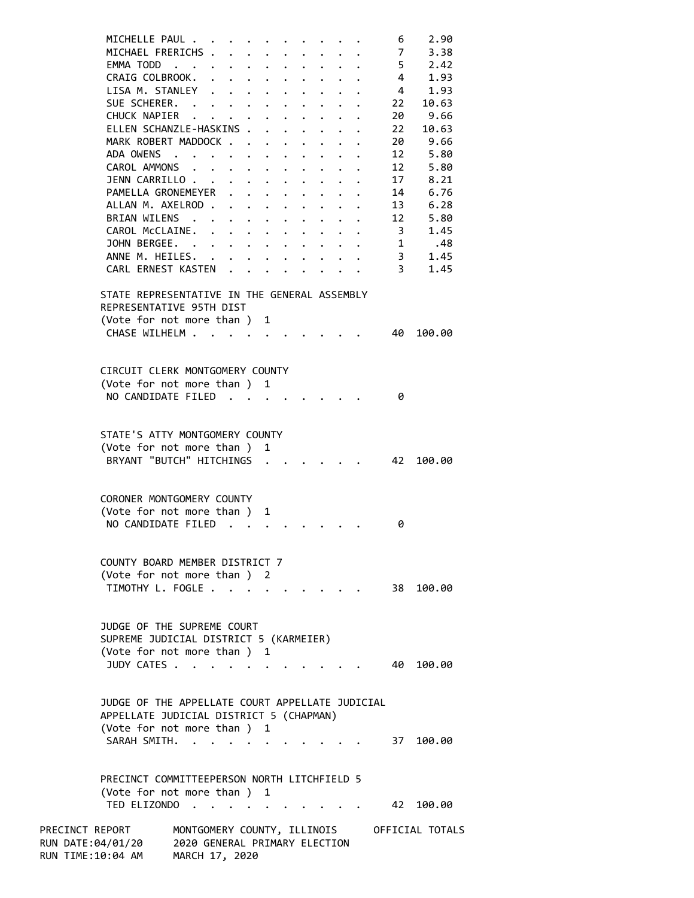| Candidate | Votes | Percent |
|---|---|---|
| MICHELLE PAUL | 6 | 2.90 |
| MICHAEL FRERICHS | 7 | 3.38 |
| EMMA TODD | 5 | 2.42 |
| CRAIG COLBROOK | 4 | 1.93 |
| LISA M. STANLEY | 4 | 1.93 |
| SUE SCHERER | 22 | 10.63 |
| CHUCK NAPIER | 20 | 9.66 |
| ELLEN SCHANZLE-HASKINS | 22 | 10.63 |
| MARK ROBERT MADDOCK | 20 | 9.66 |
| ADA OWENS | 12 | 5.80 |
| CAROL AMMONS | 12 | 5.80 |
| JENN CARRILLO | 17 | 8.21 |
| PAMELLA GRONEMEYER | 14 | 6.76 |
| ALLAN M. AXELROD | 13 | 6.28 |
| BRIAN WILENS | 12 | 5.80 |
| CAROL McCLAINE | 3 | 1.45 |
| JOHN BERGEE | 1 | .48 |
| ANNE M. HEILES | 3 | 1.45 |
| CARL ERNEST KASTEN | 3 | 1.45 |

STATE REPRESENTATIVE IN THE GENERAL ASSEMBLY
REPRESENTATIVE 95TH DIST
(Vote for not more than ) 1

| Candidate | Votes | Percent |
|---|---|---|
| CHASE WILHELM | 40 | 100.00 |

CIRCUIT CLERK MONTGOMERY COUNTY
(Vote for not more than ) 1

| Candidate | Votes | Percent |
|---|---|---|
| NO CANDIDATE FILED | 0 | |

STATE'S ATTY MONTGOMERY COUNTY
(Vote for not more than ) 1

| Candidate | Votes | Percent |
|---|---|---|
| BRYANT "BUTCH" HITCHINGS | 42 | 100.00 |

CORONER MONTGOMERY COUNTY
(Vote for not more than ) 1

| Candidate | Votes | Percent |
|---|---|---|
| NO CANDIDATE FILED | 0 | |

COUNTY BOARD MEMBER DISTRICT 7
(Vote for not more than ) 2

| Candidate | Votes | Percent |
|---|---|---|
| TIMOTHY L. FOGLE | 38 | 100.00 |

JUDGE OF THE SUPREME COURT
SUPREME JUDICIAL DISTRICT 5 (KARMEIER)
(Vote for not more than ) 1

| Candidate | Votes | Percent |
|---|---|---|
| JUDY CATES | 40 | 100.00 |

JUDGE OF THE APPELLATE COURT APPELLATE JUDICIAL
APPELLATE JUDICIAL DISTRICT 5 (CHAPMAN)
(Vote for not more than ) 1

| Candidate | Votes | Percent |
|---|---|---|
| SARAH SMITH | 37 | 100.00 |

PRECINCT COMMITTEEPERSON NORTH LITCHFIELD 5
(Vote for not more than ) 1

| Candidate | Votes | Percent |
|---|---|---|
| TED ELIZONDO | 42 | 100.00 |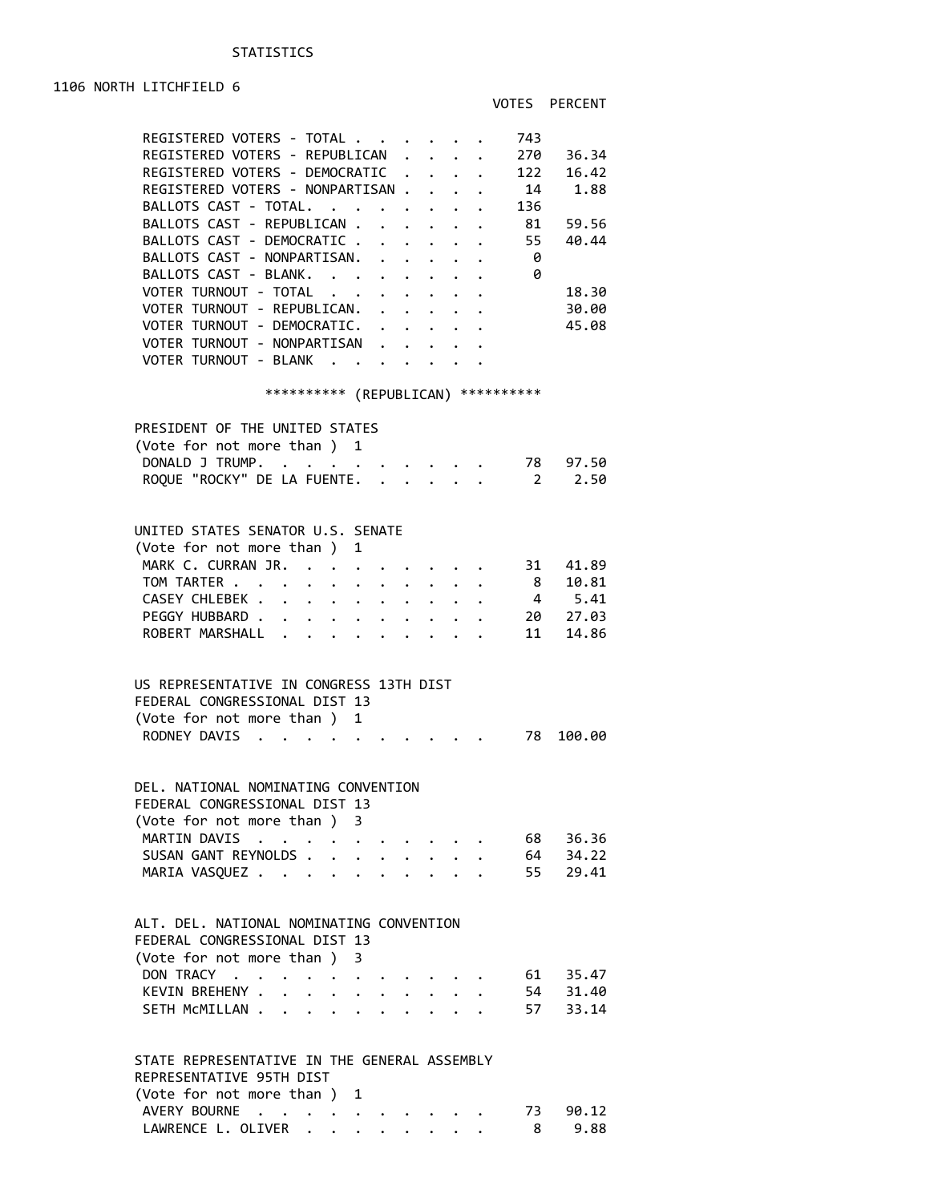STATISTICS

## 1106 NORTH LITCHFIELD 6

| | VOTES | PERCENT |
|---|---|---|
| REGISTERED VOTERS - TOTAL | 743 | |
| REGISTERED VOTERS - REPUBLICAN | 270 | 36.34 |
| REGISTERED VOTERS - DEMOCRATIC | 122 | 16.42 |
| REGISTERED VOTERS - NONPARTISAN | 14 | 1.88 |
| BALLOTS CAST - TOTAL | 136 | |
| BALLOTS CAST - REPUBLICAN | 81 | 59.56 |
| BALLOTS CAST - DEMOCRATIC | 55 | 40.44 |
| BALLOTS CAST - NONPARTISAN | 0 | |
| BALLOTS CAST - BLANK | 0 | |
| VOTER TURNOUT - TOTAL | | 18.30 |
| VOTER TURNOUT - REPUBLICAN | | 30.00 |
| VOTER TURNOUT - DEMOCRATIC | | 45.08 |
| VOTER TURNOUT - NONPARTISAN | | |
| VOTER TURNOUT - BLANK | | |

********** (REPUBLICAN) **********

### PRESIDENT OF THE UNITED STATES
(Vote for not more than ) 1

| | VOTES | PERCENT |
|---|---|---|
| DONALD J TRUMP | 78 | 97.50 |
| ROQUE "ROCKY" DE LA FUENTE | 2 | 2.50 |

### UNITED STATES SENATOR U.S. SENATE
(Vote for not more than ) 1

| | VOTES | PERCENT |
|---|---|---|
| MARK C. CURRAN JR. | 31 | 41.89 |
| TOM TARTER | 8 | 10.81 |
| CASEY CHLEBEK | 4 | 5.41 |
| PEGGY HUBBARD | 20 | 27.03 |
| ROBERT MARSHALL | 11 | 14.86 |

### US REPRESENTATIVE IN CONGRESS 13TH DIST
FEDERAL CONGRESSIONAL DIST 13
(Vote for not more than ) 1

| | VOTES | PERCENT |
|---|---|---|
| RODNEY DAVIS | 78 | 100.00 |

### DEL. NATIONAL NOMINATING CONVENTION
FEDERAL CONGRESSIONAL DIST 13
(Vote for not more than ) 3

| | VOTES | PERCENT |
|---|---|---|
| MARTIN DAVIS | 68 | 36.36 |
| SUSAN GANT REYNOLDS | 64 | 34.22 |
| MARIA VASQUEZ | 55 | 29.41 |

### ALT. DEL. NATIONAL NOMINATING CONVENTION
FEDERAL CONGRESSIONAL DIST 13
(Vote for not more than ) 3

| | VOTES | PERCENT |
|---|---|---|
| DON TRACY | 61 | 35.47 |
| KEVIN BREHENY | 54 | 31.40 |
| SETH McMILLAN | 57 | 33.14 |

### STATE REPRESENTATIVE IN THE GENERAL ASSEMBLY
REPRESENTATIVE 95TH DIST
(Vote for not more than ) 1

| | VOTES | PERCENT |
|---|---|---|
| AVERY BOURNE | 73 | 90.12 |
| LAWRENCE L. OLIVER | 8 | 9.88 |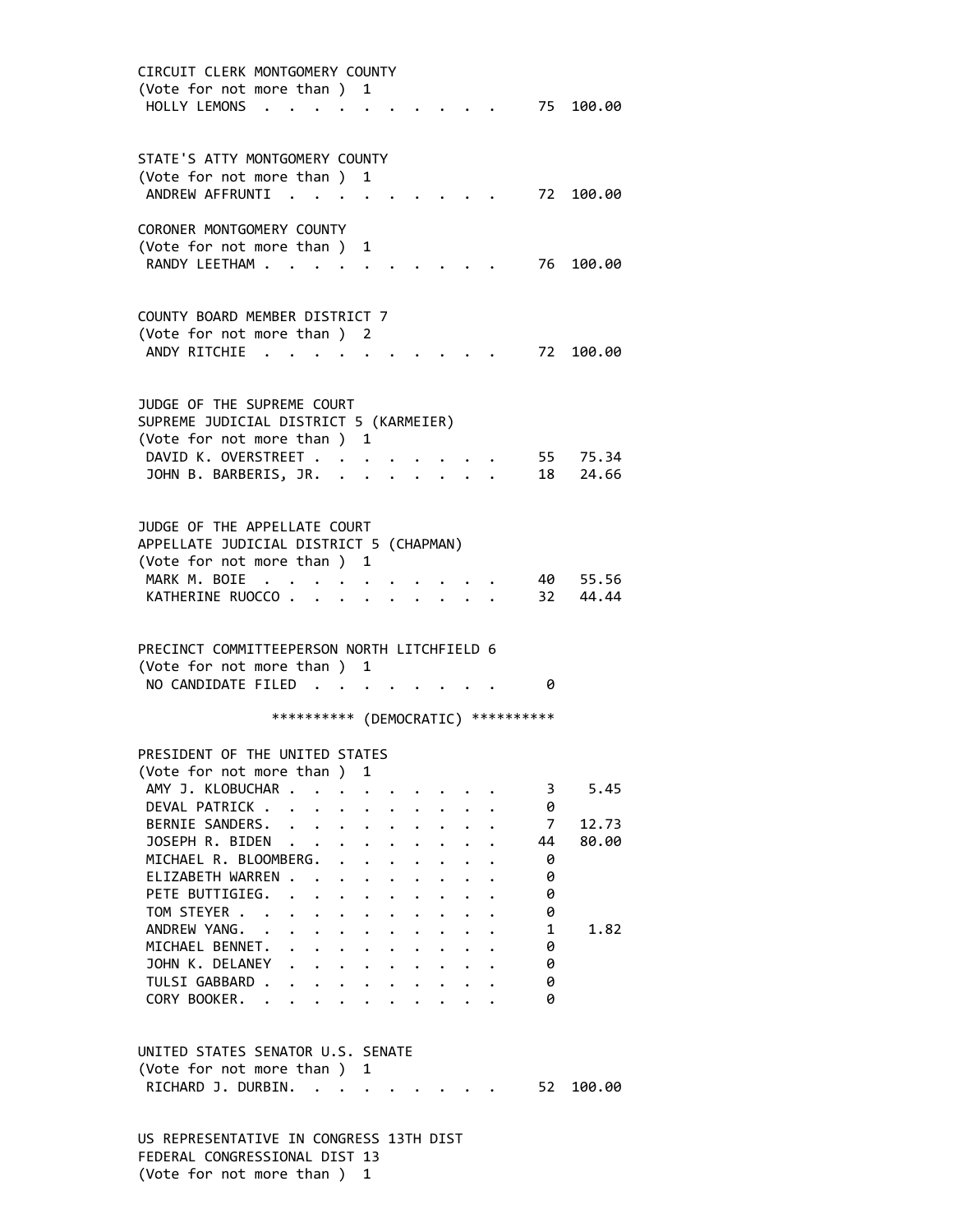CIRCUIT CLERK MONTGOMERY COUNTY
(Vote for not more than ) 1

| | | |
|---|---|---|
| HOLLY LEMONS | 75 | 100.00 |

STATE'S ATTY MONTGOMERY COUNTY
(Vote for not more than ) 1

| | | |
|---|---|---|
| ANDREW AFFRUNTI | 72 | 100.00 |

CORONER MONTGOMERY COUNTY
(Vote for not more than ) 1

| | | |
|---|---|---|
| RANDY LEETHAM | 76 | 100.00 |

COUNTY BOARD MEMBER DISTRICT 7
(Vote for not more than ) 2

| | | |
|---|---|---|
| ANDY RITCHIE | 72 | 100.00 |

JUDGE OF THE SUPREME COURT
SUPREME JUDICIAL DISTRICT 5 (KARMEIER)
(Vote for not more than ) 1

| | | |
|---|---|---|
| DAVID K. OVERSTREET | 55 | 75.34 |
| JOHN B. BARBERIS, JR. | 18 | 24.66 |

JUDGE OF THE APPELLATE COURT
APPELLATE JUDICIAL DISTRICT 5 (CHAPMAN)
(Vote for not more than ) 1

| | | |
|---|---|---|
| MARK M. BOIE | 40 | 55.56 |
| KATHERINE RUOCCO | 32 | 44.44 |

PRECINCT COMMITTEEPERSON NORTH LITCHFIELD 6
(Vote for not more than ) 1

| | | |
|---|---|---|
| NO CANDIDATE FILED | 0 | |

********** (DEMOCRATIC) **********

PRESIDENT OF THE UNITED STATES
(Vote for not more than ) 1

| | | |
|---|---|---|
| AMY J. KLOBUCHAR | 3 | 5.45 |
| DEVAL PATRICK | 0 | |
| BERNIE SANDERS. | 7 | 12.73 |
| JOSEPH R. BIDEN | 44 | 80.00 |
| MICHAEL R. BLOOMBERG. | 0 | |
| ELIZABETH WARREN | 0 | |
| PETE BUTTIGIEG. | 0 | |
| TOM STEYER | 0 | |
| ANDREW YANG. | 1 | 1.82 |
| MICHAEL BENNET. | 0 | |
| JOHN K. DELANEY | 0 | |
| TULSI GABBARD | 0 | |
| CORY BOOKER. | 0 | |

UNITED STATES SENATOR U.S. SENATE
(Vote for not more than ) 1

| | | |
|---|---|---|
| RICHARD J. DURBIN. | 52 | 100.00 |

US REPRESENTATIVE IN CONGRESS 13TH DIST
FEDERAL CONGRESSIONAL DIST 13
(Vote for not more than ) 1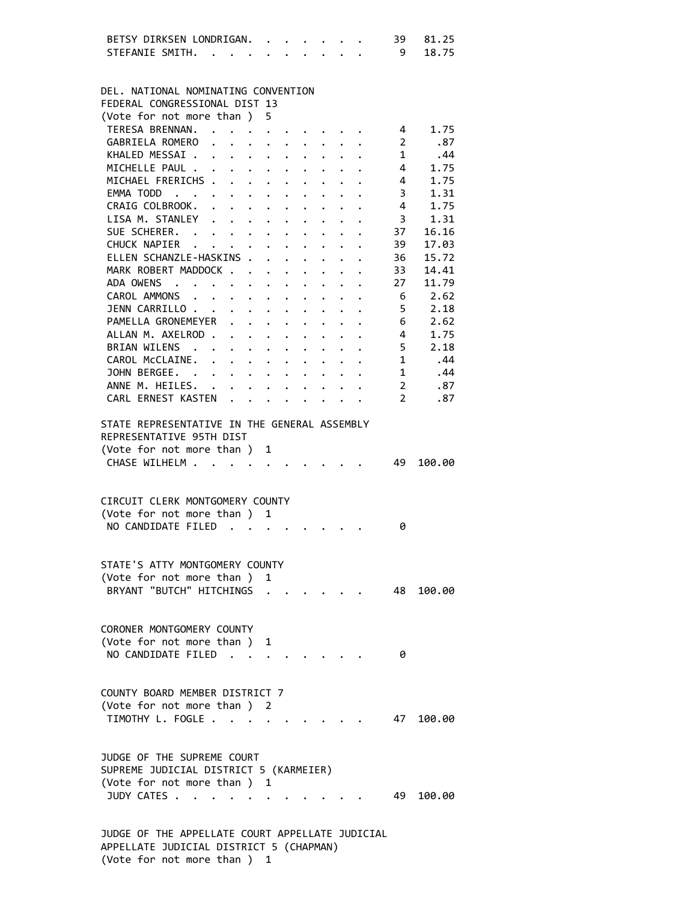| | | |
|---|---|---|
| BETSY DIRKSEN LONDRIGAN | 39 | 81.25 |
| STEFANIE SMITH | 9 | 18.75 |

DEL. NATIONAL NOMINATING CONVENTION
FEDERAL CONGRESSIONAL DIST 13
(Vote for not more than ) 5

| | | |
|---|---|---|
| TERESA BRENNAN | 4 | 1.75 |
| GABRIELA ROMERO | 2 | .87 |
| KHALED MESSAI | 1 | .44 |
| MICHELLE PAUL | 4 | 1.75 |
| MICHAEL FRERICHS | 4 | 1.75 |
| EMMA TODD | 3 | 1.31 |
| CRAIG COLBROOK | 4 | 1.75 |
| LISA M. STANLEY | 3 | 1.31 |
| SUE SCHERER | 37 | 16.16 |
| CHUCK NAPIER | 39 | 17.03 |
| ELLEN SCHANZLE-HASKINS | 36 | 15.72 |
| MARK ROBERT MADDOCK | 33 | 14.41 |
| ADA OWENS | 27 | 11.79 |
| CAROL AMMONS | 6 | 2.62 |
| JENN CARRILLO | 5 | 2.18 |
| PAMELLA GRONEMEYER | 6 | 2.62 |
| ALLAN M. AXELROD | 4 | 1.75 |
| BRIAN WILENS | 5 | 2.18 |
| CAROL McCLAINE | 1 | .44 |
| JOHN BERGEE | 1 | .44 |
| ANNE M. HEILES | 2 | .87 |
| CARL ERNEST KASTEN | 2 | .87 |

STATE REPRESENTATIVE IN THE GENERAL ASSEMBLY
REPRESENTATIVE 95TH DIST
(Vote for not more than ) 1

| | | |
|---|---|---|
| CHASE WILHELM | 49 | 100.00 |

CIRCUIT CLERK MONTGOMERY COUNTY
(Vote for not more than ) 1

| | | |
|---|---|---|
| NO CANDIDATE FILED | 0 | |

STATE'S ATTY MONTGOMERY COUNTY
(Vote for not more than ) 1

| | | |
|---|---|---|
| BRYANT "BUTCH" HITCHINGS | 48 | 100.00 |

CORONER MONTGOMERY COUNTY
(Vote for not more than ) 1

| | | |
|---|---|---|
| NO CANDIDATE FILED | 0 | |

COUNTY BOARD MEMBER DISTRICT 7
(Vote for not more than ) 2

| | | |
|---|---|---|
| TIMOTHY L. FOGLE | 47 | 100.00 |

JUDGE OF THE SUPREME COURT
SUPREME JUDICIAL DISTRICT 5 (KARMEIER)
(Vote for not more than ) 1

| | | |
|---|---|---|
| JUDY CATES | 49 | 100.00 |

JUDGE OF THE APPELLATE COURT APPELLATE JUDICIAL
APPELLATE JUDICIAL DISTRICT 5 (CHAPMAN)
(Vote for not more than ) 1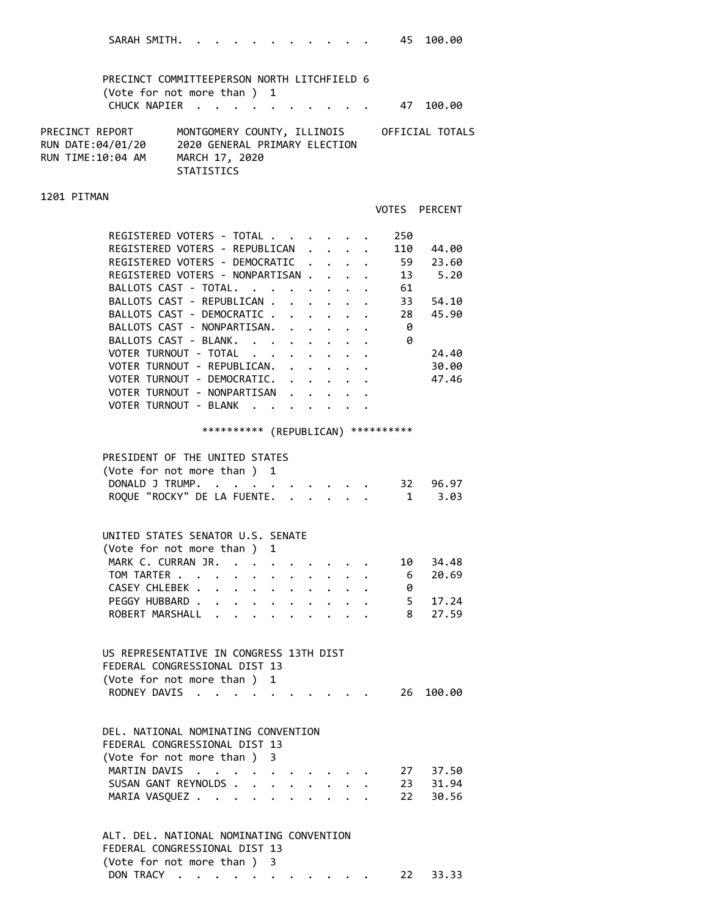| | Votes | Percent |
|---|---|---|
| SARAH SMITH | 45 | 100.00 |

PRECINCT COMMITTEEPERSON NORTH LITCHFIELD 6
(Vote for not more than ) 1

| | Votes | Percent |
|---|---|---|
| CHUCK NAPIER | 47 | 100.00 |

PRECINCT REPORT — MONTGOMERY COUNTY, ILLINOIS — OFFICIAL TOTALS
RUN DATE:04/01/20 — 2020 GENERAL PRIMARY ELECTION
RUN TIME:10:04 AM — MARCH 17, 2020
STATISTICS

## 1201 PITMAN

| | VOTES | PERCENT |
|---|---|---|
| REGISTERED VOTERS - TOTAL | 250 | |
| REGISTERED VOTERS - REPUBLICAN | 110 | 44.00 |
| REGISTERED VOTERS - DEMOCRATIC | 59 | 23.60 |
| REGISTERED VOTERS - NONPARTISAN | 13 | 5.20 |
| BALLOTS CAST - TOTAL | 61 | |
| BALLOTS CAST - REPUBLICAN | 33 | 54.10 |
| BALLOTS CAST - DEMOCRATIC | 28 | 45.90 |
| BALLOTS CAST - NONPARTISAN | 0 | |
| BALLOTS CAST - BLANK | 0 | |
| VOTER TURNOUT - TOTAL | | 24.40 |
| VOTER TURNOUT - REPUBLICAN | | 30.00 |
| VOTER TURNOUT - DEMOCRATIC | | 47.46 |
| VOTER TURNOUT - NONPARTISAN | | |
| VOTER TURNOUT - BLANK | | |

********** (REPUBLICAN) **********

PRESIDENT OF THE UNITED STATES
(Vote for not more than ) 1

| | Votes | Percent |
|---|---|---|
| DONALD J TRUMP | 32 | 96.97 |
| ROQUE "ROCKY" DE LA FUENTE | 1 | 3.03 |

UNITED STATES SENATOR U.S. SENATE
(Vote for not more than ) 1

| | Votes | Percent |
|---|---|---|
| MARK C. CURRAN JR. | 10 | 34.48 |
| TOM TARTER | 6 | 20.69 |
| CASEY CHLEBEK | 0 | |
| PEGGY HUBBARD | 5 | 17.24 |
| ROBERT MARSHALL | 8 | 27.59 |

US REPRESENTATIVE IN CONGRESS 13TH DIST
FEDERAL CONGRESSIONAL DIST 13
(Vote for not more than ) 1

| | Votes | Percent |
|---|---|---|
| RODNEY DAVIS | 26 | 100.00 |

DEL. NATIONAL NOMINATING CONVENTION
FEDERAL CONGRESSIONAL DIST 13
(Vote for not more than ) 3

| | Votes | Percent |
|---|---|---|
| MARTIN DAVIS | 27 | 37.50 |
| SUSAN GANT REYNOLDS | 23 | 31.94 |
| MARIA VASQUEZ | 22 | 30.56 |

ALT. DEL. NATIONAL NOMINATING CONVENTION
FEDERAL CONGRESSIONAL DIST 13
(Vote for not more than ) 3

| | Votes | Percent |
|---|---|---|
| DON TRACY | 22 | 33.33 |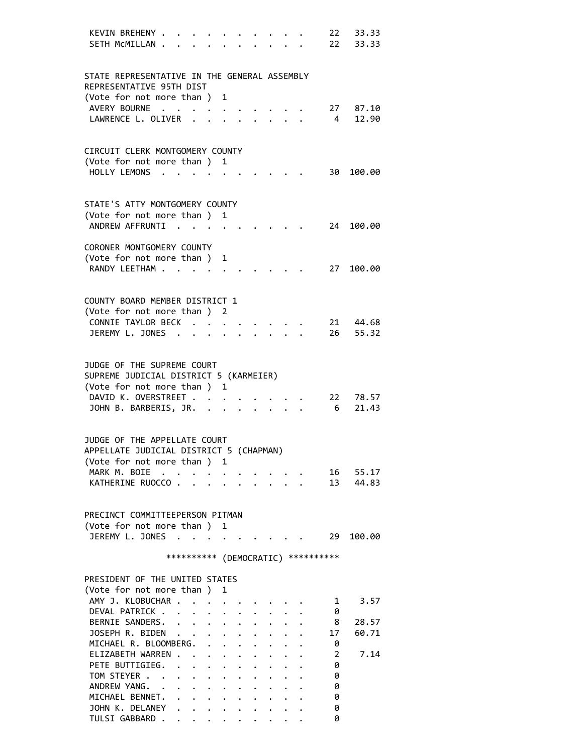| | | |
|---|---|---|
| KEVIN BREHENY | 22 | 33.33 |
| SETH McMILLAN | 22 | 33.33 |

STATE REPRESENTATIVE IN THE GENERAL ASSEMBLY
REPRESENTATIVE 95TH DIST
(Vote for not more than ) 1

| | | |
|---|---|---|
| AVERY BOURNE | 27 | 87.10 |
| LAWRENCE L. OLIVER | 4 | 12.90 |

CIRCUIT CLERK MONTGOMERY COUNTY
(Vote for not more than ) 1

| | | |
|---|---|---|
| HOLLY LEMONS | 30 | 100.00 |

STATE'S ATTY MONTGOMERY COUNTY
(Vote for not more than ) 1

| | | |
|---|---|---|
| ANDREW AFFRUNTI | 24 | 100.00 |

CORONER MONTGOMERY COUNTY
(Vote for not more than ) 1

| | | |
|---|---|---|
| RANDY LEETHAM | 27 | 100.00 |

COUNTY BOARD MEMBER DISTRICT 1
(Vote for not more than ) 2

| | | |
|---|---|---|
| CONNIE TAYLOR BECK | 21 | 44.68 |
| JEREMY L. JONES | 26 | 55.32 |

JUDGE OF THE SUPREME COURT
SUPREME JUDICIAL DISTRICT 5 (KARMEIER)
(Vote for not more than ) 1

| | | |
|---|---|---|
| DAVID K. OVERSTREET | 22 | 78.57 |
| JOHN B. BARBERIS, JR. | 6 | 21.43 |

JUDGE OF THE APPELLATE COURT
APPELLATE JUDICIAL DISTRICT 5 (CHAPMAN)
(Vote for not more than ) 1

| | | |
|---|---|---|
| MARK M. BOIE | 16 | 55.17 |
| KATHERINE RUOCCO | 13 | 44.83 |

PRECINCT COMMITTEEPERSON PITMAN
(Vote for not more than ) 1

| | | |
|---|---|---|
| JEREMY L. JONES | 29 | 100.00 |

********** (DEMOCRATIC) **********

PRESIDENT OF THE UNITED STATES
(Vote for not more than ) 1

| | | |
|---|---|---|
| AMY J. KLOBUCHAR | 1 | 3.57 |
| DEVAL PATRICK | 0 | |
| BERNIE SANDERS | 8 | 28.57 |
| JOSEPH R. BIDEN | 17 | 60.71 |
| MICHAEL R. BLOOMBERG | 0 | |
| ELIZABETH WARREN | 2 | 7.14 |
| PETE BUTTIGIEG | 0 | |
| TOM STEYER | 0 | |
| ANDREW YANG | 0 | |
| MICHAEL BENNET | 0 | |
| JOHN K. DELANEY | 0 | |
| TULSI GABBARD | 0 | |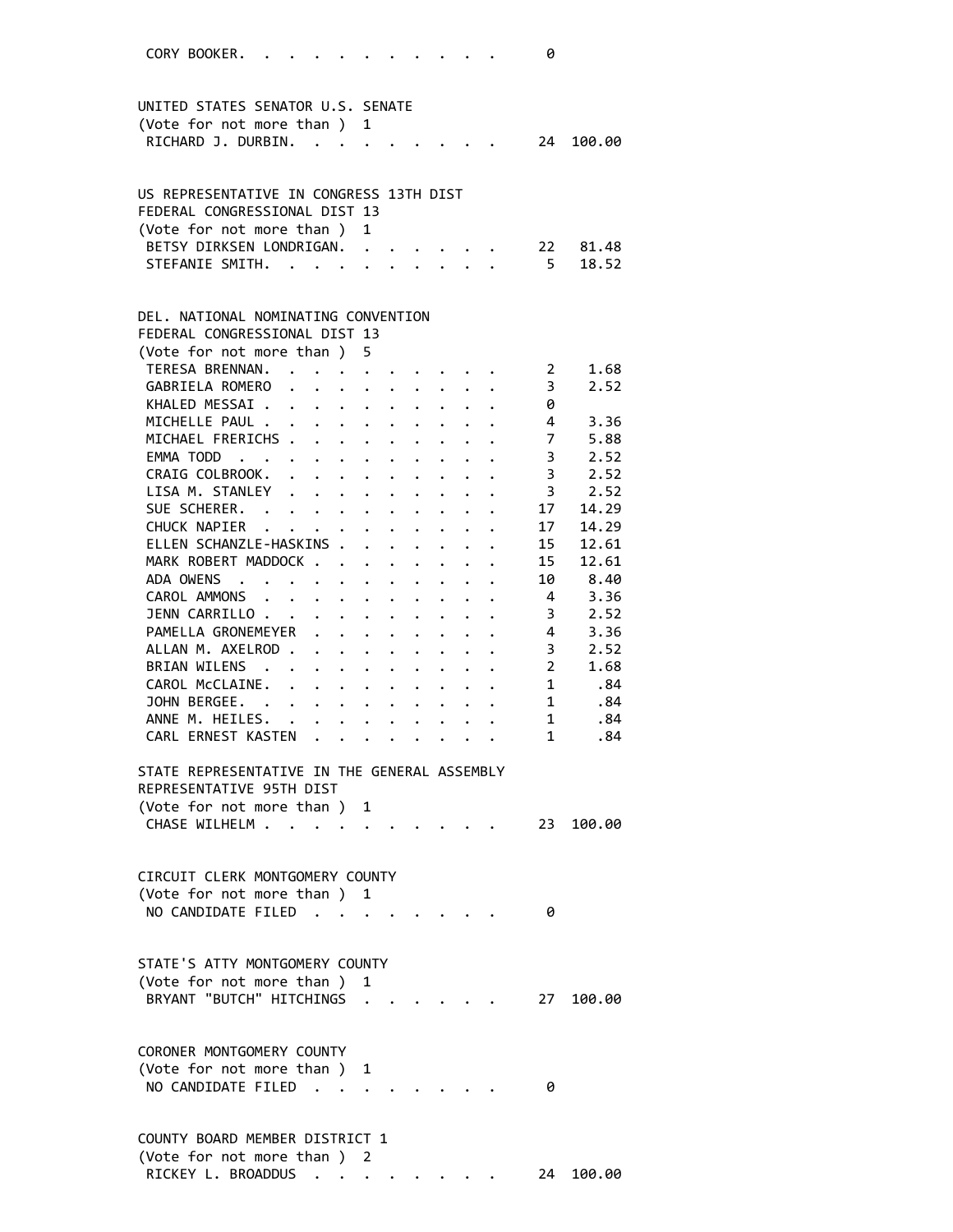CORY BOOKER. . . . . . . . . . . . 0

UNITED STATES SENATOR U.S. SENATE
(Vote for not more than ) 1

| Candidate | Votes | Percent |
|---|---|---|
| RICHARD J. DURBIN. | 24 | 100.00 |

US REPRESENTATIVE IN CONGRESS 13TH DIST
FEDERAL CONGRESSIONAL DIST 13
(Vote for not more than ) 1

| Candidate | Votes | Percent |
|---|---|---|
| BETSY DIRKSEN LONDRIGAN. | 22 | 81.48 |
| STEFANIE SMITH. | 5 | 18.52 |

DEL. NATIONAL NOMINATING CONVENTION
FEDERAL CONGRESSIONAL DIST 13
(Vote for not more than ) 5

| Candidate | Votes | Percent |
|---|---|---|
| TERESA BRENNAN. | 2 | 1.68 |
| GABRIELA ROMERO | 3 | 2.52 |
| KHALED MESSAI | 0 | |
| MICHELLE PAUL | 4 | 3.36 |
| MICHAEL FRERICHS | 7 | 5.88 |
| EMMA TODD | 3 | 2.52 |
| CRAIG COLBROOK. | 3 | 2.52 |
| LISA M. STANLEY | 3 | 2.52 |
| SUE SCHERER. | 17 | 14.29 |
| CHUCK NAPIER | 17 | 14.29 |
| ELLEN SCHANZLE-HASKINS | 15 | 12.61 |
| MARK ROBERT MADDOCK | 15 | 12.61 |
| ADA OWENS | 10 | 8.40 |
| CAROL AMMONS | 4 | 3.36 |
| JENN CARRILLO | 3 | 2.52 |
| PAMELLA GRONEMEYER | 4 | 3.36 |
| ALLAN M. AXELROD | 3 | 2.52 |
| BRIAN WILENS | 2 | 1.68 |
| CAROL McCLAINE. | 1 | .84 |
| JOHN BERGEE. | 1 | .84 |
| ANNE M. HEILES. | 1 | .84 |
| CARL ERNEST KASTEN | 1 | .84 |

STATE REPRESENTATIVE IN THE GENERAL ASSEMBLY
REPRESENTATIVE 95TH DIST
(Vote for not more than ) 1

| Candidate | Votes | Percent |
|---|---|---|
| CHASE WILHELM | 23 | 100.00 |

CIRCUIT CLERK MONTGOMERY COUNTY
(Vote for not more than ) 1

| Candidate | Votes | Percent |
|---|---|---|
| NO CANDIDATE FILED | 0 | |

STATE'S ATTY MONTGOMERY COUNTY
(Vote for not more than ) 1

| Candidate | Votes | Percent |
|---|---|---|
| BRYANT "BUTCH" HITCHINGS | 27 | 100.00 |

CORONER MONTGOMERY COUNTY
(Vote for not more than ) 1

| Candidate | Votes | Percent |
|---|---|---|
| NO CANDIDATE FILED | 0 | |

COUNTY BOARD MEMBER DISTRICT 1
(Vote for not more than ) 2

| Candidate | Votes | Percent |
|---|---|---|
| RICKEY L. BROADDUS | 24 | 100.00 |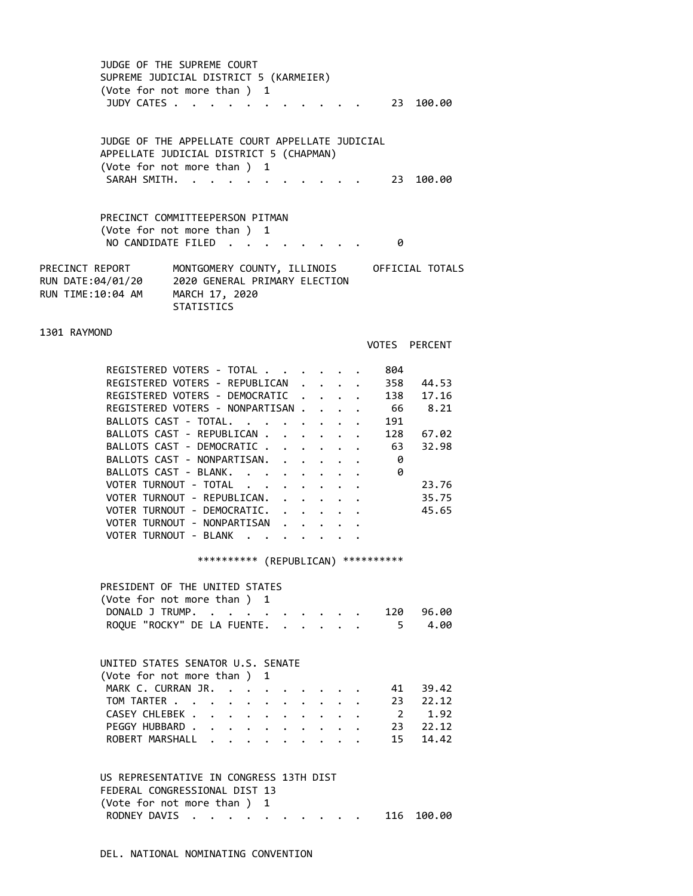JUDGE OF THE SUPREME COURT
SUPREME JUDICIAL DISTRICT 5 (KARMEIER)
(Vote for not more than ) 1

| | VOTES | PERCENT |
|---|---|---|
| JUDY CATES | 23 | 100.00 |

JUDGE OF THE APPELLATE COURT APPELLATE JUDICIAL
APPELLATE JUDICIAL DISTRICT 5 (CHAPMAN)
(Vote for not more than ) 1

| | VOTES | PERCENT |
|---|---|---|
| SARAH SMITH | 23 | 100.00 |

PRECINCT COMMITTEEPERSON PITMAN
(Vote for not more than ) 1

| | VOTES | PERCENT |
|---|---|---|
| NO CANDIDATE FILED | 0 | |

PRECINCT REPORT — MONTGOMERY COUNTY, ILLINOIS — OFFICIAL TOTALS
RUN DATE:04/01/20 — 2020 GENERAL PRIMARY ELECTION
RUN TIME:10:04 AM — MARCH 17, 2020
STATISTICS

## 1301 RAYMOND

| | VOTES | PERCENT |
|---|---|---|
| REGISTERED VOTERS - TOTAL | 804 | |
| REGISTERED VOTERS - REPUBLICAN | 358 | 44.53 |
| REGISTERED VOTERS - DEMOCRATIC | 138 | 17.16 |
| REGISTERED VOTERS - NONPARTISAN | 66 | 8.21 |
| BALLOTS CAST - TOTAL | 191 | |
| BALLOTS CAST - REPUBLICAN | 128 | 67.02 |
| BALLOTS CAST - DEMOCRATIC | 63 | 32.98 |
| BALLOTS CAST - NONPARTISAN | 0 | |
| BALLOTS CAST - BLANK | 0 | |
| VOTER TURNOUT - TOTAL | | 23.76 |
| VOTER TURNOUT - REPUBLICAN | | 35.75 |
| VOTER TURNOUT - DEMOCRATIC | | 45.65 |
| VOTER TURNOUT - NONPARTISAN | | |
| VOTER TURNOUT - BLANK | | |

********** (REPUBLICAN) **********

PRESIDENT OF THE UNITED STATES
(Vote for not more than ) 1

| | VOTES | PERCENT |
|---|---|---|
| DONALD J TRUMP | 120 | 96.00 |
| ROQUE "ROCKY" DE LA FUENTE | 5 | 4.00 |

UNITED STATES SENATOR U.S. SENATE
(Vote for not more than ) 1

| | VOTES | PERCENT |
|---|---|---|
| MARK C. CURRAN JR. | 41 | 39.42 |
| TOM TARTER | 23 | 22.12 |
| CASEY CHLEBEK | 2 | 1.92 |
| PEGGY HUBBARD | 23 | 22.12 |
| ROBERT MARSHALL | 15 | 14.42 |

US REPRESENTATIVE IN CONGRESS 13TH DIST
FEDERAL CONGRESSIONAL DIST 13
(Vote for not more than ) 1

| | VOTES | PERCENT |
|---|---|---|
| RODNEY DAVIS | 116 | 100.00 |

DEL. NATIONAL NOMINATING CONVENTION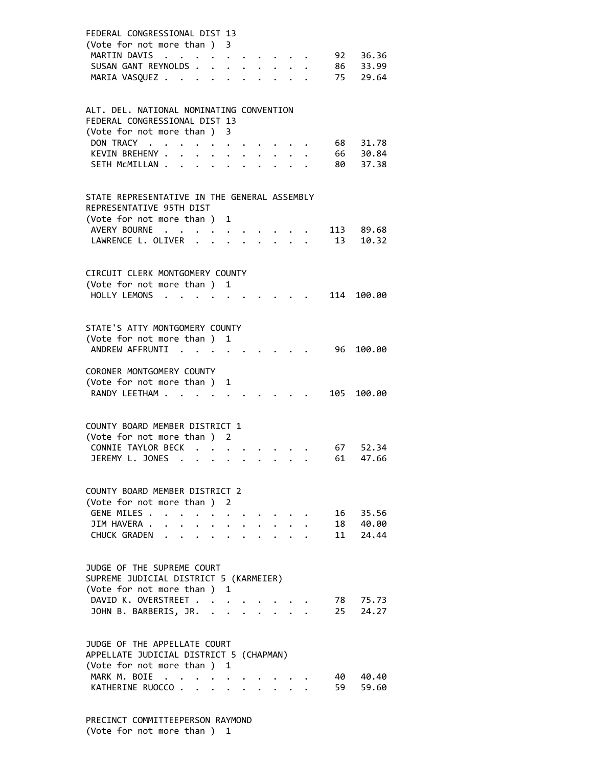FEDERAL CONGRESSIONAL DIST 13
(Vote for not more than ) 3

| | | |
|---|---|---|
| MARTIN DAVIS | 92 | 36.36 |
| SUSAN GANT REYNOLDS | 86 | 33.99 |
| MARIA VASQUEZ | 75 | 29.64 |

ALT. DEL. NATIONAL NOMINATING CONVENTION
FEDERAL CONGRESSIONAL DIST 13
(Vote for not more than ) 3

| | | |
|---|---|---|
| DON TRACY | 68 | 31.78 |
| KEVIN BREHENY | 66 | 30.84 |
| SETH McMILLAN | 80 | 37.38 |

STATE REPRESENTATIVE IN THE GENERAL ASSEMBLY
REPRESENTATIVE 95TH DIST
(Vote for not more than ) 1

| | | |
|---|---|---|
| AVERY BOURNE | 113 | 89.68 |
| LAWRENCE L. OLIVER | 13 | 10.32 |

CIRCUIT CLERK MONTGOMERY COUNTY
(Vote for not more than ) 1

| | | |
|---|---|---|
| HOLLY LEMONS | 114 | 100.00 |

STATE'S ATTY MONTGOMERY COUNTY
(Vote for not more than ) 1

| | | |
|---|---|---|
| ANDREW AFFRUNTI | 96 | 100.00 |

CORONER MONTGOMERY COUNTY
(Vote for not more than ) 1

| | | |
|---|---|---|
| RANDY LEETHAM | 105 | 100.00 |

COUNTY BOARD MEMBER DISTRICT 1
(Vote for not more than ) 2

| | | |
|---|---|---|
| CONNIE TAYLOR BECK | 67 | 52.34 |
| JEREMY L. JONES | 61 | 47.66 |

COUNTY BOARD MEMBER DISTRICT 2
(Vote for not more than ) 2

| | | |
|---|---|---|
| GENE MILES | 16 | 35.56 |
| JIM HAVERA | 18 | 40.00 |
| CHUCK GRADEN | 11 | 24.44 |

JUDGE OF THE SUPREME COURT
SUPREME JUDICIAL DISTRICT 5 (KARMEIER)
(Vote for not more than ) 1

| | | |
|---|---|---|
| DAVID K. OVERSTREET | 78 | 75.73 |
| JOHN B. BARBERIS, JR. | 25 | 24.27 |

JUDGE OF THE APPELLATE COURT
APPELLATE JUDICIAL DISTRICT 5 (CHAPMAN)
(Vote for not more than ) 1

| | | |
|---|---|---|
| MARK M. BOIE | 40 | 40.40 |
| KATHERINE RUOCCO | 59 | 59.60 |

PRECINCT COMMITTEEPERSON RAYMOND
(Vote for not more than ) 1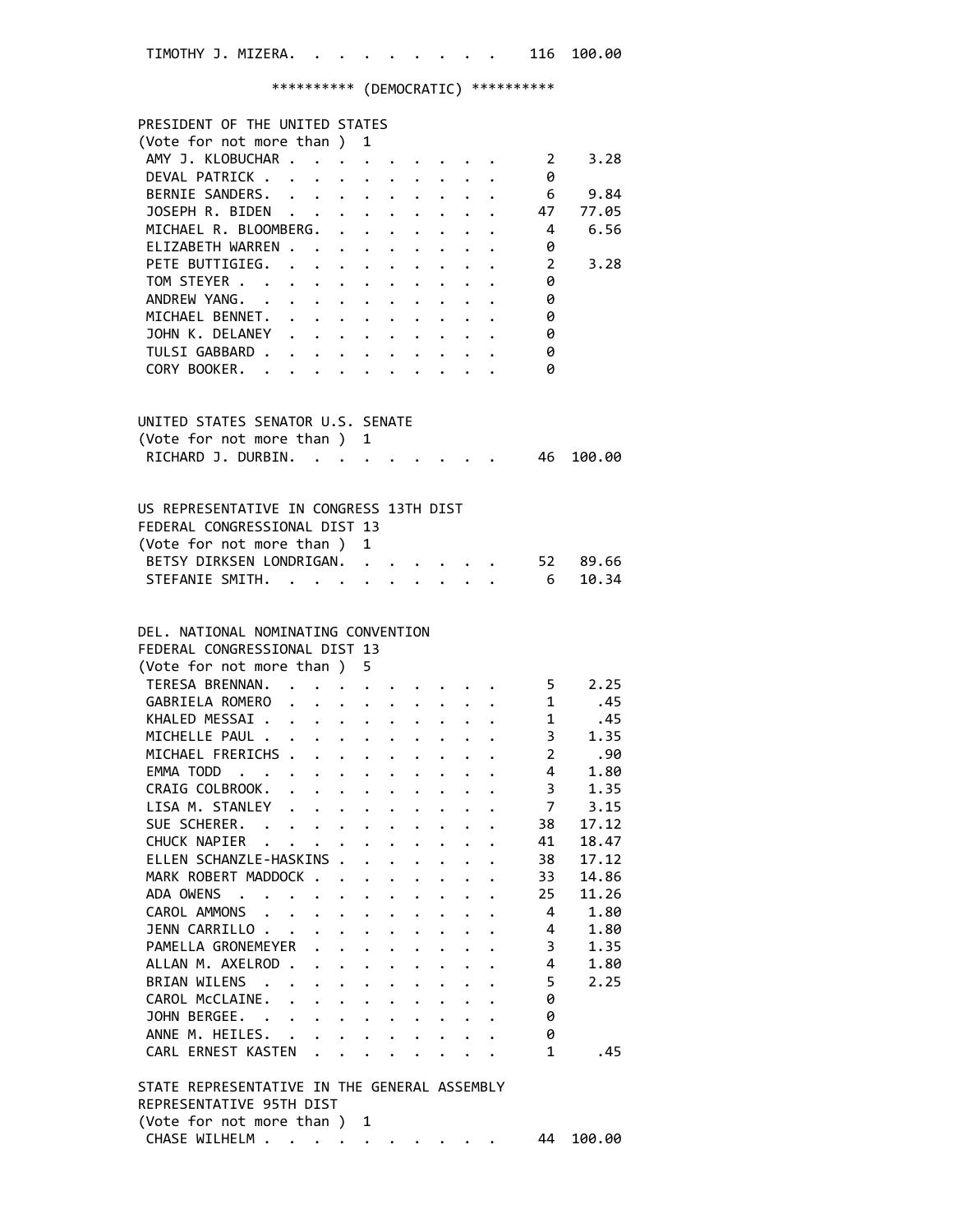| | | |
|---|---|---|
| TIMOTHY J. MIZERA | 116 | 100.00 |

********** (DEMOCRATIC) **********

PRESIDENT OF THE UNITED STATES
(Vote for not more than ) 1

| Candidate | Votes | Percent |
|---|---|---|
| AMY J. KLOBUCHAR | 2 | 3.28 |
| DEVAL PATRICK | 0 | |
| BERNIE SANDERS | 6 | 9.84 |
| JOSEPH R. BIDEN | 47 | 77.05 |
| MICHAEL R. BLOOMBERG | 4 | 6.56 |
| ELIZABETH WARREN | 0 | |
| PETE BUTTIGIEG | 2 | 3.28 |
| TOM STEYER | 0 | |
| ANDREW YANG | 0 | |
| MICHAEL BENNET | 0 | |
| JOHN K. DELANEY | 0 | |
| TULSI GABBARD | 0 | |
| CORY BOOKER | 0 | |

UNITED STATES SENATOR U.S. SENATE
(Vote for not more than ) 1

| Candidate | Votes | Percent |
|---|---|---|
| RICHARD J. DURBIN | 46 | 100.00 |

US REPRESENTATIVE IN CONGRESS 13TH DIST
FEDERAL CONGRESSIONAL DIST 13
(Vote for not more than ) 1

| Candidate | Votes | Percent |
|---|---|---|
| BETSY DIRKSEN LONDRIGAN | 52 | 89.66 |
| STEFANIE SMITH | 6 | 10.34 |

DEL. NATIONAL NOMINATING CONVENTION
FEDERAL CONGRESSIONAL DIST 13
(Vote for not more than ) 5

| Candidate | Votes | Percent |
|---|---|---|
| TERESA BRENNAN | 5 | 2.25 |
| GABRIELA ROMERO | 1 | .45 |
| KHALED MESSAI | 1 | .45 |
| MICHELLE PAUL | 3 | 1.35 |
| MICHAEL FRERICHS | 2 | .90 |
| EMMA TODD | 4 | 1.80 |
| CRAIG COLBROOK | 3 | 1.35 |
| LISA M. STANLEY | 7 | 3.15 |
| SUE SCHERER | 38 | 17.12 |
| CHUCK NAPIER | 41 | 18.47 |
| ELLEN SCHANZLE-HASKINS | 38 | 17.12 |
| MARK ROBERT MADDOCK | 33 | 14.86 |
| ADA OWENS | 25 | 11.26 |
| CAROL AMMONS | 4 | 1.80 |
| JENN CARRILLO | 4 | 1.80 |
| PAMELLA GRONEMEYER | 3 | 1.35 |
| ALLAN M. AXELROD | 4 | 1.80 |
| BRIAN WILENS | 5 | 2.25 |
| CAROL McCLAINE | 0 | |
| JOHN BERGEE | 0 | |
| ANNE M. HEILES | 0 | |
| CARL ERNEST KASTEN | 1 | .45 |

STATE REPRESENTATIVE IN THE GENERAL ASSEMBLY
REPRESENTATIVE 95TH DIST
(Vote for not more than ) 1

| Candidate | Votes | Percent |
|---|---|---|
| CHASE WILHELM | 44 | 100.00 |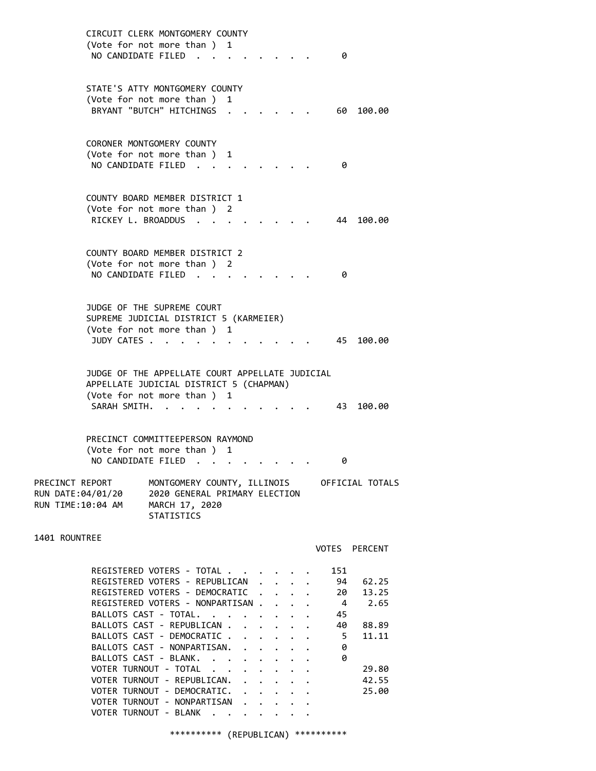CIRCUIT CLERK MONTGOMERY COUNTY
(Vote for not more than ) 1

| | | |
|---|---|---|
| NO CANDIDATE FILED | 0 | |

STATE'S ATTY MONTGOMERY COUNTY
(Vote for not more than ) 1

| | | |
|---|---|---|
| BRYANT "BUTCH" HITCHINGS | 60 | 100.00 |

CORONER MONTGOMERY COUNTY
(Vote for not more than ) 1

| | | |
|---|---|---|
| NO CANDIDATE FILED | 0 | |

COUNTY BOARD MEMBER DISTRICT 1
(Vote for not more than ) 2

| | | |
|---|---|---|
| RICKEY L. BROADDUS | 44 | 100.00 |

COUNTY BOARD MEMBER DISTRICT 2
(Vote for not more than ) 2

| | | |
|---|---|---|
| NO CANDIDATE FILED | 0 | |

JUDGE OF THE SUPREME COURT
SUPREME JUDICIAL DISTRICT 5 (KARMEIER)
(Vote for not more than ) 1

| | | |
|---|---|---|
| JUDY CATES | 45 | 100.00 |

JUDGE OF THE APPELLATE COURT APPELLATE JUDICIAL
APPELLATE JUDICIAL DISTRICT 5 (CHAPMAN)
(Vote for not more than ) 1

| | | |
|---|---|---|
| SARAH SMITH. | 43 | 100.00 |

PRECINCT COMMITTEEPERSON RAYMOND
(Vote for not more than ) 1

| | | |
|---|---|---|
| NO CANDIDATE FILED | 0 | |

PRECINCT REPORT  MONTGOMERY COUNTY, ILLINOIS  OFFICIAL TOTALS
RUN DATE:04/01/20  2020 GENERAL PRIMARY ELECTION
RUN TIME:10:04 AM  MARCH 17, 2020
STATISTICS

1401 ROUNTREE

| | VOTES | PERCENT |
|---|---|---|
| REGISTERED VOTERS - TOTAL | 151 | |
| REGISTERED VOTERS - REPUBLICAN | 94 | 62.25 |
| REGISTERED VOTERS - DEMOCRATIC | 20 | 13.25 |
| REGISTERED VOTERS - NONPARTISAN | 4 | 2.65 |
| BALLOTS CAST - TOTAL. | 45 | |
| BALLOTS CAST - REPUBLICAN | 40 | 88.89 |
| BALLOTS CAST - DEMOCRATIC | 5 | 11.11 |
| BALLOTS CAST - NONPARTISAN. | 0 | |
| BALLOTS CAST - BLANK. | 0 | |
| VOTER TURNOUT - TOTAL | | 29.80 |
| VOTER TURNOUT - REPUBLICAN. | | 42.55 |
| VOTER TURNOUT - DEMOCRATIC. | | 25.00 |
| VOTER TURNOUT - NONPARTISAN | | |
| VOTER TURNOUT - BLANK | | |

********** (REPUBLICAN) **********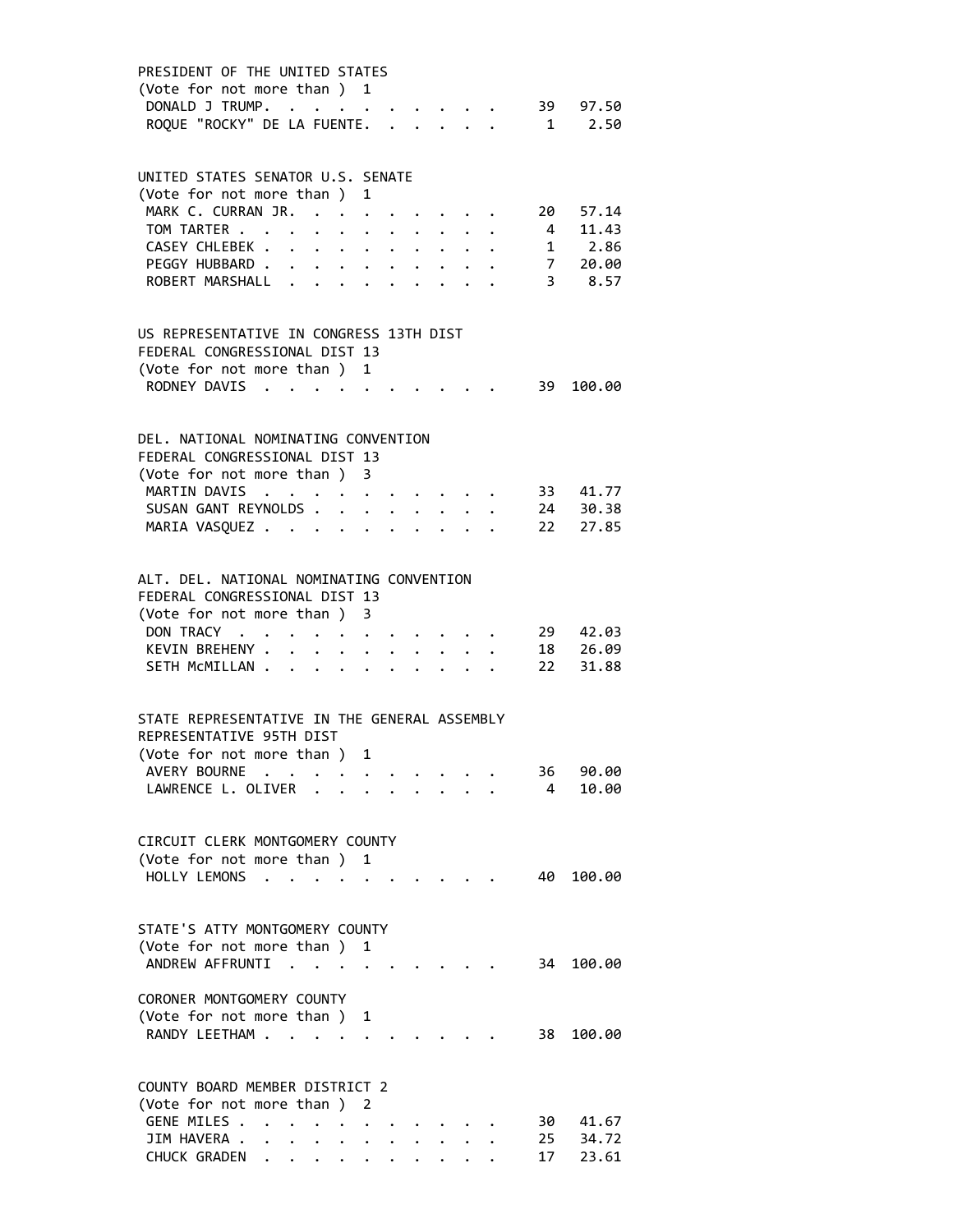PRESIDENT OF THE UNITED STATES
(Vote for not more than ) 1

| Candidate | Votes | Percent |
|---|---|---|
| DONALD J TRUMP | 39 | 97.50 |
| ROQUE "ROCKY" DE LA FUENTE | 1 | 2.50 |

UNITED STATES SENATOR U.S. SENATE
(Vote for not more than ) 1

| Candidate | Votes | Percent |
|---|---|---|
| MARK C. CURRAN JR. | 20 | 57.14 |
| TOM TARTER | 4 | 11.43 |
| CASEY CHLEBEK | 1 | 2.86 |
| PEGGY HUBBARD | 7 | 20.00 |
| ROBERT MARSHALL | 3 | 8.57 |

US REPRESENTATIVE IN CONGRESS 13TH DIST
FEDERAL CONGRESSIONAL DIST 13
(Vote for not more than ) 1

| Candidate | Votes | Percent |
|---|---|---|
| RODNEY DAVIS | 39 | 100.00 |

DEL. NATIONAL NOMINATING CONVENTION
FEDERAL CONGRESSIONAL DIST 13
(Vote for not more than ) 3

| Candidate | Votes | Percent |
|---|---|---|
| MARTIN DAVIS | 33 | 41.77 |
| SUSAN GANT REYNOLDS | 24 | 30.38 |
| MARIA VASQUEZ | 22 | 27.85 |

ALT. DEL. NATIONAL NOMINATING CONVENTION
FEDERAL CONGRESSIONAL DIST 13
(Vote for not more than ) 3

| Candidate | Votes | Percent |
|---|---|---|
| DON TRACY | 29 | 42.03 |
| KEVIN BREHENY | 18 | 26.09 |
| SETH McMILLAN | 22 | 31.88 |

STATE REPRESENTATIVE IN THE GENERAL ASSEMBLY
REPRESENTATIVE 95TH DIST
(Vote for not more than ) 1

| Candidate | Votes | Percent |
|---|---|---|
| AVERY BOURNE | 36 | 90.00 |
| LAWRENCE L. OLIVER | 4 | 10.00 |

CIRCUIT CLERK MONTGOMERY COUNTY
(Vote for not more than ) 1

| Candidate | Votes | Percent |
|---|---|---|
| HOLLY LEMONS | 40 | 100.00 |

STATE'S ATTY MONTGOMERY COUNTY
(Vote for not more than ) 1

| Candidate | Votes | Percent |
|---|---|---|
| ANDREW AFFRUNTI | 34 | 100.00 |

CORONER MONTGOMERY COUNTY
(Vote for not more than ) 1

| Candidate | Votes | Percent |
|---|---|---|
| RANDY LEETHAM | 38 | 100.00 |

COUNTY BOARD MEMBER DISTRICT 2
(Vote for not more than ) 2

| Candidate | Votes | Percent |
|---|---|---|
| GENE MILES | 30 | 41.67 |
| JIM HAVERA | 25 | 34.72 |
| CHUCK GRADEN | 17 | 23.61 |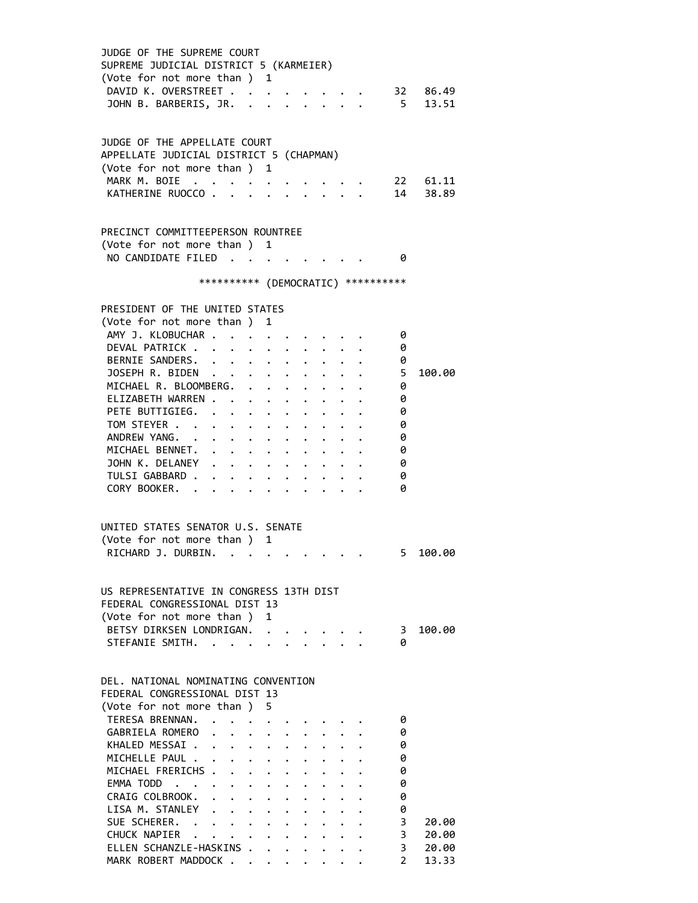JUDGE OF THE SUPREME COURT
SUPREME JUDICIAL DISTRICT 5 (KARMEIER)
(Vote for not more than ) 1

| Candidate | Votes | Percent |
|---|---|---|
| DAVID K. OVERSTREET | 32 | 86.49 |
| JOHN B. BARBERIS, JR. | 5 | 13.51 |

JUDGE OF THE APPELLATE COURT
APPELLATE JUDICIAL DISTRICT 5 (CHAPMAN)
(Vote for not more than ) 1

| Candidate | Votes | Percent |
|---|---|---|
| MARK M. BOIE | 22 | 61.11 |
| KATHERINE RUOCCO | 14 | 38.89 |

PRECINCT COMMITTEEPERSON ROUNTREE
(Vote for not more than ) 1

| Candidate | Votes | Percent |
|---|---|---|
| NO CANDIDATE FILED | 0 | |

********** (DEMOCRATIC) **********

PRESIDENT OF THE UNITED STATES
(Vote for not more than ) 1

| Candidate | Votes | Percent |
|---|---|---|
| AMY J. KLOBUCHAR | 0 | |
| DEVAL PATRICK | 0 | |
| BERNIE SANDERS | 0 | |
| JOSEPH R. BIDEN | 5 | 100.00 |
| MICHAEL R. BLOOMBERG | 0 | |
| ELIZABETH WARREN | 0 | |
| PETE BUTTIGIEG | 0 | |
| TOM STEYER | 0 | |
| ANDREW YANG | 0 | |
| MICHAEL BENNET | 0 | |
| JOHN K. DELANEY | 0 | |
| TULSI GABBARD | 0 | |
| CORY BOOKER | 0 | |

UNITED STATES SENATOR U.S. SENATE
(Vote for not more than ) 1

| Candidate | Votes | Percent |
|---|---|---|
| RICHARD J. DURBIN | 5 | 100.00 |

US REPRESENTATIVE IN CONGRESS 13TH DIST
FEDERAL CONGRESSIONAL DIST 13
(Vote for not more than ) 1

| Candidate | Votes | Percent |
|---|---|---|
| BETSY DIRKSEN LONDRIGAN | 3 | 100.00 |
| STEFANIE SMITH | 0 | |

DEL. NATIONAL NOMINATING CONVENTION
FEDERAL CONGRESSIONAL DIST 13
(Vote for not more than ) 5

| Candidate | Votes | Percent |
|---|---|---|
| TERESA BRENNAN | 0 | |
| GABRIELA ROMERO | 0 | |
| KHALED MESSAI | 0 | |
| MICHELLE PAUL | 0 | |
| MICHAEL FRERICHS | 0 | |
| EMMA TODD | 0 | |
| CRAIG COLBROOK | 0 | |
| LISA M. STANLEY | 0 | |
| SUE SCHERER | 3 | 20.00 |
| CHUCK NAPIER | 3 | 20.00 |
| ELLEN SCHANZLE-HASKINS | 3 | 20.00 |
| MARK ROBERT MADDOCK | 2 | 13.33 |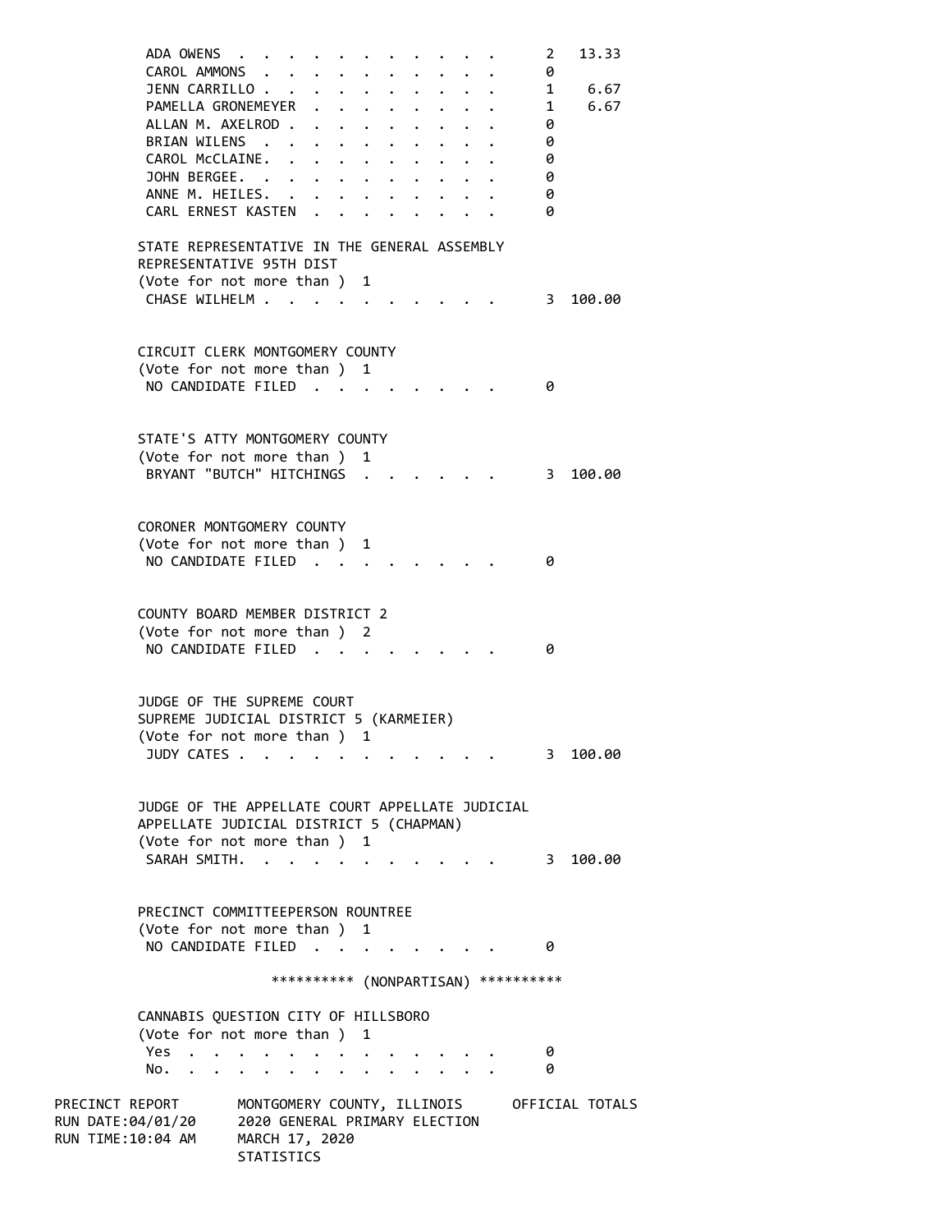| | | |
|---|---|---|
| ADA OWENS | 2 | 13.33 |
| CAROL AMMONS | 0 | |
| JENN CARRILLO | 1 | 6.67 |
| PAMELLA GRONEMEYER | 1 | 6.67 |
| ALLAN M. AXELROD | 0 | |
| BRIAN WILENS | 0 | |
| CAROL McCLAINE. | 0 | |
| JOHN BERGEE. | 0 | |
| ANNE M. HEILES. | 0 | |
| CARL ERNEST KASTEN | 0 | |

STATE REPRESENTATIVE IN THE GENERAL ASSEMBLY
REPRESENTATIVE 95TH DIST
(Vote for not more than ) 1

| | | |
|---|---|---|
| CHASE WILHELM | 3 | 100.00 |

CIRCUIT CLERK MONTGOMERY COUNTY
(Vote for not more than ) 1

| | | |
|---|---|---|
| NO CANDIDATE FILED | 0 | |

STATE'S ATTY MONTGOMERY COUNTY
(Vote for not more than ) 1

| | | |
|---|---|---|
| BRYANT "BUTCH" HITCHINGS | 3 | 100.00 |

CORONER MONTGOMERY COUNTY
(Vote for not more than ) 1

| | | |
|---|---|---|
| NO CANDIDATE FILED | 0 | |

COUNTY BOARD MEMBER DISTRICT 2
(Vote for not more than ) 2

| | | |
|---|---|---|
| NO CANDIDATE FILED | 0 | |

JUDGE OF THE SUPREME COURT
SUPREME JUDICIAL DISTRICT 5 (KARMEIER)
(Vote for not more than ) 1

| | | |
|---|---|---|
| JUDY CATES | 3 | 100.00 |

JUDGE OF THE APPELLATE COURT APPELLATE JUDICIAL
APPELLATE JUDICIAL DISTRICT 5 (CHAPMAN)
(Vote for not more than ) 1

| | | |
|---|---|---|
| SARAH SMITH. | 3 | 100.00 |

PRECINCT COMMITTEEPERSON ROUNTREE
(Vote for not more than ) 1

| | | |
|---|---|---|
| NO CANDIDATE FILED | 0 | |

********** (NONPARTISAN) **********

CANNABIS QUESTION CITY OF HILLSBORO
(Vote for not more than ) 1

| | | |
|---|---|---|
| Yes | 0 | |
| No. | 0 | |

PRECINCT REPORT — MONTGOMERY COUNTY, ILLINOIS — OFFICIAL TOTALS
RUN DATE:04/01/20 — 2020 GENERAL PRIMARY ELECTION
RUN TIME:10:04 AM — MARCH 17, 2020
STATISTICS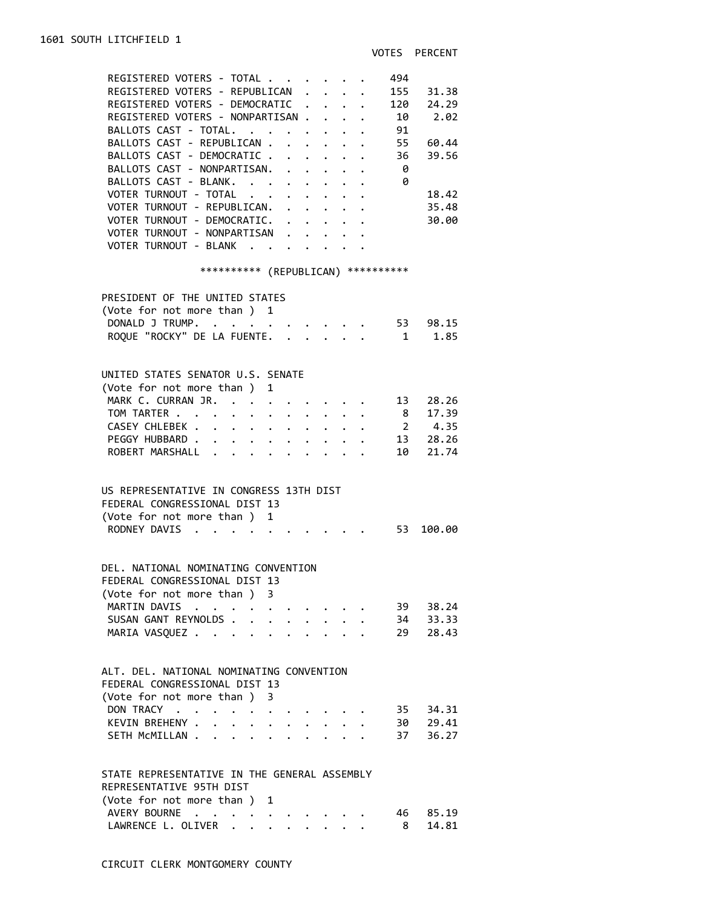# 1601 SOUTH LITCHFIELD 1

| | VOTES | PERCENT |
|---|---|---|
| REGISTERED VOTERS - TOTAL | 494 | |
| REGISTERED VOTERS - REPUBLICAN | 155 | 31.38 |
| REGISTERED VOTERS - DEMOCRATIC | 120 | 24.29 |
| REGISTERED VOTERS - NONPARTISAN | 10 | 2.02 |
| BALLOTS CAST - TOTAL | 91 | |
| BALLOTS CAST - REPUBLICAN | 55 | 60.44 |
| BALLOTS CAST - DEMOCRATIC | 36 | 39.56 |
| BALLOTS CAST - NONPARTISAN | 0 | |
| BALLOTS CAST - BLANK | 0 | |
| VOTER TURNOUT - TOTAL | | 18.42 |
| VOTER TURNOUT - REPUBLICAN | | 35.48 |
| VOTER TURNOUT - DEMOCRATIC | | 30.00 |
| VOTER TURNOUT - NONPARTISAN | | |
| VOTER TURNOUT - BLANK | | |

********** (REPUBLICAN) **********

## PRESIDENT OF THE UNITED STATES
(Vote for not more than ) 1

| | VOTES | PERCENT |
|---|---|---|
| DONALD J TRUMP | 53 | 98.15 |
| ROQUE "ROCKY" DE LA FUENTE | 1 | 1.85 |

## UNITED STATES SENATOR U.S. SENATE
(Vote for not more than ) 1

| | VOTES | PERCENT |
|---|---|---|
| MARK C. CURRAN JR. | 13 | 28.26 |
| TOM TARTER | 8 | 17.39 |
| CASEY CHLEBEK | 2 | 4.35 |
| PEGGY HUBBARD | 13 | 28.26 |
| ROBERT MARSHALL | 10 | 21.74 |

## US REPRESENTATIVE IN CONGRESS 13TH DIST
FEDERAL CONGRESSIONAL DIST 13
(Vote for not more than ) 1

| | VOTES | PERCENT |
|---|---|---|
| RODNEY DAVIS | 53 | 100.00 |

## DEL. NATIONAL NOMINATING CONVENTION
FEDERAL CONGRESSIONAL DIST 13
(Vote for not more than ) 3

| | VOTES | PERCENT |
|---|---|---|
| MARTIN DAVIS | 39 | 38.24 |
| SUSAN GANT REYNOLDS | 34 | 33.33 |
| MARIA VASQUEZ | 29 | 28.43 |

## ALT. DEL. NATIONAL NOMINATING CONVENTION
FEDERAL CONGRESSIONAL DIST 13
(Vote for not more than ) 3

| | VOTES | PERCENT |
|---|---|---|
| DON TRACY | 35 | 34.31 |
| KEVIN BREHENY | 30 | 29.41 |
| SETH McMILLAN | 37 | 36.27 |

## STATE REPRESENTATIVE IN THE GENERAL ASSEMBLY
REPRESENTATIVE 95TH DIST
(Vote for not more than ) 1

| | VOTES | PERCENT |
|---|---|---|
| AVERY BOURNE | 46 | 85.19 |
| LAWRENCE L. OLIVER | 8 | 14.81 |

## CIRCUIT CLERK MONTGOMERY COUNTY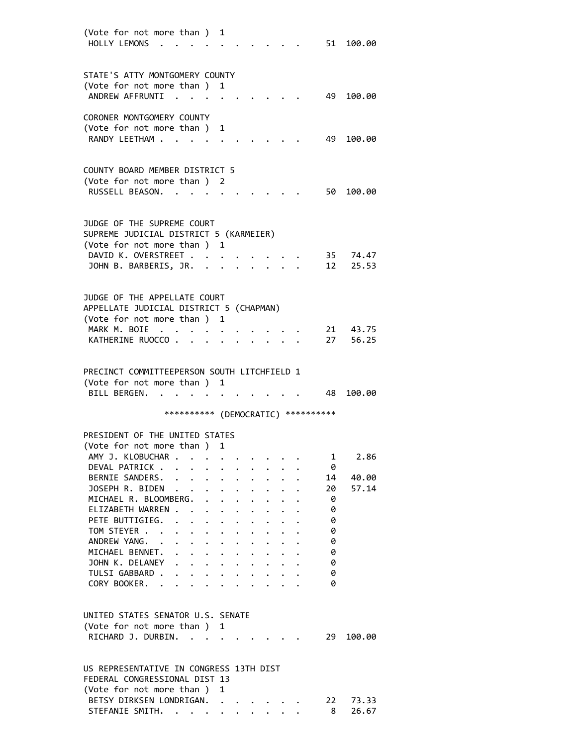(Vote for not more than ) 1

| | | |
|---|---|---|
| HOLLY LEMONS | 51 | 100.00 |

STATE'S ATTY MONTGOMERY COUNTY
(Vote for not more than ) 1

| | | |
|---|---|---|
| ANDREW AFFRUNTI | 49 | 100.00 |

CORONER MONTGOMERY COUNTY
(Vote for not more than ) 1

| | | |
|---|---|---|
| RANDY LEETHAM | 49 | 100.00 |

COUNTY BOARD MEMBER DISTRICT 5
(Vote for not more than ) 2

| | | |
|---|---|---|
| RUSSELL BEASON | 50 | 100.00 |

JUDGE OF THE SUPREME COURT
SUPREME JUDICIAL DISTRICT 5 (KARMEIER)
(Vote for not more than ) 1

| | | |
|---|---|---|
| DAVID K. OVERSTREET | 35 | 74.47 |
| JOHN B. BARBERIS, JR. | 12 | 25.53 |

JUDGE OF THE APPELLATE COURT
APPELLATE JUDICIAL DISTRICT 5 (CHAPMAN)
(Vote for not more than ) 1

| | | |
|---|---|---|
| MARK M. BOIE | 21 | 43.75 |
| KATHERINE RUOCCO | 27 | 56.25 |

PRECINCT COMMITTEEPERSON SOUTH LITCHFIELD 1
(Vote for not more than ) 1

| | | |
|---|---|---|
| BILL BERGEN | 48 | 100.00 |

********** (DEMOCRATIC) **********

PRESIDENT OF THE UNITED STATES
(Vote for not more than ) 1

| | | |
|---|---|---|
| AMY J. KLOBUCHAR | 1 | 2.86 |
| DEVAL PATRICK | 0 | |
| BERNIE SANDERS | 14 | 40.00 |
| JOSEPH R. BIDEN | 20 | 57.14 |
| MICHAEL R. BLOOMBERG | 0 | |
| ELIZABETH WARREN | 0 | |
| PETE BUTTIGIEG | 0 | |
| TOM STEYER | 0 | |
| ANDREW YANG | 0 | |
| MICHAEL BENNET | 0 | |
| JOHN K. DELANEY | 0 | |
| TULSI GABBARD | 0 | |
| CORY BOOKER | 0 | |

UNITED STATES SENATOR U.S. SENATE
(Vote for not more than ) 1

| | | |
|---|---|---|
| RICHARD J. DURBIN | 29 | 100.00 |

US REPRESENTATIVE IN CONGRESS 13TH DIST
FEDERAL CONGRESSIONAL DIST 13
(Vote for not more than ) 1

| | | |
|---|---|---|
| BETSY DIRKSEN LONDRIGAN | 22 | 73.33 |
| STEFANIE SMITH | 8 | 26.67 |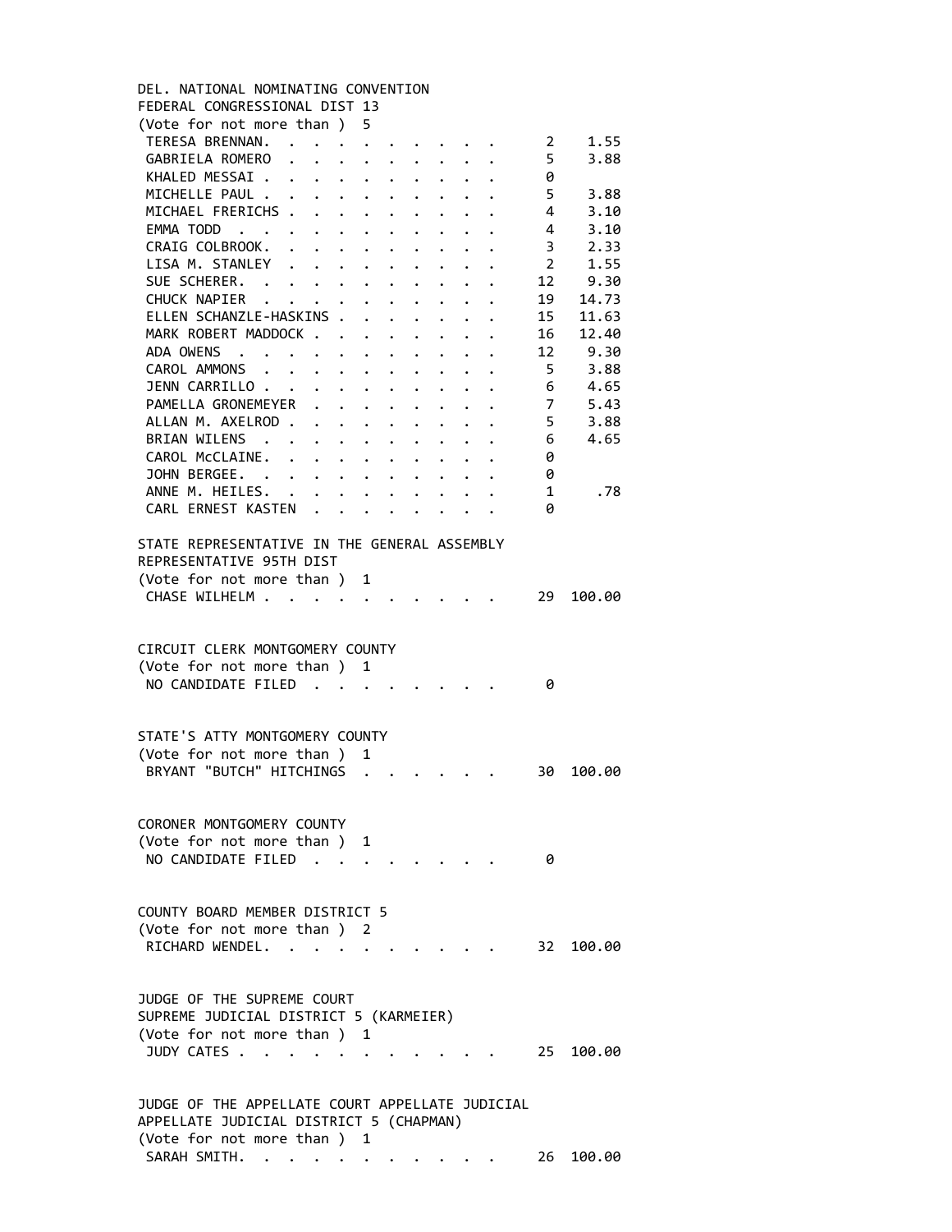DEL. NATIONAL NOMINATING CONVENTION
FEDERAL CONGRESSIONAL DIST 13
(Vote for not more than ) 5

| Candidate | Votes | Percent |
|---|---|---|
| TERESA BRENNAN | 2 | 1.55 |
| GABRIELA ROMERO | 5 | 3.88 |
| KHALED MESSAI | 0 | |
| MICHELLE PAUL | 5 | 3.88 |
| MICHAEL FRERICHS | 4 | 3.10 |
| EMMA TODD | 4 | 3.10 |
| CRAIG COLBROOK | 3 | 2.33 |
| LISA M. STANLEY | 2 | 1.55 |
| SUE SCHERER | 12 | 9.30 |
| CHUCK NAPIER | 19 | 14.73 |
| ELLEN SCHANZLE-HASKINS | 15 | 11.63 |
| MARK ROBERT MADDOCK | 16 | 12.40 |
| ADA OWENS | 12 | 9.30 |
| CAROL AMMONS | 5 | 3.88 |
| JENN CARRILLO | 6 | 4.65 |
| PAMELLA GRONEMEYER | 7 | 5.43 |
| ALLAN M. AXELROD | 5 | 3.88 |
| BRIAN WILENS | 6 | 4.65 |
| CAROL McCLAINE | 0 | |
| JOHN BERGEE | 0 | |
| ANNE M. HEILES | 1 | .78 |
| CARL ERNEST KASTEN | 0 | |

STATE REPRESENTATIVE IN THE GENERAL ASSEMBLY
REPRESENTATIVE 95TH DIST
(Vote for not more than ) 1

| Candidate | Votes | Percent |
|---|---|---|
| CHASE WILHELM | 29 | 100.00 |

CIRCUIT CLERK MONTGOMERY COUNTY
(Vote for not more than ) 1

| Candidate | Votes | Percent |
|---|---|---|
| NO CANDIDATE FILED | 0 | |

STATE'S ATTY MONTGOMERY COUNTY
(Vote for not more than ) 1

| Candidate | Votes | Percent |
|---|---|---|
| BRYANT "BUTCH" HITCHINGS | 30 | 100.00 |

CORONER MONTGOMERY COUNTY
(Vote for not more than ) 1

| Candidate | Votes | Percent |
|---|---|---|
| NO CANDIDATE FILED | 0 | |

COUNTY BOARD MEMBER DISTRICT 5
(Vote for not more than ) 2

| Candidate | Votes | Percent |
|---|---|---|
| RICHARD WENDEL | 32 | 100.00 |

JUDGE OF THE SUPREME COURT
SUPREME JUDICIAL DISTRICT 5 (KARMEIER)
(Vote for not more than ) 1

| Candidate | Votes | Percent |
|---|---|---|
| JUDY CATES | 25 | 100.00 |

JUDGE OF THE APPELLATE COURT APPELLATE JUDICIAL
APPELLATE JUDICIAL DISTRICT 5 (CHAPMAN)
(Vote for not more than ) 1

| Candidate | Votes | Percent |
|---|---|---|
| SARAH SMITH | 26 | 100.00 |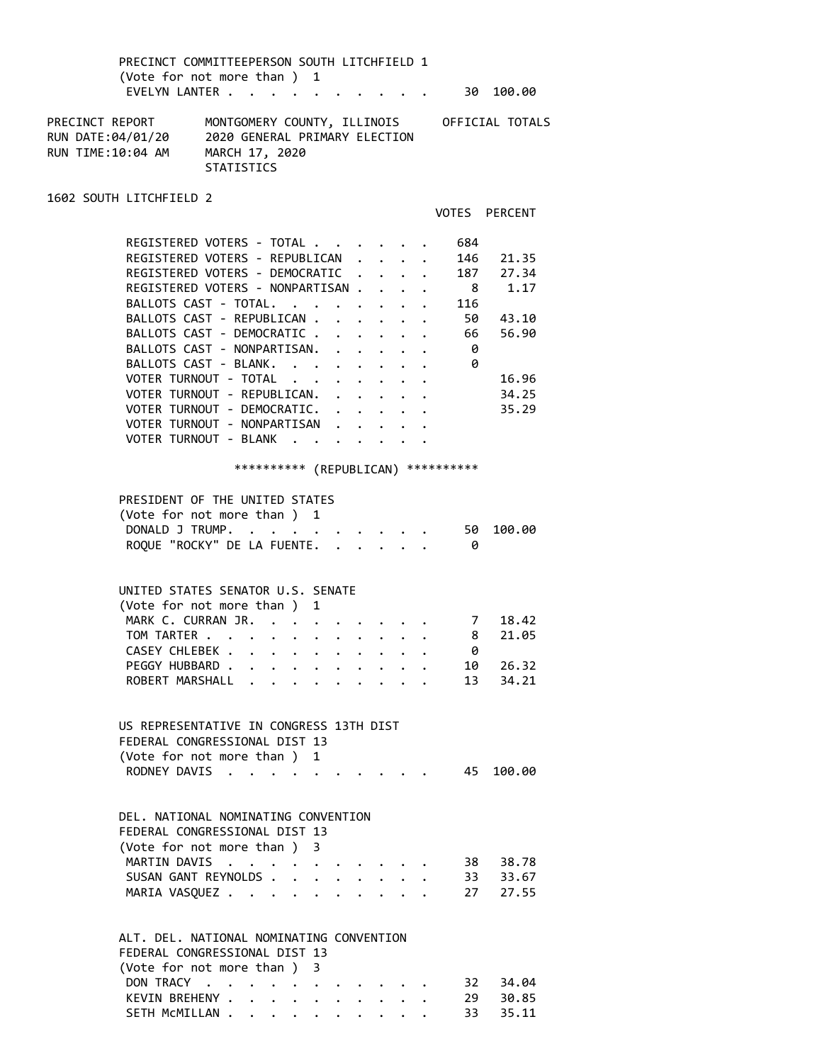PRECINCT COMMITTEEPERSON SOUTH LITCHFIELD 1
(Vote for not more than ) 1

| | | |
|---|---|---|
| EVELYN LANTER | 30 | 100.00 |

PRECINCT REPORT — MONTGOMERY COUNTY, ILLINOIS — OFFICIAL TOTALS
RUN DATE:04/01/20 — 2020 GENERAL PRIMARY ELECTION
RUN TIME:10:04 AM — MARCH 17, 2020
STATISTICS

## 1602 SOUTH LITCHFIELD 2

| | VOTES | PERCENT |
|---|---|---|
| REGISTERED VOTERS - TOTAL | 684 | |
| REGISTERED VOTERS - REPUBLICAN | 146 | 21.35 |
| REGISTERED VOTERS - DEMOCRATIC | 187 | 27.34 |
| REGISTERED VOTERS - NONPARTISAN | 8 | 1.17 |
| BALLOTS CAST - TOTAL. | 116 | |
| BALLOTS CAST - REPUBLICAN | 50 | 43.10 |
| BALLOTS CAST - DEMOCRATIC | 66 | 56.90 |
| BALLOTS CAST - NONPARTISAN. | 0 | |
| BALLOTS CAST - BLANK. | 0 | |
| VOTER TURNOUT - TOTAL | | 16.96 |
| VOTER TURNOUT - REPUBLICAN. | | 34.25 |
| VOTER TURNOUT - DEMOCRATIC. | | 35.29 |
| VOTER TURNOUT - NONPARTISAN | | |
| VOTER TURNOUT - BLANK | | |

********** (REPUBLICAN) **********

PRESIDENT OF THE UNITED STATES
(Vote for not more than ) 1

| | | |
|---|---|---|
| DONALD J TRUMP. | 50 | 100.00 |
| ROQUE "ROCKY" DE LA FUENTE. | 0 | |

UNITED STATES SENATOR U.S. SENATE
(Vote for not more than ) 1

| | | |
|---|---|---|
| MARK C. CURRAN JR. | 7 | 18.42 |
| TOM TARTER | 8 | 21.05 |
| CASEY CHLEBEK | 0 | |
| PEGGY HUBBARD | 10 | 26.32 |
| ROBERT MARSHALL | 13 | 34.21 |

US REPRESENTATIVE IN CONGRESS 13TH DIST
FEDERAL CONGRESSIONAL DIST 13
(Vote for not more than ) 1

| | | |
|---|---|---|
| RODNEY DAVIS | 45 | 100.00 |

DEL. NATIONAL NOMINATING CONVENTION
FEDERAL CONGRESSIONAL DIST 13
(Vote for not more than ) 3

| | | |
|---|---|---|
| MARTIN DAVIS | 38 | 38.78 |
| SUSAN GANT REYNOLDS | 33 | 33.67 |
| MARIA VASQUEZ | 27 | 27.55 |

ALT. DEL. NATIONAL NOMINATING CONVENTION
FEDERAL CONGRESSIONAL DIST 13
(Vote for not more than ) 3

| | | |
|---|---|---|
| DON TRACY | 32 | 34.04 |
| KEVIN BREHENY | 29 | 30.85 |
| SETH McMILLAN | 33 | 35.11 |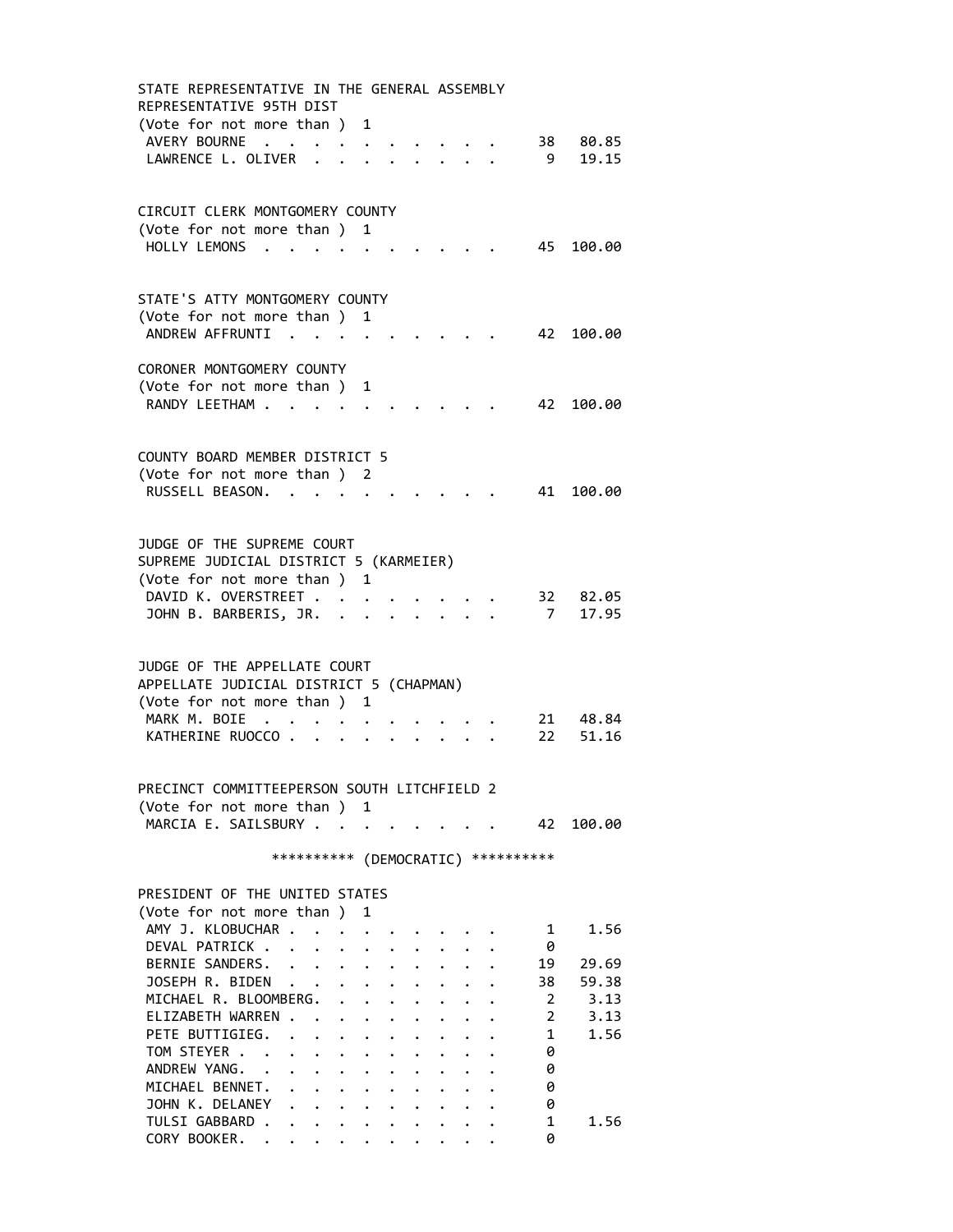STATE REPRESENTATIVE IN THE GENERAL ASSEMBLY
REPRESENTATIVE 95TH DIST
(Vote for not more than ) 1

| Candidate | Votes | Percent |
|---|---|---|
| AVERY BOURNE | 38 | 80.85 |
| LAWRENCE L. OLIVER | 9 | 19.15 |

CIRCUIT CLERK MONTGOMERY COUNTY
(Vote for not more than ) 1

| Candidate | Votes | Percent |
|---|---|---|
| HOLLY LEMONS | 45 | 100.00 |

STATE'S ATTY MONTGOMERY COUNTY
(Vote for not more than ) 1

| Candidate | Votes | Percent |
|---|---|---|
| ANDREW AFFRUNTI | 42 | 100.00 |

CORONER MONTGOMERY COUNTY
(Vote for not more than ) 1

| Candidate | Votes | Percent |
|---|---|---|
| RANDY LEETHAM | 42 | 100.00 |

COUNTY BOARD MEMBER DISTRICT 5
(Vote for not more than ) 2

| Candidate | Votes | Percent |
|---|---|---|
| RUSSELL BEASON. | 41 | 100.00 |

JUDGE OF THE SUPREME COURT
SUPREME JUDICIAL DISTRICT 5 (KARMEIER)
(Vote for not more than ) 1

| Candidate | Votes | Percent |
|---|---|---|
| DAVID K. OVERSTREET | 32 | 82.05 |
| JOHN B. BARBERIS, JR. | 7 | 17.95 |

JUDGE OF THE APPELLATE COURT
APPELLATE JUDICIAL DISTRICT 5 (CHAPMAN)
(Vote for not more than ) 1

| Candidate | Votes | Percent |
|---|---|---|
| MARK M. BOIE | 21 | 48.84 |
| KATHERINE RUOCCO | 22 | 51.16 |

PRECINCT COMMITTEEPERSON SOUTH LITCHFIELD 2
(Vote for not more than ) 1

| Candidate | Votes | Percent |
|---|---|---|
| MARCIA E. SAILSBURY | 42 | 100.00 |

********** (DEMOCRATIC) **********

PRESIDENT OF THE UNITED STATES
(Vote for not more than ) 1

| Candidate | Votes | Percent |
|---|---|---|
| AMY J. KLOBUCHAR | 1 | 1.56 |
| DEVAL PATRICK | 0 | |
| BERNIE SANDERS. | 19 | 29.69 |
| JOSEPH R. BIDEN | 38 | 59.38 |
| MICHAEL R. BLOOMBERG. | 2 | 3.13 |
| ELIZABETH WARREN | 2 | 3.13 |
| PETE BUTTIGIEG. | 1 | 1.56 |
| TOM STEYER | 0 | |
| ANDREW YANG. | 0 | |
| MICHAEL BENNET. | 0 | |
| JOHN K. DELANEY | 0 | |
| TULSI GABBARD | 1 | 1.56 |
| CORY BOOKER. | 0 | |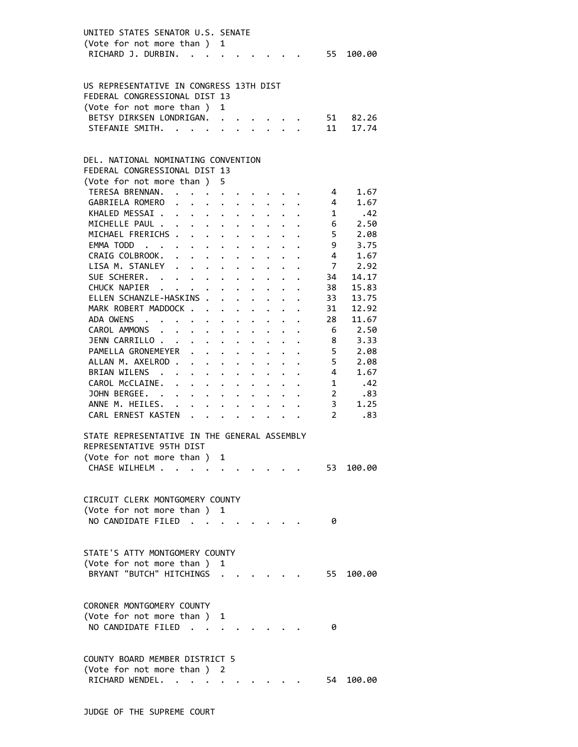UNITED STATES SENATOR U.S. SENATE
(Vote for not more than ) 1

| Candidate | Votes | Percent |
|---|---|---|
| RICHARD J. DURBIN. . . . . . . . . | 55 | 100.00 |

US REPRESENTATIVE IN CONGRESS 13TH DIST
FEDERAL CONGRESSIONAL DIST 13
(Vote for not more than ) 1

| Candidate | Votes | Percent |
|---|---|---|
| BETSY DIRKSEN LONDRIGAN. . . . . . . | 51 | 82.26 |
| STEFANIE SMITH. . . . . . . . . . | 11 | 17.74 |

DEL. NATIONAL NOMINATING CONVENTION
FEDERAL CONGRESSIONAL DIST 13
(Vote for not more than ) 5

| Candidate | Votes | Percent |
|---|---|---|
| TERESA BRENNAN. . . . . . . . . . | 4 | 1.67 |
| GABRIELA ROMERO . . . . . . . . . . | 4 | 1.67 |
| KHALED MESSAI . . . . . . . . . . | 1 | .42 |
| MICHELLE PAUL . . . . . . . . . . | 6 | 2.50 |
| MICHAEL FRERICHS . . . . . . . . . | 5 | 2.08 |
| EMMA TODD . . . . . . . . . . . | 9 | 3.75 |
| CRAIG COLBROOK. . . . . . . . . . | 4 | 1.67 |
| LISA M. STANLEY . . . . . . . . . . | 7 | 2.92 |
| SUE SCHERER. . . . . . . . . . . | 34 | 14.17 |
| CHUCK NAPIER . . . . . . . . . . | 38 | 15.83 |
| ELLEN SCHANZLE-HASKINS . . . . . . . | 33 | 13.75 |
| MARK ROBERT MADDOCK . . . . . . . . | 31 | 12.92 |
| ADA OWENS . . . . . . . . . . . | 28 | 11.67 |
| CAROL AMMONS . . . . . . . . . . | 6 | 2.50 |
| JENN CARRILLO . . . . . . . . . . | 8 | 3.33 |
| PAMELLA GRONEMEYER . . . . . . . . | 5 | 2.08 |
| ALLAN M. AXELROD . . . . . . . . . | 5 | 2.08 |
| BRIAN WILENS . . . . . . . . . . | 4 | 1.67 |
| CAROL McCLAINE. . . . . . . . . . | 1 | .42 |
| JOHN BERGEE. . . . . . . . . . . | 2 | .83 |
| ANNE M. HEILES. . . . . . . . . . | 3 | 1.25 |
| CARL ERNEST KASTEN . . . . . . . . | 2 | .83 |

STATE REPRESENTATIVE IN THE GENERAL ASSEMBLY
REPRESENTATIVE 95TH DIST
(Vote for not more than ) 1

| Candidate | Votes | Percent |
|---|---|---|
| CHASE WILHELM . . . . . . . . . . | 53 | 100.00 |

CIRCUIT CLERK MONTGOMERY COUNTY
(Vote for not more than ) 1

| Candidate | Votes | Percent |
|---|---|---|
| NO CANDIDATE FILED . . . . . . . . | 0 | |

STATE'S ATTY MONTGOMERY COUNTY
(Vote for not more than ) 1

| Candidate | Votes | Percent |
|---|---|---|
| BRYANT "BUTCH" HITCHINGS . . . . . . | 55 | 100.00 |

CORONER MONTGOMERY COUNTY
(Vote for not more than ) 1

| Candidate | Votes | Percent |
|---|---|---|
| NO CANDIDATE FILED . . . . . . . . | 0 | |

COUNTY BOARD MEMBER DISTRICT 5
(Vote for not more than ) 2

| Candidate | Votes | Percent |
|---|---|---|
| RICHARD WENDEL. . . . . . . . . . | 54 | 100.00 |

JUDGE OF THE SUPREME COURT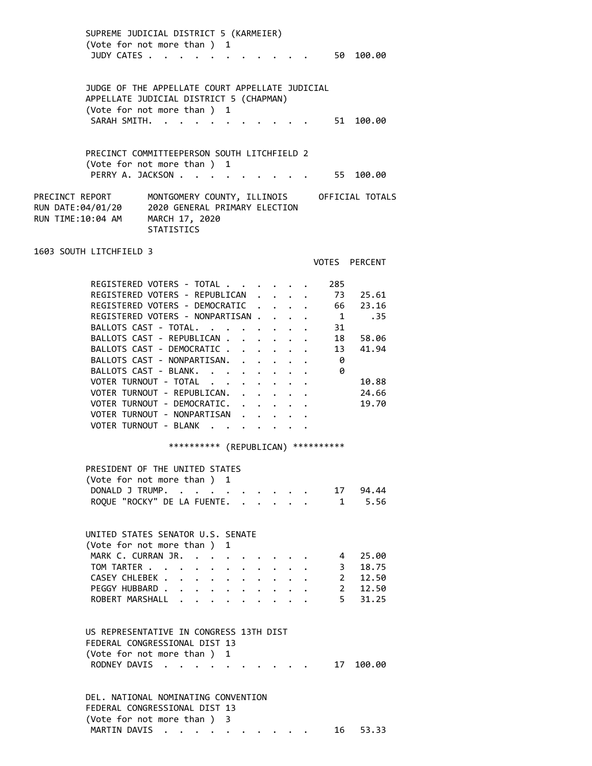SUPREME JUDICIAL DISTRICT 5 (KARMEIER)
(Vote for not more than ) 1

| | VOTES | PERCENT |
|---|---|---|
| JUDY CATES | 50 | 100.00 |

JUDGE OF THE APPELLATE COURT APPELLATE JUDICIAL
APPELLATE JUDICIAL DISTRICT 5 (CHAPMAN)
(Vote for not more than ) 1

| | VOTES | PERCENT |
|---|---|---|
| SARAH SMITH | 51 | 100.00 |

PRECINCT COMMITTEEPERSON SOUTH LITCHFIELD 2
(Vote for not more than ) 1

| | VOTES | PERCENT |
|---|---|---|
| PERRY A. JACKSON | 55 | 100.00 |

PRECINCT REPORT — MONTGOMERY COUNTY, ILLINOIS — OFFICIAL TOTALS
RUN DATE:04/01/20 — 2020 GENERAL PRIMARY ELECTION
RUN TIME:10:04 AM — MARCH 17, 2020
STATISTICS

## 1603 SOUTH LITCHFIELD 3

| | VOTES | PERCENT |
|---|---|---|
| REGISTERED VOTERS - TOTAL | 285 | |
| REGISTERED VOTERS - REPUBLICAN | 73 | 25.61 |
| REGISTERED VOTERS - DEMOCRATIC | 66 | 23.16 |
| REGISTERED VOTERS - NONPARTISAN | 1 | .35 |
| BALLOTS CAST - TOTAL | 31 | |
| BALLOTS CAST - REPUBLICAN | 18 | 58.06 |
| BALLOTS CAST - DEMOCRATIC | 13 | 41.94 |
| BALLOTS CAST - NONPARTISAN | 0 | |
| BALLOTS CAST - BLANK | 0 | |
| VOTER TURNOUT - TOTAL | | 10.88 |
| VOTER TURNOUT - REPUBLICAN | | 24.66 |
| VOTER TURNOUT - DEMOCRATIC | | 19.70 |
| VOTER TURNOUT - NONPARTISAN | | |
| VOTER TURNOUT - BLANK | | |

********** (REPUBLICAN) **********

PRESIDENT OF THE UNITED STATES
(Vote for not more than ) 1

| | VOTES | PERCENT |
|---|---|---|
| DONALD J TRUMP | 17 | 94.44 |
| ROQUE "ROCKY" DE LA FUENTE | 1 | 5.56 |

UNITED STATES SENATOR U.S. SENATE
(Vote for not more than ) 1

| | VOTES | PERCENT |
|---|---|---|
| MARK C. CURRAN JR. | 4 | 25.00 |
| TOM TARTER | 3 | 18.75 |
| CASEY CHLEBEK | 2 | 12.50 |
| PEGGY HUBBARD | 2 | 12.50 |
| ROBERT MARSHALL | 5 | 31.25 |

US REPRESENTATIVE IN CONGRESS 13TH DIST
FEDERAL CONGRESSIONAL DIST 13
(Vote for not more than ) 1

| | VOTES | PERCENT |
|---|---|---|
| RODNEY DAVIS | 17 | 100.00 |

DEL. NATIONAL NOMINATING CONVENTION
FEDERAL CONGRESSIONAL DIST 13
(Vote for not more than ) 3

| | VOTES | PERCENT |
|---|---|---|
| MARTIN DAVIS | 16 | 53.33 |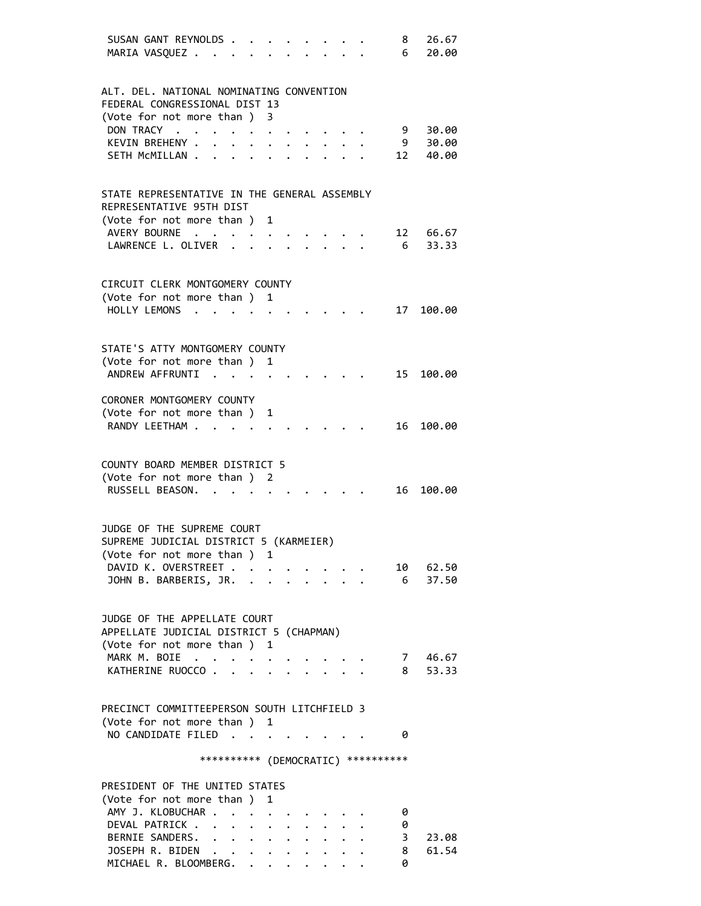```
 SUSAN GANT REYNOLDS . . . . . . . . .      8   26.67
 MARIA VASQUEZ . . . . . . . . . . .        6   20.00


ALT. DEL. NATIONAL NOMINATING CONVENTION
FEDERAL CONGRESSIONAL DIST 13
(Vote for not more than )  3
 DON TRACY  . . . . . . . . . . . .         9   30.00
 KEVIN BREHENY . . . . . . . . . . .        9   30.00
 SETH McMILLAN . . . . . . . . . . .       12   40.00


STATE REPRESENTATIVE IN THE GENERAL ASSEMBLY
REPRESENTATIVE 95TH DIST
(Vote for not more than )  1
 AVERY BOURNE  . . . . . . . . . . .       12   66.67
 LAWRENCE L. OLIVER  . . . . . . . . .      6   33.33


CIRCUIT CLERK MONTGOMERY COUNTY
(Vote for not more than )  1
 HOLLY LEMONS  . . . . . . . . . . .       17  100.00


STATE'S ATTY MONTGOMERY COUNTY
(Vote for not more than )  1
 ANDREW AFFRUNTI  . . . . . . . . . .      15  100.00

CORONER MONTGOMERY COUNTY
(Vote for not more than )  1
 RANDY LEETHAM . . . . . . . . . . .       16  100.00


COUNTY BOARD MEMBER DISTRICT 5
(Vote for not more than )  2
 RUSSELL BEASON. . . . . . . . . . .       16  100.00


JUDGE OF THE SUPREME COURT
SUPREME JUDICIAL DISTRICT 5 (KARMEIER)
(Vote for not more than )  1
 DAVID K. OVERSTREET . . . . . . . .       10   62.50
 JOHN B. BARBERIS, JR. . . . . . . .        6   37.50


JUDGE OF THE APPELLATE COURT
APPELLATE JUDICIAL DISTRICT 5 (CHAPMAN)
(Vote for not more than )  1
 MARK M. BOIE  . . . . . . . . . . .        7   46.67
 KATHERINE RUOCCO . . . . . . . . . .       8   53.33


PRECINCT COMMITTEEPERSON SOUTH LITCHFIELD 3
(Vote for not more than )  1
 NO CANDIDATE FILED  . . . . . . . .        0

                ********** (DEMOCRATIC) **********

PRESIDENT OF THE UNITED STATES
(Vote for not more than )  1
 AMY J. KLOBUCHAR . . . . . . . . . .       0
 DEVAL PATRICK . . . . . . . . . . .        0
 BERNIE SANDERS. . . . . . . . . . .        3   23.08
 JOSEPH R. BIDEN  . . . . . . . . . .       8   61.54
 MICHAEL R. BLOOMBERG. . . . . . . .        0
```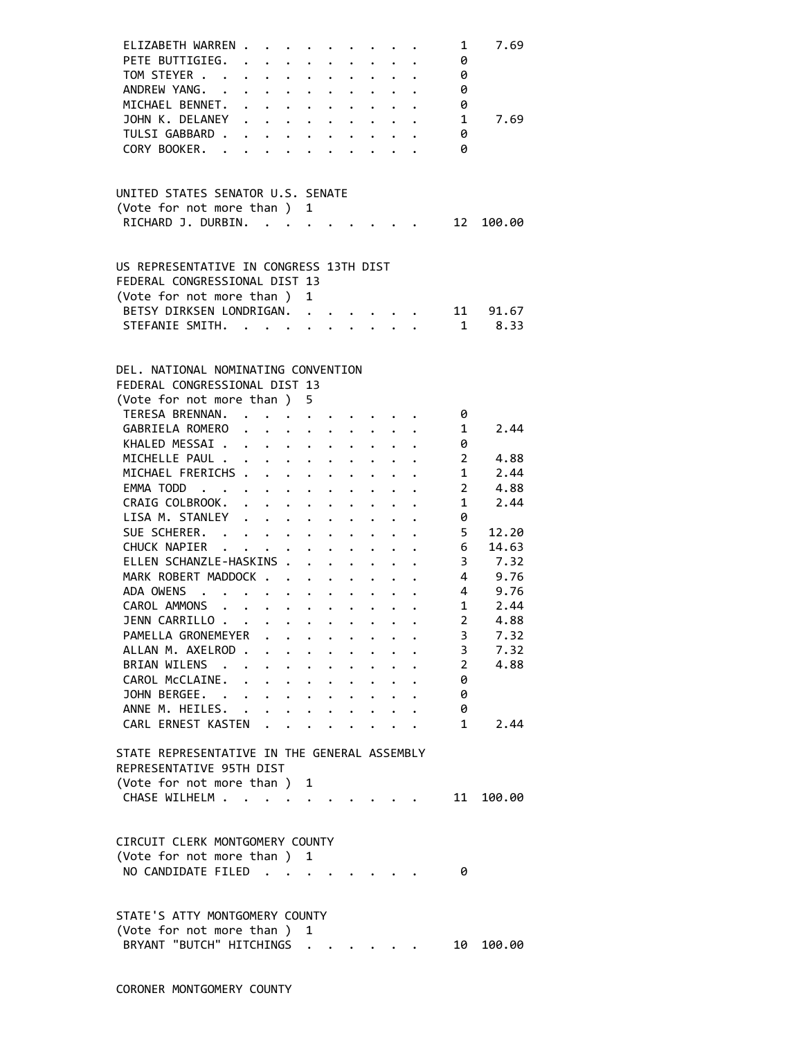| | | |
|---|---|---|
| ELIZABETH WARREN | 1 | 7.69 |
| PETE BUTTIGIEG | 0 | |
| TOM STEYER | 0 | |
| ANDREW YANG | 0 | |
| MICHAEL BENNET | 0 | |
| JOHN K. DELANEY | 1 | 7.69 |
| TULSI GABBARD | 0 | |
| CORY BOOKER | 0 | |

UNITED STATES SENATOR U.S. SENATE
(Vote for not more than ) 1

| | | |
|---|---|---|
| RICHARD J. DURBIN | 12 | 100.00 |

US REPRESENTATIVE IN CONGRESS 13TH DIST
FEDERAL CONGRESSIONAL DIST 13
(Vote for not more than ) 1

| | | |
|---|---|---|
| BETSY DIRKSEN LONDRIGAN | 11 | 91.67 |
| STEFANIE SMITH | 1 | 8.33 |

DEL. NATIONAL NOMINATING CONVENTION
FEDERAL CONGRESSIONAL DIST 13
(Vote for not more than ) 5

| | | |
|---|---|---|
| TERESA BRENNAN | 0 | |
| GABRIELA ROMERO | 1 | 2.44 |
| KHALED MESSAI | 0 | |
| MICHELLE PAUL | 2 | 4.88 |
| MICHAEL FRERICHS | 1 | 2.44 |
| EMMA TODD | 2 | 4.88 |
| CRAIG COLBROOK | 1 | 2.44 |
| LISA M. STANLEY | 0 | |
| SUE SCHERER | 5 | 12.20 |
| CHUCK NAPIER | 6 | 14.63 |
| ELLEN SCHANZLE-HASKINS | 3 | 7.32 |
| MARK ROBERT MADDOCK | 4 | 9.76 |
| ADA OWENS | 4 | 9.76 |
| CAROL AMMONS | 1 | 2.44 |
| JENN CARRILLO | 2 | 4.88 |
| PAMELLA GRONEMEYER | 3 | 7.32 |
| ALLAN M. AXELROD | 3 | 7.32 |
| BRIAN WILENS | 2 | 4.88 |
| CAROL McCLAINE | 0 | |
| JOHN BERGEE | 0 | |
| ANNE M. HEILES | 0 | |
| CARL ERNEST KASTEN | 1 | 2.44 |

STATE REPRESENTATIVE IN THE GENERAL ASSEMBLY
REPRESENTATIVE 95TH DIST
(Vote for not more than ) 1

| | | |
|---|---|---|
| CHASE WILHELM | 11 | 100.00 |

CIRCUIT CLERK MONTGOMERY COUNTY
(Vote for not more than ) 1

| | | |
|---|---|---|
| NO CANDIDATE FILED | 0 | |

STATE'S ATTY MONTGOMERY COUNTY
(Vote for not more than ) 1

| | | |
|---|---|---|
| BRYANT "BUTCH" HITCHINGS | 10 | 100.00 |

CORONER MONTGOMERY COUNTY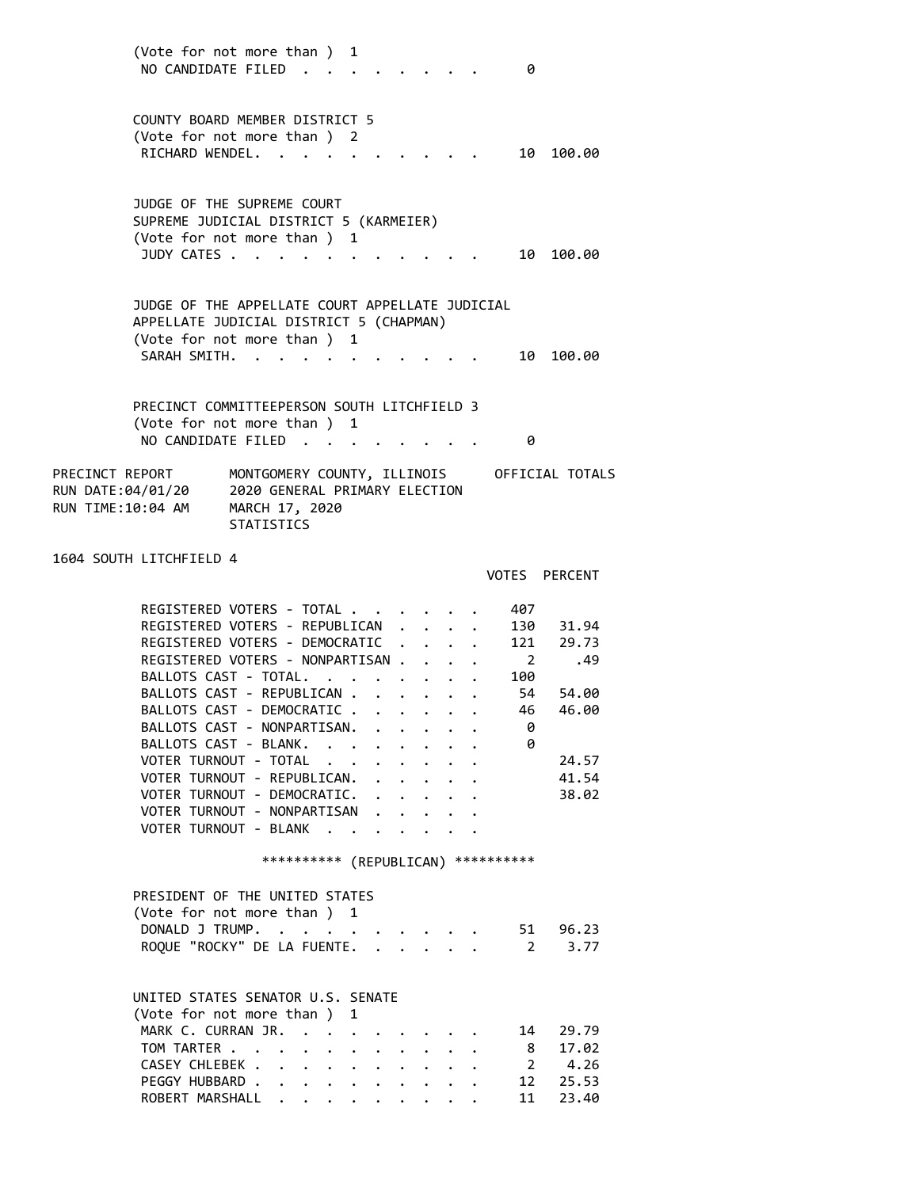(Vote for not more than ) 1

| | VOTES | PERCENT |
|---|---|---|
| NO CANDIDATE FILED | 0 | |

COUNTY BOARD MEMBER DISTRICT 5
(Vote for not more than ) 2

| | VOTES | PERCENT |
|---|---|---|
| RICHARD WENDEL | 10 | 100.00 |

JUDGE OF THE SUPREME COURT
SUPREME JUDICIAL DISTRICT 5 (KARMEIER)
(Vote for not more than ) 1

| | VOTES | PERCENT |
|---|---|---|
| JUDY CATES | 10 | 100.00 |

JUDGE OF THE APPELLATE COURT APPELLATE JUDICIAL
APPELLATE JUDICIAL DISTRICT 5 (CHAPMAN)
(Vote for not more than ) 1

| | VOTES | PERCENT |
|---|---|---|
| SARAH SMITH | 10 | 100.00 |

PRECINCT COMMITTEEPERSON SOUTH LITCHFIELD 3
(Vote for not more than ) 1

| | VOTES | PERCENT |
|---|---|---|
| NO CANDIDATE FILED | 0 | |

PRECINCT REPORT — MONTGOMERY COUNTY, ILLINOIS — OFFICIAL TOTALS
RUN DATE:04/01/20 — 2020 GENERAL PRIMARY ELECTION
RUN TIME:10:04 AM — MARCH 17, 2020
STATISTICS

## 1604 SOUTH LITCHFIELD 4

| | VOTES | PERCENT |
|---|---|---|
| REGISTERED VOTERS - TOTAL | 407 | |
| REGISTERED VOTERS - REPUBLICAN | 130 | 31.94 |
| REGISTERED VOTERS - DEMOCRATIC | 121 | 29.73 |
| REGISTERED VOTERS - NONPARTISAN | 2 | .49 |
| BALLOTS CAST - TOTAL | 100 | |
| BALLOTS CAST - REPUBLICAN | 54 | 54.00 |
| BALLOTS CAST - DEMOCRATIC | 46 | 46.00 |
| BALLOTS CAST - NONPARTISAN | 0 | |
| BALLOTS CAST - BLANK | 0 | |
| VOTER TURNOUT - TOTAL | | 24.57 |
| VOTER TURNOUT - REPUBLICAN | | 41.54 |
| VOTER TURNOUT - DEMOCRATIC | | 38.02 |
| VOTER TURNOUT - NONPARTISAN | | |
| VOTER TURNOUT - BLANK | | |

********** (REPUBLICAN) **********

PRESIDENT OF THE UNITED STATES
(Vote for not more than ) 1

| | VOTES | PERCENT |
|---|---|---|
| DONALD J TRUMP | 51 | 96.23 |
| ROQUE "ROCKY" DE LA FUENTE | 2 | 3.77 |

UNITED STATES SENATOR U.S. SENATE
(Vote for not more than ) 1

| | VOTES | PERCENT |
|---|---|---|
| MARK C. CURRAN JR. | 14 | 29.79 |
| TOM TARTER | 8 | 17.02 |
| CASEY CHLEBEK | 2 | 4.26 |
| PEGGY HUBBARD | 12 | 25.53 |
| ROBERT MARSHALL | 11 | 23.40 |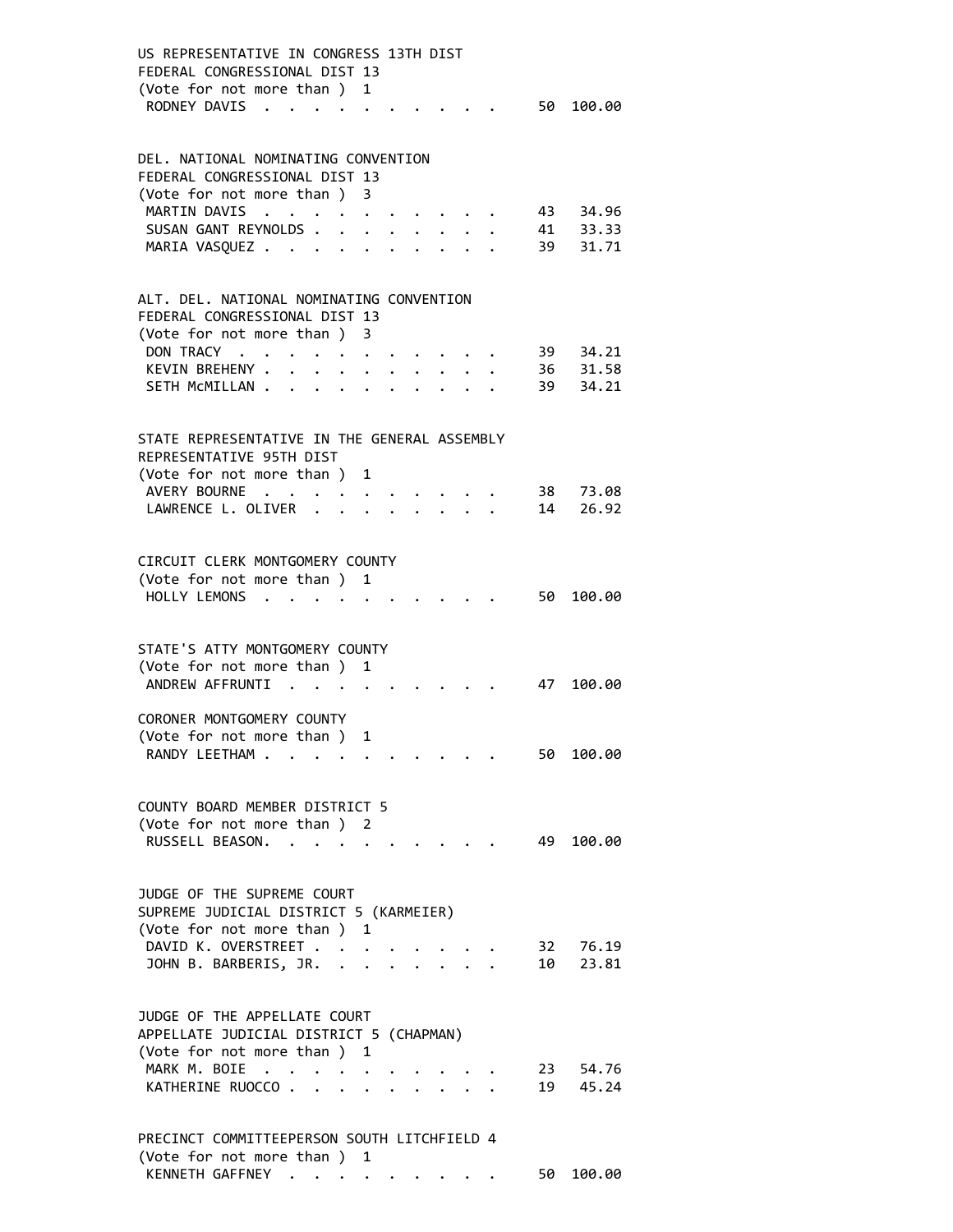US REPRESENTATIVE IN CONGRESS 13TH DIST
FEDERAL CONGRESSIONAL DIST 13
(Vote for not more than ) 1

| Candidate | Votes | Percent |
|---|---|---|
| RODNEY DAVIS | 50 | 100.00 |

DEL. NATIONAL NOMINATING CONVENTION
FEDERAL CONGRESSIONAL DIST 13
(Vote for not more than ) 3

| Candidate | Votes | Percent |
|---|---|---|
| MARTIN DAVIS | 43 | 34.96 |
| SUSAN GANT REYNOLDS | 41 | 33.33 |
| MARIA VASQUEZ | 39 | 31.71 |

ALT. DEL. NATIONAL NOMINATING CONVENTION
FEDERAL CONGRESSIONAL DIST 13
(Vote for not more than ) 3

| Candidate | Votes | Percent |
|---|---|---|
| DON TRACY | 39 | 34.21 |
| KEVIN BREHENY | 36 | 31.58 |
| SETH McMILLAN | 39 | 34.21 |

STATE REPRESENTATIVE IN THE GENERAL ASSEMBLY
REPRESENTATIVE 95TH DIST
(Vote for not more than ) 1

| Candidate | Votes | Percent |
|---|---|---|
| AVERY BOURNE | 38 | 73.08 |
| LAWRENCE L. OLIVER | 14 | 26.92 |

CIRCUIT CLERK MONTGOMERY COUNTY
(Vote for not more than ) 1

| Candidate | Votes | Percent |
|---|---|---|
| HOLLY LEMONS | 50 | 100.00 |

STATE'S ATTY MONTGOMERY COUNTY
(Vote for not more than ) 1

| Candidate | Votes | Percent |
|---|---|---|
| ANDREW AFFRUNTI | 47 | 100.00 |

CORONER MONTGOMERY COUNTY
(Vote for not more than ) 1

| Candidate | Votes | Percent |
|---|---|---|
| RANDY LEETHAM | 50 | 100.00 |

COUNTY BOARD MEMBER DISTRICT 5
(Vote for not more than ) 2

| Candidate | Votes | Percent |
|---|---|---|
| RUSSELL BEASON | 49 | 100.00 |

JUDGE OF THE SUPREME COURT
SUPREME JUDICIAL DISTRICT 5 (KARMEIER)
(Vote for not more than ) 1

| Candidate | Votes | Percent |
|---|---|---|
| DAVID K. OVERSTREET | 32 | 76.19 |
| JOHN B. BARBERIS, JR. | 10 | 23.81 |

JUDGE OF THE APPELLATE COURT
APPELLATE JUDICIAL DISTRICT 5 (CHAPMAN)
(Vote for not more than ) 1

| Candidate | Votes | Percent |
|---|---|---|
| MARK M. BOIE | 23 | 54.76 |
| KATHERINE RUOCCO | 19 | 45.24 |

PRECINCT COMMITTEEPERSON SOUTH LITCHFIELD 4
(Vote for not more than ) 1

| Candidate | Votes | Percent |
|---|---|---|
| KENNETH GAFFNEY | 50 | 100.00 |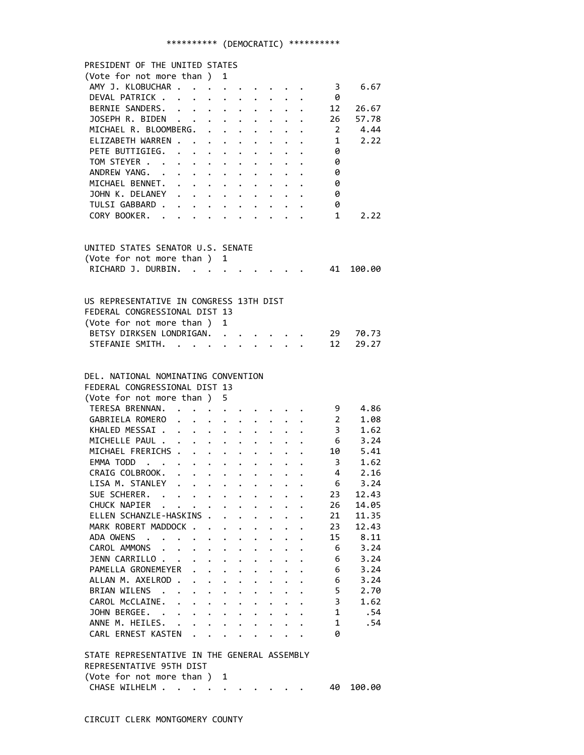********** (DEMOCRATIC) **********

PRESIDENT OF THE UNITED STATES
(Vote for not more than ) 1

| Candidate | Votes | Percent |
|---|---|---|
| AMY J. KLOBUCHAR | 3 | 6.67 |
| DEVAL PATRICK | 0 | |
| BERNIE SANDERS | 12 | 26.67 |
| JOSEPH R. BIDEN | 26 | 57.78 |
| MICHAEL R. BLOOMBERG | 2 | 4.44 |
| ELIZABETH WARREN | 1 | 2.22 |
| PETE BUTTIGIEG | 0 | |
| TOM STEYER | 0 | |
| ANDREW YANG | 0 | |
| MICHAEL BENNET | 0 | |
| JOHN K. DELANEY | 0 | |
| TULSI GABBARD | 0 | |
| CORY BOOKER | 1 | 2.22 |

UNITED STATES SENATOR U.S. SENATE
(Vote for not more than ) 1

| Candidate | Votes | Percent |
|---|---|---|
| RICHARD J. DURBIN | 41 | 100.00 |

US REPRESENTATIVE IN CONGRESS 13TH DIST
FEDERAL CONGRESSIONAL DIST 13
(Vote for not more than ) 1

| Candidate | Votes | Percent |
|---|---|---|
| BETSY DIRKSEN LONDRIGAN | 29 | 70.73 |
| STEFANIE SMITH | 12 | 29.27 |

DEL. NATIONAL NOMINATING CONVENTION
FEDERAL CONGRESSIONAL DIST 13
(Vote for not more than ) 5

| Candidate | Votes | Percent |
|---|---|---|
| TERESA BRENNAN | 9 | 4.86 |
| GABRIELA ROMERO | 2 | 1.08 |
| KHALED MESSAI | 3 | 1.62 |
| MICHELLE PAUL | 6 | 3.24 |
| MICHAEL FRERICHS | 10 | 5.41 |
| EMMA TODD | 3 | 1.62 |
| CRAIG COLBROOK | 4 | 2.16 |
| LISA M. STANLEY | 6 | 3.24 |
| SUE SCHERER | 23 | 12.43 |
| CHUCK NAPIER | 26 | 14.05 |
| ELLEN SCHANZLE-HASKINS | 21 | 11.35 |
| MARK ROBERT MADDOCK | 23 | 12.43 |
| ADA OWENS | 15 | 8.11 |
| CAROL AMMONS | 6 | 3.24 |
| JENN CARRILLO | 6 | 3.24 |
| PAMELLA GRONEMEYER | 6 | 3.24 |
| ALLAN M. AXELROD | 6 | 3.24 |
| BRIAN WILENS | 5 | 2.70 |
| CAROL McCLAINE | 3 | 1.62 |
| JOHN BERGEE | 1 | .54 |
| ANNE M. HEILES | 1 | .54 |
| CARL ERNEST KASTEN | 0 | |

STATE REPRESENTATIVE IN THE GENERAL ASSEMBLY
REPRESENTATIVE 95TH DIST
(Vote for not more than ) 1

| Candidate | Votes | Percent |
|---|---|---|
| CHASE WILHELM | 40 | 100.00 |

CIRCUIT CLERK MONTGOMERY COUNTY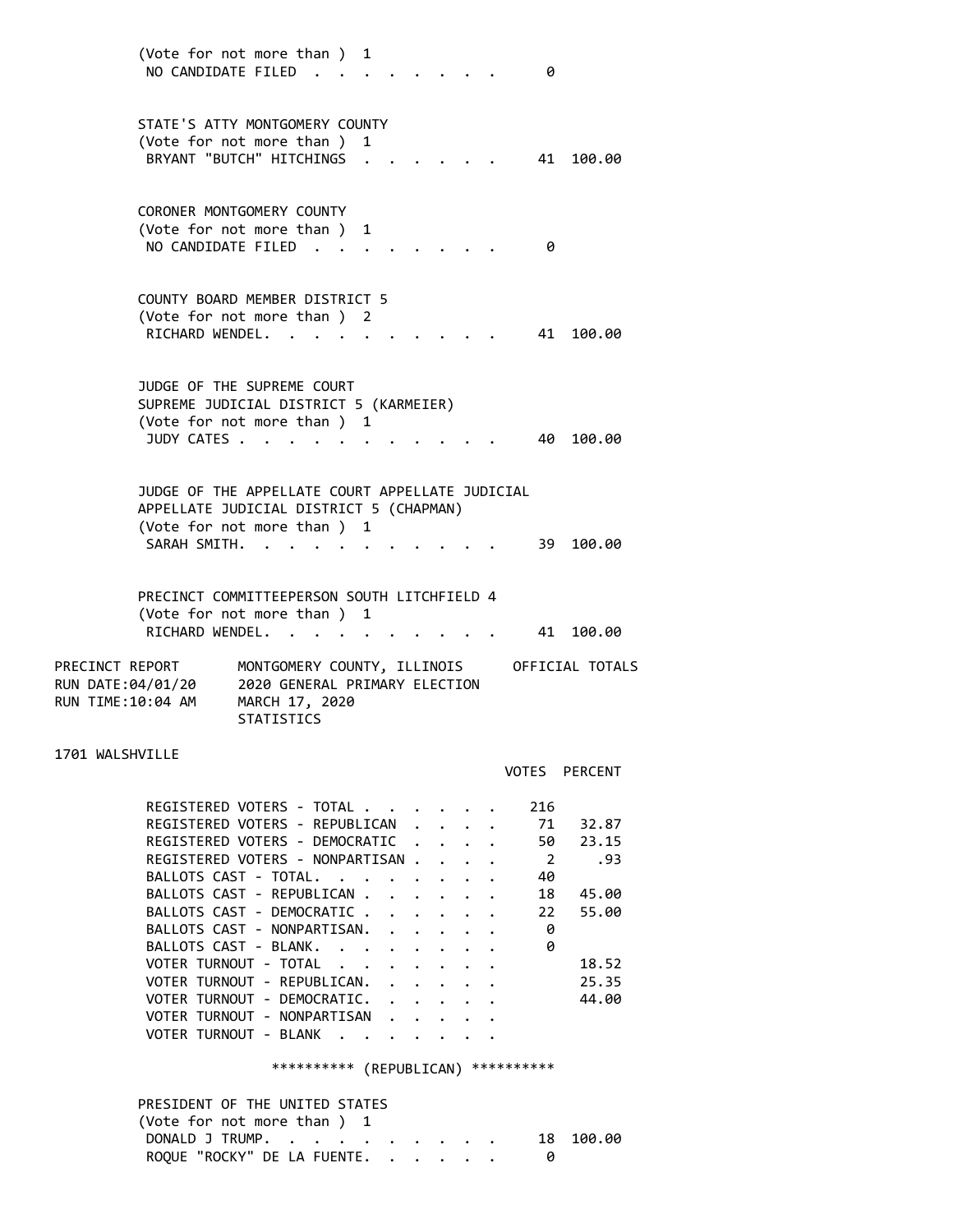(Vote for not more than ) 1

| | | |
|---|---|---|
| NO CANDIDATE FILED | 0 | |

STATE'S ATTY MONTGOMERY COUNTY
(Vote for not more than ) 1

| | | |
|---|---|---|
| BRYANT "BUTCH" HITCHINGS | 41 | 100.00 |

CORONER MONTGOMERY COUNTY
(Vote for not more than ) 1

| | | |
|---|---|---|
| NO CANDIDATE FILED | 0 | |

COUNTY BOARD MEMBER DISTRICT 5
(Vote for not more than ) 2

| | | |
|---|---|---|
| RICHARD WENDEL. | 41 | 100.00 |

JUDGE OF THE SUPREME COURT
SUPREME JUDICIAL DISTRICT 5 (KARMEIER)
(Vote for not more than ) 1

| | | |
|---|---|---|
| JUDY CATES | 40 | 100.00 |

JUDGE OF THE APPELLATE COURT APPELLATE JUDICIAL
APPELLATE JUDICIAL DISTRICT 5 (CHAPMAN)
(Vote for not more than ) 1

| | | |
|---|---|---|
| SARAH SMITH. | 39 | 100.00 |

PRECINCT COMMITTEEPERSON SOUTH LITCHFIELD 4
(Vote for not more than ) 1

| | | |
|---|---|---|
| RICHARD WENDEL. | 41 | 100.00 |

PRECINCT REPORT MONTGOMERY COUNTY, ILLINOIS OFFICIAL TOTALS
RUN DATE:04/01/20 2020 GENERAL PRIMARY ELECTION
RUN TIME:10:04 AM MARCH 17, 2020
STATISTICS

1701 WALSHVILLE

| | VOTES | PERCENT |
|---|---|---|
| REGISTERED VOTERS - TOTAL | 216 | |
| REGISTERED VOTERS - REPUBLICAN | 71 | 32.87 |
| REGISTERED VOTERS - DEMOCRATIC | 50 | 23.15 |
| REGISTERED VOTERS - NONPARTISAN | 2 | .93 |
| BALLOTS CAST - TOTAL. | 40 | |
| BALLOTS CAST - REPUBLICAN | 18 | 45.00 |
| BALLOTS CAST - DEMOCRATIC | 22 | 55.00 |
| BALLOTS CAST - NONPARTISAN. | 0 | |
| BALLOTS CAST - BLANK. | 0 | |
| VOTER TURNOUT - TOTAL | | 18.52 |
| VOTER TURNOUT - REPUBLICAN. | | 25.35 |
| VOTER TURNOUT - DEMOCRATIC. | | 44.00 |
| VOTER TURNOUT - NONPARTISAN | | |
| VOTER TURNOUT - BLANK | | |

********** (REPUBLICAN) **********

PRESIDENT OF THE UNITED STATES
(Vote for not more than ) 1

| | | |
|---|---|---|
| DONALD J TRUMP. | 18 | 100.00 |
| ROQUE "ROCKY" DE LA FUENTE. | 0 | |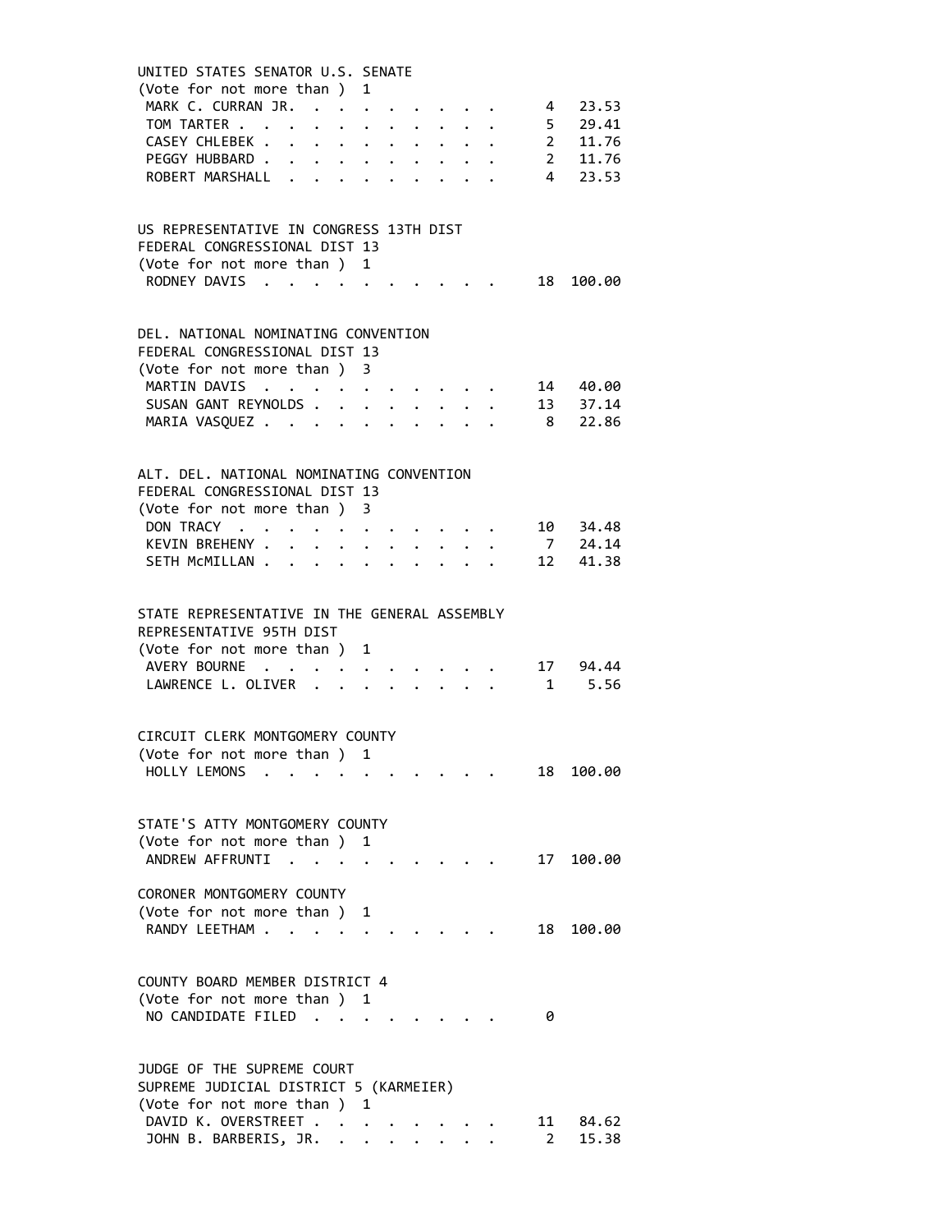UNITED STATES SENATOR U.S. SENATE
(Vote for not more than ) 1

| Candidate | Votes | Percent |
|---|---|---|
| MARK C. CURRAN JR. | 4 | 23.53 |
| TOM TARTER | 5 | 29.41 |
| CASEY CHLEBEK | 2 | 11.76 |
| PEGGY HUBBARD | 2 | 11.76 |
| ROBERT MARSHALL | 4 | 23.53 |

US REPRESENTATIVE IN CONGRESS 13TH DIST
FEDERAL CONGRESSIONAL DIST 13
(Vote for not more than ) 1

| Candidate | Votes | Percent |
|---|---|---|
| RODNEY DAVIS | 18 | 100.00 |

DEL. NATIONAL NOMINATING CONVENTION
FEDERAL CONGRESSIONAL DIST 13
(Vote for not more than ) 3

| Candidate | Votes | Percent |
|---|---|---|
| MARTIN DAVIS | 14 | 40.00 |
| SUSAN GANT REYNOLDS | 13 | 37.14 |
| MARIA VASQUEZ | 8 | 22.86 |

ALT. DEL. NATIONAL NOMINATING CONVENTION
FEDERAL CONGRESSIONAL DIST 13
(Vote for not more than ) 3

| Candidate | Votes | Percent |
|---|---|---|
| DON TRACY | 10 | 34.48 |
| KEVIN BREHENY | 7 | 24.14 |
| SETH McMILLAN | 12 | 41.38 |

STATE REPRESENTATIVE IN THE GENERAL ASSEMBLY
REPRESENTATIVE 95TH DIST
(Vote for not more than ) 1

| Candidate | Votes | Percent |
|---|---|---|
| AVERY BOURNE | 17 | 94.44 |
| LAWRENCE L. OLIVER | 1 | 5.56 |

CIRCUIT CLERK MONTGOMERY COUNTY
(Vote for not more than ) 1

| Candidate | Votes | Percent |
|---|---|---|
| HOLLY LEMONS | 18 | 100.00 |

STATE'S ATTY MONTGOMERY COUNTY
(Vote for not more than ) 1

| Candidate | Votes | Percent |
|---|---|---|
| ANDREW AFFRUNTI | 17 | 100.00 |

CORONER MONTGOMERY COUNTY
(Vote for not more than ) 1

| Candidate | Votes | Percent |
|---|---|---|
| RANDY LEETHAM | 18 | 100.00 |

COUNTY BOARD MEMBER DISTRICT 4
(Vote for not more than ) 1

| Candidate | Votes | Percent |
|---|---|---|
| NO CANDIDATE FILED | 0 | |

JUDGE OF THE SUPREME COURT
SUPREME JUDICIAL DISTRICT 5 (KARMEIER)
(Vote for not more than ) 1

| Candidate | Votes | Percent |
|---|---|---|
| DAVID K. OVERSTREET | 11 | 84.62 |
| JOHN B. BARBERIS, JR. | 2 | 15.38 |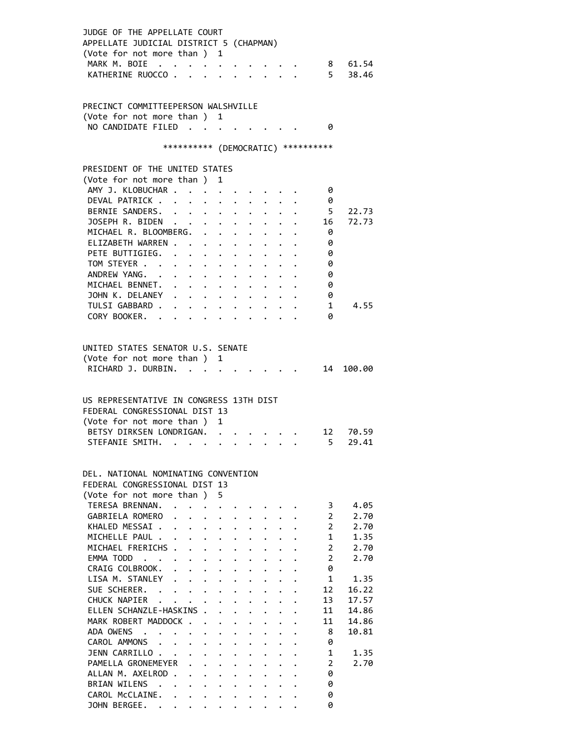JUDGE OF THE APPELLATE COURT
APPELLATE JUDICIAL DISTRICT 5 (CHAPMAN)
(Vote for not more than ) 1

| Candidate | Votes | Percent |
|---|---|---|
| MARK M. BOIE | 8 | 61.54 |
| KATHERINE RUOCCO | 5 | 38.46 |

PRECINCT COMMITTEEPERSON WALSHVILLE
(Vote for not more than ) 1

| Candidate | Votes | Percent |
|---|---|---|
| NO CANDIDATE FILED | 0 | |

********** (DEMOCRATIC) **********

PRESIDENT OF THE UNITED STATES
(Vote for not more than ) 1

| Candidate | Votes | Percent |
|---|---|---|
| AMY J. KLOBUCHAR | 0 | |
| DEVAL PATRICK | 0 | |
| BERNIE SANDERS | 5 | 22.73 |
| JOSEPH R. BIDEN | 16 | 72.73 |
| MICHAEL R. BLOOMBERG | 0 | |
| ELIZABETH WARREN | 0 | |
| PETE BUTTIGIEG | 0 | |
| TOM STEYER | 0 | |
| ANDREW YANG | 0 | |
| MICHAEL BENNET | 0 | |
| JOHN K. DELANEY | 0 | |
| TULSI GABBARD | 1 | 4.55 |
| CORY BOOKER | 0 | |

UNITED STATES SENATOR U.S. SENATE
(Vote for not more than ) 1

| Candidate | Votes | Percent |
|---|---|---|
| RICHARD J. DURBIN | 14 | 100.00 |

US REPRESENTATIVE IN CONGRESS 13TH DIST
FEDERAL CONGRESSIONAL DIST 13
(Vote for not more than ) 1

| Candidate | Votes | Percent |
|---|---|---|
| BETSY DIRKSEN LONDRIGAN | 12 | 70.59 |
| STEFANIE SMITH | 5 | 29.41 |

DEL. NATIONAL NOMINATING CONVENTION
FEDERAL CONGRESSIONAL DIST 13
(Vote for not more than ) 5

| Candidate | Votes | Percent |
|---|---|---|
| TERESA BRENNAN | 3 | 4.05 |
| GABRIELA ROMERO | 2 | 2.70 |
| KHALED MESSAI | 2 | 2.70 |
| MICHELLE PAUL | 1 | 1.35 |
| MICHAEL FRERICHS | 2 | 2.70 |
| EMMA TODD | 2 | 2.70 |
| CRAIG COLBROOK | 0 | |
| LISA M. STANLEY | 1 | 1.35 |
| SUE SCHERER | 12 | 16.22 |
| CHUCK NAPIER | 13 | 17.57 |
| ELLEN SCHANZLE-HASKINS | 11 | 14.86 |
| MARK ROBERT MADDOCK | 11 | 14.86 |
| ADA OWENS | 8 | 10.81 |
| CAROL AMMONS | 0 | |
| JENN CARRILLO | 1 | 1.35 |
| PAMELLA GRONEMEYER | 2 | 2.70 |
| ALLAN M. AXELROD | 0 | |
| BRIAN WILENS | 0 | |
| CAROL McCLAINE | 0 | |
| JOHN BERGEE | 0 | |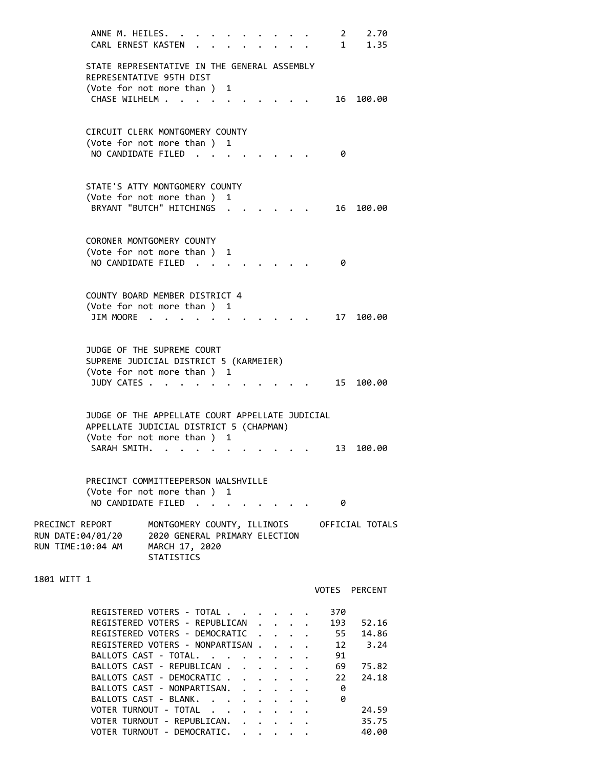| | VOTES | PERCENT |
|---|---|---|
| ANNE M. HEILES. | 2 | 2.70 |
| CARL ERNEST KASTEN | 1 | 1.35 |

STATE REPRESENTATIVE IN THE GENERAL ASSEMBLY
REPRESENTATIVE 95TH DIST
(Vote for not more than ) 1

| | VOTES | PERCENT |
|---|---|---|
| CHASE WILHELM | 16 | 100.00 |

CIRCUIT CLERK MONTGOMERY COUNTY
(Vote for not more than ) 1

| | VOTES | PERCENT |
|---|---|---|
| NO CANDIDATE FILED | 0 | |

STATE'S ATTY MONTGOMERY COUNTY
(Vote for not more than ) 1

| | VOTES | PERCENT |
|---|---|---|
| BRYANT "BUTCH" HITCHINGS | 16 | 100.00 |

CORONER MONTGOMERY COUNTY
(Vote for not more than ) 1

| | VOTES | PERCENT |
|---|---|---|
| NO CANDIDATE FILED | 0 | |

COUNTY BOARD MEMBER DISTRICT 4
(Vote for not more than ) 1

| | VOTES | PERCENT |
|---|---|---|
| JIM MOORE | 17 | 100.00 |

JUDGE OF THE SUPREME COURT
SUPREME JUDICIAL DISTRICT 5 (KARMEIER)
(Vote for not more than ) 1

| | VOTES | PERCENT |
|---|---|---|
| JUDY CATES | 15 | 100.00 |

JUDGE OF THE APPELLATE COURT APPELLATE JUDICIAL
APPELLATE JUDICIAL DISTRICT 5 (CHAPMAN)
(Vote for not more than ) 1

| | VOTES | PERCENT |
|---|---|---|
| SARAH SMITH. | 13 | 100.00 |

PRECINCT COMMITTEEPERSON WALSHVILLE
(Vote for not more than ) 1

| | VOTES | PERCENT |
|---|---|---|
| NO CANDIDATE FILED | 0 | |

PRECINCT REPORT — MONTGOMERY COUNTY, ILLINOIS — OFFICIAL TOTALS
RUN DATE:04/01/20 — 2020 GENERAL PRIMARY ELECTION
RUN TIME:10:04 AM — MARCH 17, 2020
STATISTICS

1801 WITT 1

| | VOTES | PERCENT |
|---|---|---|
| REGISTERED VOTERS - TOTAL | 370 | |
| REGISTERED VOTERS - REPUBLICAN | 193 | 52.16 |
| REGISTERED VOTERS - DEMOCRATIC | 55 | 14.86 |
| REGISTERED VOTERS - NONPARTISAN | 12 | 3.24 |
| BALLOTS CAST - TOTAL. | 91 | |
| BALLOTS CAST - REPUBLICAN | 69 | 75.82 |
| BALLOTS CAST - DEMOCRATIC | 22 | 24.18 |
| BALLOTS CAST - NONPARTISAN. | 0 | |
| BALLOTS CAST - BLANK. | 0 | |
| VOTER TURNOUT - TOTAL | | 24.59 |
| VOTER TURNOUT - REPUBLICAN. | | 35.75 |
| VOTER TURNOUT - DEMOCRATIC. | | 40.00 |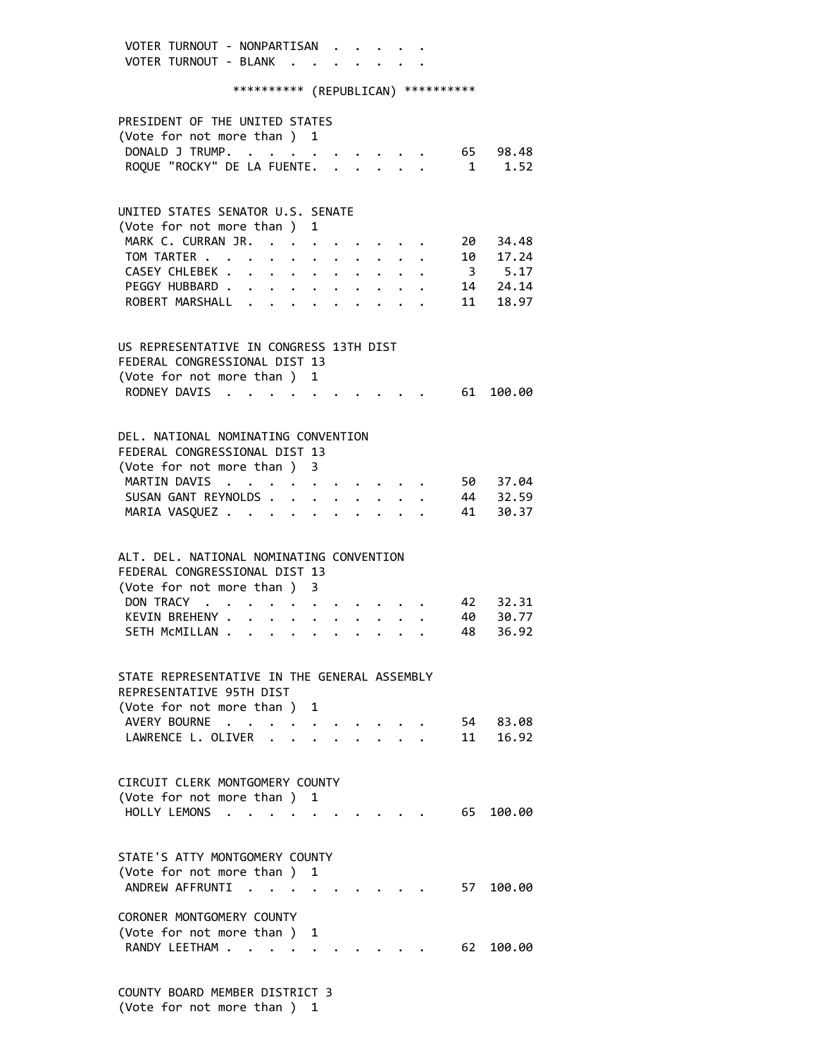VOTER TURNOUT - NONPARTISAN . . . . .
VOTER TURNOUT - BLANK . . . . . . .

********** (REPUBLICAN) **********

PRESIDENT OF THE UNITED STATES
(Vote for not more than ) 1

| | | |
|---|---|---|
| DONALD J TRUMP. | 65 | 98.48 |
| ROQUE "ROCKY" DE LA FUENTE. | 1 | 1.52 |

UNITED STATES SENATOR U.S. SENATE
(Vote for not more than ) 1

| | | |
|---|---|---|
| MARK C. CURRAN JR. | 20 | 34.48 |
| TOM TARTER | 10 | 17.24 |
| CASEY CHLEBEK | 3 | 5.17 |
| PEGGY HUBBARD | 14 | 24.14 |
| ROBERT MARSHALL | 11 | 18.97 |

US REPRESENTATIVE IN CONGRESS 13TH DIST
FEDERAL CONGRESSIONAL DIST 13
(Vote for not more than ) 1

| | | |
|---|---|---|
| RODNEY DAVIS | 61 | 100.00 |

DEL. NATIONAL NOMINATING CONVENTION
FEDERAL CONGRESSIONAL DIST 13
(Vote for not more than ) 3

| | | |
|---|---|---|
| MARTIN DAVIS | 50 | 37.04 |
| SUSAN GANT REYNOLDS | 44 | 32.59 |
| MARIA VASQUEZ | 41 | 30.37 |

ALT. DEL. NATIONAL NOMINATING CONVENTION
FEDERAL CONGRESSIONAL DIST 13
(Vote for not more than ) 3

| | | |
|---|---|---|
| DON TRACY | 42 | 32.31 |
| KEVIN BREHENY | 40 | 30.77 |
| SETH McMILLAN | 48 | 36.92 |

STATE REPRESENTATIVE IN THE GENERAL ASSEMBLY
REPRESENTATIVE 95TH DIST
(Vote for not more than ) 1

| | | |
|---|---|---|
| AVERY BOURNE | 54 | 83.08 |
| LAWRENCE L. OLIVER | 11 | 16.92 |

CIRCUIT CLERK MONTGOMERY COUNTY
(Vote for not more than ) 1

| | | |
|---|---|---|
| HOLLY LEMONS | 65 | 100.00 |

STATE'S ATTY MONTGOMERY COUNTY
(Vote for not more than ) 1

| | | |
|---|---|---|
| ANDREW AFFRUNTI | 57 | 100.00 |

CORONER MONTGOMERY COUNTY
(Vote for not more than ) 1

| | | |
|---|---|---|
| RANDY LEETHAM | 62 | 100.00 |

COUNTY BOARD MEMBER DISTRICT 3
(Vote for not more than ) 1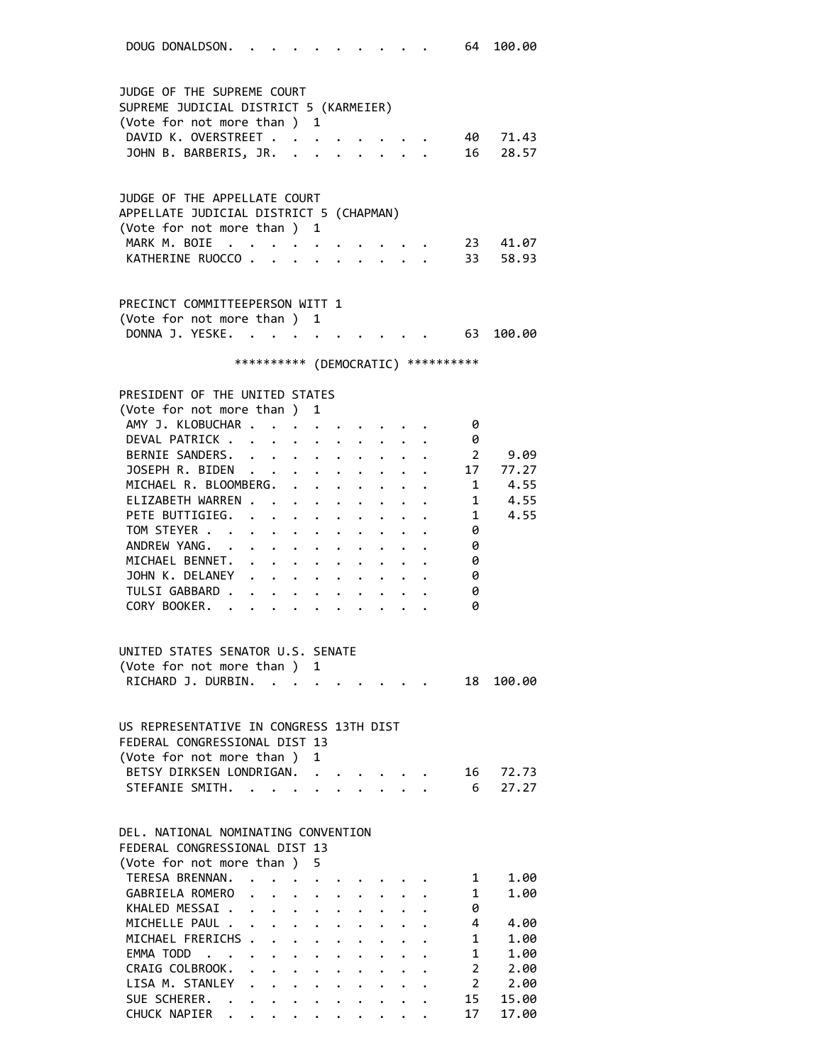DOUG DONALDSON. . . . . . . . . . . 64 100.00

JUDGE OF THE SUPREME COURT
SUPREME JUDICIAL DISTRICT 5 (KARMEIER)
(Vote for not more than ) 1

| Candidate | Votes | Percent |
|---|---|---|
| DAVID K. OVERSTREET | 40 | 71.43 |
| JOHN B. BARBERIS, JR. | 16 | 28.57 |

JUDGE OF THE APPELLATE COURT
APPELLATE JUDICIAL DISTRICT 5 (CHAPMAN)
(Vote for not more than ) 1

| Candidate | Votes | Percent |
|---|---|---|
| MARK M. BOIE | 23 | 41.07 |
| KATHERINE RUOCCO | 33 | 58.93 |

PRECINCT COMMITTEEPERSON WITT 1
(Vote for not more than ) 1

| Candidate | Votes | Percent |
|---|---|---|
| DONNA J. YESKE | 63 | 100.00 |

********** (DEMOCRATIC) **********

PRESIDENT OF THE UNITED STATES
(Vote for not more than ) 1

| Candidate | Votes | Percent |
|---|---|---|
| AMY J. KLOBUCHAR | 0 | |
| DEVAL PATRICK | 0 | |
| BERNIE SANDERS | 2 | 9.09 |
| JOSEPH R. BIDEN | 17 | 77.27 |
| MICHAEL R. BLOOMBERG | 1 | 4.55 |
| ELIZABETH WARREN | 1 | 4.55 |
| PETE BUTTIGIEG | 1 | 4.55 |
| TOM STEYER | 0 | |
| ANDREW YANG | 0 | |
| MICHAEL BENNET | 0 | |
| JOHN K. DELANEY | 0 | |
| TULSI GABBARD | 0 | |
| CORY BOOKER | 0 | |

UNITED STATES SENATOR U.S. SENATE
(Vote for not more than ) 1

| Candidate | Votes | Percent |
|---|---|---|
| RICHARD J. DURBIN | 18 | 100.00 |

US REPRESENTATIVE IN CONGRESS 13TH DIST
FEDERAL CONGRESSIONAL DIST 13
(Vote for not more than ) 1

| Candidate | Votes | Percent |
|---|---|---|
| BETSY DIRKSEN LONDRIGAN | 16 | 72.73 |
| STEFANIE SMITH | 6 | 27.27 |

DEL. NATIONAL NOMINATING CONVENTION
FEDERAL CONGRESSIONAL DIST 13
(Vote for not more than ) 5

| Candidate | Votes | Percent |
|---|---|---|
| TERESA BRENNAN | 1 | 1.00 |
| GABRIELA ROMERO | 1 | 1.00 |
| KHALED MESSAI | 0 | |
| MICHELLE PAUL | 4 | 4.00 |
| MICHAEL FRERICHS | 1 | 1.00 |
| EMMA TODD | 1 | 1.00 |
| CRAIG COLBROOK | 2 | 2.00 |
| LISA M. STANLEY | 2 | 2.00 |
| SUE SCHERER | 15 | 15.00 |
| CHUCK NAPIER | 17 | 17.00 |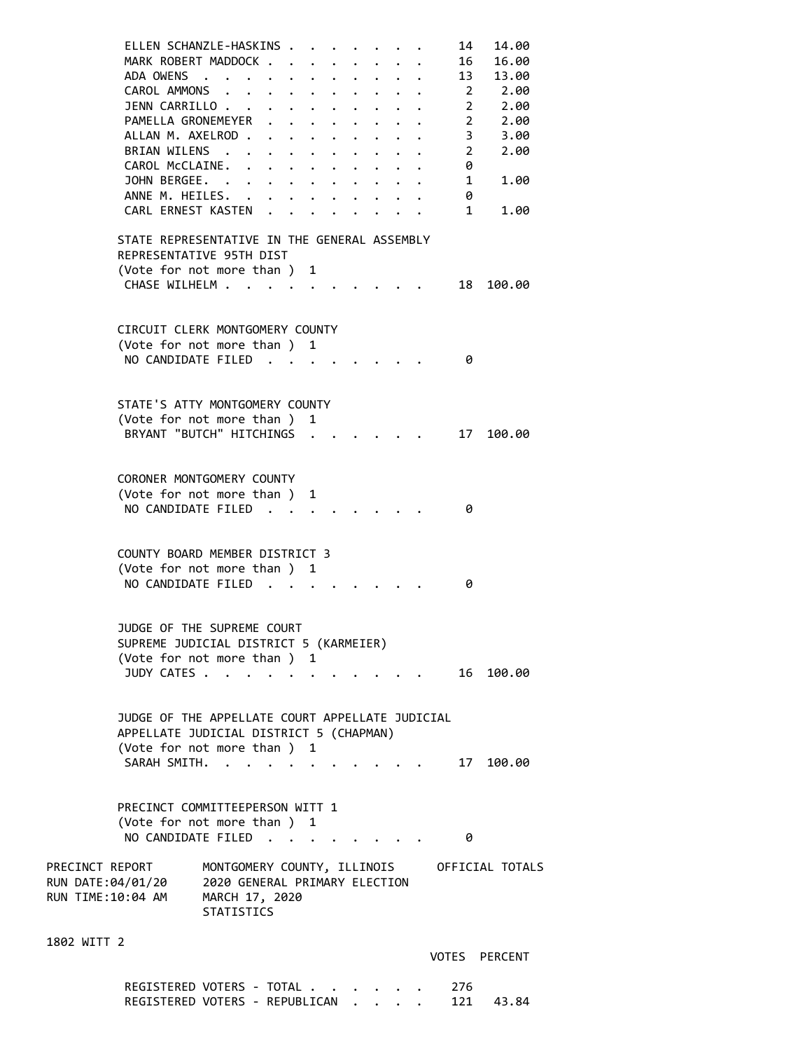| | VOTES | PERCENT |
|---|---|---|
| ELLEN SCHANZLE-HASKINS | 14 | 14.00 |
| MARK ROBERT MADDOCK | 16 | 16.00 |
| ADA OWENS | 13 | 13.00 |
| CAROL AMMONS | 2 | 2.00 |
| JENN CARRILLO | 2 | 2.00 |
| PAMELLA GRONEMEYER | 2 | 2.00 |
| ALLAN M. AXELROD | 3 | 3.00 |
| BRIAN WILENS | 2 | 2.00 |
| CAROL McCLAINE. | 0 | |
| JOHN BERGEE. | 1 | 1.00 |
| ANNE M. HEILES. | 0 | |
| CARL ERNEST KASTEN | 1 | 1.00 |

STATE REPRESENTATIVE IN THE GENERAL ASSEMBLY
REPRESENTATIVE 95TH DIST
(Vote for not more than ) 1

| | VOTES | PERCENT |
|---|---|---|
| CHASE WILHELM | 18 | 100.00 |

CIRCUIT CLERK MONTGOMERY COUNTY
(Vote for not more than ) 1

| | VOTES | PERCENT |
|---|---|---|
| NO CANDIDATE FILED | 0 | |

STATE'S ATTY MONTGOMERY COUNTY
(Vote for not more than ) 1

| | VOTES | PERCENT |
|---|---|---|
| BRYANT "BUTCH" HITCHINGS | 17 | 100.00 |

CORONER MONTGOMERY COUNTY
(Vote for not more than ) 1

| | VOTES | PERCENT |
|---|---|---|
| NO CANDIDATE FILED | 0 | |

COUNTY BOARD MEMBER DISTRICT 3
(Vote for not more than ) 1

| | VOTES | PERCENT |
|---|---|---|
| NO CANDIDATE FILED | 0 | |

JUDGE OF THE SUPREME COURT
SUPREME JUDICIAL DISTRICT 5 (KARMEIER)
(Vote for not more than ) 1

| | VOTES | PERCENT |
|---|---|---|
| JUDY CATES | 16 | 100.00 |

JUDGE OF THE APPELLATE COURT APPELLATE JUDICIAL
APPELLATE JUDICIAL DISTRICT 5 (CHAPMAN)
(Vote for not more than ) 1

| | VOTES | PERCENT |
|---|---|---|
| SARAH SMITH. | 17 | 100.00 |

PRECINCT COMMITTEEPERSON WITT 1
(Vote for not more than ) 1

| | VOTES | PERCENT |
|---|---|---|
| NO CANDIDATE FILED | 0 | |

PRECINCT REPORT — MONTGOMERY COUNTY, ILLINOIS — OFFICIAL TOTALS
RUN DATE:04/01/20 — 2020 GENERAL PRIMARY ELECTION
RUN TIME:10:04 AM — MARCH 17, 2020
STATISTICS

## 1802 WITT 2

| | VOTES | PERCENT |
|---|---|---|
| REGISTERED VOTERS - TOTAL | 276 | |
| REGISTERED VOTERS - REPUBLICAN | 121 | 43.84 |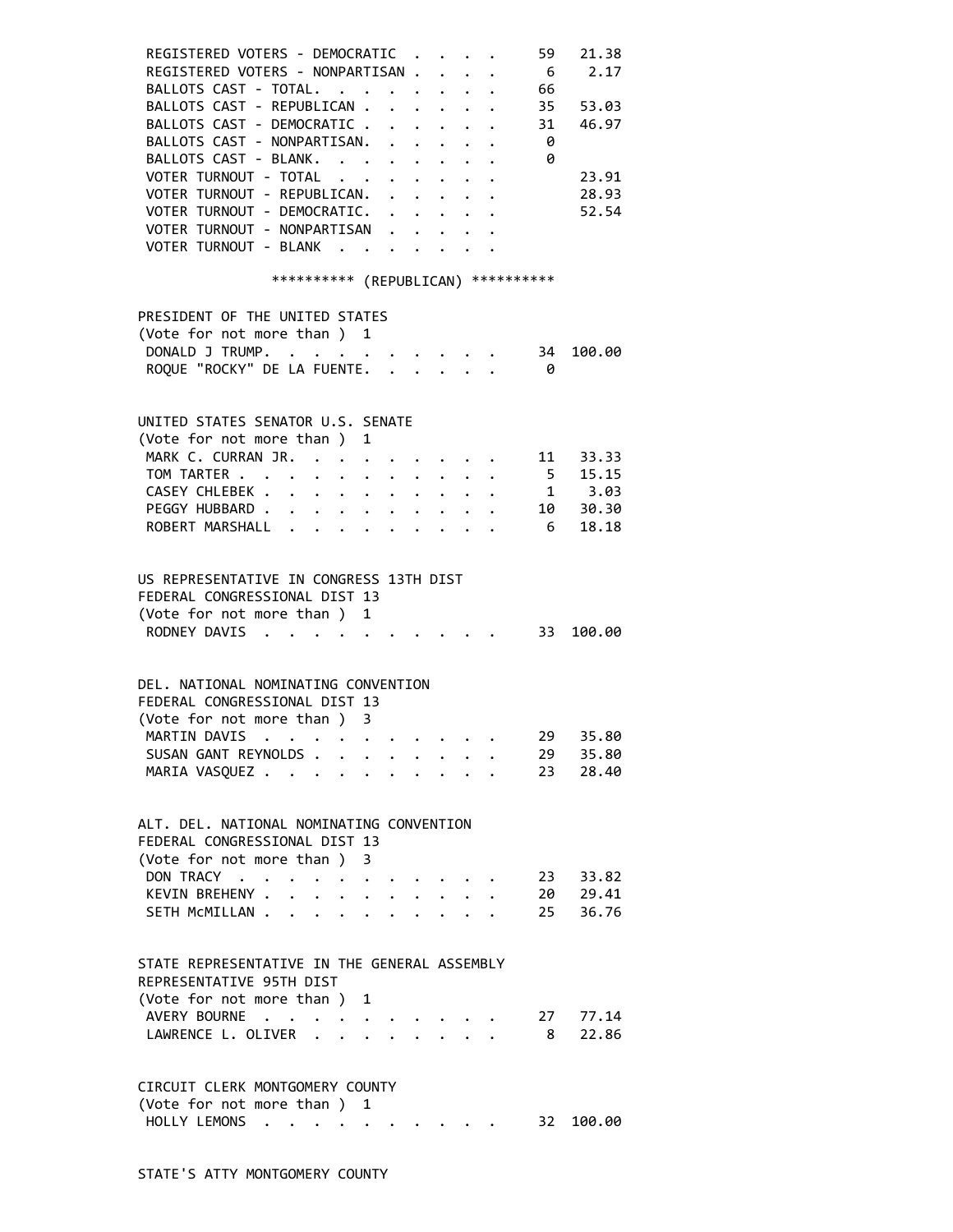| | | |
|---|---|---|
| REGISTERED VOTERS - DEMOCRATIC | 59 | 21.38 |
| REGISTERED VOTERS - NONPARTISAN | 6 | 2.17 |
| BALLOTS CAST - TOTAL. | 66 | |
| BALLOTS CAST - REPUBLICAN | 35 | 53.03 |
| BALLOTS CAST - DEMOCRATIC | 31 | 46.97 |
| BALLOTS CAST - NONPARTISAN. | 0 | |
| BALLOTS CAST - BLANK. | 0 | |
| VOTER TURNOUT - TOTAL | | 23.91 |
| VOTER TURNOUT - REPUBLICAN. | | 28.93 |
| VOTER TURNOUT - DEMOCRATIC. | | 52.54 |
| VOTER TURNOUT - NONPARTISAN | | |
| VOTER TURNOUT - BLANK | | |

********** (REPUBLICAN) **********

PRESIDENT OF THE UNITED STATES
(Vote for not more than ) 1

| | | |
|---|---|---|
| DONALD J TRUMP. | 34 | 100.00 |
| ROQUE "ROCKY" DE LA FUENTE. | 0 | |

UNITED STATES SENATOR U.S. SENATE
(Vote for not more than ) 1

| | | |
|---|---|---|
| MARK C. CURRAN JR. | 11 | 33.33 |
| TOM TARTER | 5 | 15.15 |
| CASEY CHLEBEK | 1 | 3.03 |
| PEGGY HUBBARD | 10 | 30.30 |
| ROBERT MARSHALL | 6 | 18.18 |

US REPRESENTATIVE IN CONGRESS 13TH DIST
FEDERAL CONGRESSIONAL DIST 13
(Vote for not more than ) 1

| | | |
|---|---|---|
| RODNEY DAVIS | 33 | 100.00 |

DEL. NATIONAL NOMINATING CONVENTION
FEDERAL CONGRESSIONAL DIST 13
(Vote for not more than ) 3

| | | |
|---|---|---|
| MARTIN DAVIS | 29 | 35.80 |
| SUSAN GANT REYNOLDS | 29 | 35.80 |
| MARIA VASQUEZ | 23 | 28.40 |

ALT. DEL. NATIONAL NOMINATING CONVENTION
FEDERAL CONGRESSIONAL DIST 13
(Vote for not more than ) 3

| | | |
|---|---|---|
| DON TRACY | 23 | 33.82 |
| KEVIN BREHENY | 20 | 29.41 |
| SETH McMILLAN | 25 | 36.76 |

STATE REPRESENTATIVE IN THE GENERAL ASSEMBLY
REPRESENTATIVE 95TH DIST
(Vote for not more than ) 1

| | | |
|---|---|---|
| AVERY BOURNE | 27 | 77.14 |
| LAWRENCE L. OLIVER | 8 | 22.86 |

CIRCUIT CLERK MONTGOMERY COUNTY
(Vote for not more than ) 1

| | | |
|---|---|---|
| HOLLY LEMONS | 32 | 100.00 |

STATE'S ATTY MONTGOMERY COUNTY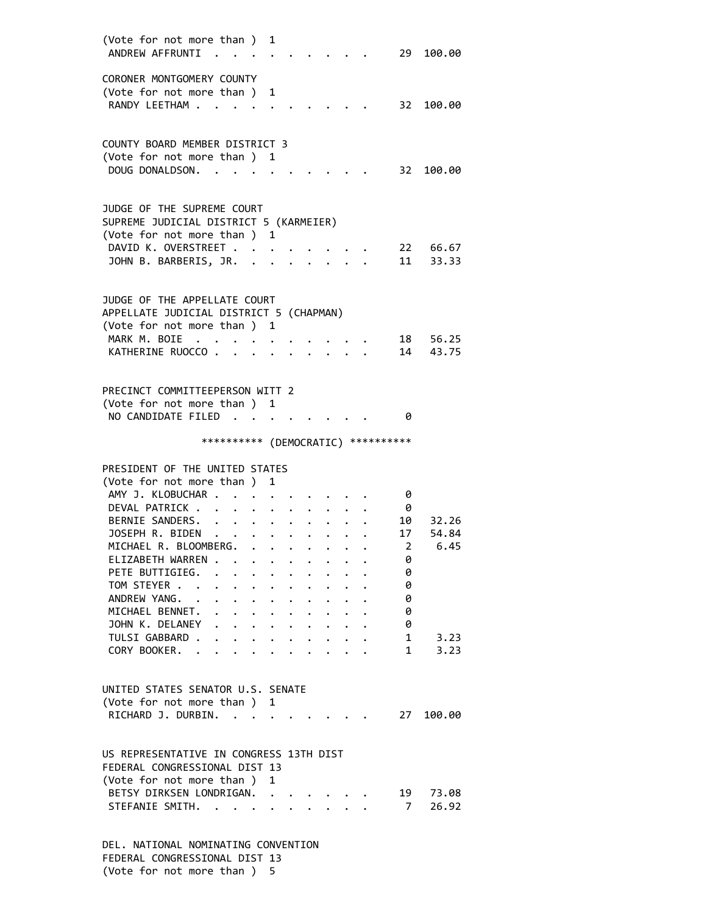(Vote for not more than ) 1

| | | |
|---|---|---|
| ANDREW AFFRUNTI | 29 | 100.00 |

CORONER MONTGOMERY COUNTY
(Vote for not more than ) 1

| | | |
|---|---|---|
| RANDY LEETHAM | 32 | 100.00 |

COUNTY BOARD MEMBER DISTRICT 3
(Vote for not more than ) 1

| | | |
|---|---|---|
| DOUG DONALDSON | 32 | 100.00 |

JUDGE OF THE SUPREME COURT
SUPREME JUDICIAL DISTRICT 5 (KARMEIER)
(Vote for not more than ) 1

| | | |
|---|---|---|
| DAVID K. OVERSTREET | 22 | 66.67 |
| JOHN B. BARBERIS, JR. | 11 | 33.33 |

JUDGE OF THE APPELLATE COURT
APPELLATE JUDICIAL DISTRICT 5 (CHAPMAN)
(Vote for not more than ) 1

| | | |
|---|---|---|
| MARK M. BOIE | 18 | 56.25 |
| KATHERINE RUOCCO | 14 | 43.75 |

PRECINCT COMMITTEEPERSON WITT 2
(Vote for not more than ) 1

| | | |
|---|---|---|
| NO CANDIDATE FILED | 0 | |

********** (DEMOCRATIC) **********

PRESIDENT OF THE UNITED STATES
(Vote for not more than ) 1

| | | |
|---|---|---|
| AMY J. KLOBUCHAR | 0 | |
| DEVAL PATRICK | 0 | |
| BERNIE SANDERS | 10 | 32.26 |
| JOSEPH R. BIDEN | 17 | 54.84 |
| MICHAEL R. BLOOMBERG | 2 | 6.45 |
| ELIZABETH WARREN | 0 | |
| PETE BUTTIGIEG | 0 | |
| TOM STEYER | 0 | |
| ANDREW YANG | 0 | |
| MICHAEL BENNET | 0 | |
| JOHN K. DELANEY | 0 | |
| TULSI GABBARD | 1 | 3.23 |
| CORY BOOKER | 1 | 3.23 |

UNITED STATES SENATOR U.S. SENATE
(Vote for not more than ) 1

| | | |
|---|---|---|
| RICHARD J. DURBIN | 27 | 100.00 |

US REPRESENTATIVE IN CONGRESS 13TH DIST
FEDERAL CONGRESSIONAL DIST 13
(Vote for not more than ) 1

| | | |
|---|---|---|
| BETSY DIRKSEN LONDRIGAN | 19 | 73.08 |
| STEFANIE SMITH | 7 | 26.92 |

DEL. NATIONAL NOMINATING CONVENTION
FEDERAL CONGRESSIONAL DIST 13
(Vote for not more than ) 5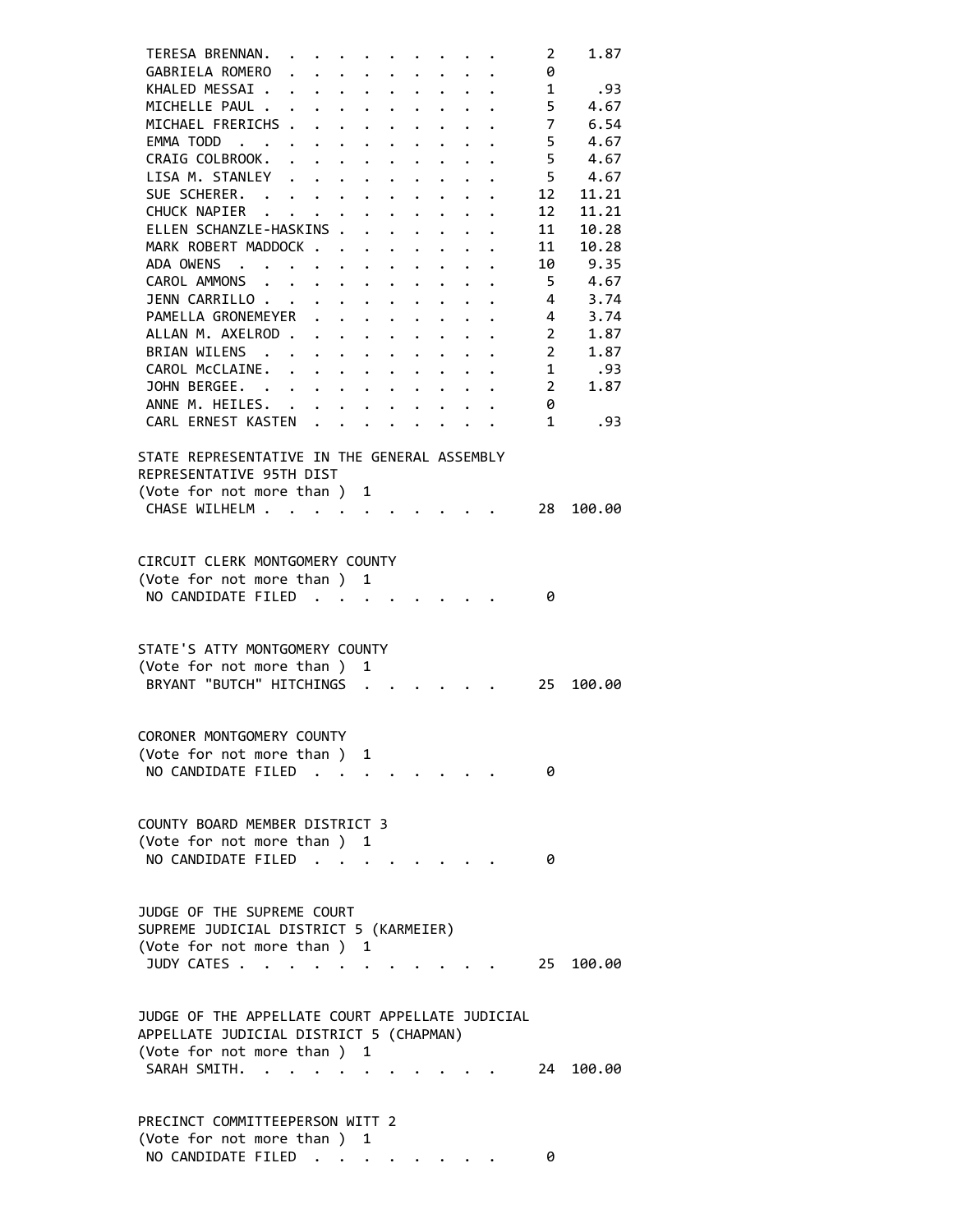| Candidate | Votes | Percent |
|---|---|---|
| TERESA BRENNAN | 2 | 1.87 |
| GABRIELA ROMERO | 0 | |
| KHALED MESSAI | 1 | .93 |
| MICHELLE PAUL | 5 | 4.67 |
| MICHAEL FRERICHS | 7 | 6.54 |
| EMMA TODD | 5 | 4.67 |
| CRAIG COLBROOK | 5 | 4.67 |
| LISA M. STANLEY | 5 | 4.67 |
| SUE SCHERER | 12 | 11.21 |
| CHUCK NAPIER | 12 | 11.21 |
| ELLEN SCHANZLE-HASKINS | 11 | 10.28 |
| MARK ROBERT MADDOCK | 11 | 10.28 |
| ADA OWENS | 10 | 9.35 |
| CAROL AMMONS | 5 | 4.67 |
| JENN CARRILLO | 4 | 3.74 |
| PAMELLA GRONEMEYER | 4 | 3.74 |
| ALLAN M. AXELROD | 2 | 1.87 |
| BRIAN WILENS | 2 | 1.87 |
| CAROL McCLAINE | 1 | .93 |
| JOHN BERGEE | 2 | 1.87 |
| ANNE M. HEILES | 0 | |
| CARL ERNEST KASTEN | 1 | .93 |

STATE REPRESENTATIVE IN THE GENERAL ASSEMBLY
REPRESENTATIVE 95TH DIST
(Vote for not more than ) 1

| Candidate | Votes | Percent |
|---|---|---|
| CHASE WILHELM | 28 | 100.00 |

CIRCUIT CLERK MONTGOMERY COUNTY
(Vote for not more than ) 1

| Candidate | Votes | Percent |
|---|---|---|
| NO CANDIDATE FILED | 0 | |

STATE'S ATTY MONTGOMERY COUNTY
(Vote for not more than ) 1

| Candidate | Votes | Percent |
|---|---|---|
| BRYANT "BUTCH" HITCHINGS | 25 | 100.00 |

CORONER MONTGOMERY COUNTY
(Vote for not more than ) 1

| Candidate | Votes | Percent |
|---|---|---|
| NO CANDIDATE FILED | 0 | |

COUNTY BOARD MEMBER DISTRICT 3
(Vote for not more than ) 1

| Candidate | Votes | Percent |
|---|---|---|
| NO CANDIDATE FILED | 0 | |

JUDGE OF THE SUPREME COURT
SUPREME JUDICIAL DISTRICT 5 (KARMEIER)
(Vote for not more than ) 1

| Candidate | Votes | Percent |
|---|---|---|
| JUDY CATES | 25 | 100.00 |

JUDGE OF THE APPELLATE COURT APPELLATE JUDICIAL
APPELLATE JUDICIAL DISTRICT 5 (CHAPMAN)
(Vote for not more than ) 1

| Candidate | Votes | Percent |
|---|---|---|
| SARAH SMITH | 24 | 100.00 |

PRECINCT COMMITTEEPERSON WITT 2
(Vote for not more than ) 1

| Candidate | Votes | Percent |
|---|---|---|
| NO CANDIDATE FILED | 0 | |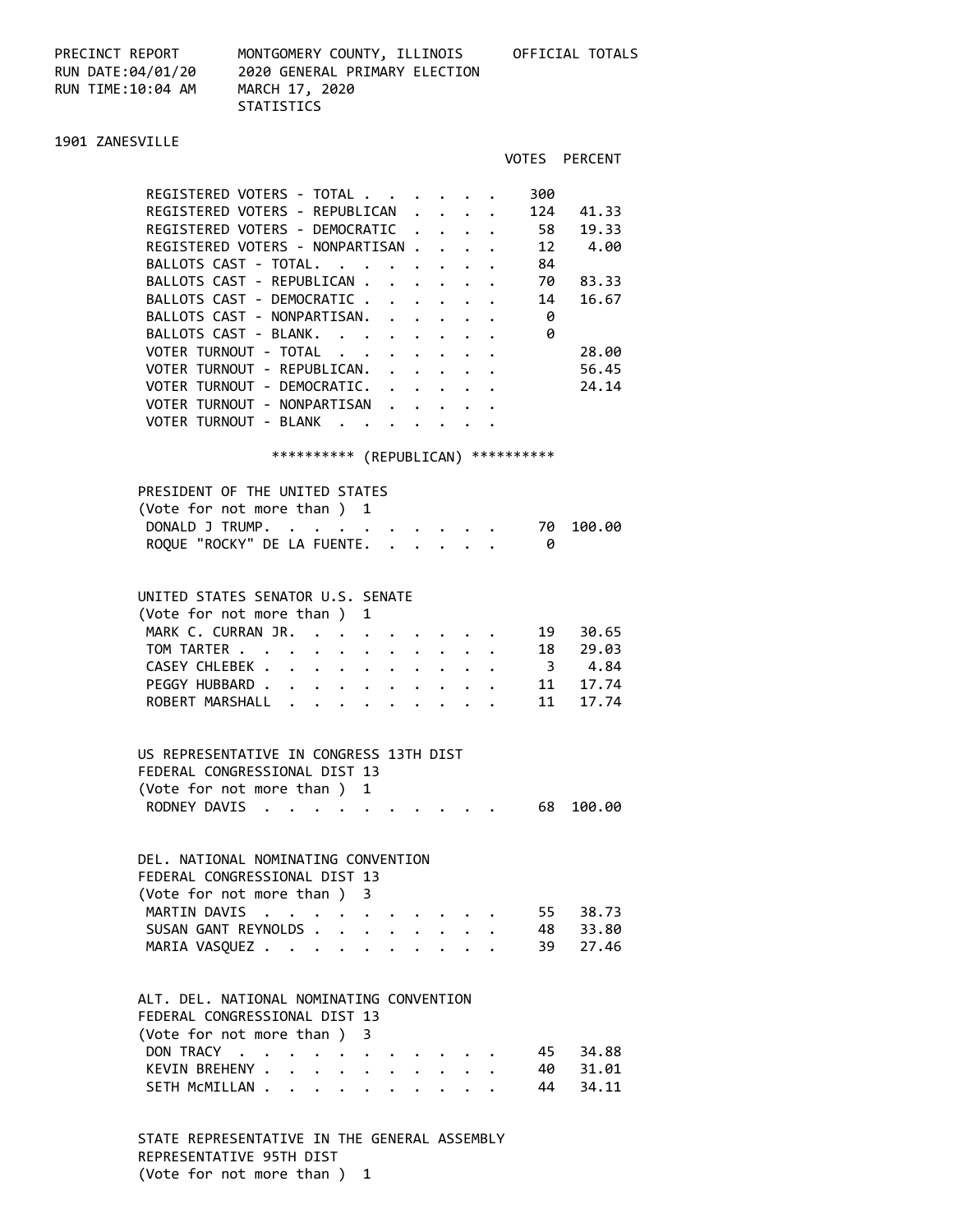PRECINCT REPORT — MONTGOMERY COUNTY, ILLINOIS — OFFICIAL TOTALS
RUN DATE:04/01/20 — 2020 GENERAL PRIMARY ELECTION
RUN TIME:10:04 AM — MARCH 17, 2020
STATISTICS

## 1901 ZANESVILLE

| | VOTES | PERCENT |
|---|---|---|
| REGISTERED VOTERS - TOTAL | 300 | |
| REGISTERED VOTERS - REPUBLICAN | 124 | 41.33 |
| REGISTERED VOTERS - DEMOCRATIC | 58 | 19.33 |
| REGISTERED VOTERS - NONPARTISAN | 12 | 4.00 |
| BALLOTS CAST - TOTAL. | 84 | |
| BALLOTS CAST - REPUBLICAN | 70 | 83.33 |
| BALLOTS CAST - DEMOCRATIC | 14 | 16.67 |
| BALLOTS CAST - NONPARTISAN. | 0 | |
| BALLOTS CAST - BLANK. | 0 | |
| VOTER TURNOUT - TOTAL | | 28.00 |
| VOTER TURNOUT - REPUBLICAN. | | 56.45 |
| VOTER TURNOUT - DEMOCRATIC. | | 24.14 |
| VOTER TURNOUT - NONPARTISAN | | |
| VOTER TURNOUT - BLANK | | |

********** (REPUBLICAN) **********

### PRESIDENT OF THE UNITED STATES
(Vote for not more than ) 1

| | VOTES | PERCENT |
|---|---|---|
| DONALD J TRUMP. | 70 | 100.00 |
| ROQUE "ROCKY" DE LA FUENTE. | 0 | |

### UNITED STATES SENATOR U.S. SENATE
(Vote for not more than ) 1

| | VOTES | PERCENT |
|---|---|---|
| MARK C. CURRAN JR. | 19 | 30.65 |
| TOM TARTER | 18 | 29.03 |
| CASEY CHLEBEK | 3 | 4.84 |
| PEGGY HUBBARD | 11 | 17.74 |
| ROBERT MARSHALL | 11 | 17.74 |

### US REPRESENTATIVE IN CONGRESS 13TH DIST
FEDERAL CONGRESSIONAL DIST 13
(Vote for not more than ) 1

| | VOTES | PERCENT |
|---|---|---|
| RODNEY DAVIS | 68 | 100.00 |

### DEL. NATIONAL NOMINATING CONVENTION
FEDERAL CONGRESSIONAL DIST 13
(Vote for not more than ) 3

| | VOTES | PERCENT |
|---|---|---|
| MARTIN DAVIS | 55 | 38.73 |
| SUSAN GANT REYNOLDS | 48 | 33.80 |
| MARIA VASQUEZ | 39 | 27.46 |

### ALT. DEL. NATIONAL NOMINATING CONVENTION
FEDERAL CONGRESSIONAL DIST 13
(Vote for not more than ) 3

| | VOTES | PERCENT |
|---|---|---|
| DON TRACY | 45 | 34.88 |
| KEVIN BREHENY | 40 | 31.01 |
| SETH McMILLAN | 44 | 34.11 |

### STATE REPRESENTATIVE IN THE GENERAL ASSEMBLY
REPRESENTATIVE 95TH DIST
(Vote for not more than ) 1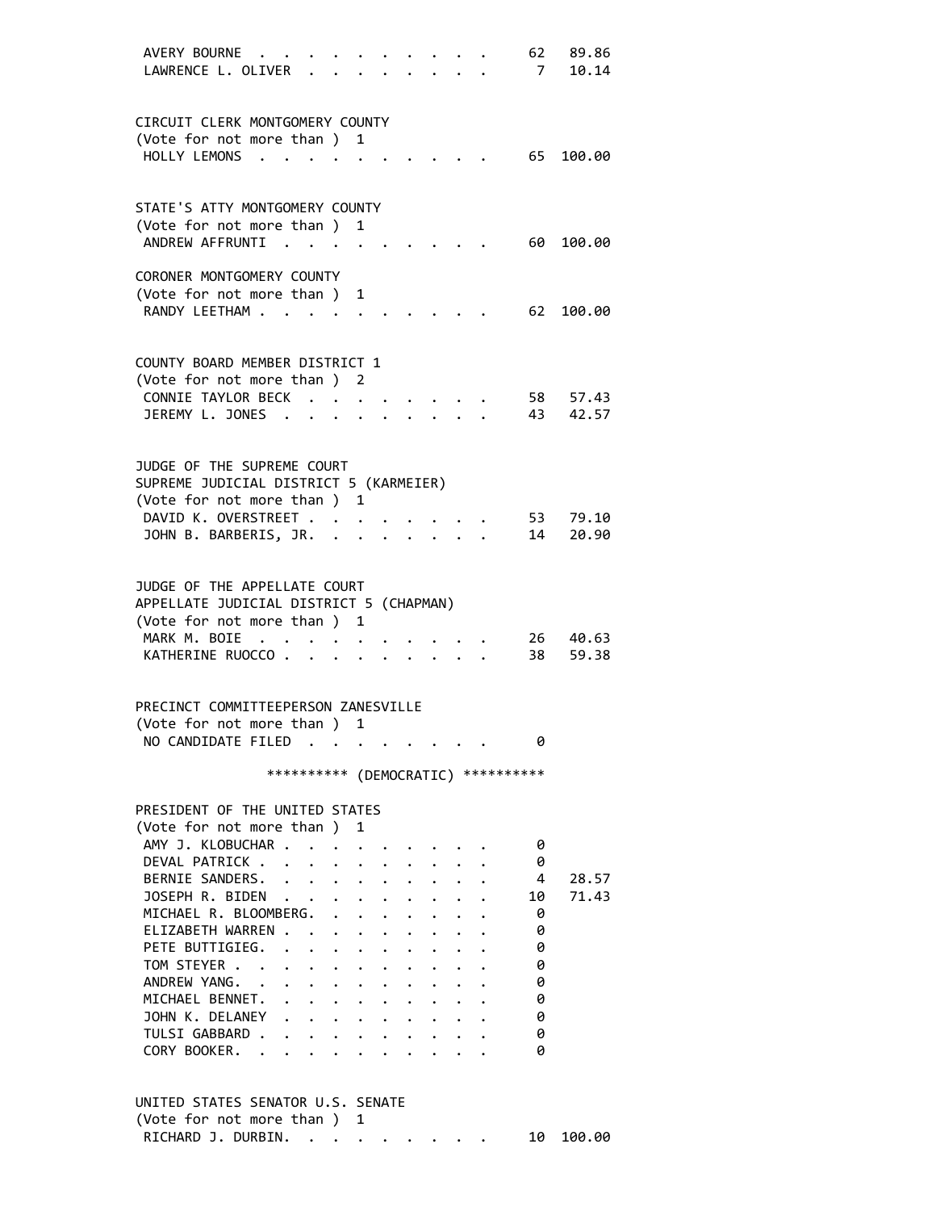| | | |
|---|---|---|
| AVERY BOURNE | 62 | 89.86 |
| LAWRENCE L. OLIVER | 7 | 10.14 |

CIRCUIT CLERK MONTGOMERY COUNTY
(Vote for not more than ) 1

| | | |
|---|---|---|
| HOLLY LEMONS | 65 | 100.00 |

STATE'S ATTY MONTGOMERY COUNTY
(Vote for not more than ) 1

| | | |
|---|---|---|
| ANDREW AFFRUNTI | 60 | 100.00 |

CORONER MONTGOMERY COUNTY
(Vote for not more than ) 1

| | | |
|---|---|---|
| RANDY LEETHAM | 62 | 100.00 |

COUNTY BOARD MEMBER DISTRICT 1
(Vote for not more than ) 2

| | | |
|---|---|---|
| CONNIE TAYLOR BECK | 58 | 57.43 |
| JEREMY L. JONES | 43 | 42.57 |

JUDGE OF THE SUPREME COURT
SUPREME JUDICIAL DISTRICT 5 (KARMEIER)
(Vote for not more than ) 1

| | | |
|---|---|---|
| DAVID K. OVERSTREET | 53 | 79.10 |
| JOHN B. BARBERIS, JR. | 14 | 20.90 |

JUDGE OF THE APPELLATE COURT
APPELLATE JUDICIAL DISTRICT 5 (CHAPMAN)
(Vote for not more than ) 1

| | | |
|---|---|---|
| MARK M. BOIE | 26 | 40.63 |
| KATHERINE RUOCCO | 38 | 59.38 |

PRECINCT COMMITTEEPERSON ZANESVILLE
(Vote for not more than ) 1

| | | |
|---|---|---|
| NO CANDIDATE FILED | 0 | |

********** (DEMOCRATIC) **********

PRESIDENT OF THE UNITED STATES
(Vote for not more than ) 1

| | | |
|---|---|---|
| AMY J. KLOBUCHAR | 0 | |
| DEVAL PATRICK | 0 | |
| BERNIE SANDERS | 4 | 28.57 |
| JOSEPH R. BIDEN | 10 | 71.43 |
| MICHAEL R. BLOOMBERG | 0 | |
| ELIZABETH WARREN | 0 | |
| PETE BUTTIGIEG | 0 | |
| TOM STEYER | 0 | |
| ANDREW YANG | 0 | |
| MICHAEL BENNET | 0 | |
| JOHN K. DELANEY | 0 | |
| TULSI GABBARD | 0 | |
| CORY BOOKER | 0 | |

UNITED STATES SENATOR U.S. SENATE
(Vote for not more than ) 1

| | | |
|---|---|---|
| RICHARD J. DURBIN | 10 | 100.00 |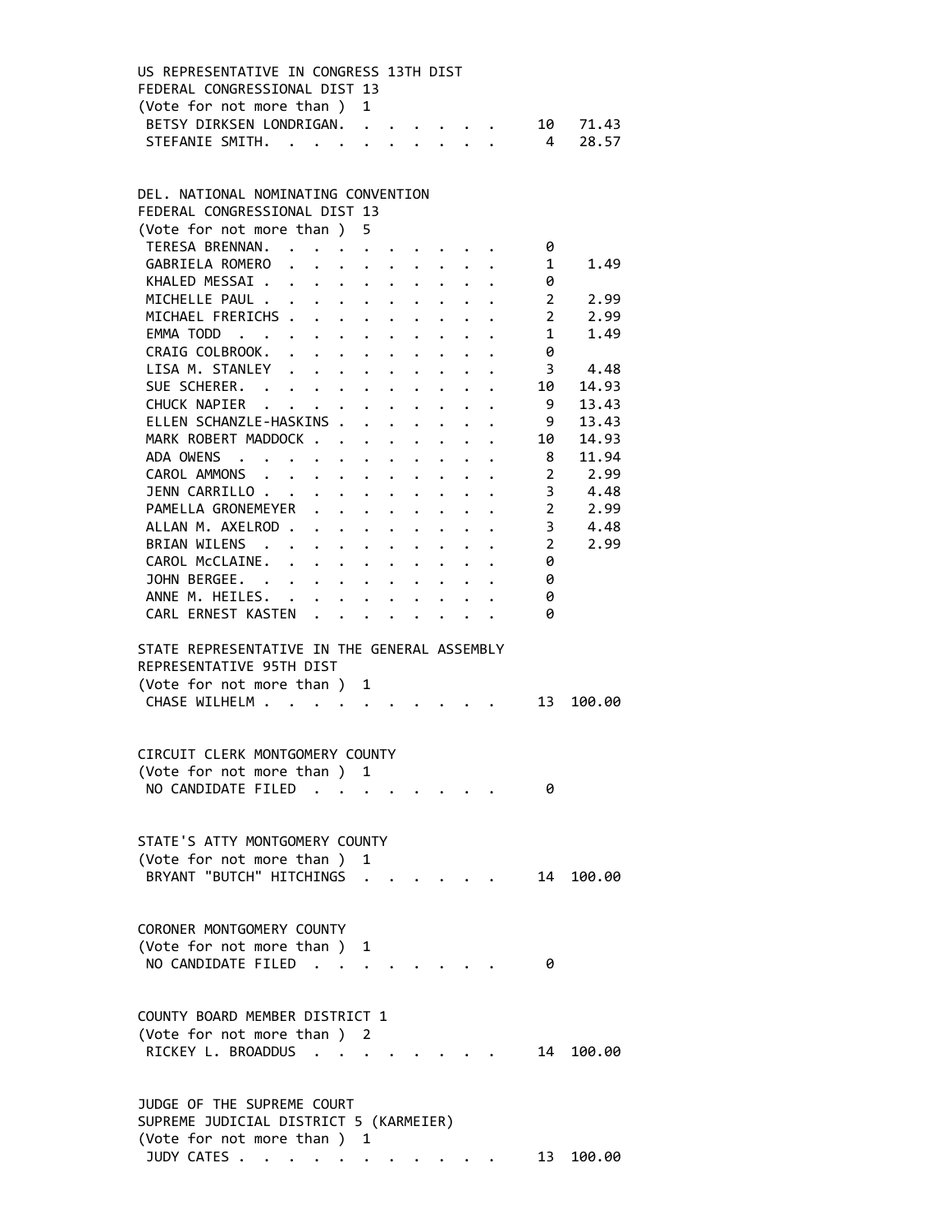## US REPRESENTATIVE IN CONGRESS 13TH DIST
FEDERAL CONGRESSIONAL DIST 13
(Vote for not more than ) 1

| Candidate | Votes | Percent |
|---|---|---|
| BETSY DIRKSEN LONDRIGAN | 10 | 71.43 |
| STEFANIE SMITH | 4 | 28.57 |

## DEL. NATIONAL NOMINATING CONVENTION
FEDERAL CONGRESSIONAL DIST 13
(Vote for not more than ) 5

| Candidate | Votes | Percent |
|---|---|---|
| TERESA BRENNAN | 0 | |
| GABRIELA ROMERO | 1 | 1.49 |
| KHALED MESSAI | 0 | |
| MICHELLE PAUL | 2 | 2.99 |
| MICHAEL FRERICHS | 2 | 2.99 |
| EMMA TODD | 1 | 1.49 |
| CRAIG COLBROOK | 0 | |
| LISA M. STANLEY | 3 | 4.48 |
| SUE SCHERER | 10 | 14.93 |
| CHUCK NAPIER | 9 | 13.43 |
| ELLEN SCHANZLE-HASKINS | 9 | 13.43 |
| MARK ROBERT MADDOCK | 10 | 14.93 |
| ADA OWENS | 8 | 11.94 |
| CAROL AMMONS | 2 | 2.99 |
| JENN CARRILLO | 3 | 4.48 |
| PAMELLA GRONEMEYER | 2 | 2.99 |
| ALLAN M. AXELROD | 3 | 4.48 |
| BRIAN WILENS | 2 | 2.99 |
| CAROL McCLAINE | 0 | |
| JOHN BERGEE | 0 | |
| ANNE M. HEILES | 0 | |
| CARL ERNEST KASTEN | 0 | |

## STATE REPRESENTATIVE IN THE GENERAL ASSEMBLY
REPRESENTATIVE 95TH DIST
(Vote for not more than ) 1

| Candidate | Votes | Percent |
|---|---|---|
| CHASE WILHELM | 13 | 100.00 |

## CIRCUIT CLERK MONTGOMERY COUNTY
(Vote for not more than ) 1

| Candidate | Votes | Percent |
|---|---|---|
| NO CANDIDATE FILED | 0 | |

## STATE'S ATTY MONTGOMERY COUNTY
(Vote for not more than ) 1

| Candidate | Votes | Percent |
|---|---|---|
| BRYANT "BUTCH" HITCHINGS | 14 | 100.00 |

## CORONER MONTGOMERY COUNTY
(Vote for not more than ) 1

| Candidate | Votes | Percent |
|---|---|---|
| NO CANDIDATE FILED | 0 | |

## COUNTY BOARD MEMBER DISTRICT 1
(Vote for not more than ) 2

| Candidate | Votes | Percent |
|---|---|---|
| RICKEY L. BROADDUS | 14 | 100.00 |

## JUDGE OF THE SUPREME COURT
SUPREME JUDICIAL DISTRICT 5 (KARMEIER)
(Vote for not more than ) 1

| Candidate | Votes | Percent |
|---|---|---|
| JUDY CATES | 13 | 100.00 |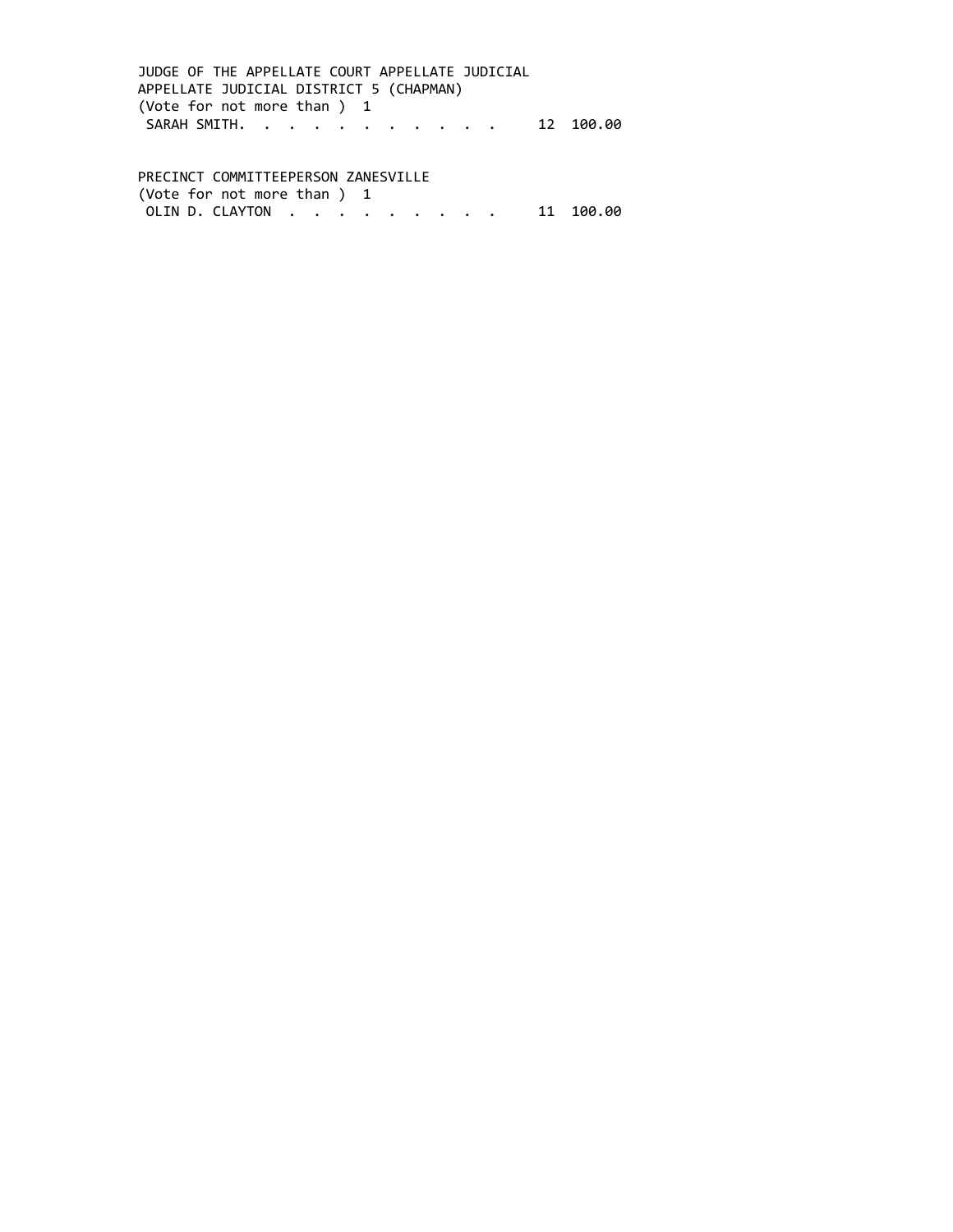JUDGE OF THE APPELLATE COURT APPELLATE JUDICIAL
APPELLATE JUDICIAL DISTRICT 5 (CHAPMAN)
(Vote for not more than ) 1

| | | |
|---|---|---|
| SARAH SMITH. . . . . . . . . . . . | 12 | 100.00 |

PRECINCT COMMITTEEPERSON ZANESVILLE
(Vote for not more than ) 1

| | | |
|---|---|---|
| OLIN D. CLAYTON . . . . . . . . . . | 11 | 100.00 |